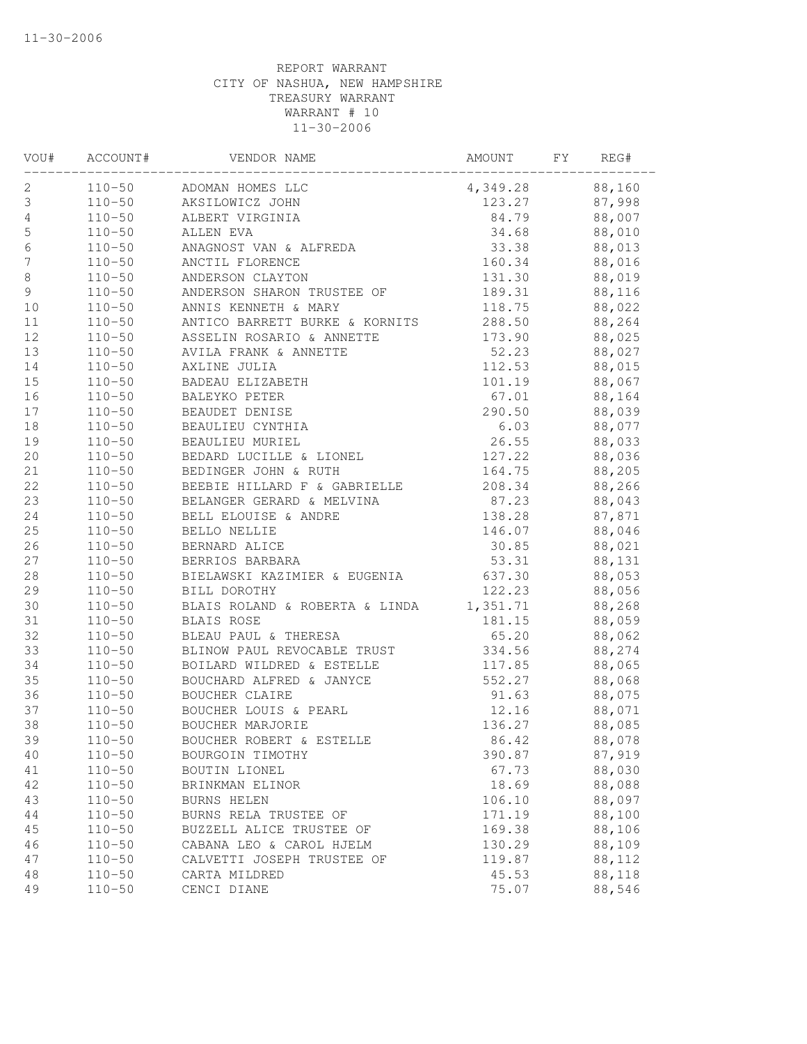11-30-2006

REPORT WARRANT
CITY OF NASHUA, NEW HAMPSHIRE
TREASURY WARRANT
WARRANT # 10
11-30-2006

| VOU# | ACCOUNT# | VENDOR NAME | AMOUNT | FY | REG# |
|---|---|---|---|---|---|
| 2 | 110-50 | ADOMAN HOMES LLC | 4,349.28 | | 88,160 |
| 3 | 110-50 | AKSILOWICZ JOHN | 123.27 | | 87,998 |
| 4 | 110-50 | ALBERT VIRGINIA | 84.79 | | 88,007 |
| 5 | 110-50 | ALLEN EVA | 34.68 | | 88,010 |
| 6 | 110-50 | ANAGNOST VAN & ALFREDA | 33.38 | | 88,013 |
| 7 | 110-50 | ANCTIL FLORENCE | 160.34 | | 88,016 |
| 8 | 110-50 | ANDERSON CLAYTON | 131.30 | | 88,019 |
| 9 | 110-50 | ANDERSON SHARON TRUSTEE OF | 189.31 | | 88,116 |
| 10 | 110-50 | ANNIS KENNETH & MARY | 118.75 | | 88,022 |
| 11 | 110-50 | ANTICO BARRETT BURKE & KORNITS | 288.50 | | 88,264 |
| 12 | 110-50 | ASSELIN ROSARIO & ANNETTE | 173.90 | | 88,025 |
| 13 | 110-50 | AVILA FRANK & ANNETTE | 52.23 | | 88,027 |
| 14 | 110-50 | AXLINE JULIA | 112.53 | | 88,015 |
| 15 | 110-50 | BADEAU ELIZABETH | 101.19 | | 88,067 |
| 16 | 110-50 | BALEYKO PETER | 67.01 | | 88,164 |
| 17 | 110-50 | BEAUDET DENISE | 290.50 | | 88,039 |
| 18 | 110-50 | BEAULIEU CYNTHIA | 6.03 | | 88,077 |
| 19 | 110-50 | BEAULIEU MURIEL | 26.55 | | 88,033 |
| 20 | 110-50 | BEDARD LUCILLE & LIONEL | 127.22 | | 88,036 |
| 21 | 110-50 | BEDINGER JOHN & RUTH | 164.75 | | 88,205 |
| 22 | 110-50 | BEEBIE HILLARD F & GABRIELLE | 208.34 | | 88,266 |
| 23 | 110-50 | BELANGER GERARD & MELVINA | 87.23 | | 88,043 |
| 24 | 110-50 | BELL ELOUISE & ANDRE | 138.28 | | 87,871 |
| 25 | 110-50 | BELLO NELLIE | 146.07 | | 88,046 |
| 26 | 110-50 | BERNARD ALICE | 30.85 | | 88,021 |
| 27 | 110-50 | BERRIOS BARBARA | 53.31 | | 88,131 |
| 28 | 110-50 | BIELAWSKI KAZIMIER & EUGENIA | 637.30 | | 88,053 |
| 29 | 110-50 | BILL DOROTHY | 122.23 | | 88,056 |
| 30 | 110-50 | BLAIS ROLAND & ROBERTA & LINDA | 1,351.71 | | 88,268 |
| 31 | 110-50 | BLAIS ROSE | 181.15 | | 88,059 |
| 32 | 110-50 | BLEAU PAUL & THERESA | 65.20 | | 88,062 |
| 33 | 110-50 | BLINOW PAUL REVOCABLE TRUST | 334.56 | | 88,274 |
| 34 | 110-50 | BOILARD WILDRED & ESTELLE | 117.85 | | 88,065 |
| 35 | 110-50 | BOUCHARD ALFRED & JANYCE | 552.27 | | 88,068 |
| 36 | 110-50 | BOUCHER CLAIRE | 91.63 | | 88,075 |
| 37 | 110-50 | BOUCHER LOUIS & PEARL | 12.16 | | 88,071 |
| 38 | 110-50 | BOUCHER MARJORIE | 136.27 | | 88,085 |
| 39 | 110-50 | BOUCHER ROBERT & ESTELLE | 86.42 | | 88,078 |
| 40 | 110-50 | BOURGOIN TIMOTHY | 390.87 | | 87,919 |
| 41 | 110-50 | BOUTIN LIONEL | 67.73 | | 88,030 |
| 42 | 110-50 | BRINKMAN ELINOR | 18.69 | | 88,088 |
| 43 | 110-50 | BURNS HELEN | 106.10 | | 88,097 |
| 44 | 110-50 | BURNS RELA TRUSTEE OF | 171.19 | | 88,100 |
| 45 | 110-50 | BUZZELL ALICE TRUSTEE OF | 169.38 | | 88,106 |
| 46 | 110-50 | CABANA LEO & CAROL HJELM | 130.29 | | 88,109 |
| 47 | 110-50 | CALVETTI JOSEPH TRUSTEE OF | 119.87 | | 88,112 |
| 48 | 110-50 | CARTA MILDRED | 45.53 | | 88,118 |
| 49 | 110-50 | CENCI DIANE | 75.07 | | 88,546 |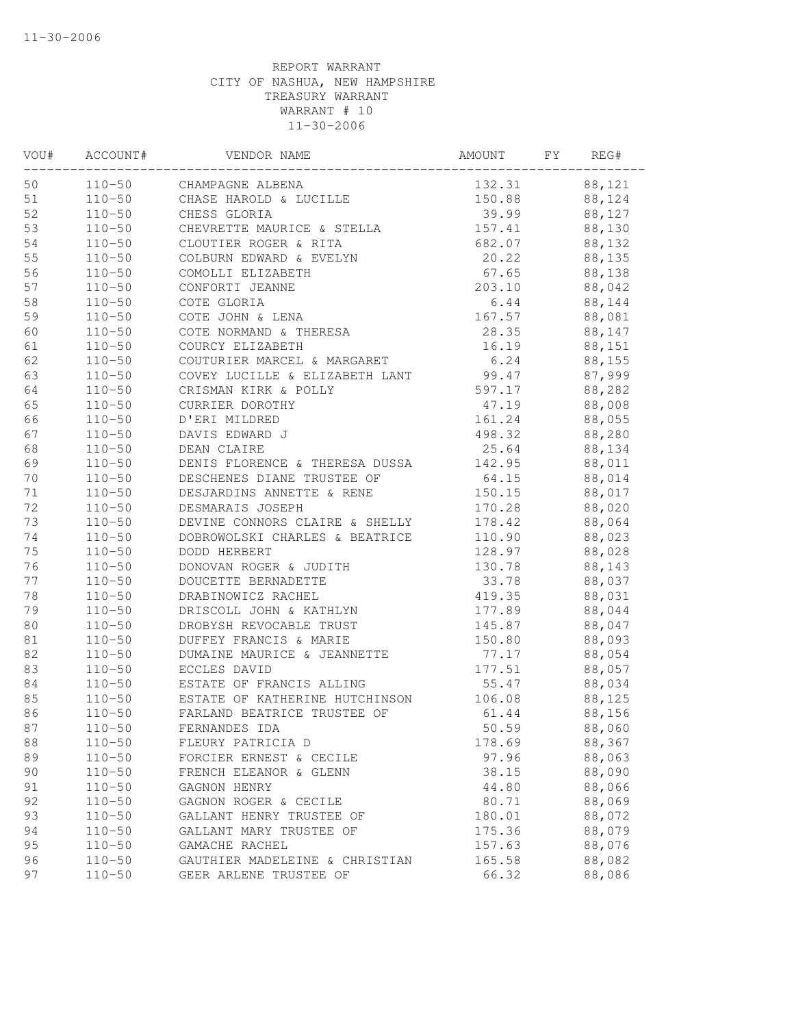11-30-2006

REPORT WARRANT
CITY OF NASHUA, NEW HAMPSHIRE
TREASURY WARRANT
WARRANT # 10
11-30-2006

| VOU# | ACCOUNT# | VENDOR NAME | AMOUNT | FY | REG# |
|---|---|---|---|---|---|
| 50 | 110-50 | CHAMPAGNE ALBENA | 132.31 | | 88,121 |
| 51 | 110-50 | CHASE HAROLD & LUCILLE | 150.88 | | 88,124 |
| 52 | 110-50 | CHESS GLORIA | 39.99 | | 88,127 |
| 53 | 110-50 | CHEVRETTE MAURICE & STELLA | 157.41 | | 88,130 |
| 54 | 110-50 | CLOUTIER ROGER & RITA | 682.07 | | 88,132 |
| 55 | 110-50 | COLBURN EDWARD & EVELYN | 20.22 | | 88,135 |
| 56 | 110-50 | COMOLLI ELIZABETH | 67.65 | | 88,138 |
| 57 | 110-50 | CONFORTI JEANNE | 203.10 | | 88,042 |
| 58 | 110-50 | COTE GLORIA | 6.44 | | 88,144 |
| 59 | 110-50 | COTE JOHN & LENA | 167.57 | | 88,081 |
| 60 | 110-50 | COTE NORMAND & THERESA | 28.35 | | 88,147 |
| 61 | 110-50 | COURCY ELIZABETH | 16.19 | | 88,151 |
| 62 | 110-50 | COUTURIER MARCEL & MARGARET | 6.24 | | 88,155 |
| 63 | 110-50 | COVEY LUCILLE & ELIZABETH LANT | 99.47 | | 87,999 |
| 64 | 110-50 | CRISMAN KIRK & POLLY | 597.17 | | 88,282 |
| 65 | 110-50 | CURRIER DOROTHY | 47.19 | | 88,008 |
| 66 | 110-50 | D'ERI MILDRED | 161.24 | | 88,055 |
| 67 | 110-50 | DAVIS EDWARD J | 498.32 | | 88,280 |
| 68 | 110-50 | DEAN CLAIRE | 25.64 | | 88,134 |
| 69 | 110-50 | DENIS FLORENCE & THERESA DUSSA | 142.95 | | 88,011 |
| 70 | 110-50 | DESCHENES DIANE TRUSTEE OF | 64.15 | | 88,014 |
| 71 | 110-50 | DESJARDINS ANNETTE & RENE | 150.15 | | 88,017 |
| 72 | 110-50 | DESMARAIS JOSEPH | 170.28 | | 88,020 |
| 73 | 110-50 | DEVINE CONNORS CLAIRE & SHELLY | 178.42 | | 88,064 |
| 74 | 110-50 | DOBROWOLSKI CHARLES & BEATRICE | 110.90 | | 88,023 |
| 75 | 110-50 | DODD HERBERT | 128.97 | | 88,028 |
| 76 | 110-50 | DONOVAN ROGER & JUDITH | 130.78 | | 88,143 |
| 77 | 110-50 | DOUCETTE BERNADETTE | 33.78 | | 88,037 |
| 78 | 110-50 | DRABINOWICZ RACHEL | 419.35 | | 88,031 |
| 79 | 110-50 | DRISCOLL JOHN & KATHLYN | 177.89 | | 88,044 |
| 80 | 110-50 | DROBYSH REVOCABLE TRUST | 145.87 | | 88,047 |
| 81 | 110-50 | DUFFEY FRANCIS & MARIE | 150.80 | | 88,093 |
| 82 | 110-50 | DUMAINE MAURICE & JEANNETTE | 77.17 | | 88,054 |
| 83 | 110-50 | ECCLES DAVID | 177.51 | | 88,057 |
| 84 | 110-50 | ESTATE OF FRANCIS ALLING | 55.47 | | 88,034 |
| 85 | 110-50 | ESTATE OF KATHERINE HUTCHINSON | 106.08 | | 88,125 |
| 86 | 110-50 | FARLAND BEATRICE TRUSTEE OF | 61.44 | | 88,156 |
| 87 | 110-50 | FERNANDES IDA | 50.59 | | 88,060 |
| 88 | 110-50 | FLEURY PATRICIA D | 178.69 | | 88,367 |
| 89 | 110-50 | FORCIER ERNEST & CECILE | 97.96 | | 88,063 |
| 90 | 110-50 | FRENCH ELEANOR & GLENN | 38.15 | | 88,090 |
| 91 | 110-50 | GAGNON HENRY | 44.80 | | 88,066 |
| 92 | 110-50 | GAGNON ROGER & CECILE | 80.71 | | 88,069 |
| 93 | 110-50 | GALLANT HENRY TRUSTEE OF | 180.01 | | 88,072 |
| 94 | 110-50 | GALLANT MARY TRUSTEE OF | 175.36 | | 88,079 |
| 95 | 110-50 | GAMACHE RACHEL | 157.63 | | 88,076 |
| 96 | 110-50 | GAUTHIER MADELEINE & CHRISTIAN | 165.58 | | 88,082 |
| 97 | 110-50 | GEER ARLENE TRUSTEE OF | 66.32 | | 88,086 |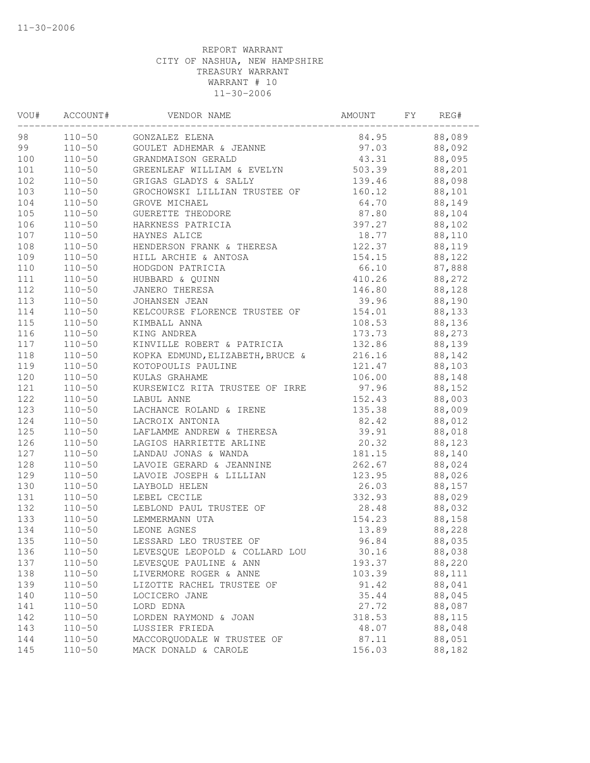REPORT WARRANT
CITY OF NASHUA, NEW HAMPSHIRE
TREASURY WARRANT
WARRANT # 10
11-30-2006

| VOU# | ACCOUNT# | VENDOR NAME | AMOUNT | FY | REG# |
|---|---|---|---|---|---|
| 98 | 110-50 | GONZALEZ ELENA | 84.95 | | 88,089 |
| 99 | 110-50 | GOULET ADHEMAR & JEANNE | 97.03 | | 88,092 |
| 100 | 110-50 | GRANDMAISON GERALD | 43.31 | | 88,095 |
| 101 | 110-50 | GREENLEAF WILLIAM & EVELYN | 503.39 | | 88,201 |
| 102 | 110-50 | GRIGAS GLADYS & SALLY | 139.46 | | 88,098 |
| 103 | 110-50 | GROCHOWSKI LILLIAN TRUSTEE OF | 160.12 | | 88,101 |
| 104 | 110-50 | GROVE MICHAEL | 64.70 | | 88,149 |
| 105 | 110-50 | GUERETTE THEODORE | 87.80 | | 88,104 |
| 106 | 110-50 | HARKNESS PATRICIA | 397.27 | | 88,102 |
| 107 | 110-50 | HAYNES ALICE | 18.77 | | 88,110 |
| 108 | 110-50 | HENDERSON FRANK & THERESA | 122.37 | | 88,119 |
| 109 | 110-50 | HILL ARCHIE & ANTOSA | 154.15 | | 88,122 |
| 110 | 110-50 | HODGDON PATRICIA | 66.10 | | 87,888 |
| 111 | 110-50 | HUBBARD & QUINN | 410.26 | | 88,272 |
| 112 | 110-50 | JANERO THERESA | 146.80 | | 88,128 |
| 113 | 110-50 | JOHANSEN JEAN | 39.96 | | 88,190 |
| 114 | 110-50 | KELCOURSE FLORENCE TRUSTEE OF | 154.01 | | 88,133 |
| 115 | 110-50 | KIMBALL ANNA | 108.53 | | 88,136 |
| 116 | 110-50 | KING ANDREA | 173.73 | | 88,273 |
| 117 | 110-50 | KINVILLE ROBERT & PATRICIA | 132.86 | | 88,139 |
| 118 | 110-50 | KOPKA EDMUND,ELIZABETH,BRUCE & | 216.16 | | 88,142 |
| 119 | 110-50 | KOTOPOULIS PAULINE | 121.47 | | 88,103 |
| 120 | 110-50 | KULAS GRAHAME | 106.00 | | 88,148 |
| 121 | 110-50 | KURSEWICZ RITA TRUSTEE OF IRRE | 97.96 | | 88,152 |
| 122 | 110-50 | LABUL ANNE | 152.43 | | 88,003 |
| 123 | 110-50 | LACHANCE ROLAND & IRENE | 135.38 | | 88,009 |
| 124 | 110-50 | LACROIX ANTONIA | 82.42 | | 88,012 |
| 125 | 110-50 | LAFLAMME ANDREW & THERESA | 39.91 | | 88,018 |
| 126 | 110-50 | LAGIOS HARRIETTE ARLINE | 20.32 | | 88,123 |
| 127 | 110-50 | LANDAU JONAS & WANDA | 181.15 | | 88,140 |
| 128 | 110-50 | LAVOIE GERARD & JEANNINE | 262.67 | | 88,024 |
| 129 | 110-50 | LAVOIE JOSEPH & LILLIAN | 123.95 | | 88,026 |
| 130 | 110-50 | LAYBOLD HELEN | 26.03 | | 88,157 |
| 131 | 110-50 | LEBEL CECILE | 332.93 | | 88,029 |
| 132 | 110-50 | LEBLOND PAUL TRUSTEE OF | 28.48 | | 88,032 |
| 133 | 110-50 | LEMMERMANN UTA | 154.23 | | 88,158 |
| 134 | 110-50 | LEONE AGNES | 13.89 | | 88,228 |
| 135 | 110-50 | LESSARD LEO TRUSTEE OF | 96.84 | | 88,035 |
| 136 | 110-50 | LEVESQUE LEOPOLD & COLLARD LOU | 30.16 | | 88,038 |
| 137 | 110-50 | LEVESQUE PAULINE & ANN | 193.37 | | 88,220 |
| 138 | 110-50 | LIVERMORE ROGER & ANNE | 103.39 | | 88,111 |
| 139 | 110-50 | LIZOTTE RACHEL TRUSTEE OF | 91.42 | | 88,041 |
| 140 | 110-50 | LOCICERO JANE | 35.44 | | 88,045 |
| 141 | 110-50 | LORD EDNA | 27.72 | | 88,087 |
| 142 | 110-50 | LORDEN RAYMOND & JOAN | 318.53 | | 88,115 |
| 143 | 110-50 | LUSSIER FRIEDA | 48.07 | | 88,048 |
| 144 | 110-50 | MACCORQUODALE W TRUSTEE OF | 87.11 | | 88,051 |
| 145 | 110-50 | MACK DONALD & CAROLE | 156.03 | | 88,182 |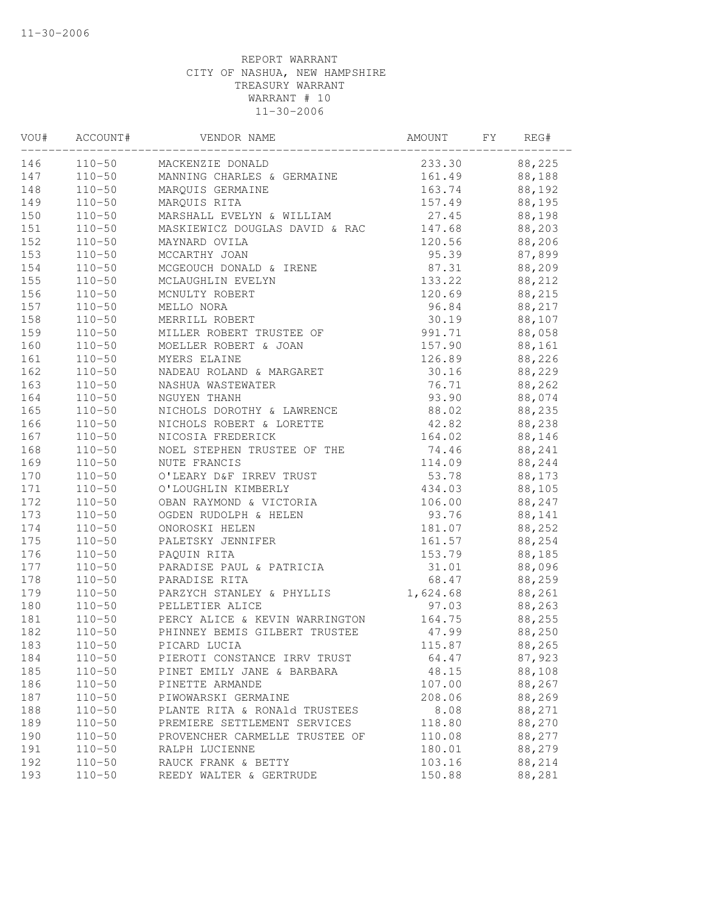REPORT WARRANT
CITY OF NASHUA, NEW HAMPSHIRE
TREASURY WARRANT
WARRANT # 10
11-30-2006

| VOU# | ACCOUNT# | VENDOR NAME | AMOUNT | FY | REG# |
|---|---|---|---|---|---|
| 146 | 110-50 | MACKENZIE DONALD | 233.30 | | 88,225 |
| 147 | 110-50 | MANNING CHARLES & GERMAINE | 161.49 | | 88,188 |
| 148 | 110-50 | MARQUIS GERMAINE | 163.74 | | 88,192 |
| 149 | 110-50 | MARQUIS RITA | 157.49 | | 88,195 |
| 150 | 110-50 | MARSHALL EVELYN & WILLIAM | 27.45 | | 88,198 |
| 151 | 110-50 | MASKIEWICZ DOUGLAS DAVID & RAC | 147.68 | | 88,203 |
| 152 | 110-50 | MAYNARD OVILA | 120.56 | | 88,206 |
| 153 | 110-50 | MCCARTHY JOAN | 95.39 | | 87,899 |
| 154 | 110-50 | MCGEOUCH DONALD & IRENE | 87.31 | | 88,209 |
| 155 | 110-50 | MCLAUGHLIN EVELYN | 133.22 | | 88,212 |
| 156 | 110-50 | MCNULTY ROBERT | 120.69 | | 88,215 |
| 157 | 110-50 | MELLO NORA | 96.84 | | 88,217 |
| 158 | 110-50 | MERRILL ROBERT | 30.19 | | 88,107 |
| 159 | 110-50 | MILLER ROBERT TRUSTEE OF | 991.71 | | 88,058 |
| 160 | 110-50 | MOELLER ROBERT & JOAN | 157.90 | | 88,161 |
| 161 | 110-50 | MYERS ELAINE | 126.89 | | 88,226 |
| 162 | 110-50 | NADEAU ROLAND & MARGARET | 30.16 | | 88,229 |
| 163 | 110-50 | NASHUA WASTEWATER | 76.71 | | 88,262 |
| 164 | 110-50 | NGUYEN THANH | 93.90 | | 88,074 |
| 165 | 110-50 | NICHOLS DOROTHY & LAWRENCE | 88.02 | | 88,235 |
| 166 | 110-50 | NICHOLS ROBERT & LORETTE | 42.82 | | 88,238 |
| 167 | 110-50 | NICOSIA FREDERICK | 164.02 | | 88,146 |
| 168 | 110-50 | NOEL STEPHEN TRUSTEE OF THE | 74.46 | | 88,241 |
| 169 | 110-50 | NUTE FRANCIS | 114.09 | | 88,244 |
| 170 | 110-50 | O'LEARY D&F IRREV TRUST | 53.78 | | 88,173 |
| 171 | 110-50 | O'LOUGHLIN KIMBERLY | 434.03 | | 88,105 |
| 172 | 110-50 | OBAN RAYMOND & VICTORIA | 106.00 | | 88,247 |
| 173 | 110-50 | OGDEN RUDOLPH & HELEN | 93.76 | | 88,141 |
| 174 | 110-50 | ONOROSKI HELEN | 181.07 | | 88,252 |
| 175 | 110-50 | PALETSKY JENNIFER | 161.57 | | 88,254 |
| 176 | 110-50 | PAQUIN RITA | 153.79 | | 88,185 |
| 177 | 110-50 | PARADISE PAUL & PATRICIA | 31.01 | | 88,096 |
| 178 | 110-50 | PARADISE RITA | 68.47 | | 88,259 |
| 179 | 110-50 | PARZYCH STANLEY & PHYLLIS | 1,624.68 | | 88,261 |
| 180 | 110-50 | PELLETIER ALICE | 97.03 | | 88,263 |
| 181 | 110-50 | PERCY ALICE & KEVIN WARRINGTON | 164.75 | | 88,255 |
| 182 | 110-50 | PHINNEY BEMIS GILBERT TRUSTEE | 47.99 | | 88,250 |
| 183 | 110-50 | PICARD LUCIA | 115.87 | | 88,265 |
| 184 | 110-50 | PIEROTI CONSTANCE IRRV TRUST | 64.47 | | 87,923 |
| 185 | 110-50 | PINET EMILY JANE & BARBARA | 48.15 | | 88,108 |
| 186 | 110-50 | PINETTE ARMANDE | 107.00 | | 88,267 |
| 187 | 110-50 | PIWOWARSKI GERMAINE | 208.06 | | 88,269 |
| 188 | 110-50 | PLANTE RITA & RONAld TRUSTEES | 8.08 | | 88,271 |
| 189 | 110-50 | PREMIERE SETTLEMENT SERVICES | 118.80 | | 88,270 |
| 190 | 110-50 | PROVENCHER CARMELLE TRUSTEE OF | 110.08 | | 88,277 |
| 191 | 110-50 | RALPH LUCIENNE | 180.01 | | 88,279 |
| 192 | 110-50 | RAUCK FRANK & BETTY | 103.16 | | 88,214 |
| 193 | 110-50 | REEDY WALTER & GERTRUDE | 150.88 | | 88,281 |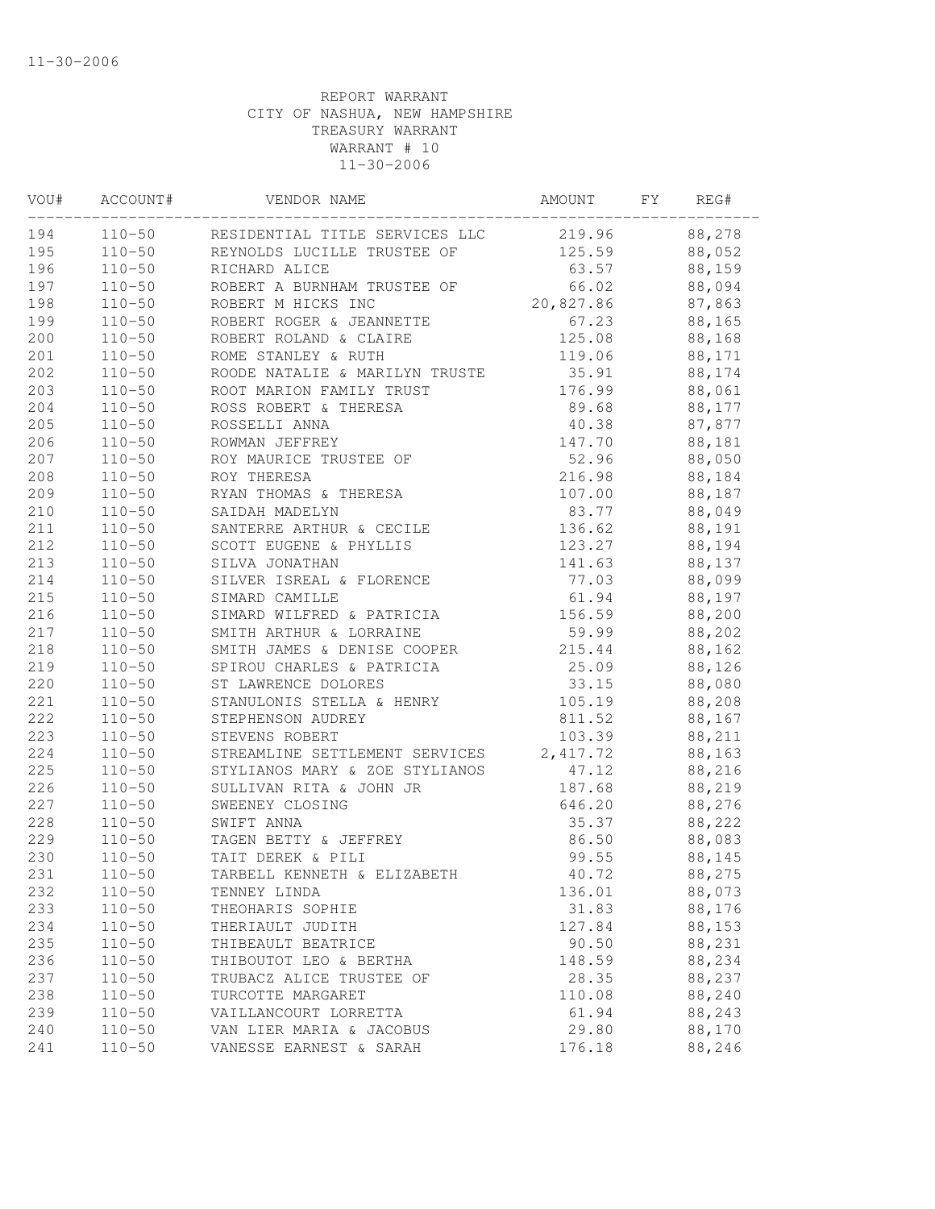REPORT WARRANT
CITY OF NASHUA, NEW HAMPSHIRE
TREASURY WARRANT
WARRANT # 10
11-30-2006

| VOU# | ACCOUNT# | VENDOR NAME | AMOUNT | FY | REG# |
|---|---|---|---|---|---|
| 194 | 110-50 | RESIDENTIAL TITLE SERVICES LLC | 219.96 | | 88,278 |
| 195 | 110-50 | REYNOLDS LUCILLE TRUSTEE OF | 125.59 | | 88,052 |
| 196 | 110-50 | RICHARD ALICE | 63.57 | | 88,159 |
| 197 | 110-50 | ROBERT A BURNHAM TRUSTEE OF | 66.02 | | 88,094 |
| 198 | 110-50 | ROBERT M HICKS INC | 20,827.86 | | 87,863 |
| 199 | 110-50 | ROBERT ROGER & JEANNETTE | 67.23 | | 88,165 |
| 200 | 110-50 | ROBERT ROLAND & CLAIRE | 125.08 | | 88,168 |
| 201 | 110-50 | ROME STANLEY & RUTH | 119.06 | | 88,171 |
| 202 | 110-50 | ROODE NATALIE & MARILYN TRUSTE | 35.91 | | 88,174 |
| 203 | 110-50 | ROOT MARION FAMILY TRUST | 176.99 | | 88,061 |
| 204 | 110-50 | ROSS ROBERT & THERESA | 89.68 | | 88,177 |
| 205 | 110-50 | ROSSELLI ANNA | 40.38 | | 87,877 |
| 206 | 110-50 | ROWMAN JEFFREY | 147.70 | | 88,181 |
| 207 | 110-50 | ROY MAURICE TRUSTEE OF | 52.96 | | 88,050 |
| 208 | 110-50 | ROY THERESA | 216.98 | | 88,184 |
| 209 | 110-50 | RYAN THOMAS & THERESA | 107.00 | | 88,187 |
| 210 | 110-50 | SAIDAH MADELYN | 83.77 | | 88,049 |
| 211 | 110-50 | SANTERRE ARTHUR & CECILE | 136.62 | | 88,191 |
| 212 | 110-50 | SCOTT EUGENE & PHYLLIS | 123.27 | | 88,194 |
| 213 | 110-50 | SILVA JONATHAN | 141.63 | | 88,137 |
| 214 | 110-50 | SILVER ISREAL & FLORENCE | 77.03 | | 88,099 |
| 215 | 110-50 | SIMARD CAMILLE | 61.94 | | 88,197 |
| 216 | 110-50 | SIMARD WILFRED & PATRICIA | 156.59 | | 88,200 |
| 217 | 110-50 | SMITH ARTHUR & LORRAINE | 59.99 | | 88,202 |
| 218 | 110-50 | SMITH JAMES & DENISE COOPER | 215.44 | | 88,162 |
| 219 | 110-50 | SPIROU CHARLES & PATRICIA | 25.09 | | 88,126 |
| 220 | 110-50 | ST LAWRENCE DOLORES | 33.15 | | 88,080 |
| 221 | 110-50 | STANULONIS STELLA & HENRY | 105.19 | | 88,208 |
| 222 | 110-50 | STEPHENSON AUDREY | 811.52 | | 88,167 |
| 223 | 110-50 | STEVENS ROBERT | 103.39 | | 88,211 |
| 224 | 110-50 | STREAMLINE SETTLEMENT SERVICES | 2,417.72 | | 88,163 |
| 225 | 110-50 | STYLIANOS MARY & ZOE STYLIANOS | 47.12 | | 88,216 |
| 226 | 110-50 | SULLIVAN RITA & JOHN JR | 187.68 | | 88,219 |
| 227 | 110-50 | SWEENEY CLOSING | 646.20 | | 88,276 |
| 228 | 110-50 | SWIFT ANNA | 35.37 | | 88,222 |
| 229 | 110-50 | TAGEN BETTY & JEFFREY | 86.50 | | 88,083 |
| 230 | 110-50 | TAIT DEREK & PILI | 99.55 | | 88,145 |
| 231 | 110-50 | TARBELL KENNETH & ELIZABETH | 40.72 | | 88,275 |
| 232 | 110-50 | TENNEY LINDA | 136.01 | | 88,073 |
| 233 | 110-50 | THEOHARIS SOPHIE | 31.83 | | 88,176 |
| 234 | 110-50 | THERIAULT JUDITH | 127.84 | | 88,153 |
| 235 | 110-50 | THIBEAULT BEATRICE | 90.50 | | 88,231 |
| 236 | 110-50 | THIBOUTOT LEO & BERTHA | 148.59 | | 88,234 |
| 237 | 110-50 | TRUBACZ ALICE TRUSTEE OF | 28.35 | | 88,237 |
| 238 | 110-50 | TURCOTTE MARGARET | 110.08 | | 88,240 |
| 239 | 110-50 | VAILLANCOURT LORRETTA | 61.94 | | 88,243 |
| 240 | 110-50 | VAN LIER MARIA & JACOBUS | 29.80 | | 88,170 |
| 241 | 110-50 | VANESSE EARNEST & SARAH | 176.18 | | 88,246 |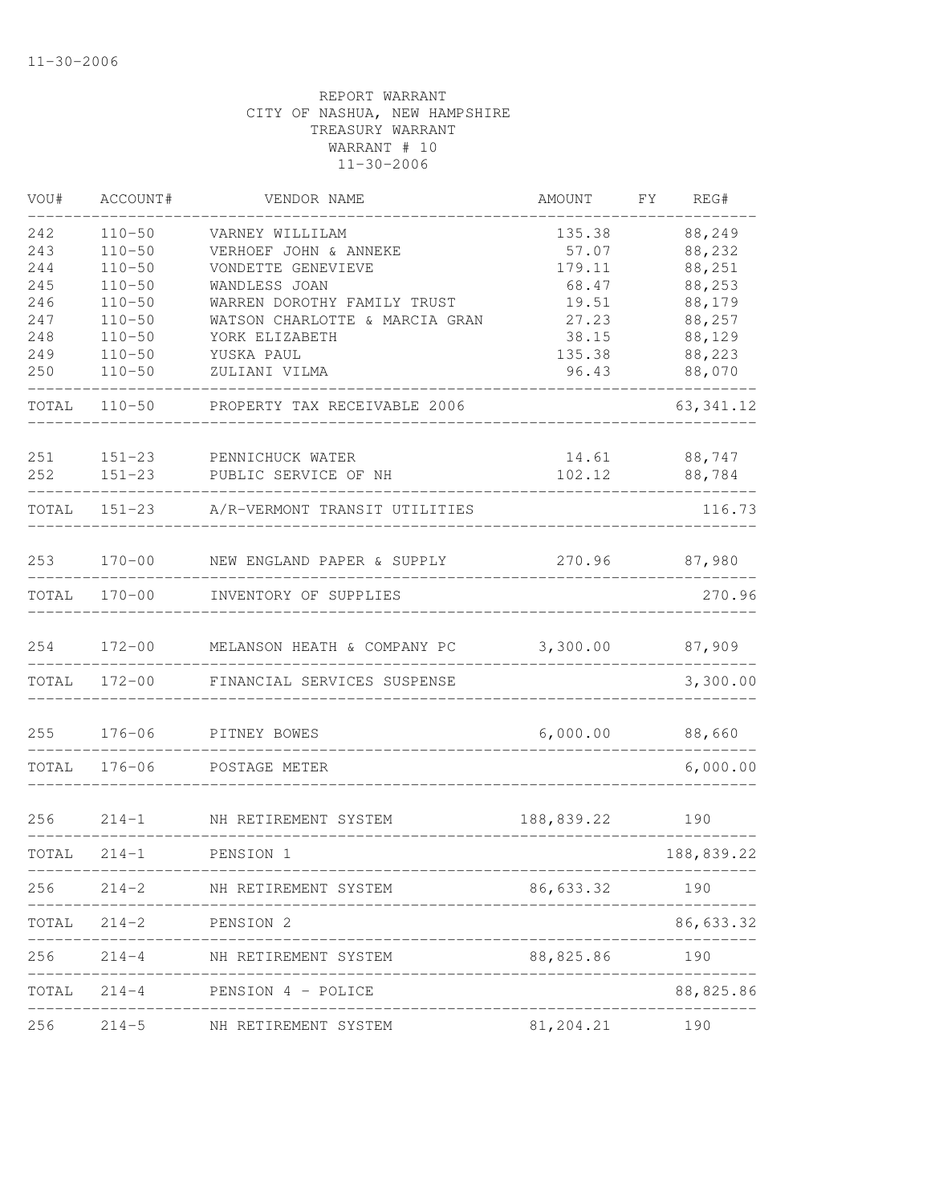REPORT WARRANT
CITY OF NASHUA, NEW HAMPSHIRE
TREASURY WARRANT
WARRANT # 10
11-30-2006

| VOU# | ACCOUNT# | VENDOR NAME | AMOUNT | FY | REG# |
|---|---|---|---|---|---|
| 242 | 110-50 | VARNEY WILLILAM | 135.38 | | 88,249 |
| 243 | 110-50 | VERHOEF JOHN & ANNEKE | 57.07 | | 88,232 |
| 244 | 110-50 | VONDETTE GENEVIEVE | 179.11 | | 88,251 |
| 245 | 110-50 | WANDLESS JOAN | 68.47 | | 88,253 |
| 246 | 110-50 | WARREN DOROTHY FAMILY TRUST | 19.51 | | 88,179 |
| 247 | 110-50 | WATSON CHARLOTTE & MARCIA GRAN | 27.23 | | 88,257 |
| 248 | 110-50 | YORK ELIZABETH | 38.15 | | 88,129 |
| 249 | 110-50 | YUSKA PAUL | 135.38 | | 88,223 |
| 250 | 110-50 | ZULIANI VILMA | 96.43 | | 88,070 |
| TOTAL | 110-50 | PROPERTY TAX RECEIVABLE 2006 | | | 63,341.12 |
| 251 | 151-23 | PENNICHUCK WATER | 14.61 | | 88,747 |
| 252 | 151-23 | PUBLIC SERVICE OF NH | 102.12 | | 88,784 |
| TOTAL | 151-23 | A/R-VERMONT TRANSIT UTILITIES | | | 116.73 |
| 253 | 170-00 | NEW ENGLAND PAPER & SUPPLY | 270.96 | | 87,980 |
| TOTAL | 170-00 | INVENTORY OF SUPPLIES | | | 270.96 |
| 254 | 172-00 | MELANSON HEATH & COMPANY PC | 3,300.00 | | 87,909 |
| TOTAL | 172-00 | FINANCIAL SERVICES SUSPENSE | | | 3,300.00 |
| 255 | 176-06 | PITNEY BOWES | 6,000.00 | | 88,660 |
| TOTAL | 176-06 | POSTAGE METER | | | 6,000.00 |
| 256 | 214-1 | NH RETIREMENT SYSTEM | 188,839.22 | | 190 |
| TOTAL | 214-1 | PENSION 1 | | | 188,839.22 |
| 256 | 214-2 | NH RETIREMENT SYSTEM | 86,633.32 | | 190 |
| TOTAL | 214-2 | PENSION 2 | | | 86,633.32 |
| 256 | 214-4 | NH RETIREMENT SYSTEM | 88,825.86 | | 190 |
| TOTAL | 214-4 | PENSION 4 - POLICE | | | 88,825.86 |
| 256 | 214-5 | NH RETIREMENT SYSTEM | 81,204.21 | | 190 |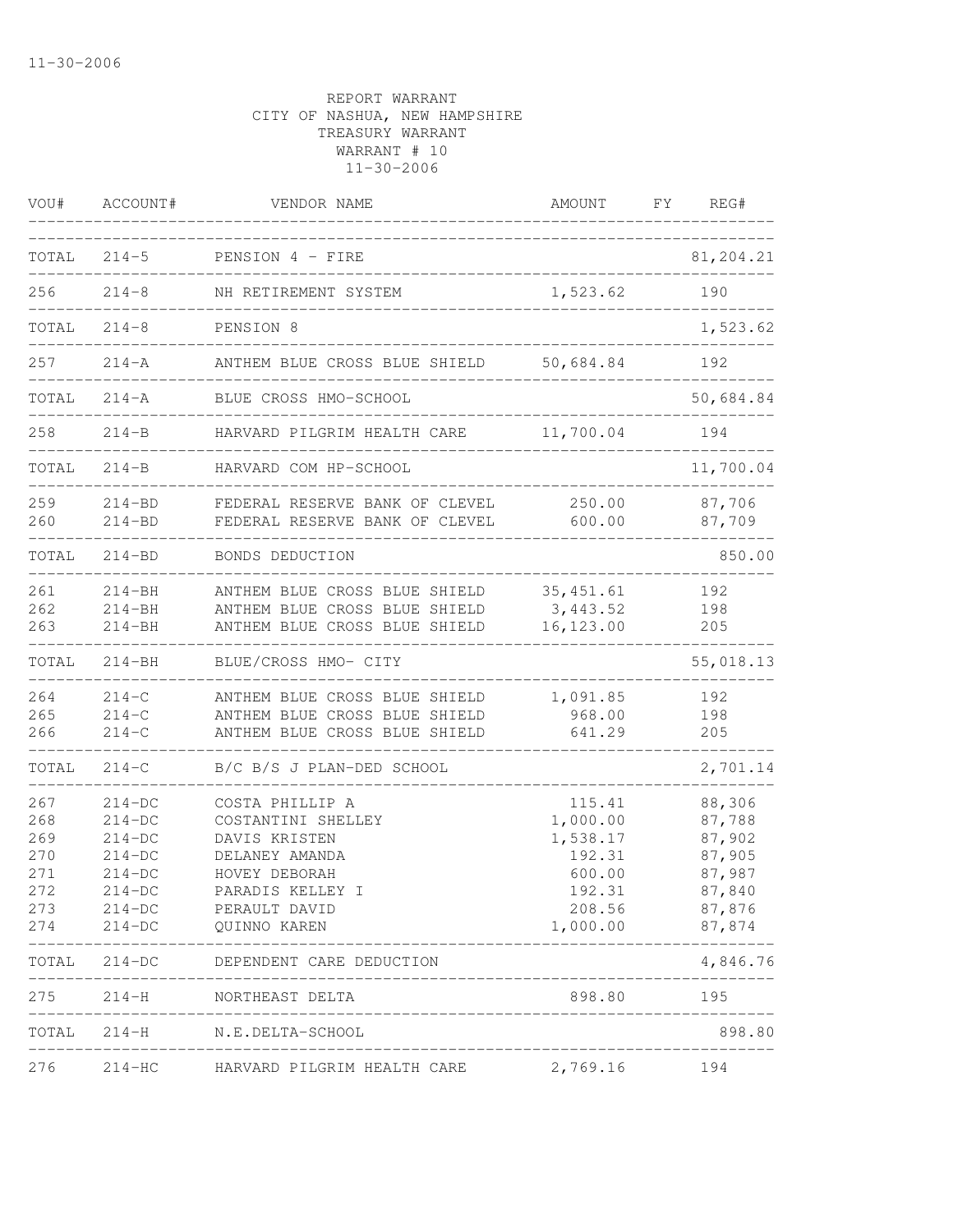11-30-2006

REPORT WARRANT
CITY OF NASHUA, NEW HAMPSHIRE
TREASURY WARRANT
WARRANT # 10
11-30-2006

| VOU# | ACCOUNT# | VENDOR NAME | AMOUNT | FY | REG# |
|---|---|---|---|---|---|
| TOTAL | 214-5 | PENSION 4 - FIRE | | | 81,204.21 |
| 256 | 214-8 | NH RETIREMENT SYSTEM | 1,523.62 | | 190 |
| TOTAL | 214-8 | PENSION 8 | | | 1,523.62 |
| 257 | 214-A | ANTHEM BLUE CROSS BLUE SHIELD | 50,684.84 | | 192 |
| TOTAL | 214-A | BLUE CROSS HMO-SCHOOL | | | 50,684.84 |
| 258 | 214-B | HARVARD PILGRIM HEALTH CARE | 11,700.04 | | 194 |
| TOTAL | 214-B | HARVARD COM HP-SCHOOL | | | 11,700.04 |
| 259 | 214-BD | FEDERAL RESERVE BANK OF CLEVEL | 250.00 | | 87,706 |
| 260 | 214-BD | FEDERAL RESERVE BANK OF CLEVEL | 600.00 | | 87,709 |
| TOTAL | 214-BD | BONDS DEDUCTION | | | 850.00 |
| 261 | 214-BH | ANTHEM BLUE CROSS BLUE SHIELD | 35,451.61 | | 192 |
| 262 | 214-BH | ANTHEM BLUE CROSS BLUE SHIELD | 3,443.52 | | 198 |
| 263 | 214-BH | ANTHEM BLUE CROSS BLUE SHIELD | 16,123.00 | | 205 |
| TOTAL | 214-BH | BLUE/CROSS HMO- CITY | | | 55,018.13 |
| 264 | 214-C | ANTHEM BLUE CROSS BLUE SHIELD | 1,091.85 | | 192 |
| 265 | 214-C | ANTHEM BLUE CROSS BLUE SHIELD | 968.00 | | 198 |
| 266 | 214-C | ANTHEM BLUE CROSS BLUE SHIELD | 641.29 | | 205 |
| TOTAL | 214-C | B/C B/S J PLAN-DED SCHOOL | | | 2,701.14 |
| 267 | 214-DC | COSTA PHILLIP A | 115.41 | | 88,306 |
| 268 | 214-DC | COSTANTINI SHELLEY | 1,000.00 | | 87,788 |
| 269 | 214-DC | DAVIS KRISTEN | 1,538.17 | | 87,902 |
| 270 | 214-DC | DELANEY AMANDA | 192.31 | | 87,905 |
| 271 | 214-DC | HOVEY DEBORAH | 600.00 | | 87,987 |
| 272 | 214-DC | PARADIS KELLEY I | 192.31 | | 87,840 |
| 273 | 214-DC | PERAULT DAVID | 208.56 | | 87,876 |
| 274 | 214-DC | QUINNO KAREN | 1,000.00 | | 87,874 |
| TOTAL | 214-DC | DEPENDENT CARE DEDUCTION | | | 4,846.76 |
| 275 | 214-H | NORTHEAST DELTA | 898.80 | | 195 |
| TOTAL | 214-H | N.E.DELTA-SCHOOL | | | 898.80 |
| 276 | 214-HC | HARVARD PILGRIM HEALTH CARE | 2,769.16 | | 194 |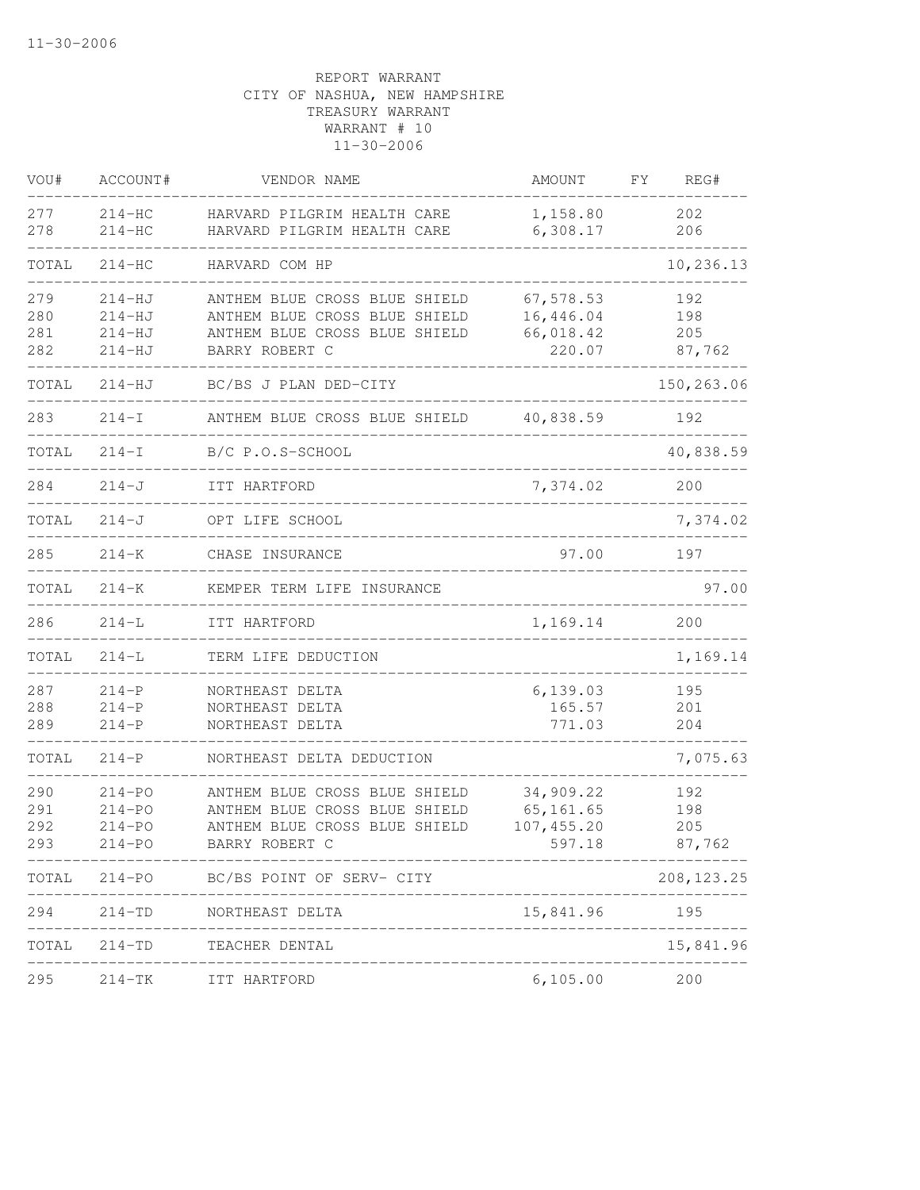11-30-2006

REPORT WARRANT
CITY OF NASHUA, NEW HAMPSHIRE
TREASURY WARRANT
WARRANT # 10
11-30-2006

| VOU# | ACCOUNT# | VENDOR NAME | AMOUNT | FY | REG# |
|---|---|---|---|---|---|
| 277 | 214-HC | HARVARD PILGRIM HEALTH CARE | 1,158.80 | | 202 |
| 278 | 214-HC | HARVARD PILGRIM HEALTH CARE | 6,308.17 | | 206 |
| TOTAL | 214-HC | HARVARD COM HP | | | 10,236.13 |
| 279 | 214-HJ | ANTHEM BLUE CROSS BLUE SHIELD | 67,578.53 | | 192 |
| 280 | 214-HJ | ANTHEM BLUE CROSS BLUE SHIELD | 16,446.04 | | 198 |
| 281 | 214-HJ | ANTHEM BLUE CROSS BLUE SHIELD | 66,018.42 | | 205 |
| 282 | 214-HJ | BARRY ROBERT C | 220.07 | | 87,762 |
| TOTAL | 214-HJ | BC/BS J PLAN DED-CITY | | | 150,263.06 |
| 283 | 214-I | ANTHEM BLUE CROSS BLUE SHIELD | 40,838.59 | | 192 |
| TOTAL | 214-I | B/C P.O.S-SCHOOL | | | 40,838.59 |
| 284 | 214-J | ITT HARTFORD | 7,374.02 | | 200 |
| TOTAL | 214-J | OPT LIFE SCHOOL | | | 7,374.02 |
| 285 | 214-K | CHASE INSURANCE | 97.00 | | 197 |
| TOTAL | 214-K | KEMPER TERM LIFE INSURANCE | | | 97.00 |
| 286 | 214-L | ITT HARTFORD | 1,169.14 | | 200 |
| TOTAL | 214-L | TERM LIFE DEDUCTION | | | 1,169.14 |
| 287 | 214-P | NORTHEAST DELTA | 6,139.03 | | 195 |
| 288 | 214-P | NORTHEAST DELTA | 165.57 | | 201 |
| 289 | 214-P | NORTHEAST DELTA | 771.03 | | 204 |
| TOTAL | 214-P | NORTHEAST DELTA DEDUCTION | | | 7,075.63 |
| 290 | 214-PO | ANTHEM BLUE CROSS BLUE SHIELD | 34,909.22 | | 192 |
| 291 | 214-PO | ANTHEM BLUE CROSS BLUE SHIELD | 65,161.65 | | 198 |
| 292 | 214-PO | ANTHEM BLUE CROSS BLUE SHIELD | 107,455.20 | | 205 |
| 293 | 214-PO | BARRY ROBERT C | 597.18 | | 87,762 |
| TOTAL | 214-PO | BC/BS POINT OF SERV- CITY | | | 208,123.25 |
| 294 | 214-TD | NORTHEAST DELTA | 15,841.96 | | 195 |
| TOTAL | 214-TD | TEACHER DENTAL | | | 15,841.96 |
| 295 | 214-TK | ITT HARTFORD | 6,105.00 | | 200 |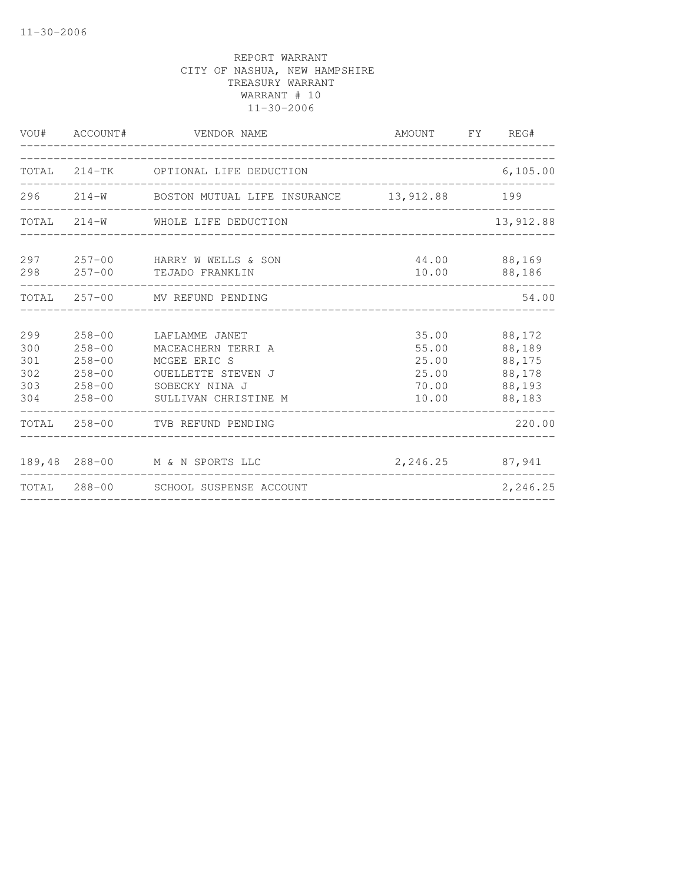REPORT WARRANT
CITY OF NASHUA, NEW HAMPSHIRE
TREASURY WARRANT
WARRANT # 10
11-30-2006

| VOU# | ACCOUNT# | VENDOR NAME | AMOUNT | FY | REG# |
|---|---|---|---|---|---|
| TOTAL | 214-TK | OPTIONAL LIFE DEDUCTION | | | 6,105.00 |
| 296 | 214-W | BOSTON MUTUAL LIFE INSURANCE | 13,912.88 | | 199 |
| TOTAL | 214-W | WHOLE LIFE DEDUCTION | | | 13,912.88 |
| 297 | 257-00 | HARRY W WELLS & SON | 44.00 | | 88,169 |
| 298 | 257-00 | TEJADO FRANKLIN | 10.00 | | 88,186 |
| TOTAL | 257-00 | MV REFUND PENDING | | | 54.00 |
| 299 | 258-00 | LAFLAMME JANET | 35.00 | | 88,172 |
| 300 | 258-00 | MACEACHERN TERRI A | 55.00 | | 88,189 |
| 301 | 258-00 | MCGEE ERIC S | 25.00 | | 88,175 |
| 302 | 258-00 | OUELLETTE STEVEN J | 25.00 | | 88,178 |
| 303 | 258-00 | SOBECKY NINA J | 70.00 | | 88,193 |
| 304 | 258-00 | SULLIVAN CHRISTINE M | 10.00 | | 88,183 |
| TOTAL | 258-00 | TVB REFUND PENDING | | | 220.00 |
| 189,48 | 288-00 | M & N SPORTS LLC | 2,246.25 | | 87,941 |
| TOTAL | 288-00 | SCHOOL SUSPENSE ACCOUNT | | | 2,246.25 |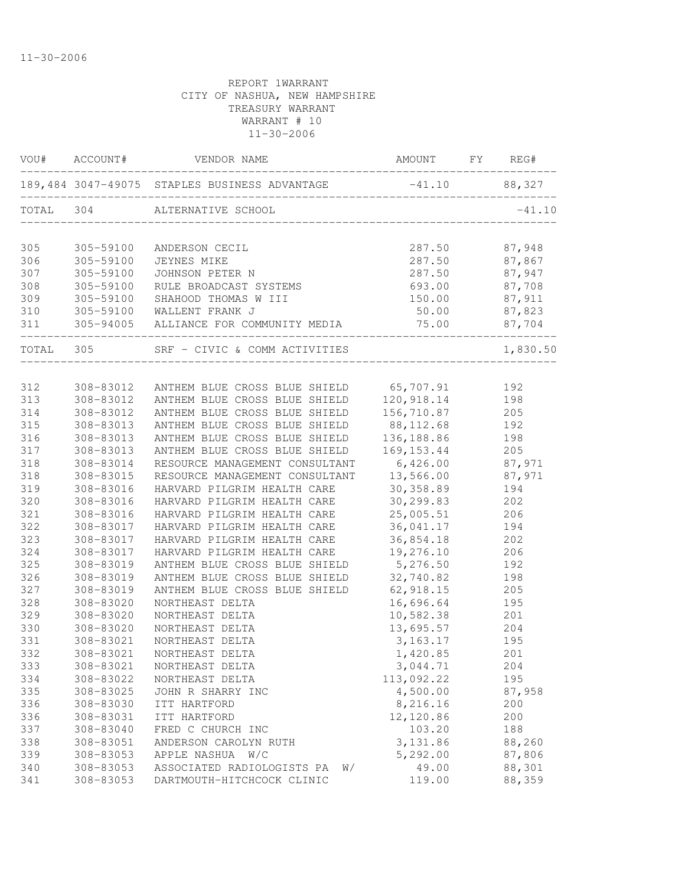11-30-2006

REPORT 1WARRANT
CITY OF NASHUA, NEW HAMPSHIRE
TREASURY WARRANT
WARRANT # 10
11-30-2006

| VOU# | ACCOUNT# | VENDOR NAME | AMOUNT | FY | REG# |
|---|---|---|---|---|---|
| 189,484 | 3047-49075 | STAPLES BUSINESS ADVANTAGE | -41.10 | | 88,327 |
| TOTAL | 304 | ALTERNATIVE SCHOOL | | | -41.10 |
| 305 | 305-59100 | ANDERSON CECIL | 287.50 | | 87,948 |
| 306 | 305-59100 | JEYNES MIKE | 287.50 | | 87,867 |
| 307 | 305-59100 | JOHNSON PETER N | 287.50 | | 87,947 |
| 308 | 305-59100 | RULE BROADCAST SYSTEMS | 693.00 | | 87,708 |
| 309 | 305-59100 | SHAHOOD THOMAS W III | 150.00 | | 87,911 |
| 310 | 305-59100 | WALLENT FRANK J | 50.00 | | 87,823 |
| 311 | 305-94005 | ALLIANCE FOR COMMUNITY MEDIA | 75.00 | | 87,704 |
| TOTAL | 305 | SRF - CIVIC & COMM ACTIVITIES | | | 1,830.50 |
| 312 | 308-83012 | ANTHEM BLUE CROSS BLUE SHIELD | 65,707.91 | | 192 |
| 313 | 308-83012 | ANTHEM BLUE CROSS BLUE SHIELD | 120,918.14 | | 198 |
| 314 | 308-83012 | ANTHEM BLUE CROSS BLUE SHIELD | 156,710.87 | | 205 |
| 315 | 308-83013 | ANTHEM BLUE CROSS BLUE SHIELD | 88,112.68 | | 192 |
| 316 | 308-83013 | ANTHEM BLUE CROSS BLUE SHIELD | 136,188.86 | | 198 |
| 317 | 308-83013 | ANTHEM BLUE CROSS BLUE SHIELD | 169,153.44 | | 205 |
| 318 | 308-83014 | RESOURCE MANAGEMENT CONSULTANT | 6,426.00 | | 87,971 |
| 318 | 308-83015 | RESOURCE MANAGEMENT CONSULTANT | 13,566.00 | | 87,971 |
| 319 | 308-83016 | HARVARD PILGRIM HEALTH CARE | 30,358.89 | | 194 |
| 320 | 308-83016 | HARVARD PILGRIM HEALTH CARE | 30,299.83 | | 202 |
| 321 | 308-83016 | HARVARD PILGRIM HEALTH CARE | 25,005.51 | | 206 |
| 322 | 308-83017 | HARVARD PILGRIM HEALTH CARE | 36,041.17 | | 194 |
| 323 | 308-83017 | HARVARD PILGRIM HEALTH CARE | 36,854.18 | | 202 |
| 324 | 308-83017 | HARVARD PILGRIM HEALTH CARE | 19,276.10 | | 206 |
| 325 | 308-83019 | ANTHEM BLUE CROSS BLUE SHIELD | 5,276.50 | | 192 |
| 326 | 308-83019 | ANTHEM BLUE CROSS BLUE SHIELD | 32,740.82 | | 198 |
| 327 | 308-83019 | ANTHEM BLUE CROSS BLUE SHIELD | 62,918.15 | | 205 |
| 328 | 308-83020 | NORTHEAST DELTA | 16,696.64 | | 195 |
| 329 | 308-83020 | NORTHEAST DELTA | 10,582.38 | | 201 |
| 330 | 308-83020 | NORTHEAST DELTA | 13,695.57 | | 204 |
| 331 | 308-83021 | NORTHEAST DELTA | 3,163.17 | | 195 |
| 332 | 308-83021 | NORTHEAST DELTA | 1,420.85 | | 201 |
| 333 | 308-83021 | NORTHEAST DELTA | 3,044.71 | | 204 |
| 334 | 308-83022 | NORTHEAST DELTA | 113,092.22 | | 195 |
| 335 | 308-83025 | JOHN R SHARRY INC | 4,500.00 | | 87,958 |
| 336 | 308-83030 | ITT HARTFORD | 8,216.16 | | 200 |
| 336 | 308-83031 | ITT HARTFORD | 12,120.86 | | 200 |
| 337 | 308-83040 | FRED C CHURCH INC | 103.20 | | 188 |
| 338 | 308-83051 | ANDERSON CAROLYN RUTH | 3,131.86 | | 88,260 |
| 339 | 308-83053 | APPLE NASHUA W/C | 5,292.00 | | 87,806 |
| 340 | 308-83053 | ASSOCIATED RADIOLOGISTS PA W/ | 49.00 | | 88,301 |
| 341 | 308-83053 | DARTMOUTH-HITCHCOCK CLINIC | 119.00 | | 88,359 |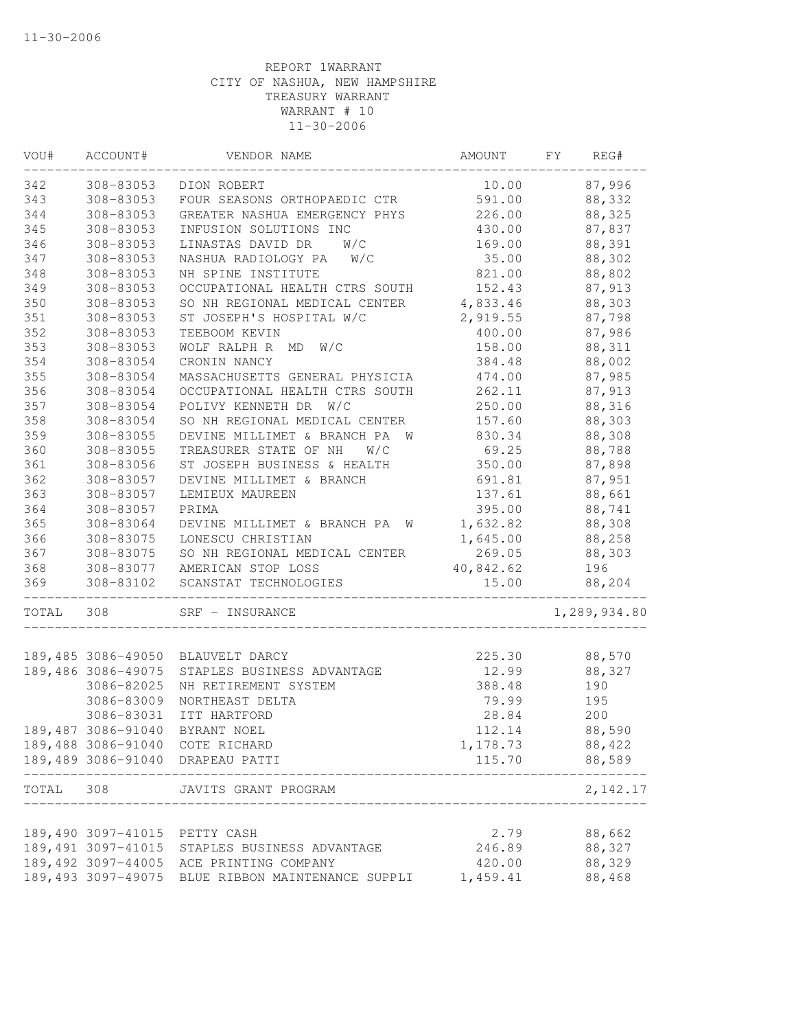REPORT 1WARRANT
CITY OF NASHUA, NEW HAMPSHIRE
TREASURY WARRANT
WARRANT # 10
11-30-2006

| VOU# | ACCOUNT# | VENDOR NAME | AMOUNT | FY | REG# |
|---|---|---|---|---|---|
| 342 | 308-83053 | DION ROBERT | 10.00 | | 87,996 |
| 343 | 308-83053 | FOUR SEASONS ORTHOPAEDIC CTR | 591.00 | | 88,332 |
| 344 | 308-83053 | GREATER NASHUA EMERGENCY PHYS | 226.00 | | 88,325 |
| 345 | 308-83053 | INFUSION SOLUTIONS INC | 430.00 | | 87,837 |
| 346 | 308-83053 | LINASTAS DAVID DR W/C | 169.00 | | 88,391 |
| 347 | 308-83053 | NASHUA RADIOLOGY PA W/C | 35.00 | | 88,302 |
| 348 | 308-83053 | NH SPINE INSTITUTE | 821.00 | | 88,802 |
| 349 | 308-83053 | OCCUPATIONAL HEALTH CTRS SOUTH | 152.43 | | 87,913 |
| 350 | 308-83053 | SO NH REGIONAL MEDICAL CENTER | 4,833.46 | | 88,303 |
| 351 | 308-83053 | ST JOSEPH'S HOSPITAL W/C | 2,919.55 | | 87,798 |
| 352 | 308-83053 | TEEBOOM KEVIN | 400.00 | | 87,986 |
| 353 | 308-83053 | WOLF RALPH R MD W/C | 158.00 | | 88,311 |
| 354 | 308-83054 | CRONIN NANCY | 384.48 | | 88,002 |
| 355 | 308-83054 | MASSACHUSETTS GENERAL PHYSICIA | 474.00 | | 87,985 |
| 356 | 308-83054 | OCCUPATIONAL HEALTH CTRS SOUTH | 262.11 | | 87,913 |
| 357 | 308-83054 | POLIVY KENNETH DR W/C | 250.00 | | 88,316 |
| 358 | 308-83054 | SO NH REGIONAL MEDICAL CENTER | 157.60 | | 88,303 |
| 359 | 308-83055 | DEVINE MILLIMET & BRANCH PA W | 830.34 | | 88,308 |
| 360 | 308-83055 | TREASURER STATE OF NH W/C | 69.25 | | 88,788 |
| 361 | 308-83056 | ST JOSEPH BUSINESS & HEALTH | 350.00 | | 87,898 |
| 362 | 308-83057 | DEVINE MILLIMET & BRANCH | 691.81 | | 87,951 |
| 363 | 308-83057 | LEMIEUX MAUREEN | 137.61 | | 88,661 |
| 364 | 308-83057 | PRIMA | 395.00 | | 88,741 |
| 365 | 308-83064 | DEVINE MILLIMET & BRANCH PA W | 1,632.82 | | 88,308 |
| 366 | 308-83075 | LONESCU CHRISTIAN | 1,645.00 | | 88,258 |
| 367 | 308-83075 | SO NH REGIONAL MEDICAL CENTER | 269.05 | | 88,303 |
| 368 | 308-83077 | AMERICAN STOP LOSS | 40,842.62 | | 196 |
| 369 | 308-83102 | SCANSTAT TECHNOLOGIES | 15.00 | | 88,204 |
| TOTAL | 308 | SRF - INSURANCE | | | 1,289,934.80 |
| 189,485 | 3086-49050 | BLAUVELT DARCY | 225.30 | | 88,570 |
| 189,486 | 3086-49075 | STAPLES BUSINESS ADVANTAGE | 12.99 | | 88,327 |
| | 3086-82025 | NH RETIREMENT SYSTEM | 388.48 | | 190 |
| | 3086-83009 | NORTHEAST DELTA | 79.99 | | 195 |
| | 3086-83031 | ITT HARTFORD | 28.84 | | 200 |
| 189,487 | 3086-91040 | BYRANT NOEL | 112.14 | | 88,590 |
| 189,488 | 3086-91040 | COTE RICHARD | 1,178.73 | | 88,422 |
| 189,489 | 3086-91040 | DRAPEAU PATTI | 115.70 | | 88,589 |
| TOTAL | 308 | JAVITS GRANT PROGRAM | | | 2,142.17 |
| 189,490 | 3097-41015 | PETTY CASH | 2.79 | | 88,662 |
| 189,491 | 3097-41015 | STAPLES BUSINESS ADVANTAGE | 246.89 | | 88,327 |
| 189,492 | 3097-44005 | ACE PRINTING COMPANY | 420.00 | | 88,329 |
| 189,493 | 3097-49075 | BLUE RIBBON MAINTENANCE SUPPLI | 1,459.41 | | 88,468 |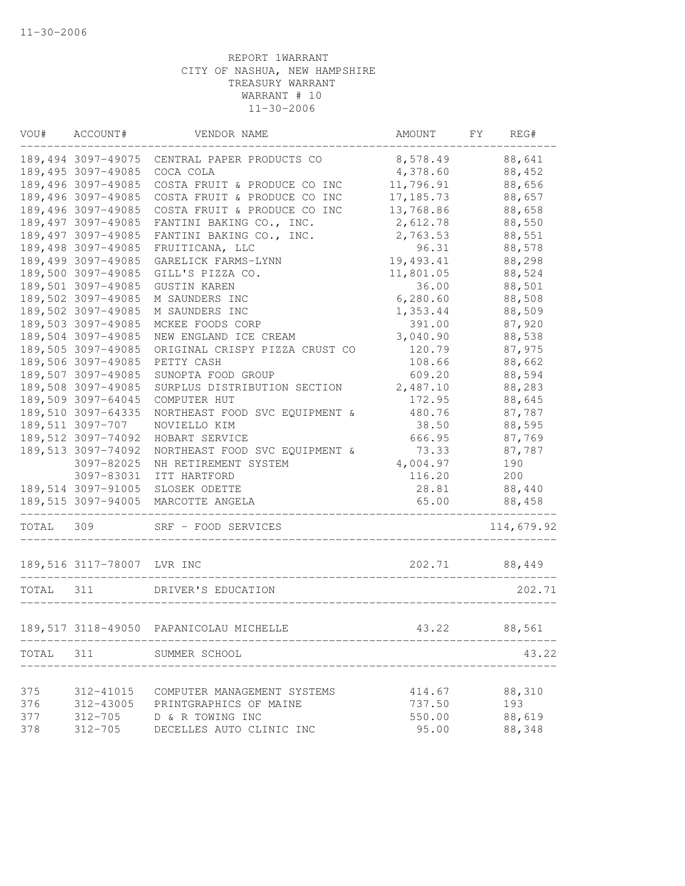REPORT 1WARRANT
CITY OF NASHUA, NEW HAMPSHIRE
TREASURY WARRANT
WARRANT # 10
11-30-2006

| VOU# | ACCOUNT# | VENDOR NAME | AMOUNT | FY | REG# |
|---|---|---|---|---|---|
| 189,494 | 3097-49075 | CENTRAL PAPER PRODUCTS CO | 8,578.49 | | 88,641 |
| 189,495 | 3097-49085 | COCA COLA | 4,378.60 | | 88,452 |
| 189,496 | 3097-49085 | COSTA FRUIT & PRODUCE CO INC | 11,796.91 | | 88,656 |
| 189,496 | 3097-49085 | COSTA FRUIT & PRODUCE CO INC | 17,185.73 | | 88,657 |
| 189,496 | 3097-49085 | COSTA FRUIT & PRODUCE CO INC | 13,768.86 | | 88,658 |
| 189,497 | 3097-49085 | FANTINI BAKING CO., INC. | 2,612.78 | | 88,550 |
| 189,497 | 3097-49085 | FANTINI BAKING CO., INC. | 2,763.53 | | 88,551 |
| 189,498 | 3097-49085 | FRUITICANA, LLC | 96.31 | | 88,578 |
| 189,499 | 3097-49085 | GARELICK FARMS-LYNN | 19,493.41 | | 88,298 |
| 189,500 | 3097-49085 | GILL'S PIZZA CO. | 11,801.05 | | 88,524 |
| 189,501 | 3097-49085 | GUSTIN KAREN | 36.00 | | 88,501 |
| 189,502 | 3097-49085 | M SAUNDERS INC | 6,280.60 | | 88,508 |
| 189,502 | 3097-49085 | M SAUNDERS INC | 1,353.44 | | 88,509 |
| 189,503 | 3097-49085 | MCKEE FOODS CORP | 391.00 | | 87,920 |
| 189,504 | 3097-49085 | NEW ENGLAND ICE CREAM | 3,040.90 | | 88,538 |
| 189,505 | 3097-49085 | ORIGINAL CRISPY PIZZA CRUST CO | 120.79 | | 87,975 |
| 189,506 | 3097-49085 | PETTY CASH | 108.66 | | 88,662 |
| 189,507 | 3097-49085 | SUNOPTA FOOD GROUP | 609.20 | | 88,594 |
| 189,508 | 3097-49085 | SURPLUS DISTRIBUTION SECTION | 2,487.10 | | 88,283 |
| 189,509 | 3097-64045 | COMPUTER HUT | 172.95 | | 88,645 |
| 189,510 | 3097-64335 | NORTHEAST FOOD SVC EQUIPMENT & | 480.76 | | 87,787 |
| 189,511 | 3097-707 | NOVIELLO KIM | 38.50 | | 88,595 |
| 189,512 | 3097-74092 | HOBART SERVICE | 666.95 | | 87,769 |
| 189,513 | 3097-74092 | NORTHEAST FOOD SVC EQUIPMENT & | 73.33 | | 87,787 |
| | 3097-82025 | NH RETIREMENT SYSTEM | 4,004.97 | | 190 |
| | 3097-83031 | ITT HARTFORD | 116.20 | | 200 |
| 189,514 | 3097-91005 | SLOSEK ODETTE | 28.81 | | 88,440 |
| 189,515 | 3097-94005 | MARCOTTE ANGELA | 65.00 | | 88,458 |
| TOTAL | 309 | SRF - FOOD SERVICES | | | 114,679.92 |
| 189,516 | 3117-78007 | LVR INC | 202.71 | | 88,449 |
| TOTAL | 311 | DRIVER'S EDUCATION | | | 202.71 |
| 189,517 | 3118-49050 | PAPANICOLAU MICHELLE | 43.22 | | 88,561 |
| TOTAL | 311 | SUMMER SCHOOL | | | 43.22 |
| 375 | 312-41015 | COMPUTER MANAGEMENT SYSTEMS | 414.67 | | 88,310 |
| 376 | 312-43005 | PRINTGRAPHICS OF MAINE | 737.50 | | 193 |
| 377 | 312-705 | D & R TOWING INC | 550.00 | | 88,619 |
| 378 | 312-705 | DECELLES AUTO CLINIC INC | 95.00 | | 88,348 |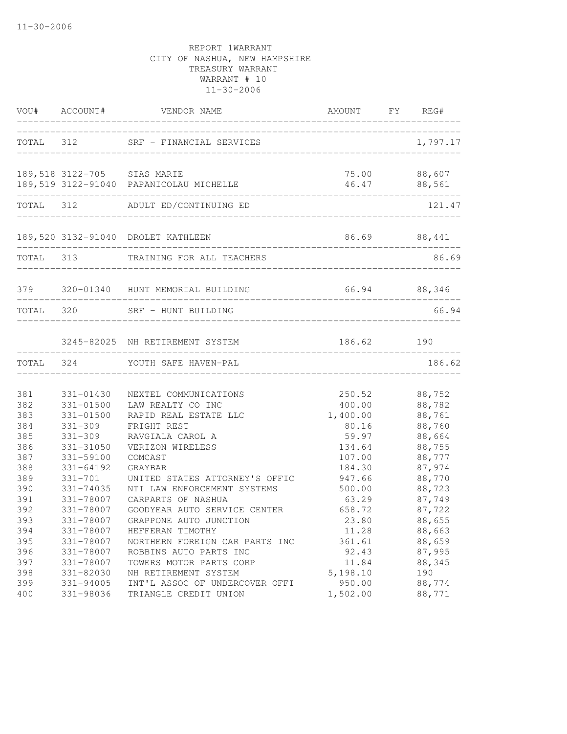11-30-2006

REPORT 1WARRANT
CITY OF NASHUA, NEW HAMPSHIRE
TREASURY WARRANT
WARRANT # 10
11-30-2006

| VOU# | ACCOUNT# | VENDOR NAME | AMOUNT | FY | REG# |
|---|---|---|---|---|---|
| TOTAL | 312 | SRF - FINANCIAL SERVICES | | | 1,797.17 |
| 189,518 | 3122-705 | SIAS MARIE | 75.00 | | 88,607 |
| 189,519 | 3122-91040 | PAPANICOLAU MICHELLE | 46.47 | | 88,561 |
| TOTAL | 312 | ADULT ED/CONTINUING ED | | | 121.47 |
| 189,520 | 3132-91040 | DROLET KATHLEEN | 86.69 | | 88,441 |
| TOTAL | 313 | TRAINING FOR ALL TEACHERS | | | 86.69 |
| 379 | 320-01340 | HUNT MEMORIAL BUILDING | 66.94 | | 88,346 |
| TOTAL | 320 | SRF - HUNT BUILDING | | | 66.94 |
| | 3245-82025 | NH RETIREMENT SYSTEM | 186.62 | | 190 |
| TOTAL | 324 | YOUTH SAFE HAVEN-PAL | | | 186.62 |
| 381 | 331-01430 | NEXTEL COMMUNICATIONS | 250.52 | | 88,752 |
| 382 | 331-01500 | LAW REALTY CO INC | 400.00 | | 88,782 |
| 383 | 331-01500 | RAPID REAL ESTATE LLC | 1,400.00 | | 88,761 |
| 384 | 331-309 | FRIGHT REST | 80.16 | | 88,760 |
| 385 | 331-309 | RAVGIALA CAROL A | 59.97 | | 88,664 |
| 386 | 331-31050 | VERIZON WIRELESS | 134.64 | | 88,755 |
| 387 | 331-59100 | COMCAST | 107.00 | | 88,777 |
| 388 | 331-64192 | GRAYBAR | 184.30 | | 87,974 |
| 389 | 331-701 | UNITED STATES ATTORNEY'S OFFIC | 947.66 | | 88,770 |
| 390 | 331-74035 | NTI LAW ENFORCEMENT SYSTEMS | 500.00 | | 88,723 |
| 391 | 331-78007 | CARPARTS OF NASHUA | 63.29 | | 87,749 |
| 392 | 331-78007 | GOODYEAR AUTO SERVICE CENTER | 658.72 | | 87,722 |
| 393 | 331-78007 | GRAPPONE AUTO JUNCTION | 23.80 | | 88,655 |
| 394 | 331-78007 | HEFFERAN TIMOTHY | 11.28 | | 88,663 |
| 395 | 331-78007 | NORTHERN FOREIGN CAR PARTS INC | 361.61 | | 88,659 |
| 396 | 331-78007 | ROBBINS AUTO PARTS INC | 92.43 | | 87,995 |
| 397 | 331-78007 | TOWERS MOTOR PARTS CORP | 11.84 | | 88,345 |
| 398 | 331-82030 | NH RETIREMENT SYSTEM | 5,198.10 | | 190 |
| 399 | 331-94005 | INT'L ASSOC OF UNDERCOVER OFFI | 950.00 | | 88,774 |
| 400 | 331-98036 | TRIANGLE CREDIT UNION | 1,502.00 | | 88,771 |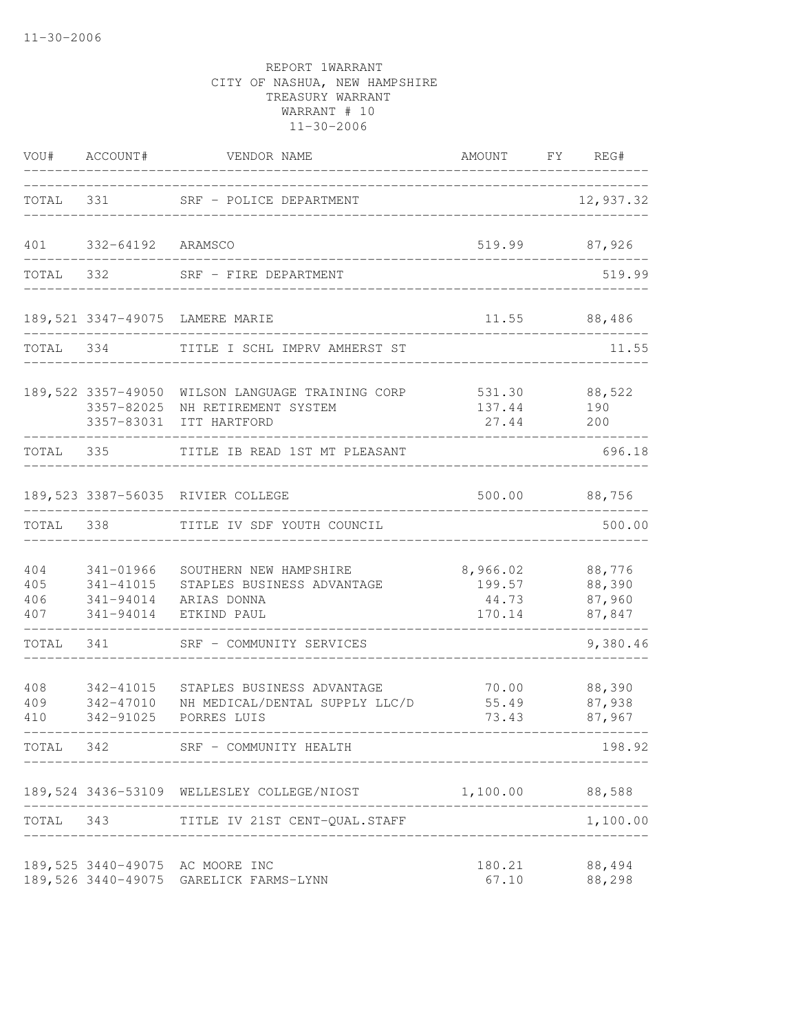11-30-2006

REPORT 1WARRANT
CITY OF NASHUA, NEW HAMPSHIRE
TREASURY WARRANT
WARRANT # 10
11-30-2006

| VOU# | ACCOUNT# | VENDOR NAME | AMOUNT | FY | REG# |
|---|---|---|---|---|---|
| TOTAL | 331 | SRF - POLICE DEPARTMENT | | | 12,937.32 |
| 401 | 332-64192 | ARAMSCO | 519.99 | | 87,926 |
| TOTAL | 332 | SRF - FIRE DEPARTMENT | | | 519.99 |
| 189,521 | 3347-49075 | LAMERE MARIE | 11.55 | | 88,486 |
| TOTAL | 334 | TITLE I SCHL IMPRV AMHERST ST | | | 11.55 |
| 189,522 | 3357-49050 | WILSON LANGUAGE TRAINING CORP | 531.30 | | 88,522 |
| | 3357-82025 | NH RETIREMENT SYSTEM | 137.44 | | 190 |
| | 3357-83031 | ITT HARTFORD | 27.44 | | 200 |
| TOTAL | 335 | TITLE IB READ 1ST MT PLEASANT | | | 696.18 |
| 189,523 | 3387-56035 | RIVIER COLLEGE | 500.00 | | 88,756 |
| TOTAL | 338 | TITLE IV SDF YOUTH COUNCIL | | | 500.00 |
| 404 | 341-01966 | SOUTHERN NEW HAMPSHIRE | 8,966.02 | | 88,776 |
| 405 | 341-41015 | STAPLES BUSINESS ADVANTAGE | 199.57 | | 88,390 |
| 406 | 341-94014 | ARIAS DONNA | 44.73 | | 87,960 |
| 407 | 341-94014 | ETKIND PAUL | 170.14 | | 87,847 |
| TOTAL | 341 | SRF - COMMUNITY SERVICES | | | 9,380.46 |
| 408 | 342-41015 | STAPLES BUSINESS ADVANTAGE | 70.00 | | 88,390 |
| 409 | 342-47010 | NH MEDICAL/DENTAL SUPPLY LLC/D | 55.49 | | 87,938 |
| 410 | 342-91025 | PORRES LUIS | 73.43 | | 87,967 |
| TOTAL | 342 | SRF - COMMUNITY HEALTH | | | 198.92 |
| 189,524 | 3436-53109 | WELLESLEY COLLEGE/NIOST | 1,100.00 | | 88,588 |
| TOTAL | 343 | TITLE IV 21ST CENT-QUAL.STAFF | | | 1,100.00 |
| 189,525 | 3440-49075 | AC MOORE INC | 180.21 | | 88,494 |
| 189,526 | 3440-49075 | GARELICK FARMS-LYNN | 67.10 | | 88,298 |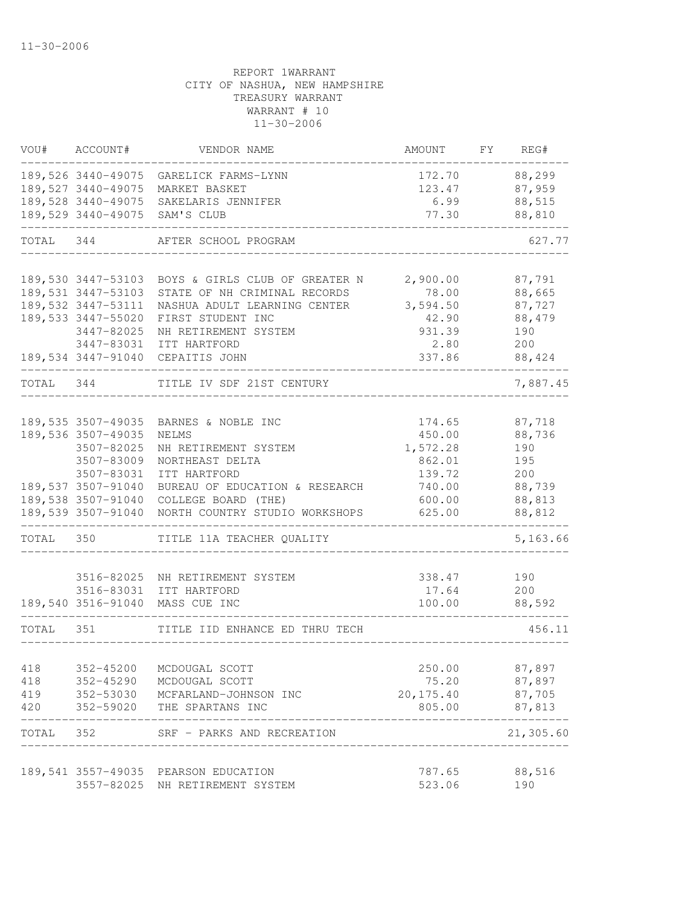11-30-2006

REPORT 1WARRANT
CITY OF NASHUA, NEW HAMPSHIRE
TREASURY WARRANT
WARRANT # 10
11-30-2006

| VOU# | ACCOUNT# | VENDOR NAME | AMOUNT | FY | REG# |
|---|---|---|---|---|---|
| 189,526 | 3440-49075 | GARELICK FARMS-LYNN | 172.70 | | 88,299 |
| 189,527 | 3440-49075 | MARKET BASKET | 123.47 | | 87,959 |
| 189,528 | 3440-49075 | SAKELARIS JENNIFER | 6.99 | | 88,515 |
| 189,529 | 3440-49075 | SAM'S CLUB | 77.30 | | 88,810 |
| TOTAL | 344 | AFTER SCHOOL PROGRAM | | | 627.77 |
| 189,530 | 3447-53103 | BOYS & GIRLS CLUB OF GREATER N | 2,900.00 | | 87,791 |
| 189,531 | 3447-53103 | STATE OF NH CRIMINAL RECORDS | 78.00 | | 88,665 |
| 189,532 | 3447-53111 | NASHUA ADULT LEARNING CENTER | 3,594.50 | | 87,727 |
| 189,533 | 3447-55020 | FIRST STUDENT INC | 42.90 | | 88,479 |
| | 3447-82025 | NH RETIREMENT SYSTEM | 931.39 | | 190 |
| | 3447-83031 | ITT HARTFORD | 2.80 | | 200 |
| 189,534 | 3447-91040 | CEPAITIS JOHN | 337.86 | | 88,424 |
| TOTAL | 344 | TITLE IV SDF 21ST CENTURY | | | 7,887.45 |
| 189,535 | 3507-49035 | BARNES & NOBLE INC | 174.65 | | 87,718 |
| 189,536 | 3507-49035 | NELMS | 450.00 | | 88,736 |
| | 3507-82025 | NH RETIREMENT SYSTEM | 1,572.28 | | 190 |
| | 3507-83009 | NORTHEAST DELTA | 862.01 | | 195 |
| | 3507-83031 | ITT HARTFORD | 139.72 | | 200 |
| 189,537 | 3507-91040 | BUREAU OF EDUCATION & RESEARCH | 740.00 | | 88,739 |
| 189,538 | 3507-91040 | COLLEGE BOARD (THE) | 600.00 | | 88,813 |
| 189,539 | 3507-91040 | NORTH COUNTRY STUDIO WORKSHOPS | 625.00 | | 88,812 |
| TOTAL | 350 | TITLE 11A TEACHER QUALITY | | | 5,163.66 |
| | 3516-82025 | NH RETIREMENT SYSTEM | 338.47 | | 190 |
| | 3516-83031 | ITT HARTFORD | 17.64 | | 200 |
| 189,540 | 3516-91040 | MASS CUE INC | 100.00 | | 88,592 |
| TOTAL | 351 | TITLE IID ENHANCE ED THRU TECH | | | 456.11 |
| 418 | 352-45200 | MCDOUGAL SCOTT | 250.00 | | 87,897 |
| 418 | 352-45290 | MCDOUGAL SCOTT | 75.20 | | 87,897 |
| 419 | 352-53030 | MCFARLAND-JOHNSON INC | 20,175.40 | | 87,705 |
| 420 | 352-59020 | THE SPARTANS INC | 805.00 | | 87,813 |
| TOTAL | 352 | SRF - PARKS AND RECREATION | | | 21,305.60 |
| 189,541 | 3557-49035 | PEARSON EDUCATION | 787.65 | | 88,516 |
| | 3557-82025 | NH RETIREMENT SYSTEM | 523.06 | | 190 |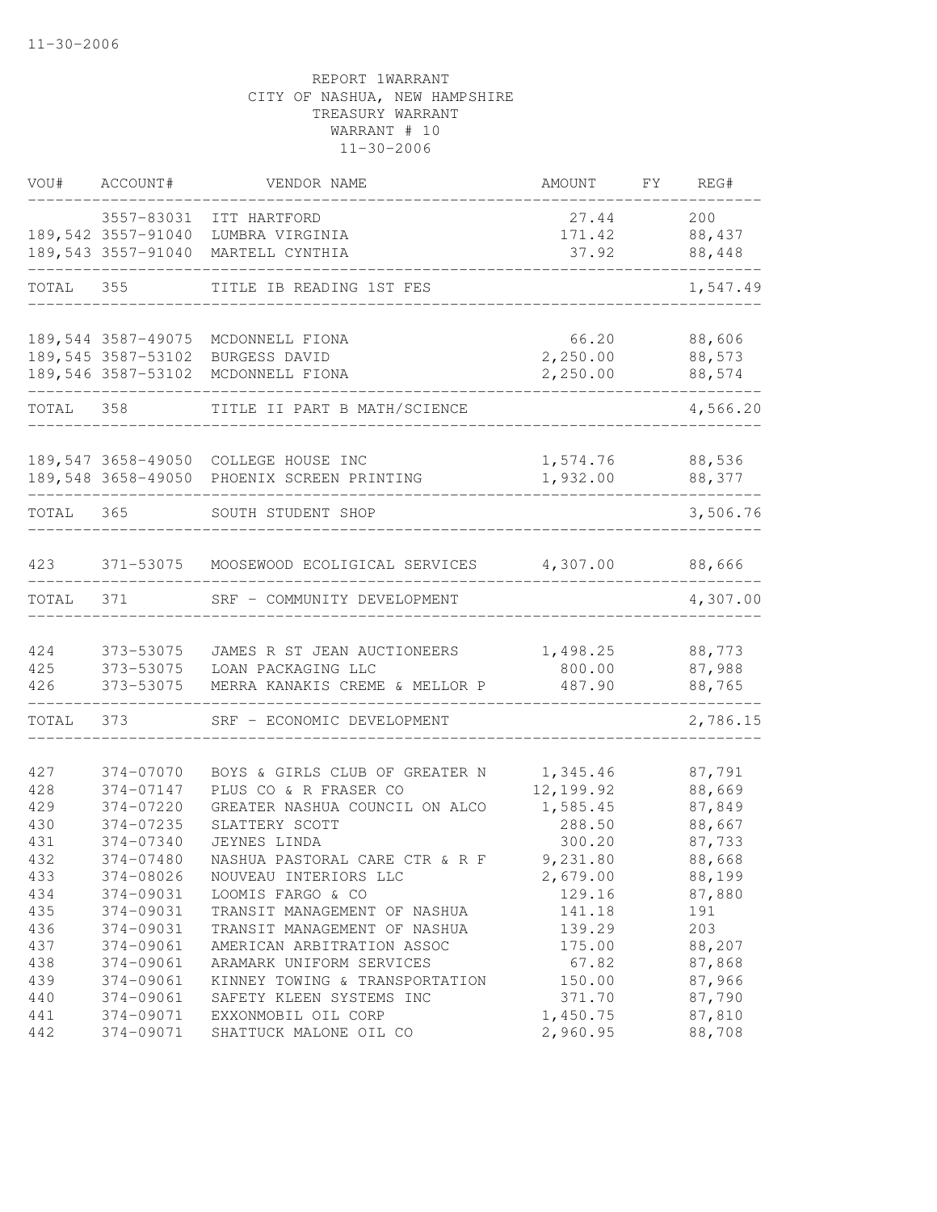11-30-2006

REPORT 1WARRANT
CITY OF NASHUA, NEW HAMPSHIRE
TREASURY WARRANT
WARRANT # 10
11-30-2006

| VOU# | ACCOUNT# | VENDOR NAME | AMOUNT | FY | REG# |
|---|---|---|---|---|---|
| | 3557-83031 | ITT HARTFORD | 27.44 | | 200 |
| 189,542 | 3557-91040 | LUMBRA VIRGINIA | 171.42 | | 88,437 |
| 189,543 | 3557-91040 | MARTELL CYNTHIA | 37.92 | | 88,448 |
| TOTAL | 355 | TITLE IB READING 1ST FES | | | 1,547.49 |
| 189,544 | 3587-49075 | MCDONNELL FIONA | 66.20 | | 88,606 |
| 189,545 | 3587-53102 | BURGESS DAVID | 2,250.00 | | 88,573 |
| 189,546 | 3587-53102 | MCDONNELL FIONA | 2,250.00 | | 88,574 |
| TOTAL | 358 | TITLE II PART B MATH/SCIENCE | | | 4,566.20 |
| 189,547 | 3658-49050 | COLLEGE HOUSE INC | 1,574.76 | | 88,536 |
| 189,548 | 3658-49050 | PHOENIX SCREEN PRINTING | 1,932.00 | | 88,377 |
| TOTAL | 365 | SOUTH STUDENT SHOP | | | 3,506.76 |
| 423 | 371-53075 | MOOSEWOOD ECOLIGICAL SERVICES | 4,307.00 | | 88,666 |
| TOTAL | 371 | SRF - COMMUNITY DEVELOPMENT | | | 4,307.00 |
| 424 | 373-53075 | JAMES R ST JEAN AUCTIONEERS | 1,498.25 | | 88,773 |
| 425 | 373-53075 | LOAN PACKAGING LLC | 800.00 | | 87,988 |
| 426 | 373-53075 | MERRA KANAKIS CREME & MELLOR P | 487.90 | | 88,765 |
| TOTAL | 373 | SRF - ECONOMIC DEVELOPMENT | | | 2,786.15 |
| 427 | 374-07070 | BOYS & GIRLS CLUB OF GREATER N | 1,345.46 | | 87,791 |
| 428 | 374-07147 | PLUS CO & R FRASER CO | 12,199.92 | | 88,669 |
| 429 | 374-07220 | GREATER NASHUA COUNCIL ON ALCO | 1,585.45 | | 87,849 |
| 430 | 374-07235 | SLATTERY SCOTT | 288.50 | | 88,667 |
| 431 | 374-07340 | JEYNES LINDA | 300.20 | | 87,733 |
| 432 | 374-07480 | NASHUA PASTORAL CARE CTR & R F | 9,231.80 | | 88,668 |
| 433 | 374-08026 | NOUVEAU INTERIORS LLC | 2,679.00 | | 88,199 |
| 434 | 374-09031 | LOOMIS FARGO & CO | 129.16 | | 87,880 |
| 435 | 374-09031 | TRANSIT MANAGEMENT OF NASHUA | 141.18 | | 191 |
| 436 | 374-09031 | TRANSIT MANAGEMENT OF NASHUA | 139.29 | | 203 |
| 437 | 374-09061 | AMERICAN ARBITRATION ASSOC | 175.00 | | 88,207 |
| 438 | 374-09061 | ARAMARK UNIFORM SERVICES | 67.82 | | 87,868 |
| 439 | 374-09061 | KINNEY TOWING & TRANSPORTATION | 150.00 | | 87,966 |
| 440 | 374-09061 | SAFETY KLEEN SYSTEMS INC | 371.70 | | 87,790 |
| 441 | 374-09071 | EXXONMOBIL OIL CORP | 1,450.75 | | 87,810 |
| 442 | 374-09071 | SHATTUCK MALONE OIL CO | 2,960.95 | | 88,708 |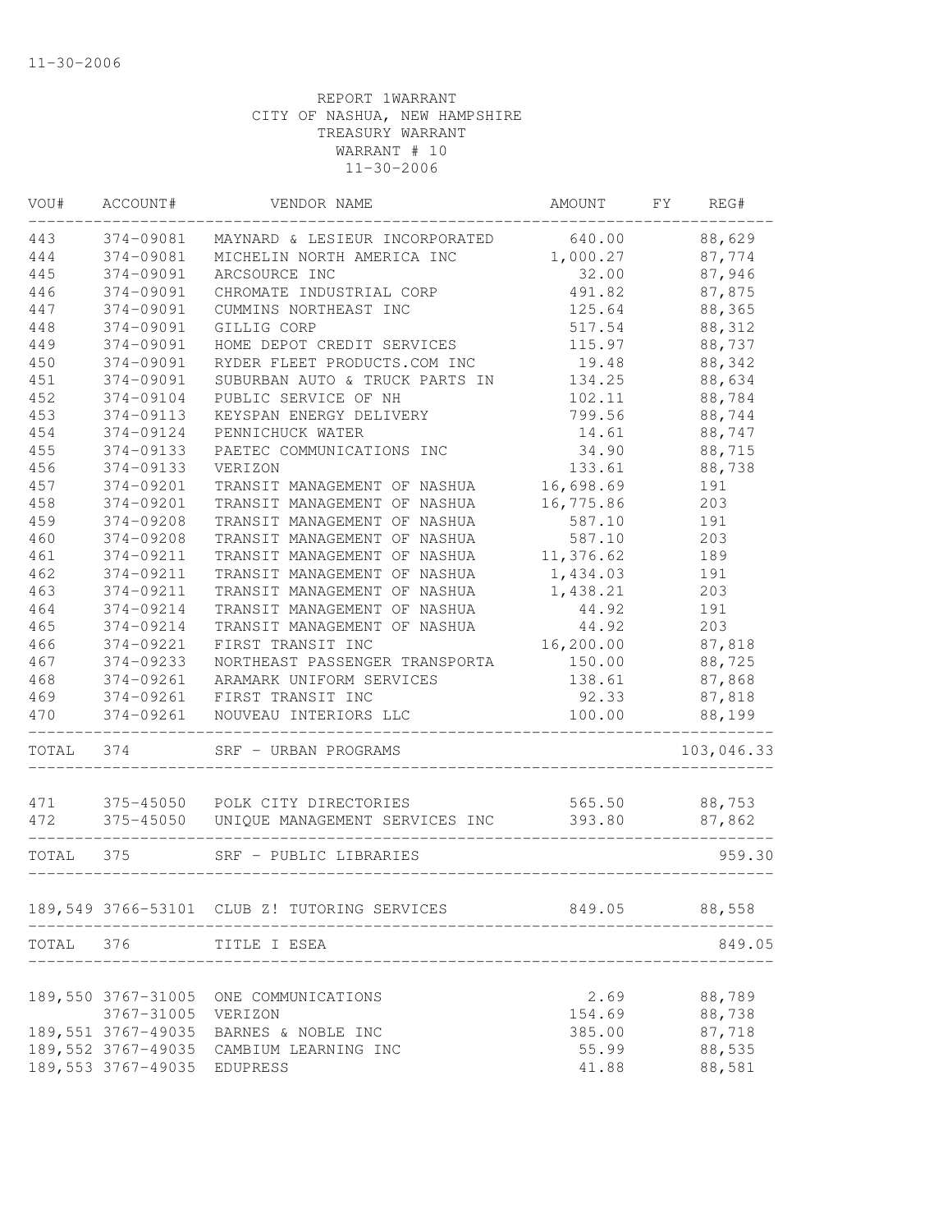11-30-2006

REPORT 1WARRANT
CITY OF NASHUA, NEW HAMPSHIRE
TREASURY WARRANT
WARRANT # 10
11-30-2006

| VOU# | ACCOUNT# | VENDOR NAME | AMOUNT | FY | REG# |
|---|---|---|---|---|---|
| 443 | 374-09081 | MAYNARD & LESIEUR INCORPORATED | 640.00 | | 88,629 |
| 444 | 374-09081 | MICHELIN NORTH AMERICA INC | 1,000.27 | | 87,774 |
| 445 | 374-09091 | ARCSOURCE INC | 32.00 | | 87,946 |
| 446 | 374-09091 | CHROMATE INDUSTRIAL CORP | 491.82 | | 87,875 |
| 447 | 374-09091 | CUMMINS NORTHEAST INC | 125.64 | | 88,365 |
| 448 | 374-09091 | GILLIG CORP | 517.54 | | 88,312 |
| 449 | 374-09091 | HOME DEPOT CREDIT SERVICES | 115.97 | | 88,737 |
| 450 | 374-09091 | RYDER FLEET PRODUCTS.COM INC | 19.48 | | 88,342 |
| 451 | 374-09091 | SUBURBAN AUTO & TRUCK PARTS IN | 134.25 | | 88,634 |
| 452 | 374-09104 | PUBLIC SERVICE OF NH | 102.11 | | 88,784 |
| 453 | 374-09113 | KEYSPAN ENERGY DELIVERY | 799.56 | | 88,744 |
| 454 | 374-09124 | PENNICHUCK WATER | 14.61 | | 88,747 |
| 455 | 374-09133 | PAETEC COMMUNICATIONS INC | 34.90 | | 88,715 |
| 456 | 374-09133 | VERIZON | 133.61 | | 88,738 |
| 457 | 374-09201 | TRANSIT MANAGEMENT OF NASHUA | 16,698.69 | | 191 |
| 458 | 374-09201 | TRANSIT MANAGEMENT OF NASHUA | 16,775.86 | | 203 |
| 459 | 374-09208 | TRANSIT MANAGEMENT OF NASHUA | 587.10 | | 191 |
| 460 | 374-09208 | TRANSIT MANAGEMENT OF NASHUA | 587.10 | | 203 |
| 461 | 374-09211 | TRANSIT MANAGEMENT OF NASHUA | 11,376.62 | | 189 |
| 462 | 374-09211 | TRANSIT MANAGEMENT OF NASHUA | 1,434.03 | | 191 |
| 463 | 374-09211 | TRANSIT MANAGEMENT OF NASHUA | 1,438.21 | | 203 |
| 464 | 374-09214 | TRANSIT MANAGEMENT OF NASHUA | 44.92 | | 191 |
| 465 | 374-09214 | TRANSIT MANAGEMENT OF NASHUA | 44.92 | | 203 |
| 466 | 374-09221 | FIRST TRANSIT INC | 16,200.00 | | 87,818 |
| 467 | 374-09233 | NORTHEAST PASSENGER TRANSPORTA | 150.00 | | 88,725 |
| 468 | 374-09261 | ARAMARK UNIFORM SERVICES | 138.61 | | 87,868 |
| 469 | 374-09261 | FIRST TRANSIT INC | 92.33 | | 87,818 |
| 470 | 374-09261 | NOUVEAU INTERIORS LLC | 100.00 | | 88,199 |
| TOTAL | 374 | SRF - URBAN PROGRAMS | | | 103,046.33 |
| 471 | 375-45050 | POLK CITY DIRECTORIES | 565.50 | | 88,753 |
| 472 | 375-45050 | UNIQUE MANAGEMENT SERVICES INC | 393.80 | | 87,862 |
| TOTAL | 375 | SRF - PUBLIC LIBRARIES | | | 959.30 |
| 189,549 | 3766-53101 | CLUB Z! TUTORING SERVICES | 849.05 | | 88,558 |
| TOTAL | 376 | TITLE I ESEA | | | 849.05 |
| 189,550 | 3767-31005 | ONE COMMUNICATIONS | 2.69 | | 88,789 |
| | 3767-31005 | VERIZON | 154.69 | | 88,738 |
| 189,551 | 3767-49035 | BARNES & NOBLE INC | 385.00 | | 87,718 |
| 189,552 | 3767-49035 | CAMBIUM LEARNING INC | 55.99 | | 88,535 |
| 189,553 | 3767-49035 | EDUPRESS | 41.88 | | 88,581 |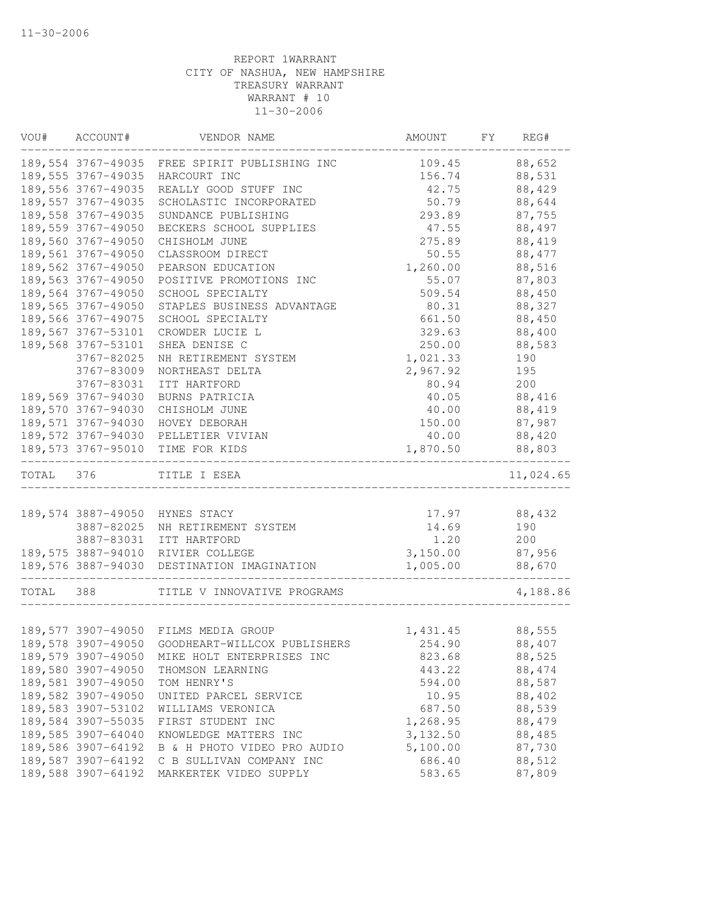11-30-2006

REPORT 1WARRANT
CITY OF NASHUA, NEW HAMPSHIRE
TREASURY WARRANT
WARRANT # 10
11-30-2006

| VOU# | ACCOUNT# | VENDOR NAME | AMOUNT | FY | REG# |
|---|---|---|---|---|---|
| 189,554 | 3767-49035 | FREE SPIRIT PUBLISHING INC | 109.45 | | 88,652 |
| 189,555 | 3767-49035 | HARCOURT INC | 156.74 | | 88,531 |
| 189,556 | 3767-49035 | REALLY GOOD STUFF INC | 42.75 | | 88,429 |
| 189,557 | 3767-49035 | SCHOLASTIC INCORPORATED | 50.79 | | 88,644 |
| 189,558 | 3767-49035 | SUNDANCE PUBLISHING | 293.89 | | 87,755 |
| 189,559 | 3767-49050 | BECKERS SCHOOL SUPPLIES | 47.55 | | 88,497 |
| 189,560 | 3767-49050 | CHISHOLM JUNE | 275.89 | | 88,419 |
| 189,561 | 3767-49050 | CLASSROOM DIRECT | 50.55 | | 88,477 |
| 189,562 | 3767-49050 | PEARSON EDUCATION | 1,260.00 | | 88,516 |
| 189,563 | 3767-49050 | POSITIVE PROMOTIONS INC | 55.07 | | 87,803 |
| 189,564 | 3767-49050 | SCHOOL SPECIALTY | 509.54 | | 88,450 |
| 189,565 | 3767-49050 | STAPLES BUSINESS ADVANTAGE | 80.31 | | 88,327 |
| 189,566 | 3767-49075 | SCHOOL SPECIALTY | 661.50 | | 88,450 |
| 189,567 | 3767-53101 | CROWDER LUCIE L | 329.63 | | 88,400 |
| 189,568 | 3767-53101 | SHEA DENISE C | 250.00 | | 88,583 |
| | 3767-82025 | NH RETIREMENT SYSTEM | 1,021.33 | | 190 |
| | 3767-83009 | NORTHEAST DELTA | 2,967.92 | | 195 |
| | 3767-83031 | ITT HARTFORD | 80.94 | | 200 |
| 189,569 | 3767-94030 | BURNS PATRICIA | 40.05 | | 88,416 |
| 189,570 | 3767-94030 | CHISHOLM JUNE | 40.00 | | 88,419 |
| 189,571 | 3767-94030 | HOVEY DEBORAH | 150.00 | | 87,987 |
| 189,572 | 3767-94030 | PELLETIER VIVIAN | 40.00 | | 88,420 |
| 189,573 | 3767-95010 | TIME FOR KIDS | 1,870.50 | | 88,803 |
| TOTAL | 376 | TITLE I ESEA | | | 11,024.65 |
| 189,574 | 3887-49050 | HYNES STACY | 17.97 | | 88,432 |
| | 3887-82025 | NH RETIREMENT SYSTEM | 14.69 | | 190 |
| | 3887-83031 | ITT HARTFORD | 1.20 | | 200 |
| 189,575 | 3887-94010 | RIVIER COLLEGE | 3,150.00 | | 87,956 |
| 189,576 | 3887-94030 | DESTINATION IMAGINATION | 1,005.00 | | 88,670 |
| TOTAL | 388 | TITLE V INNOVATIVE PROGRAMS | | | 4,188.86 |
| 189,577 | 3907-49050 | FILMS MEDIA GROUP | 1,431.45 | | 88,555 |
| 189,578 | 3907-49050 | GOODHEART-WILLCOX PUBLISHERS | 254.90 | | 88,407 |
| 189,579 | 3907-49050 | MIKE HOLT ENTERPRISES INC | 823.68 | | 88,525 |
| 189,580 | 3907-49050 | THOMSON LEARNING | 443.22 | | 88,474 |
| 189,581 | 3907-49050 | TOM HENRY'S | 594.00 | | 88,587 |
| 189,582 | 3907-49050 | UNITED PARCEL SERVICE | 10.95 | | 88,402 |
| 189,583 | 3907-53102 | WILLIAMS VERONICA | 687.50 | | 88,539 |
| 189,584 | 3907-55035 | FIRST STUDENT INC | 1,268.95 | | 88,479 |
| 189,585 | 3907-64040 | KNOWLEDGE MATTERS INC | 3,132.50 | | 88,485 |
| 189,586 | 3907-64192 | B & H PHOTO VIDEO PRO AUDIO | 5,100.00 | | 87,730 |
| 189,587 | 3907-64192 | C B SULLIVAN COMPANY INC | 686.40 | | 88,512 |
| 189,588 | 3907-64192 | MARKERTEK VIDEO SUPPLY | 583.65 | | 87,809 |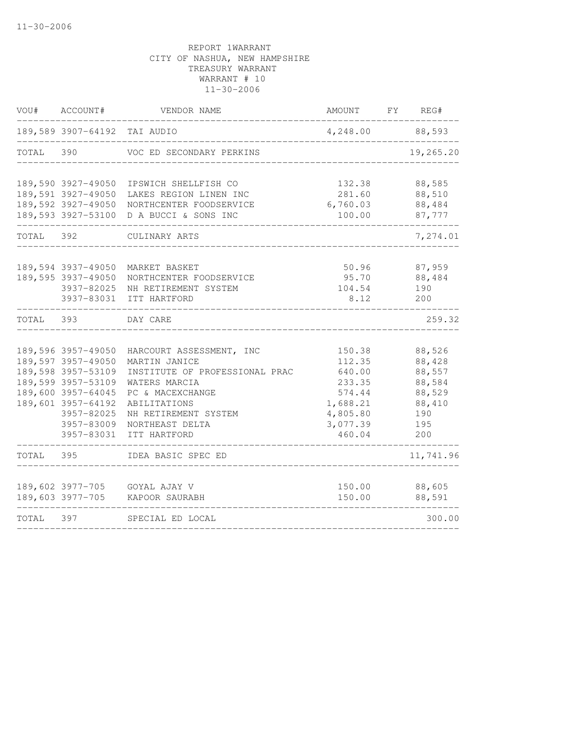11-30-2006

REPORT 1WARRANT
CITY OF NASHUA, NEW HAMPSHIRE
TREASURY WARRANT
WARRANT # 10
11-30-2006

| VOU# | ACCOUNT# | VENDOR NAME | AMOUNT | FY | REG# |
|---|---|---|---|---|---|
| 189,589 | 3907-64192 | TAI AUDIO | 4,248.00 | | 88,593 |
| TOTAL | 390 | VOC ED SECONDARY PERKINS | | | 19,265.20 |
| 189,590 | 3927-49050 | IPSWICH SHELLFISH CO | 132.38 | | 88,585 |
| 189,591 | 3927-49050 | LAKES REGION LINEN INC | 281.60 | | 88,510 |
| 189,592 | 3927-49050 | NORTHCENTER FOODSERVICE | 6,760.03 | | 88,484 |
| 189,593 | 3927-53100 | D A BUCCI & SONS INC | 100.00 | | 87,777 |
| TOTAL | 392 | CULINARY ARTS | | | 7,274.01 |
| 189,594 | 3937-49050 | MARKET BASKET | 50.96 | | 87,959 |
| 189,595 | 3937-49050 | NORTHCENTER FOODSERVICE | 95.70 | | 88,484 |
| | 3937-82025 | NH RETIREMENT SYSTEM | 104.54 | | 190 |
| | 3937-83031 | ITT HARTFORD | 8.12 | | 200 |
| TOTAL | 393 | DAY CARE | | | 259.32 |
| 189,596 | 3957-49050 | HARCOURT ASSESSMENT, INC | 150.38 | | 88,526 |
| 189,597 | 3957-49050 | MARTIN JANICE | 112.35 | | 88,428 |
| 189,598 | 3957-53109 | INSTITUTE OF PROFESSIONAL PRAC | 640.00 | | 88,557 |
| 189,599 | 3957-53109 | WATERS MARCIA | 233.35 | | 88,584 |
| 189,600 | 3957-64045 | PC & MACEXCHANGE | 574.44 | | 88,529 |
| 189,601 | 3957-64192 | ABILITATIONS | 1,688.21 | | 88,410 |
| | 3957-82025 | NH RETIREMENT SYSTEM | 4,805.80 | | 190 |
| | 3957-83009 | NORTHEAST DELTA | 3,077.39 | | 195 |
| | 3957-83031 | ITT HARTFORD | 460.04 | | 200 |
| TOTAL | 395 | IDEA BASIC SPEC ED | | | 11,741.96 |
| 189,602 | 3977-705 | GOYAL AJAY V | 150.00 | | 88,605 |
| 189,603 | 3977-705 | KAPOOR SAURABH | 150.00 | | 88,591 |
| TOTAL | 397 | SPECIAL ED LOCAL | | | 300.00 |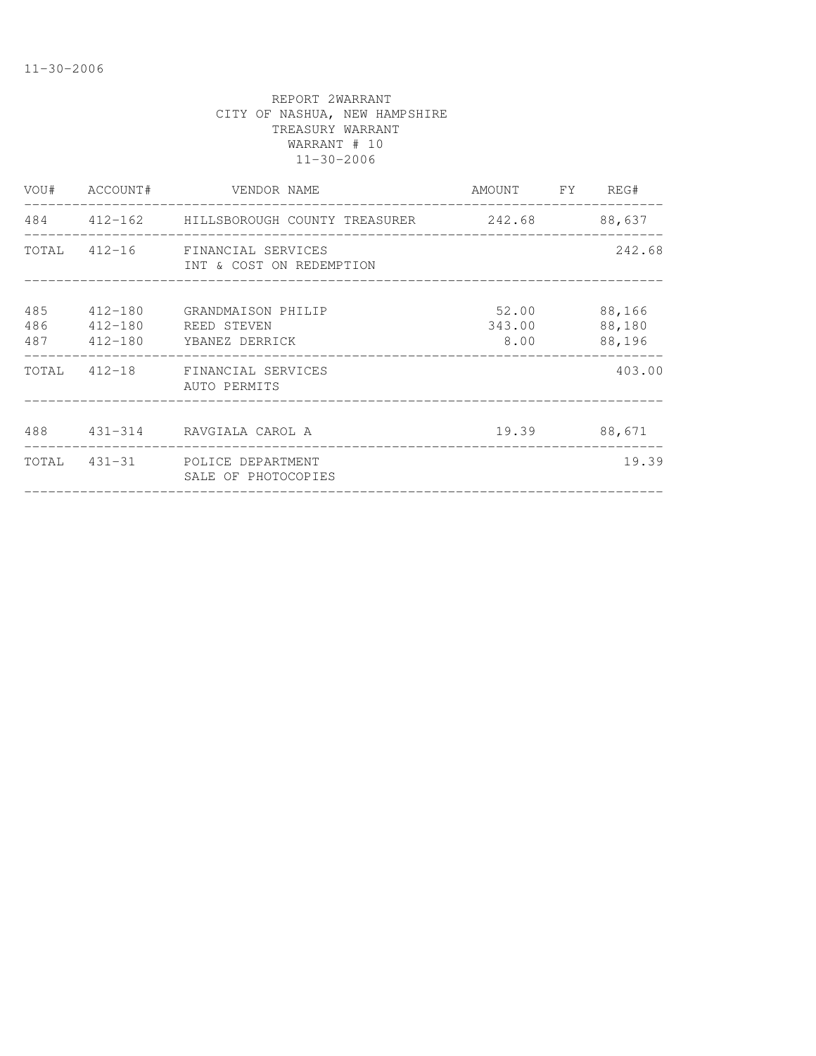REPORT 2WARRANT
CITY OF NASHUA, NEW HAMPSHIRE
TREASURY WARRANT
WARRANT # 10
11-30-2006

| VOU# | ACCOUNT# | VENDOR NAME | AMOUNT | FY | REG# |
|---|---|---|---|---|---|
| 484 | 412-162 | HILLSBOROUGH COUNTY TREASURER | 242.68 | | 88,637 |
| TOTAL | 412-16 | FINANCIAL SERVICES<br>INT & COST ON REDEMPTION | | | 242.68 |
| 485 | 412-180 | GRANDMAISON PHILIP | 52.00 | | 88,166 |
| 486 | 412-180 | REED STEVEN | 343.00 | | 88,180 |
| 487 | 412-180 | YBANEZ DERRICK | 8.00 | | 88,196 |
| TOTAL | 412-18 | FINANCIAL SERVICES<br>AUTO PERMITS | | | 403.00 |
| 488 | 431-314 | RAVGIALA CAROL A | 19.39 | | 88,671 |
| TOTAL | 431-31 | POLICE DEPARTMENT<br>SALE OF PHOTOCOPIES | | | 19.39 |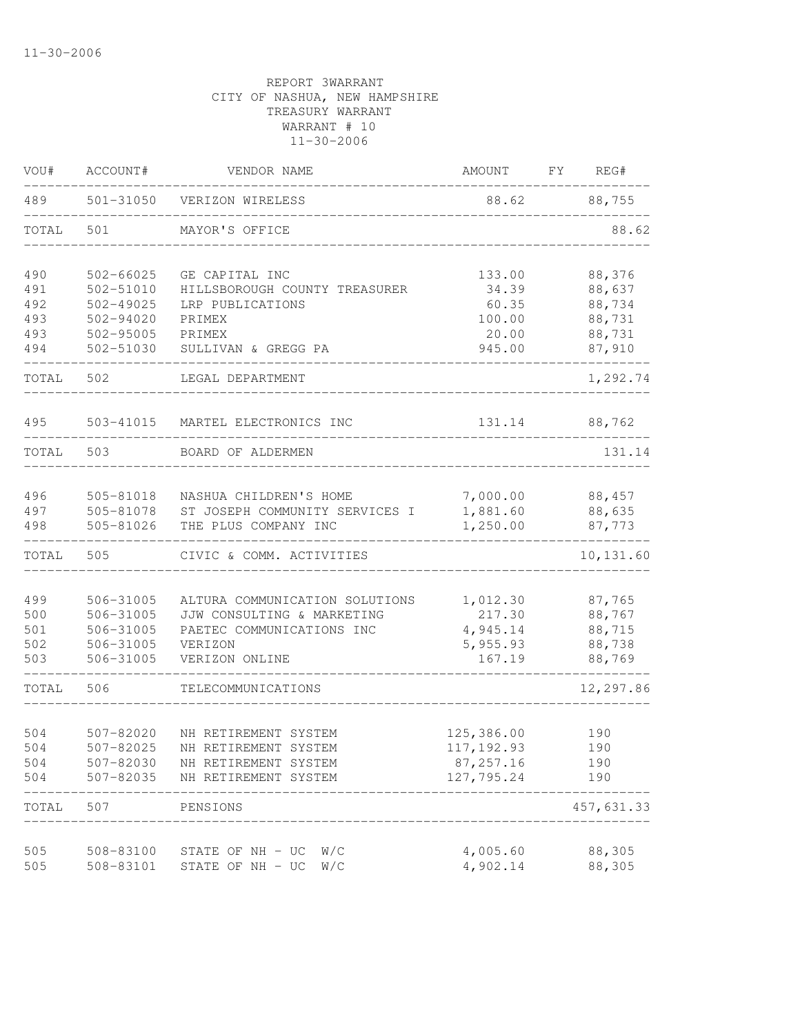11-30-2006

REPORT 3WARRANT
CITY OF NASHUA, NEW HAMPSHIRE
TREASURY WARRANT
WARRANT # 10
11-30-2006

| VOU# | ACCOUNT# | VENDOR NAME | AMOUNT | FY | REG# |
|---|---|---|---|---|---|
| 489 | 501-31050 | VERIZON WIRELESS | 88.62 | | 88,755 |
| TOTAL | 501 | MAYOR'S OFFICE | | | 88.62 |
| 490 | 502-66025 | GE CAPITAL INC | 133.00 | | 88,376 |
| 491 | 502-51010 | HILLSBOROUGH COUNTY TREASURER | 34.39 | | 88,637 |
| 492 | 502-49025 | LRP PUBLICATIONS | 60.35 | | 88,734 |
| 493 | 502-94020 | PRIMEX | 100.00 | | 88,731 |
| 493 | 502-95005 | PRIMEX | 20.00 | | 88,731 |
| 494 | 502-51030 | SULLIVAN & GREGG PA | 945.00 | | 87,910 |
| TOTAL | 502 | LEGAL DEPARTMENT | | | 1,292.74 |
| 495 | 503-41015 | MARTEL ELECTRONICS INC | 131.14 | | 88,762 |
| TOTAL | 503 | BOARD OF ALDERMEN | | | 131.14 |
| 496 | 505-81018 | NASHUA CHILDREN'S HOME | 7,000.00 | | 88,457 |
| 497 | 505-81078 | ST JOSEPH COMMUNITY SERVICES I | 1,881.60 | | 88,635 |
| 498 | 505-81026 | THE PLUS COMPANY INC | 1,250.00 | | 87,773 |
| TOTAL | 505 | CIVIC & COMM. ACTIVITIES | | | 10,131.60 |
| 499 | 506-31005 | ALTURA COMMUNICATION SOLUTIONS | 1,012.30 | | 87,765 |
| 500 | 506-31005 | JJW CONSULTING & MARKETING | 217.30 | | 88,767 |
| 501 | 506-31005 | PAETEC COMMUNICATIONS INC | 4,945.14 | | 88,715 |
| 502 | 506-31005 | VERIZON | 5,955.93 | | 88,738 |
| 503 | 506-31005 | VERIZON ONLINE | 167.19 | | 88,769 |
| TOTAL | 506 | TELECOMMUNICATIONS | | | 12,297.86 |
| 504 | 507-82020 | NH RETIREMENT SYSTEM | 125,386.00 | | 190 |
| 504 | 507-82025 | NH RETIREMENT SYSTEM | 117,192.93 | | 190 |
| 504 | 507-82030 | NH RETIREMENT SYSTEM | 87,257.16 | | 190 |
| 504 | 507-82035 | NH RETIREMENT SYSTEM | 127,795.24 | | 190 |
| TOTAL | 507 | PENSIONS | | | 457,631.33 |
| 505 | 508-83100 | STATE OF NH - UC W/C | 4,005.60 | | 88,305 |
| 505 | 508-83101 | STATE OF NH - UC W/C | 4,902.14 | | 88,305 |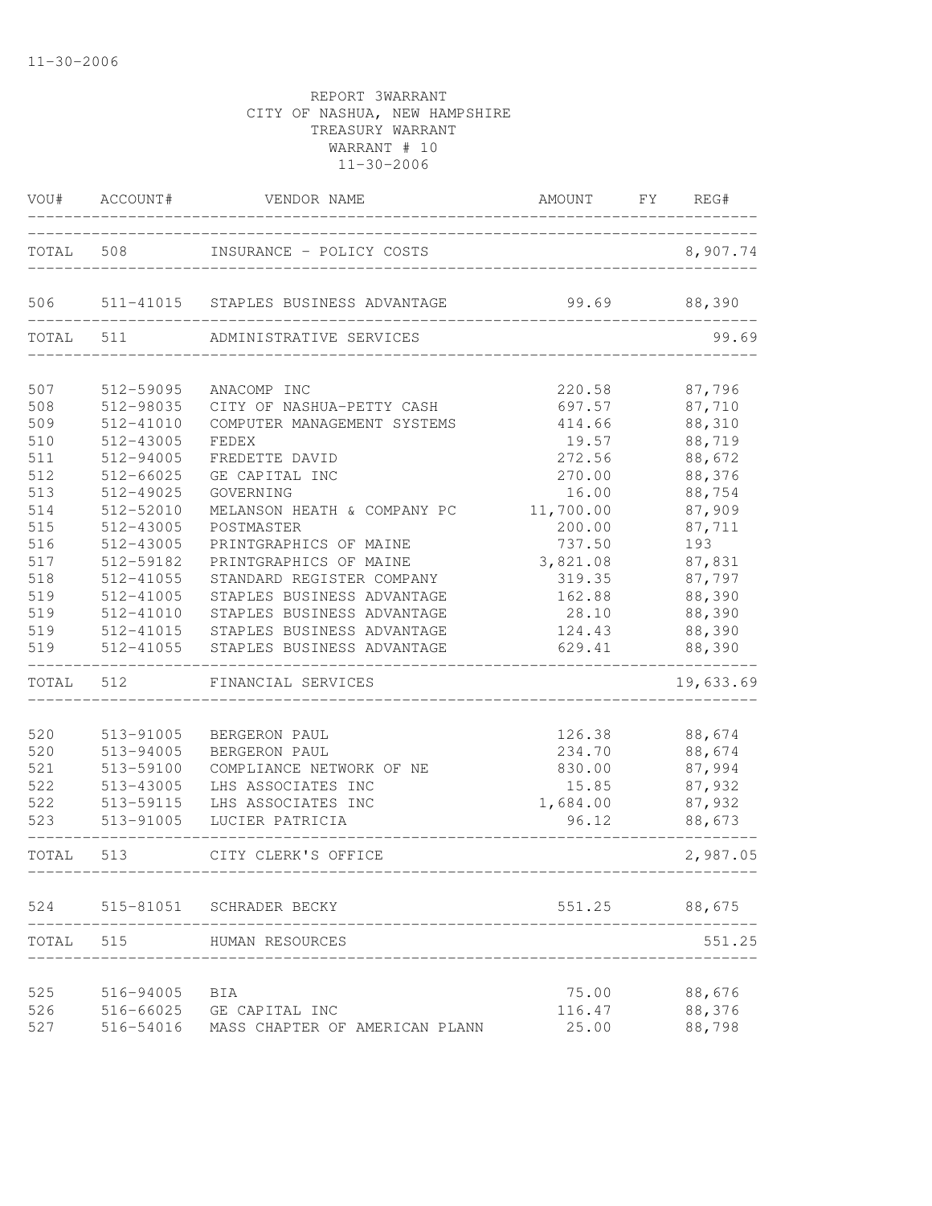11-30-2006

REPORT 3WARRANT
CITY OF NASHUA, NEW HAMPSHIRE
TREASURY WARRANT
WARRANT # 10
11-30-2006

| VOU# | ACCOUNT# | VENDOR NAME | AMOUNT | FY | REG# |
|---|---|---|---|---|---|
| TOTAL | 508 | INSURANCE - POLICY COSTS | | | 8,907.74 |
| 506 | 511-41015 | STAPLES BUSINESS ADVANTAGE | 99.69 | | 88,390 |
| TOTAL | 511 | ADMINISTRATIVE SERVICES | | | 99.69 |
| 507 | 512-59095 | ANACOMP INC | 220.58 | | 87,796 |
| 508 | 512-98035 | CITY OF NASHUA-PETTY CASH | 697.57 | | 87,710 |
| 509 | 512-41010 | COMPUTER MANAGEMENT SYSTEMS | 414.66 | | 88,310 |
| 510 | 512-43005 | FEDEX | 19.57 | | 88,719 |
| 511 | 512-94005 | FREDETTE DAVID | 272.56 | | 88,672 |
| 512 | 512-66025 | GE CAPITAL INC | 270.00 | | 88,376 |
| 513 | 512-49025 | GOVERNING | 16.00 | | 88,754 |
| 514 | 512-52010 | MELANSON HEATH & COMPANY PC | 11,700.00 | | 87,909 |
| 515 | 512-43005 | POSTMASTER | 200.00 | | 87,711 |
| 516 | 512-43005 | PRINTGRAPHICS OF MAINE | 737.50 | | 193 |
| 517 | 512-59182 | PRINTGRAPHICS OF MAINE | 3,821.08 | | 87,831 |
| 518 | 512-41055 | STANDARD REGISTER COMPANY | 319.35 | | 87,797 |
| 519 | 512-41005 | STAPLES BUSINESS ADVANTAGE | 162.88 | | 88,390 |
| 519 | 512-41010 | STAPLES BUSINESS ADVANTAGE | 28.10 | | 88,390 |
| 519 | 512-41015 | STAPLES BUSINESS ADVANTAGE | 124.43 | | 88,390 |
| 519 | 512-41055 | STAPLES BUSINESS ADVANTAGE | 629.41 | | 88,390 |
| TOTAL | 512 | FINANCIAL SERVICES | | | 19,633.69 |
| 520 | 513-91005 | BERGERON PAUL | 126.38 | | 88,674 |
| 520 | 513-94005 | BERGERON PAUL | 234.70 | | 88,674 |
| 521 | 513-59100 | COMPLIANCE NETWORK OF NE | 830.00 | | 87,994 |
| 522 | 513-43005 | LHS ASSOCIATES INC | 15.85 | | 87,932 |
| 522 | 513-59115 | LHS ASSOCIATES INC | 1,684.00 | | 87,932 |
| 523 | 513-91005 | LUCIER PATRICIA | 96.12 | | 88,673 |
| TOTAL | 513 | CITY CLERK'S OFFICE | | | 2,987.05 |
| 524 | 515-81051 | SCHRADER BECKY | 551.25 | | 88,675 |
| TOTAL | 515 | HUMAN RESOURCES | | | 551.25 |
| 525 | 516-94005 | BIA | 75.00 | | 88,676 |
| 526 | 516-66025 | GE CAPITAL INC | 116.47 | | 88,376 |
| 527 | 516-54016 | MASS CHAPTER OF AMERICAN PLANN | 25.00 | | 88,798 |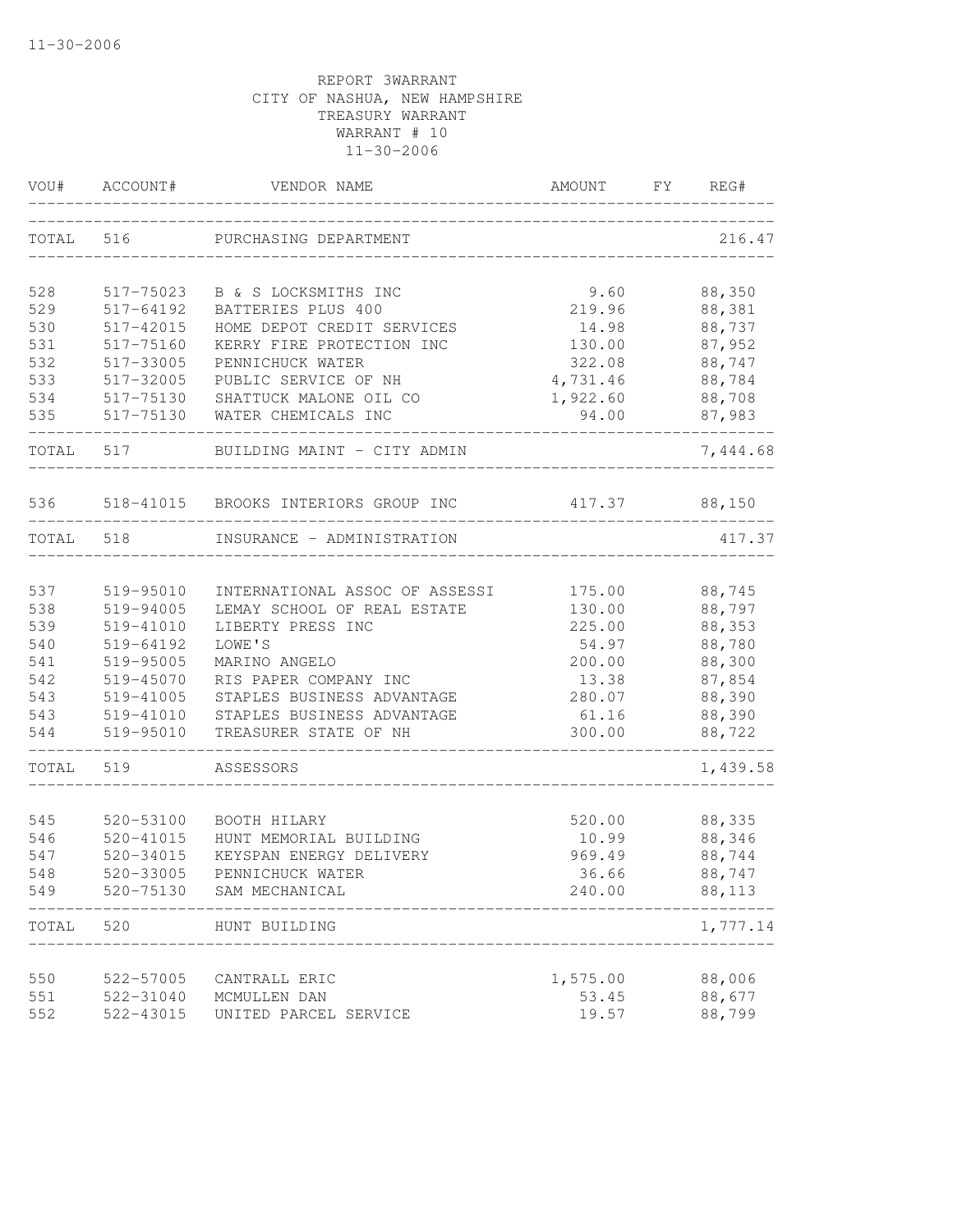11-30-2006

REPORT 3WARRANT
CITY OF NASHUA, NEW HAMPSHIRE
TREASURY WARRANT
WARRANT # 10
11-30-2006

| VOU# | ACCOUNT# | VENDOR NAME | AMOUNT | FY | REG# |
|---|---|---|---|---|---|
| TOTAL | 516 | PURCHASING DEPARTMENT | | | 216.47 |
| 528 | 517-75023 | B & S LOCKSMITHS INC | 9.60 | | 88,350 |
| 529 | 517-64192 | BATTERIES PLUS 400 | 219.96 | | 88,381 |
| 530 | 517-42015 | HOME DEPOT CREDIT SERVICES | 14.98 | | 88,737 |
| 531 | 517-75160 | KERRY FIRE PROTECTION INC | 130.00 | | 87,952 |
| 532 | 517-33005 | PENNICHUCK WATER | 322.08 | | 88,747 |
| 533 | 517-32005 | PUBLIC SERVICE OF NH | 4,731.46 | | 88,784 |
| 534 | 517-75130 | SHATTUCK MALONE OIL CO | 1,922.60 | | 88,708 |
| 535 | 517-75130 | WATER CHEMICALS INC | 94.00 | | 87,983 |
| TOTAL | 517 | BUILDING MAINT - CITY ADMIN | | | 7,444.68 |
| 536 | 518-41015 | BROOKS INTERIORS GROUP INC | 417.37 | | 88,150 |
| TOTAL | 518 | INSURANCE - ADMINISTRATION | | | 417.37 |
| 537 | 519-95010 | INTERNATIONAL ASSOC OF ASSESSI | 175.00 | | 88,745 |
| 538 | 519-94005 | LEMAY SCHOOL OF REAL ESTATE | 130.00 | | 88,797 |
| 539 | 519-41010 | LIBERTY PRESS INC | 225.00 | | 88,353 |
| 540 | 519-64192 | LOWE'S | 54.97 | | 88,780 |
| 541 | 519-95005 | MARINO ANGELO | 200.00 | | 88,300 |
| 542 | 519-45070 | RIS PAPER COMPANY INC | 13.38 | | 87,854 |
| 543 | 519-41005 | STAPLES BUSINESS ADVANTAGE | 280.07 | | 88,390 |
| 543 | 519-41010 | STAPLES BUSINESS ADVANTAGE | 61.16 | | 88,390 |
| 544 | 519-95010 | TREASURER STATE OF NH | 300.00 | | 88,722 |
| TOTAL | 519 | ASSESSORS | | | 1,439.58 |
| 545 | 520-53100 | BOOTH HILARY | 520.00 | | 88,335 |
| 546 | 520-41015 | HUNT MEMORIAL BUILDING | 10.99 | | 88,346 |
| 547 | 520-34015 | KEYSPAN ENERGY DELIVERY | 969.49 | | 88,744 |
| 548 | 520-33005 | PENNICHUCK WATER | 36.66 | | 88,747 |
| 549 | 520-75130 | SAM MECHANICAL | 240.00 | | 88,113 |
| TOTAL | 520 | HUNT BUILDING | | | 1,777.14 |
| 550 | 522-57005 | CANTRALL ERIC | 1,575.00 | | 88,006 |
| 551 | 522-31040 | MCMULLEN DAN | 53.45 | | 88,677 |
| 552 | 522-43015 | UNITED PARCEL SERVICE | 19.57 | | 88,799 |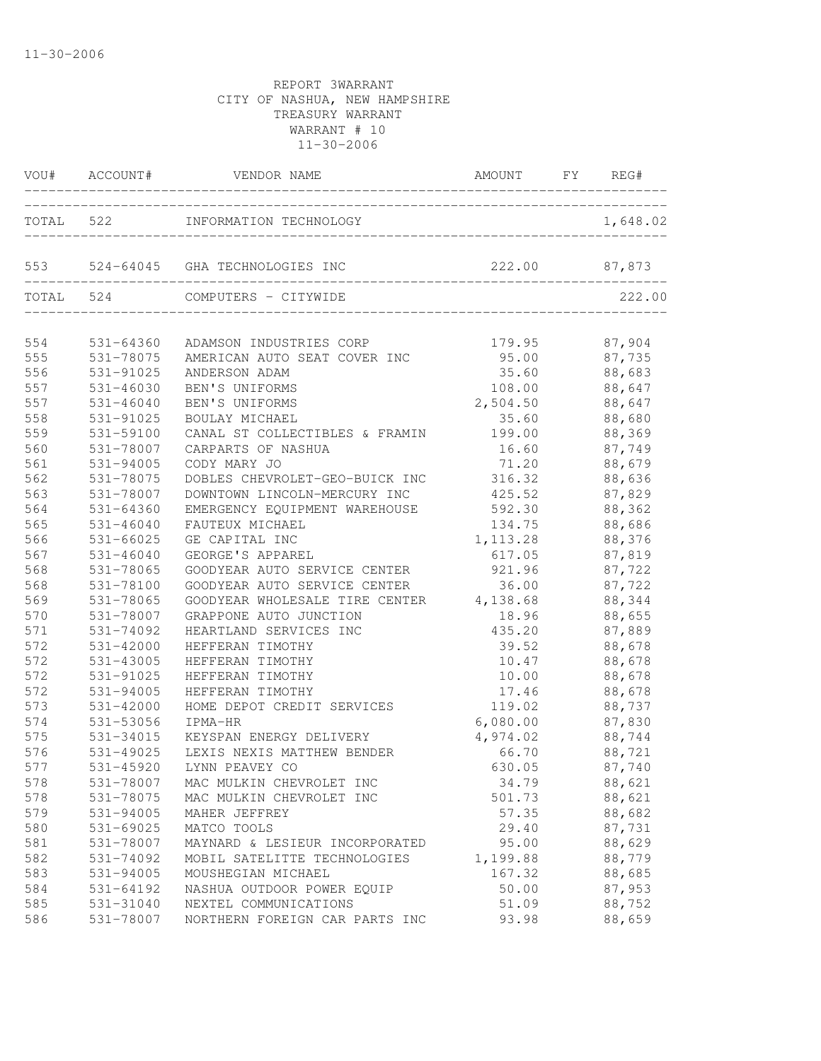11-30-2006

REPORT 3WARRANT
CITY OF NASHUA, NEW HAMPSHIRE
TREASURY WARRANT
WARRANT # 10
11-30-2006

| VOU# | ACCOUNT# | VENDOR NAME | AMOUNT | FY | REG# |
|---|---|---|---|---|---|
| TOTAL | 522 | INFORMATION TECHNOLOGY | | | 1,648.02 |
| 553 | 524-64045 | GHA TECHNOLOGIES INC | 222.00 | | 87,873 |
| TOTAL | 524 | COMPUTERS - CITYWIDE | | | 222.00 |
| 554 | 531-64360 | ADAMSON INDUSTRIES CORP | 179.95 | | 87,904 |
| 555 | 531-78075 | AMERICAN AUTO SEAT COVER INC | 95.00 | | 87,735 |
| 556 | 531-91025 | ANDERSON ADAM | 35.60 | | 88,683 |
| 557 | 531-46030 | BEN'S UNIFORMS | 108.00 | | 88,647 |
| 557 | 531-46040 | BEN'S UNIFORMS | 2,504.50 | | 88,647 |
| 558 | 531-91025 | BOULAY MICHAEL | 35.60 | | 88,680 |
| 559 | 531-59100 | CANAL ST COLLECTIBLES & FRAMIN | 199.00 | | 88,369 |
| 560 | 531-78007 | CARPARTS OF NASHUA | 16.60 | | 87,749 |
| 561 | 531-94005 | CODY MARY JO | 71.20 | | 88,679 |
| 562 | 531-78075 | DOBLES CHEVROLET-GEO-BUICK INC | 316.32 | | 88,636 |
| 563 | 531-78007 | DOWNTOWN LINCOLN-MERCURY INC | 425.52 | | 87,829 |
| 564 | 531-64360 | EMERGENCY EQUIPMENT WAREHOUSE | 592.30 | | 88,362 |
| 565 | 531-46040 | FAUTEUX MICHAEL | 134.75 | | 88,686 |
| 566 | 531-66025 | GE CAPITAL INC | 1,113.28 | | 88,376 |
| 567 | 531-46040 | GEORGE'S APPAREL | 617.05 | | 87,819 |
| 568 | 531-78065 | GOODYEAR AUTO SERVICE CENTER | 921.96 | | 87,722 |
| 568 | 531-78100 | GOODYEAR AUTO SERVICE CENTER | 36.00 | | 87,722 |
| 569 | 531-78065 | GOODYEAR WHOLESALE TIRE CENTER | 4,138.68 | | 88,344 |
| 570 | 531-78007 | GRAPPONE AUTO JUNCTION | 18.96 | | 88,655 |
| 571 | 531-74092 | HEARTLAND SERVICES INC | 435.20 | | 87,889 |
| 572 | 531-42000 | HEFFERAN TIMOTHY | 39.52 | | 88,678 |
| 572 | 531-43005 | HEFFERAN TIMOTHY | 10.47 | | 88,678 |
| 572 | 531-91025 | HEFFERAN TIMOTHY | 10.00 | | 88,678 |
| 572 | 531-94005 | HEFFERAN TIMOTHY | 17.46 | | 88,678 |
| 573 | 531-42000 | HOME DEPOT CREDIT SERVICES | 119.02 | | 88,737 |
| 574 | 531-53056 | IPMA-HR | 6,080.00 | | 87,830 |
| 575 | 531-34015 | KEYSPAN ENERGY DELIVERY | 4,974.02 | | 88,744 |
| 576 | 531-49025 | LEXIS NEXIS MATTHEW BENDER | 66.70 | | 88,721 |
| 577 | 531-45920 | LYNN PEAVEY CO | 630.05 | | 87,740 |
| 578 | 531-78007 | MAC MULKIN CHEVROLET INC | 34.79 | | 88,621 |
| 578 | 531-78075 | MAC MULKIN CHEVROLET INC | 501.73 | | 88,621 |
| 579 | 531-94005 | MAHER JEFFREY | 57.35 | | 88,682 |
| 580 | 531-69025 | MATCO TOOLS | 29.40 | | 87,731 |
| 581 | 531-78007 | MAYNARD & LESIEUR INCORPORATED | 95.00 | | 88,629 |
| 582 | 531-74092 | MOBIL SATELITTE TECHNOLOGIES | 1,199.88 | | 88,779 |
| 583 | 531-94005 | MOUSHEGIAN MICHAEL | 167.32 | | 88,685 |
| 584 | 531-64192 | NASHUA OUTDOOR POWER EQUIP | 50.00 | | 87,953 |
| 585 | 531-31040 | NEXTEL COMMUNICATIONS | 51.09 | | 88,752 |
| 586 | 531-78007 | NORTHERN FOREIGN CAR PARTS INC | 93.98 | | 88,659 |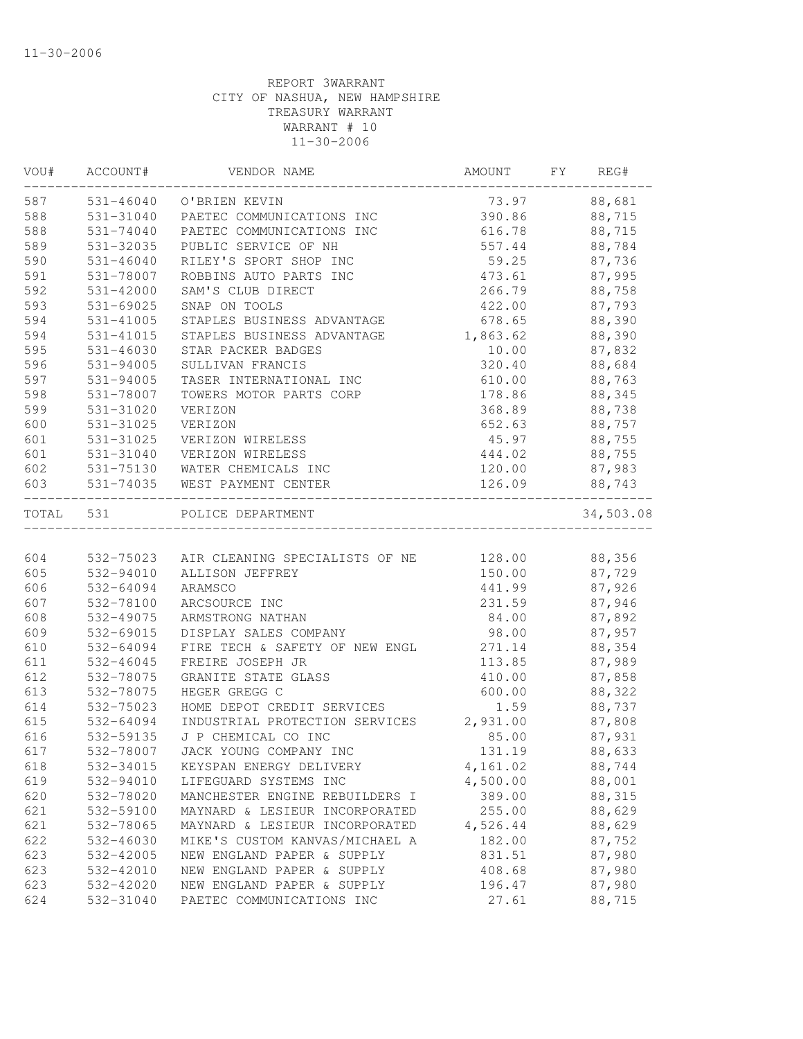11-30-2006

REPORT 3WARRANT
CITY OF NASHUA, NEW HAMPSHIRE
TREASURY WARRANT
WARRANT # 10
11-30-2006

| VOU# | ACCOUNT# | VENDOR NAME | AMOUNT | FY | REG# |
|---|---|---|---|---|---|
| 587 | 531-46040 | O'BRIEN KEVIN | 73.97 | | 88,681 |
| 588 | 531-31040 | PAETEC COMMUNICATIONS INC | 390.86 | | 88,715 |
| 588 | 531-74040 | PAETEC COMMUNICATIONS INC | 616.78 | | 88,715 |
| 589 | 531-32035 | PUBLIC SERVICE OF NH | 557.44 | | 88,784 |
| 590 | 531-46040 | RILEY'S SPORT SHOP INC | 59.25 | | 87,736 |
| 591 | 531-78007 | ROBBINS AUTO PARTS INC | 473.61 | | 87,995 |
| 592 | 531-42000 | SAM'S CLUB DIRECT | 266.79 | | 88,758 |
| 593 | 531-69025 | SNAP ON TOOLS | 422.00 | | 87,793 |
| 594 | 531-41005 | STAPLES BUSINESS ADVANTAGE | 678.65 | | 88,390 |
| 594 | 531-41015 | STAPLES BUSINESS ADVANTAGE | 1,863.62 | | 88,390 |
| 595 | 531-46030 | STAR PACKER BADGES | 10.00 | | 87,832 |
| 596 | 531-94005 | SULLIVAN FRANCIS | 320.40 | | 88,684 |
| 597 | 531-94005 | TASER INTERNATIONAL INC | 610.00 | | 88,763 |
| 598 | 531-78007 | TOWERS MOTOR PARTS CORP | 178.86 | | 88,345 |
| 599 | 531-31020 | VERIZON | 368.89 | | 88,738 |
| 600 | 531-31025 | VERIZON | 652.63 | | 88,757 |
| 601 | 531-31025 | VERIZON WIRELESS | 45.97 | | 88,755 |
| 601 | 531-31040 | VERIZON WIRELESS | 444.02 | | 88,755 |
| 602 | 531-75130 | WATER CHEMICALS INC | 120.00 | | 87,983 |
| 603 | 531-74035 | WEST PAYMENT CENTER | 126.09 | | 88,743 |
| TOTAL | 531 | POLICE DEPARTMENT | | | 34,503.08 |
| 604 | 532-75023 | AIR CLEANING SPECIALISTS OF NE | 128.00 | | 88,356 |
| 605 | 532-94010 | ALLISON JEFFREY | 150.00 | | 87,729 |
| 606 | 532-64094 | ARAMSCO | 441.99 | | 87,926 |
| 607 | 532-78100 | ARCSOURCE INC | 231.59 | | 87,946 |
| 608 | 532-49075 | ARMSTRONG NATHAN | 84.00 | | 87,892 |
| 609 | 532-69015 | DISPLAY SALES COMPANY | 98.00 | | 87,957 |
| 610 | 532-64094 | FIRE TECH & SAFETY OF NEW ENGL | 271.14 | | 88,354 |
| 611 | 532-46045 | FREIRE JOSEPH JR | 113.85 | | 87,989 |
| 612 | 532-78075 | GRANITE STATE GLASS | 410.00 | | 87,858 |
| 613 | 532-78075 | HEGER GREGG C | 600.00 | | 88,322 |
| 614 | 532-75023 | HOME DEPOT CREDIT SERVICES | 1.59 | | 88,737 |
| 615 | 532-64094 | INDUSTRIAL PROTECTION SERVICES | 2,931.00 | | 87,808 |
| 616 | 532-59135 | J P CHEMICAL CO INC | 85.00 | | 87,931 |
| 617 | 532-78007 | JACK YOUNG COMPANY INC | 131.19 | | 88,633 |
| 618 | 532-34015 | KEYSPAN ENERGY DELIVERY | 4,161.02 | | 88,744 |
| 619 | 532-94010 | LIFEGUARD SYSTEMS INC | 4,500.00 | | 88,001 |
| 620 | 532-78020 | MANCHESTER ENGINE REBUILDERS I | 389.00 | | 88,315 |
| 621 | 532-59100 | MAYNARD & LESIEUR INCORPORATED | 255.00 | | 88,629 |
| 621 | 532-78065 | MAYNARD & LESIEUR INCORPORATED | 4,526.44 | | 88,629 |
| 622 | 532-46030 | MIKE'S CUSTOM KANVAS/MICHAEL A | 182.00 | | 87,752 |
| 623 | 532-42005 | NEW ENGLAND PAPER & SUPPLY | 831.51 | | 87,980 |
| 623 | 532-42010 | NEW ENGLAND PAPER & SUPPLY | 408.68 | | 87,980 |
| 623 | 532-42020 | NEW ENGLAND PAPER & SUPPLY | 196.47 | | 87,980 |
| 624 | 532-31040 | PAETEC COMMUNICATIONS INC | 27.61 | | 88,715 |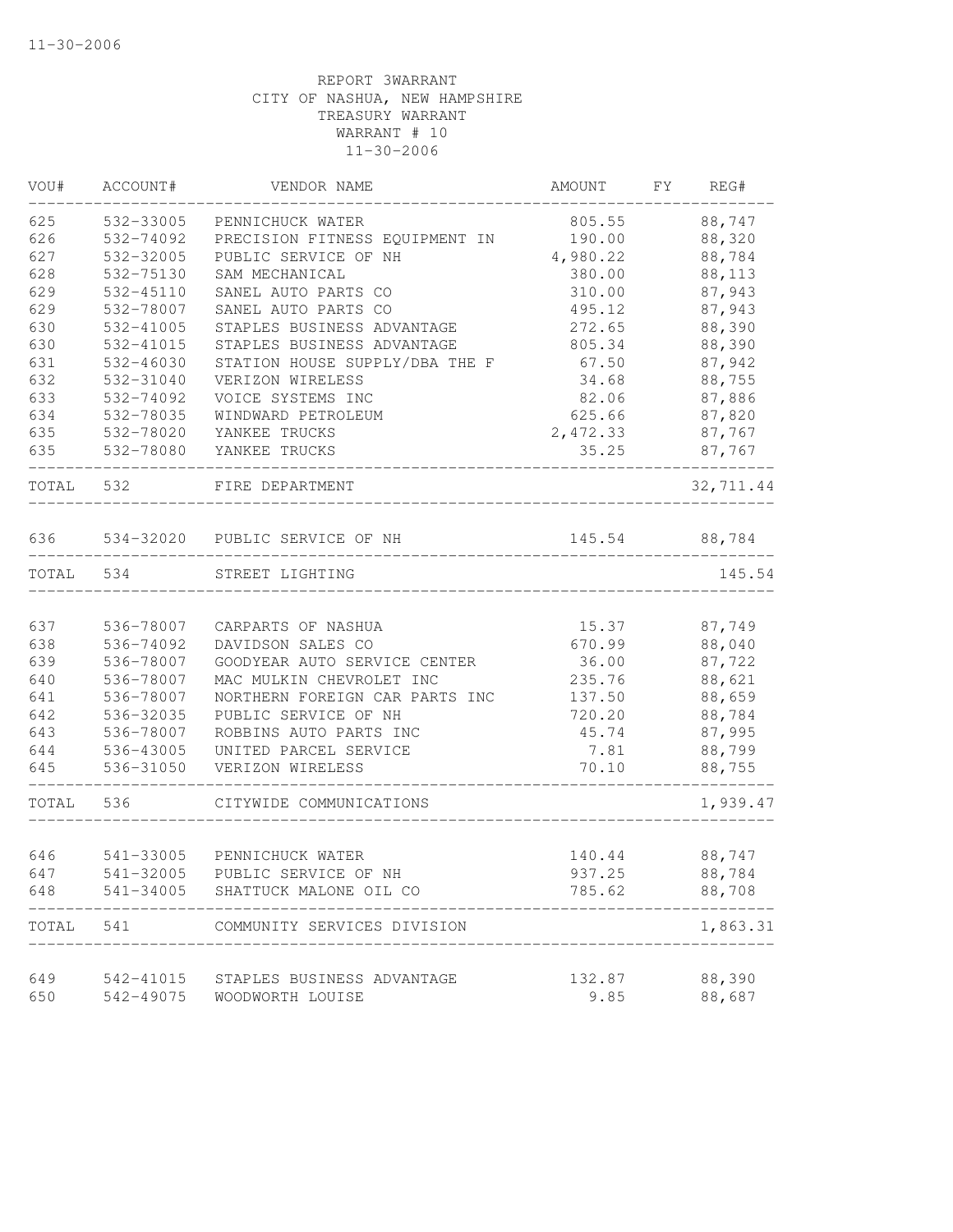REPORT 3WARRANT
CITY OF NASHUA, NEW HAMPSHIRE
TREASURY WARRANT
WARRANT # 10
11-30-2006

| VOU# | ACCOUNT# | VENDOR NAME | AMOUNT | FY | REG# |
|---|---|---|---|---|---|
| 625 | 532-33005 | PENNICHUCK WATER | 805.55 | | 88,747 |
| 626 | 532-74092 | PRECISION FITNESS EQUIPMENT IN | 190.00 | | 88,320 |
| 627 | 532-32005 | PUBLIC SERVICE OF NH | 4,980.22 | | 88,784 |
| 628 | 532-75130 | SAM MECHANICAL | 380.00 | | 88,113 |
| 629 | 532-45110 | SANEL AUTO PARTS CO | 310.00 | | 87,943 |
| 629 | 532-78007 | SANEL AUTO PARTS CO | 495.12 | | 87,943 |
| 630 | 532-41005 | STAPLES BUSINESS ADVANTAGE | 272.65 | | 88,390 |
| 630 | 532-41015 | STAPLES BUSINESS ADVANTAGE | 805.34 | | 88,390 |
| 631 | 532-46030 | STATION HOUSE SUPPLY/DBA THE F | 67.50 | | 87,942 |
| 632 | 532-31040 | VERIZON WIRELESS | 34.68 | | 88,755 |
| 633 | 532-74092 | VOICE SYSTEMS INC | 82.06 | | 87,886 |
| 634 | 532-78035 | WINDWARD PETROLEUM | 625.66 | | 87,820 |
| 635 | 532-78020 | YANKEE TRUCKS | 2,472.33 | | 87,767 |
| 635 | 532-78080 | YANKEE TRUCKS | 35.25 | | 87,767 |
| TOTAL | 532 | FIRE DEPARTMENT | | | 32,711.44 |
| 636 | 534-32020 | PUBLIC SERVICE OF NH | 145.54 | | 88,784 |
| TOTAL | 534 | STREET LIGHTING | | | 145.54 |
| 637 | 536-78007 | CARPARTS OF NASHUA | 15.37 | | 87,749 |
| 638 | 536-74092 | DAVIDSON SALES CO | 670.99 | | 88,040 |
| 639 | 536-78007 | GOODYEAR AUTO SERVICE CENTER | 36.00 | | 87,722 |
| 640 | 536-78007 | MAC MULKIN CHEVROLET INC | 235.76 | | 88,621 |
| 641 | 536-78007 | NORTHERN FOREIGN CAR PARTS INC | 137.50 | | 88,659 |
| 642 | 536-32035 | PUBLIC SERVICE OF NH | 720.20 | | 88,784 |
| 643 | 536-78007 | ROBBINS AUTO PARTS INC | 45.74 | | 87,995 |
| 644 | 536-43005 | UNITED PARCEL SERVICE | 7.81 | | 88,799 |
| 645 | 536-31050 | VERIZON WIRELESS | 70.10 | | 88,755 |
| TOTAL | 536 | CITYWIDE COMMUNICATIONS | | | 1,939.47 |
| 646 | 541-33005 | PENNICHUCK WATER | 140.44 | | 88,747 |
| 647 | 541-32005 | PUBLIC SERVICE OF NH | 937.25 | | 88,784 |
| 648 | 541-34005 | SHATTUCK MALONE OIL CO | 785.62 | | 88,708 |
| TOTAL | 541 | COMMUNITY SERVICES DIVISION | | | 1,863.31 |
| 649 | 542-41015 | STAPLES BUSINESS ADVANTAGE | 132.87 | | 88,390 |
| 650 | 542-49075 | WOODWORTH LOUISE | 9.85 | | 88,687 |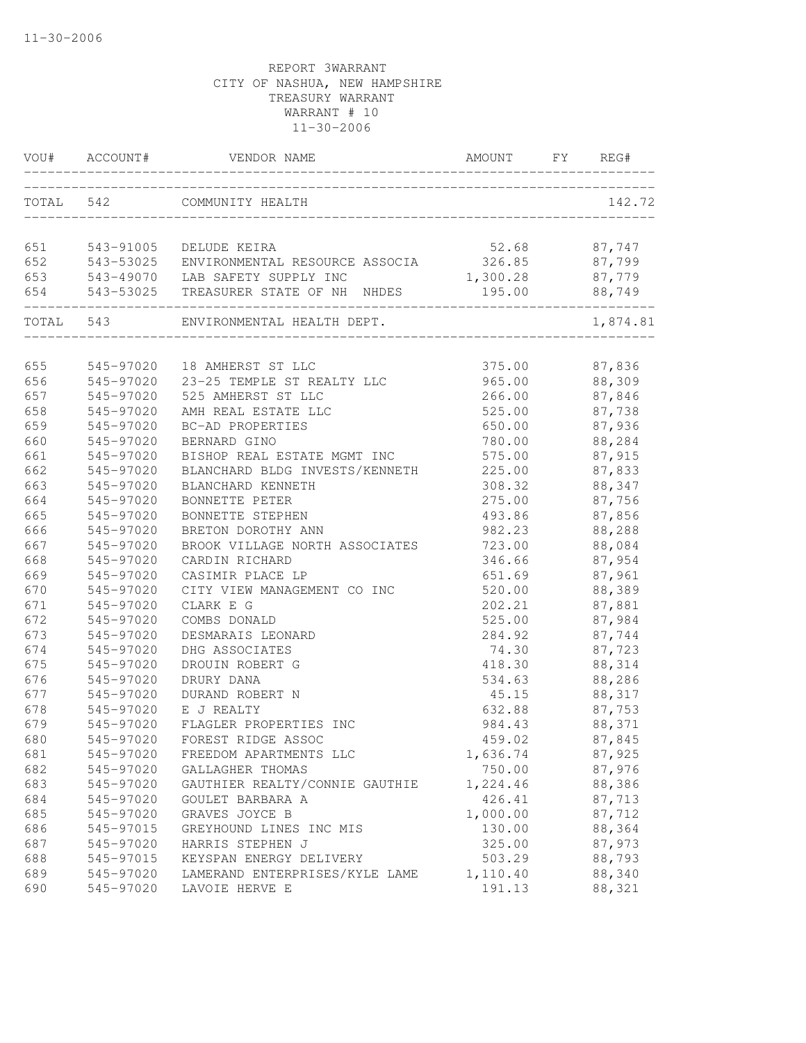11-30-2006

REPORT 3WARRANT
CITY OF NASHUA, NEW HAMPSHIRE
TREASURY WARRANT
WARRANT # 10
11-30-2006

| VOU# | ACCOUNT# | VENDOR NAME | AMOUNT | FY | REG# |
|---|---|---|---|---|---|
| TOTAL | 542 | COMMUNITY HEALTH | | | 142.72 |
| 651 | 543-91005 | DELUDE KEIRA | 52.68 | | 87,747 |
| 652 | 543-53025 | ENVIRONMENTAL RESOURCE ASSOCIA | 326.85 | | 87,799 |
| 653 | 543-49070 | LAB SAFETY SUPPLY INC | 1,300.28 | | 87,779 |
| 654 | 543-53025 | TREASURER STATE OF NH NHDES | 195.00 | | 88,749 |
| TOTAL | 543 | ENVIRONMENTAL HEALTH DEPT. | | | 1,874.81 |
| 655 | 545-97020 | 18 AMHERST ST LLC | 375.00 | | 87,836 |
| 656 | 545-97020 | 23-25 TEMPLE ST REALTY LLC | 965.00 | | 88,309 |
| 657 | 545-97020 | 525 AMHERST ST LLC | 266.00 | | 87,846 |
| 658 | 545-97020 | AMH REAL ESTATE LLC | 525.00 | | 87,738 |
| 659 | 545-97020 | BC-AD PROPERTIES | 650.00 | | 87,936 |
| 660 | 545-97020 | BERNARD GINO | 780.00 | | 88,284 |
| 661 | 545-97020 | BISHOP REAL ESTATE MGMT INC | 575.00 | | 87,915 |
| 662 | 545-97020 | BLANCHARD BLDG INVESTS/KENNETH | 225.00 | | 87,833 |
| 663 | 545-97020 | BLANCHARD KENNETH | 308.32 | | 88,347 |
| 664 | 545-97020 | BONNETTE PETER | 275.00 | | 87,756 |
| 665 | 545-97020 | BONNETTE STEPHEN | 493.86 | | 87,856 |
| 666 | 545-97020 | BRETON DOROTHY ANN | 982.23 | | 88,288 |
| 667 | 545-97020 | BROOK VILLAGE NORTH ASSOCIATES | 723.00 | | 88,084 |
| 668 | 545-97020 | CARDIN RICHARD | 346.66 | | 87,954 |
| 669 | 545-97020 | CASIMIR PLACE LP | 651.69 | | 87,961 |
| 670 | 545-97020 | CITY VIEW MANAGEMENT CO INC | 520.00 | | 88,389 |
| 671 | 545-97020 | CLARK E G | 202.21 | | 87,881 |
| 672 | 545-97020 | COMBS DONALD | 525.00 | | 87,984 |
| 673 | 545-97020 | DESMARAIS LEONARD | 284.92 | | 87,744 |
| 674 | 545-97020 | DHG ASSOCIATES | 74.30 | | 87,723 |
| 675 | 545-97020 | DROUIN ROBERT G | 418.30 | | 88,314 |
| 676 | 545-97020 | DRURY DANA | 534.63 | | 88,286 |
| 677 | 545-97020 | DURAND ROBERT N | 45.15 | | 88,317 |
| 678 | 545-97020 | E J REALTY | 632.88 | | 87,753 |
| 679 | 545-97020 | FLAGLER PROPERTIES INC | 984.43 | | 88,371 |
| 680 | 545-97020 | FOREST RIDGE ASSOC | 459.02 | | 87,845 |
| 681 | 545-97020 | FREEDOM APARTMENTS LLC | 1,636.74 | | 87,925 |
| 682 | 545-97020 | GALLAGHER THOMAS | 750.00 | | 87,976 |
| 683 | 545-97020 | GAUTHIER REALTY/CONNIE GAUTHIE | 1,224.46 | | 88,386 |
| 684 | 545-97020 | GOULET BARBARA A | 426.41 | | 87,713 |
| 685 | 545-97020 | GRAVES JOYCE B | 1,000.00 | | 87,712 |
| 686 | 545-97015 | GREYHOUND LINES INC MIS | 130.00 | | 88,364 |
| 687 | 545-97020 | HARRIS STEPHEN J | 325.00 | | 87,973 |
| 688 | 545-97015 | KEYSPAN ENERGY DELIVERY | 503.29 | | 88,793 |
| 689 | 545-97020 | LAMERAND ENTERPRISES/KYLE LAME | 1,110.40 | | 88,340 |
| 690 | 545-97020 | LAVOIE HERVE E | 191.13 | | 88,321 |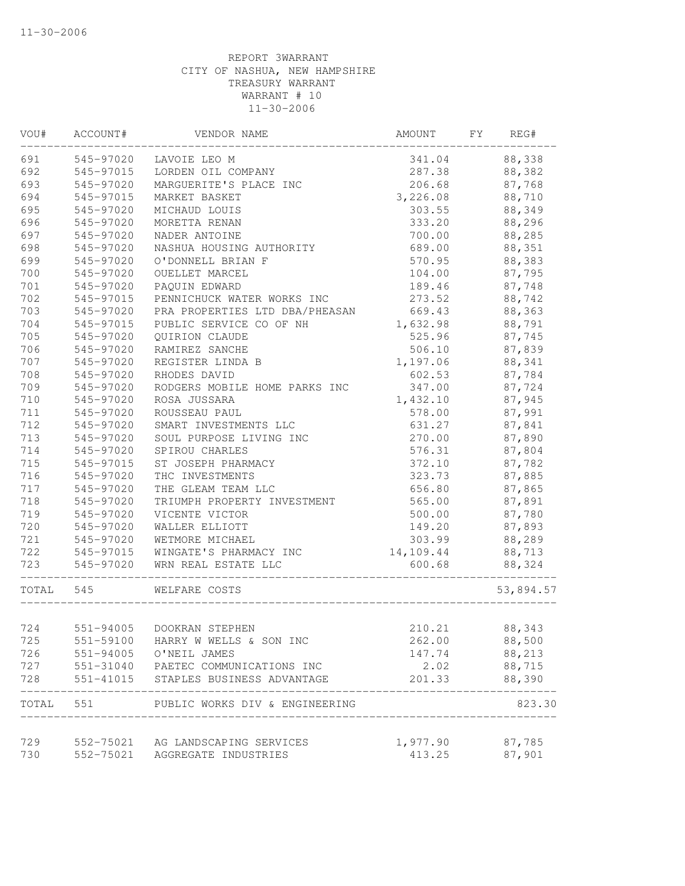11-30-2006

REPORT 3WARRANT
CITY OF NASHUA, NEW HAMPSHIRE
TREASURY WARRANT
WARRANT # 10
11-30-2006

| VOU# | ACCOUNT# | VENDOR NAME | AMOUNT | FY | REG# |
|---|---|---|---|---|---|
| 691 | 545-97020 | LAVOIE LEO M | 341.04 | | 88,338 |
| 692 | 545-97015 | LORDEN OIL COMPANY | 287.38 | | 88,382 |
| 693 | 545-97020 | MARGUERITE'S PLACE INC | 206.68 | | 87,768 |
| 694 | 545-97015 | MARKET BASKET | 3,226.08 | | 88,710 |
| 695 | 545-97020 | MICHAUD LOUIS | 303.55 | | 88,349 |
| 696 | 545-97020 | MORETTA RENAN | 333.20 | | 88,296 |
| 697 | 545-97020 | NADER ANTOINE | 700.00 | | 88,285 |
| 698 | 545-97020 | NASHUA HOUSING AUTHORITY | 689.00 | | 88,351 |
| 699 | 545-97020 | O'DONNELL BRIAN F | 570.95 | | 88,383 |
| 700 | 545-97020 | OUELLET MARCEL | 104.00 | | 87,795 |
| 701 | 545-97020 | PAQUIN EDWARD | 189.46 | | 87,748 |
| 702 | 545-97015 | PENNICHUCK WATER WORKS INC | 273.52 | | 88,742 |
| 703 | 545-97020 | PRA PROPERTIES LTD DBA/PHEASAN | 669.43 | | 88,363 |
| 704 | 545-97015 | PUBLIC SERVICE CO OF NH | 1,632.98 | | 88,791 |
| 705 | 545-97020 | QUIRION CLAUDE | 525.96 | | 87,745 |
| 706 | 545-97020 | RAMIREZ SANCHE | 506.10 | | 87,839 |
| 707 | 545-97020 | REGISTER LINDA B | 1,197.06 | | 88,341 |
| 708 | 545-97020 | RHODES DAVID | 602.53 | | 87,784 |
| 709 | 545-97020 | RODGERS MOBILE HOME PARKS INC | 347.00 | | 87,724 |
| 710 | 545-97020 | ROSA JUSSARA | 1,432.10 | | 87,945 |
| 711 | 545-97020 | ROUSSEAU PAUL | 578.00 | | 87,991 |
| 712 | 545-97020 | SMART INVESTMENTS LLC | 631.27 | | 87,841 |
| 713 | 545-97020 | SOUL PURPOSE LIVING INC | 270.00 | | 87,890 |
| 714 | 545-97020 | SPIROU CHARLES | 576.31 | | 87,804 |
| 715 | 545-97015 | ST JOSEPH PHARMACY | 372.10 | | 87,782 |
| 716 | 545-97020 | THC INVESTMENTS | 323.73 | | 87,885 |
| 717 | 545-97020 | THE GLEAM TEAM LLC | 656.80 | | 87,865 |
| 718 | 545-97020 | TRIUMPH PROPERTY INVESTMENT | 565.00 | | 87,891 |
| 719 | 545-97020 | VICENTE VICTOR | 500.00 | | 87,780 |
| 720 | 545-97020 | WALLER ELLIOTT | 149.20 | | 87,893 |
| 721 | 545-97020 | WETMORE MICHAEL | 303.99 | | 88,289 |
| 722 | 545-97015 | WINGATE'S PHARMACY INC | 14,109.44 | | 88,713 |
| 723 | 545-97020 | WRN REAL ESTATE LLC | 600.68 | | 88,324 |
| TOTAL | 545 | WELFARE COSTS | | | 53,894.57 |
| 724 | 551-94005 | DOOKRAN STEPHEN | 210.21 | | 88,343 |
| 725 | 551-59100 | HARRY W WELLS & SON INC | 262.00 | | 88,500 |
| 726 | 551-94005 | O'NEIL JAMES | 147.74 | | 88,213 |
| 727 | 551-31040 | PAETEC COMMUNICATIONS INC | 2.02 | | 88,715 |
| 728 | 551-41015 | STAPLES BUSINESS ADVANTAGE | 201.33 | | 88,390 |
| TOTAL | 551 | PUBLIC WORKS DIV & ENGINEERING | | | 823.30 |
| 729 | 552-75021 | AG LANDSCAPING SERVICES | 1,977.90 | | 87,785 |
| 730 | 552-75021 | AGGREGATE INDUSTRIES | 413.25 | | 87,901 |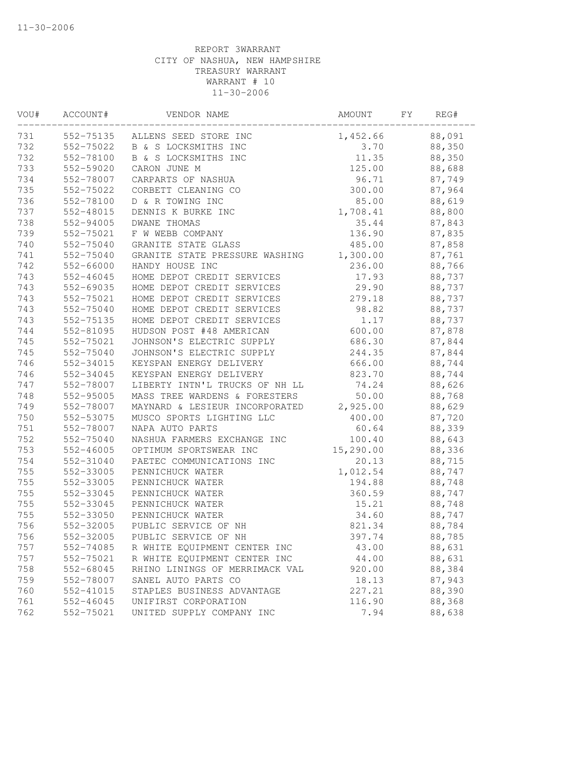REPORT 3WARRANT
CITY OF NASHUA, NEW HAMPSHIRE
TREASURY WARRANT
WARRANT # 10
11-30-2006

| VOU# | ACCOUNT# | VENDOR NAME | AMOUNT | FY | REG# |
|---|---|---|---|---|---|
| 731 | 552-75135 | ALLENS SEED STORE INC | 1,452.66 | | 88,091 |
| 732 | 552-75022 | B & S LOCKSMITHS INC | 3.70 | | 88,350 |
| 732 | 552-78100 | B & S LOCKSMITHS INC | 11.35 | | 88,350 |
| 733 | 552-59020 | CARON JUNE M | 125.00 | | 88,688 |
| 734 | 552-78007 | CARPARTS OF NASHUA | 96.71 | | 87,749 |
| 735 | 552-75022 | CORBETT CLEANING CO | 300.00 | | 87,964 |
| 736 | 552-78100 | D & R TOWING INC | 85.00 | | 88,619 |
| 737 | 552-48015 | DENNIS K BURKE INC | 1,708.41 | | 88,800 |
| 738 | 552-94005 | DWANE THOMAS | 35.44 | | 87,843 |
| 739 | 552-75021 | F W WEBB COMPANY | 136.90 | | 87,835 |
| 740 | 552-75040 | GRANITE STATE GLASS | 485.00 | | 87,858 |
| 741 | 552-75040 | GRANITE STATE PRESSURE WASHING | 1,300.00 | | 87,761 |
| 742 | 552-66000 | HANDY HOUSE INC | 236.00 | | 88,766 |
| 743 | 552-46045 | HOME DEPOT CREDIT SERVICES | 17.93 | | 88,737 |
| 743 | 552-69035 | HOME DEPOT CREDIT SERVICES | 29.90 | | 88,737 |
| 743 | 552-75021 | HOME DEPOT CREDIT SERVICES | 279.18 | | 88,737 |
| 743 | 552-75040 | HOME DEPOT CREDIT SERVICES | 98.82 | | 88,737 |
| 743 | 552-75135 | HOME DEPOT CREDIT SERVICES | 1.17 | | 88,737 |
| 744 | 552-81095 | HUDSON POST #48 AMERICAN | 600.00 | | 87,878 |
| 745 | 552-75021 | JOHNSON'S ELECTRIC SUPPLY | 686.30 | | 87,844 |
| 745 | 552-75040 | JOHNSON'S ELECTRIC SUPPLY | 244.35 | | 87,844 |
| 746 | 552-34015 | KEYSPAN ENERGY DELIVERY | 666.00 | | 88,744 |
| 746 | 552-34045 | KEYSPAN ENERGY DELIVERY | 823.70 | | 88,744 |
| 747 | 552-78007 | LIBERTY INTN'L TRUCKS OF NH LL | 74.24 | | 88,626 |
| 748 | 552-95005 | MASS TREE WARDENS & FORESTERS | 50.00 | | 88,768 |
| 749 | 552-78007 | MAYNARD & LESIEUR INCORPORATED | 2,925.00 | | 88,629 |
| 750 | 552-53075 | MUSCO SPORTS LIGHTING LLC | 400.00 | | 87,720 |
| 751 | 552-78007 | NAPA AUTO PARTS | 60.64 | | 88,339 |
| 752 | 552-75040 | NASHUA FARMERS EXCHANGE INC | 100.40 | | 88,643 |
| 753 | 552-46005 | OPTIMUM SPORTSWEAR INC | 15,290.00 | | 88,336 |
| 754 | 552-31040 | PAETEC COMMUNICATIONS INC | 20.13 | | 88,715 |
| 755 | 552-33005 | PENNICHUCK WATER | 1,012.54 | | 88,747 |
| 755 | 552-33005 | PENNICHUCK WATER | 194.88 | | 88,748 |
| 755 | 552-33045 | PENNICHUCK WATER | 360.59 | | 88,747 |
| 755 | 552-33045 | PENNICHUCK WATER | 15.21 | | 88,748 |
| 755 | 552-33050 | PENNICHUCK WATER | 34.60 | | 88,747 |
| 756 | 552-32005 | PUBLIC SERVICE OF NH | 821.34 | | 88,784 |
| 756 | 552-32005 | PUBLIC SERVICE OF NH | 397.74 | | 88,785 |
| 757 | 552-74085 | R WHITE EQUIPMENT CENTER INC | 43.00 | | 88,631 |
| 757 | 552-75021 | R WHITE EQUIPMENT CENTER INC | 44.00 | | 88,631 |
| 758 | 552-68045 | RHINO LININGS OF MERRIMACK VAL | 920.00 | | 88,384 |
| 759 | 552-78007 | SANEL AUTO PARTS CO | 18.13 | | 87,943 |
| 760 | 552-41015 | STAPLES BUSINESS ADVANTAGE | 227.21 | | 88,390 |
| 761 | 552-46045 | UNIFIRST CORPORATION | 116.90 | | 88,368 |
| 762 | 552-75021 | UNITED SUPPLY COMPANY INC | 7.94 | | 88,638 |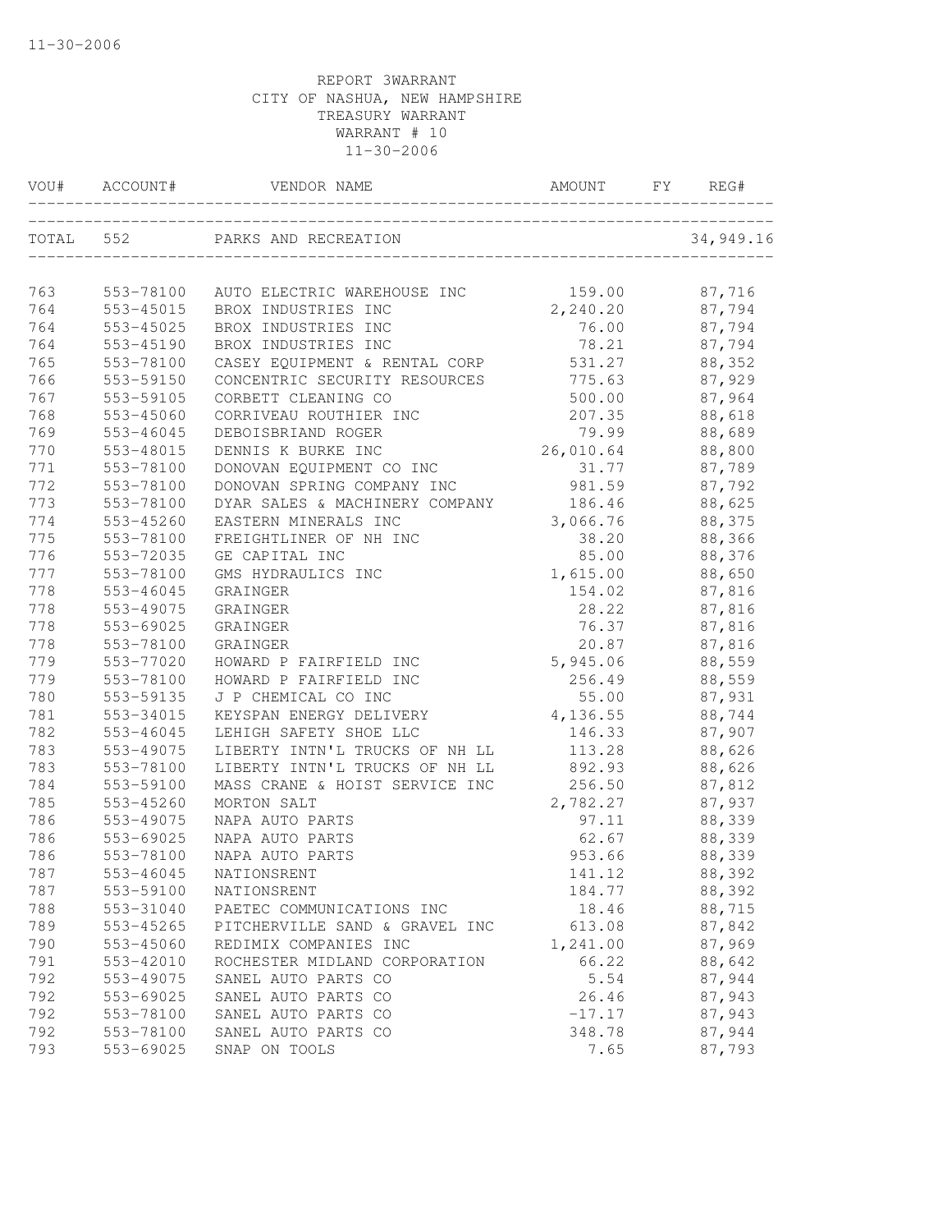11-30-2006

REPORT 3WARRANT
CITY OF NASHUA, NEW HAMPSHIRE
TREASURY WARRANT
WARRANT # 10
11-30-2006

| VOU# | ACCOUNT# | VENDOR NAME | AMOUNT | FY | REG# |
|---|---|---|---|---|---|
| TOTAL | 552 | PARKS AND RECREATION | | | 34,949.16 |
| 763 | 553-78100 | AUTO ELECTRIC WAREHOUSE INC | 159.00 | | 87,716 |
| 764 | 553-45015 | BROX INDUSTRIES INC | 2,240.20 | | 87,794 |
| 764 | 553-45025 | BROX INDUSTRIES INC | 76.00 | | 87,794 |
| 764 | 553-45190 | BROX INDUSTRIES INC | 78.21 | | 87,794 |
| 765 | 553-78100 | CASEY EQUIPMENT & RENTAL CORP | 531.27 | | 88,352 |
| 766 | 553-59150 | CONCENTRIC SECURITY RESOURCES | 775.63 | | 87,929 |
| 767 | 553-59105 | CORBETT CLEANING CO | 500.00 | | 87,964 |
| 768 | 553-45060 | CORRIVEAU ROUTHIER INC | 207.35 | | 88,618 |
| 769 | 553-46045 | DEBOISBRIAND ROGER | 79.99 | | 88,689 |
| 770 | 553-48015 | DENNIS K BURKE INC | 26,010.64 | | 88,800 |
| 771 | 553-78100 | DONOVAN EQUIPMENT CO INC | 31.77 | | 87,789 |
| 772 | 553-78100 | DONOVAN SPRING COMPANY INC | 981.59 | | 87,792 |
| 773 | 553-78100 | DYAR SALES & MACHINERY COMPANY | 186.46 | | 88,625 |
| 774 | 553-45260 | EASTERN MINERALS INC | 3,066.76 | | 88,375 |
| 775 | 553-78100 | FREIGHTLINER OF NH INC | 38.20 | | 88,366 |
| 776 | 553-72035 | GE CAPITAL INC | 85.00 | | 88,376 |
| 777 | 553-78100 | GMS HYDRAULICS INC | 1,615.00 | | 88,650 |
| 778 | 553-46045 | GRAINGER | 154.02 | | 87,816 |
| 778 | 553-49075 | GRAINGER | 28.22 | | 87,816 |
| 778 | 553-69025 | GRAINGER | 76.37 | | 87,816 |
| 778 | 553-78100 | GRAINGER | 20.87 | | 87,816 |
| 779 | 553-77020 | HOWARD P FAIRFIELD INC | 5,945.06 | | 88,559 |
| 779 | 553-78100 | HOWARD P FAIRFIELD INC | 256.49 | | 88,559 |
| 780 | 553-59135 | J P CHEMICAL CO INC | 55.00 | | 87,931 |
| 781 | 553-34015 | KEYSPAN ENERGY DELIVERY | 4,136.55 | | 88,744 |
| 782 | 553-46045 | LEHIGH SAFETY SHOE LLC | 146.33 | | 87,907 |
| 783 | 553-49075 | LIBERTY INTN'L TRUCKS OF NH LL | 113.28 | | 88,626 |
| 783 | 553-78100 | LIBERTY INTN'L TRUCKS OF NH LL | 892.93 | | 88,626 |
| 784 | 553-59100 | MASS CRANE & HOIST SERVICE INC | 256.50 | | 87,812 |
| 785 | 553-45260 | MORTON SALT | 2,782.27 | | 87,937 |
| 786 | 553-49075 | NAPA AUTO PARTS | 97.11 | | 88,339 |
| 786 | 553-69025 | NAPA AUTO PARTS | 62.67 | | 88,339 |
| 786 | 553-78100 | NAPA AUTO PARTS | 953.66 | | 88,339 |
| 787 | 553-46045 | NATIONSRENT | 141.12 | | 88,392 |
| 787 | 553-59100 | NATIONSRENT | 184.77 | | 88,392 |
| 788 | 553-31040 | PAETEC COMMUNICATIONS INC | 18.46 | | 88,715 |
| 789 | 553-45265 | PITCHERVILLE SAND & GRAVEL INC | 613.08 | | 87,842 |
| 790 | 553-45060 | REDIMIX COMPANIES INC | 1,241.00 | | 87,969 |
| 791 | 553-42010 | ROCHESTER MIDLAND CORPORATION | 66.22 | | 88,642 |
| 792 | 553-49075 | SANEL AUTO PARTS CO | 5.54 | | 87,944 |
| 792 | 553-69025 | SANEL AUTO PARTS CO | 26.46 | | 87,943 |
| 792 | 553-78100 | SANEL AUTO PARTS CO | -17.17 | | 87,943 |
| 792 | 553-78100 | SANEL AUTO PARTS CO | 348.78 | | 87,944 |
| 793 | 553-69025 | SNAP ON TOOLS | 7.65 | | 87,793 |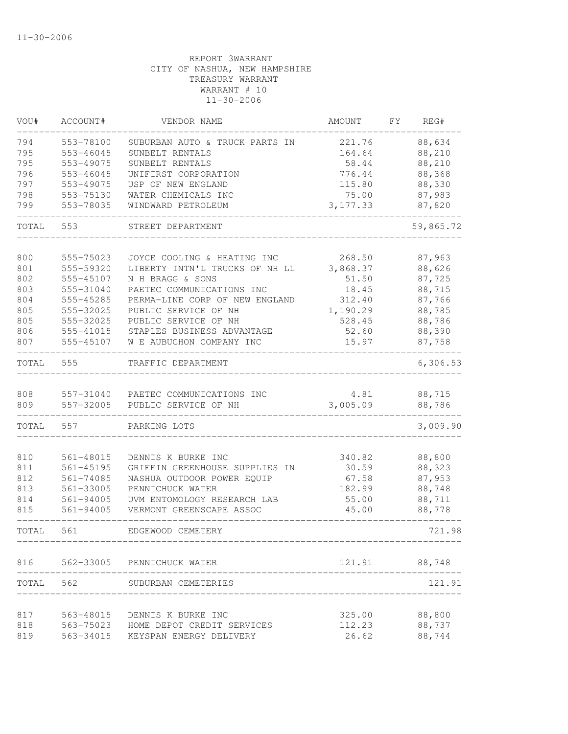11-30-2006

REPORT 3WARRANT
CITY OF NASHUA, NEW HAMPSHIRE
TREASURY WARRANT
WARRANT # 10
11-30-2006

| VOU# | ACCOUNT# | VENDOR NAME | AMOUNT | FY | REG# |
|---|---|---|---|---|---|
| 794 | 553-78100 | SUBURBAN AUTO & TRUCK PARTS IN | 221.76 | | 88,634 |
| 795 | 553-46045 | SUNBELT RENTALS | 164.64 | | 88,210 |
| 795 | 553-49075 | SUNBELT RENTALS | 58.44 | | 88,210 |
| 796 | 553-46045 | UNIFIRST CORPORATION | 776.44 | | 88,368 |
| 797 | 553-49075 | USP OF NEW ENGLAND | 115.80 | | 88,330 |
| 798 | 553-75130 | WATER CHEMICALS INC | 75.00 | | 87,983 |
| 799 | 553-78035 | WINDWARD PETROLEUM | 3,177.33 | | 87,820 |
| TOTAL | 553 | STREET DEPARTMENT | | | 59,865.72 |
| 800 | 555-75023 | JOYCE COOLING & HEATING INC | 268.50 | | 87,963 |
| 801 | 555-59320 | LIBERTY INTN'L TRUCKS OF NH LL | 3,868.37 | | 88,626 |
| 802 | 555-45107 | N H BRAGG & SONS | 51.50 | | 87,725 |
| 803 | 555-31040 | PAETEC COMMUNICATIONS INC | 18.45 | | 88,715 |
| 804 | 555-45285 | PERMA-LINE CORP OF NEW ENGLAND | 312.40 | | 87,766 |
| 805 | 555-32025 | PUBLIC SERVICE OF NH | 1,190.29 | | 88,785 |
| 805 | 555-32025 | PUBLIC SERVICE OF NH | 528.45 | | 88,786 |
| 806 | 555-41015 | STAPLES BUSINESS ADVANTAGE | 52.60 | | 88,390 |
| 807 | 555-45107 | W E AUBUCHON COMPANY INC | 15.97 | | 87,758 |
| TOTAL | 555 | TRAFFIC DEPARTMENT | | | 6,306.53 |
| 808 | 557-31040 | PAETEC COMMUNICATIONS INC | 4.81 | | 88,715 |
| 809 | 557-32005 | PUBLIC SERVICE OF NH | 3,005.09 | | 88,786 |
| TOTAL | 557 | PARKING LOTS | | | 3,009.90 |
| 810 | 561-48015 | DENNIS K BURKE INC | 340.82 | | 88,800 |
| 811 | 561-45195 | GRIFFIN GREENHOUSE SUPPLIES IN | 30.59 | | 88,323 |
| 812 | 561-74085 | NASHUA OUTDOOR POWER EQUIP | 67.58 | | 87,953 |
| 813 | 561-33005 | PENNICHUCK WATER | 182.99 | | 88,748 |
| 814 | 561-94005 | UVM ENTOMOLOGY RESEARCH LAB | 55.00 | | 88,711 |
| 815 | 561-94005 | VERMONT GREENSCAPE ASSOC | 45.00 | | 88,778 |
| TOTAL | 561 | EDGEWOOD CEMETERY | | | 721.98 |
| 816 | 562-33005 | PENNICHUCK WATER | 121.91 | | 88,748 |
| TOTAL | 562 | SUBURBAN CEMETERIES | | | 121.91 |
| 817 | 563-48015 | DENNIS K BURKE INC | 325.00 | | 88,800 |
| 818 | 563-75023 | HOME DEPOT CREDIT SERVICES | 112.23 | | 88,737 |
| 819 | 563-34015 | KEYSPAN ENERGY DELIVERY | 26.62 | | 88,744 |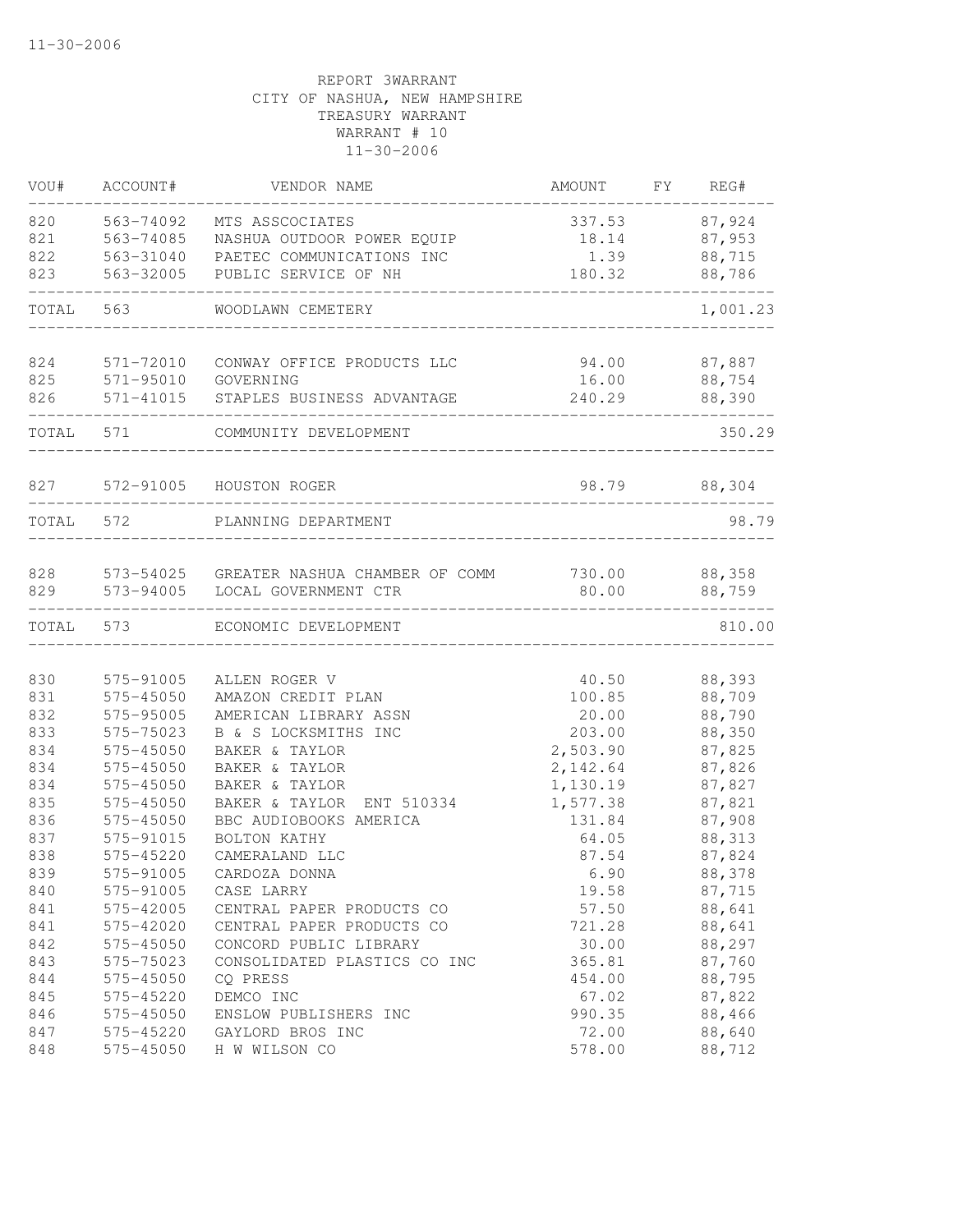11-30-2006

REPORT 3WARRANT
CITY OF NASHUA, NEW HAMPSHIRE
TREASURY WARRANT
WARRANT # 10
11-30-2006

| VOU# | ACCOUNT# | VENDOR NAME | AMOUNT | FY | REG# |
|---|---|---|---|---|---|
| 820 | 563-74092 | MTS ASSCOCIATES | 337.53 | | 87,924 |
| 821 | 563-74085 | NASHUA OUTDOOR POWER EQUIP | 18.14 | | 87,953 |
| 822 | 563-31040 | PAETEC COMMUNICATIONS INC | 1.39 | | 88,715 |
| 823 | 563-32005 | PUBLIC SERVICE OF NH | 180.32 | | 88,786 |
| TOTAL | 563 | WOODLAWN CEMETERY | | | 1,001.23 |
| 824 | 571-72010 | CONWAY OFFICE PRODUCTS LLC | 94.00 | | 87,887 |
| 825 | 571-95010 | GOVERNING | 16.00 | | 88,754 |
| 826 | 571-41015 | STAPLES BUSINESS ADVANTAGE | 240.29 | | 88,390 |
| TOTAL | 571 | COMMUNITY DEVELOPMENT | | | 350.29 |
| 827 | 572-91005 | HOUSTON ROGER | 98.79 | | 88,304 |
| TOTAL | 572 | PLANNING DEPARTMENT | | | 98.79 |
| 828 | 573-54025 | GREATER NASHUA CHAMBER OF COMM | 730.00 | | 88,358 |
| 829 | 573-94005 | LOCAL GOVERNMENT CTR | 80.00 | | 88,759 |
| TOTAL | 573 | ECONOMIC DEVELOPMENT | | | 810.00 |
| 830 | 575-91005 | ALLEN ROGER V | 40.50 | | 88,393 |
| 831 | 575-45050 | AMAZON CREDIT PLAN | 100.85 | | 88,709 |
| 832 | 575-95005 | AMERICAN LIBRARY ASSN | 20.00 | | 88,790 |
| 833 | 575-75023 | B & S LOCKSMITHS INC | 203.00 | | 88,350 |
| 834 | 575-45050 | BAKER & TAYLOR | 2,503.90 | | 87,825 |
| 834 | 575-45050 | BAKER & TAYLOR | 2,142.64 | | 87,826 |
| 834 | 575-45050 | BAKER & TAYLOR | 1,130.19 | | 87,827 |
| 835 | 575-45050 | BAKER & TAYLOR ENT 510334 | 1,577.38 | | 87,821 |
| 836 | 575-45050 | BBC AUDIOBOOKS AMERICA | 131.84 | | 87,908 |
| 837 | 575-91015 | BOLTON KATHY | 64.05 | | 88,313 |
| 838 | 575-45220 | CAMERALAND LLC | 87.54 | | 87,824 |
| 839 | 575-91005 | CARDOZA DONNA | 6.90 | | 88,378 |
| 840 | 575-91005 | CASE LARRY | 19.58 | | 87,715 |
| 841 | 575-42005 | CENTRAL PAPER PRODUCTS CO | 57.50 | | 88,641 |
| 841 | 575-42020 | CENTRAL PAPER PRODUCTS CO | 721.28 | | 88,641 |
| 842 | 575-45050 | CONCORD PUBLIC LIBRARY | 30.00 | | 88,297 |
| 843 | 575-75023 | CONSOLIDATED PLASTICS CO INC | 365.81 | | 87,760 |
| 844 | 575-45050 | CQ PRESS | 454.00 | | 88,795 |
| 845 | 575-45220 | DEMCO INC | 67.02 | | 87,822 |
| 846 | 575-45050 | ENSLOW PUBLISHERS INC | 990.35 | | 88,466 |
| 847 | 575-45220 | GAYLORD BROS INC | 72.00 | | 88,640 |
| 848 | 575-45050 | H W WILSON CO | 578.00 | | 88,712 |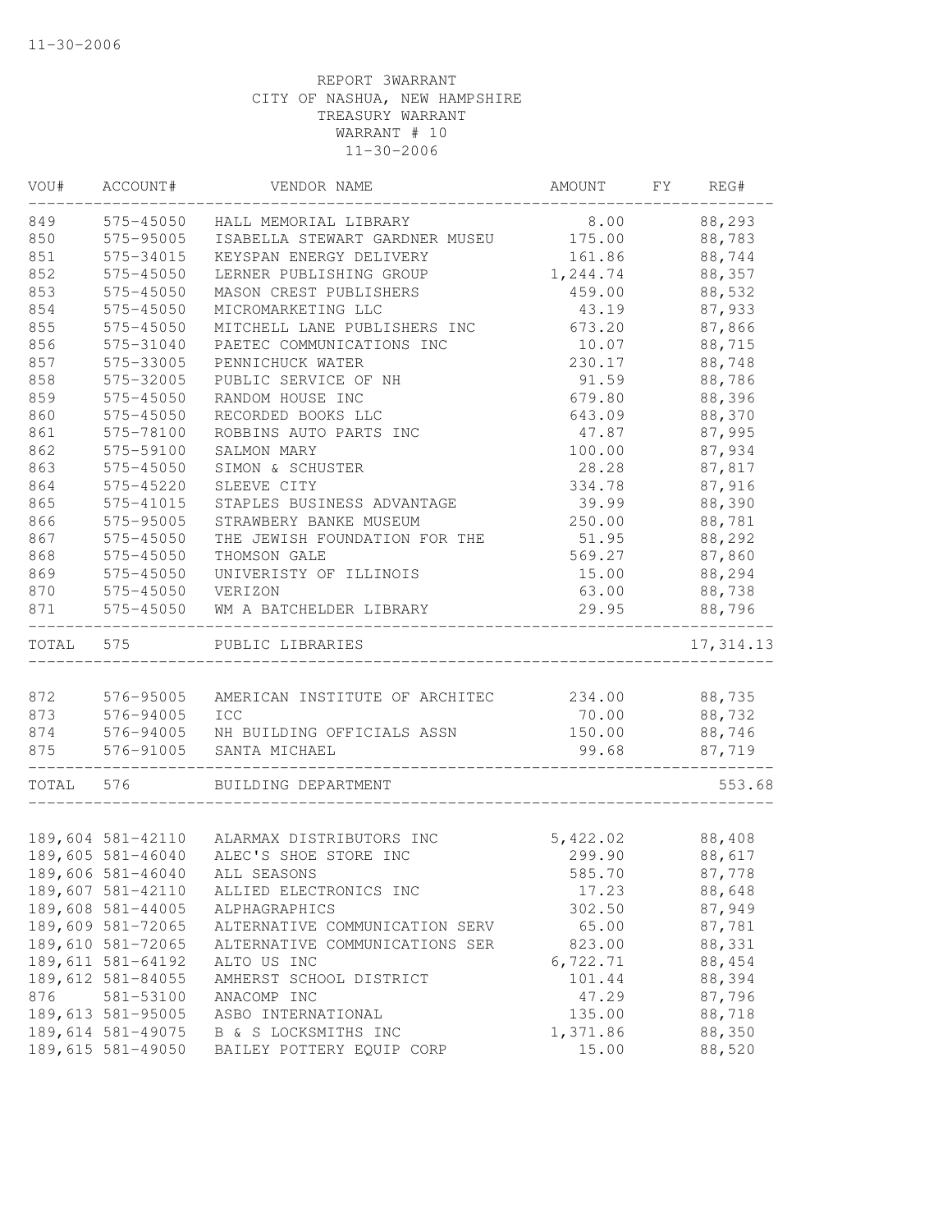REPORT 3WARRANT
CITY OF NASHUA, NEW HAMPSHIRE
TREASURY WARRANT
WARRANT # 10
11-30-2006

| VOU# | ACCOUNT# | VENDOR NAME | AMOUNT | FY | REG# |
|---|---|---|---|---|---|
| 849 | 575-45050 | HALL MEMORIAL LIBRARY | 8.00 | | 88,293 |
| 850 | 575-95005 | ISABELLA STEWART GARDNER MUSEU | 175.00 | | 88,783 |
| 851 | 575-34015 | KEYSPAN ENERGY DELIVERY | 161.86 | | 88,744 |
| 852 | 575-45050 | LERNER PUBLISHING GROUP | 1,244.74 | | 88,357 |
| 853 | 575-45050 | MASON CREST PUBLISHERS | 459.00 | | 88,532 |
| 854 | 575-45050 | MICROMARKETING LLC | 43.19 | | 87,933 |
| 855 | 575-45050 | MITCHELL LANE PUBLISHERS INC | 673.20 | | 87,866 |
| 856 | 575-31040 | PAETEC COMMUNICATIONS INC | 10.07 | | 88,715 |
| 857 | 575-33005 | PENNICHUCK WATER | 230.17 | | 88,748 |
| 858 | 575-32005 | PUBLIC SERVICE OF NH | 91.59 | | 88,786 |
| 859 | 575-45050 | RANDOM HOUSE INC | 679.80 | | 88,396 |
| 860 | 575-45050 | RECORDED BOOKS LLC | 643.09 | | 88,370 |
| 861 | 575-78100 | ROBBINS AUTO PARTS INC | 47.87 | | 87,995 |
| 862 | 575-59100 | SALMON MARY | 100.00 | | 87,934 |
| 863 | 575-45050 | SIMON & SCHUSTER | 28.28 | | 87,817 |
| 864 | 575-45220 | SLEEVE CITY | 334.78 | | 87,916 |
| 865 | 575-41015 | STAPLES BUSINESS ADVANTAGE | 39.99 | | 88,390 |
| 866 | 575-95005 | STRAWBERY BANKE MUSEUM | 250.00 | | 88,781 |
| 867 | 575-45050 | THE JEWISH FOUNDATION FOR THE | 51.95 | | 88,292 |
| 868 | 575-45050 | THOMSON GALE | 569.27 | | 87,860 |
| 869 | 575-45050 | UNIVERISTY OF ILLINOIS | 15.00 | | 88,294 |
| 870 | 575-45050 | VERIZON | 63.00 | | 88,738 |
| 871 | 575-45050 | WM A BATCHELDER LIBRARY | 29.95 | | 88,796 |
| TOTAL | 575 | PUBLIC LIBRARIES | | | 17,314.13 |
| 872 | 576-95005 | AMERICAN INSTITUTE OF ARCHITEC | 234.00 | | 88,735 |
| 873 | 576-94005 | ICC | 70.00 | | 88,732 |
| 874 | 576-94005 | NH BUILDING OFFICIALS ASSN | 150.00 | | 88,746 |
| 875 | 576-91005 | SANTA MICHAEL | 99.68 | | 87,719 |
| TOTAL | 576 | BUILDING DEPARTMENT | | | 553.68 |
| 189,604 | 581-42110 | ALARMAX DISTRIBUTORS INC | 5,422.02 | | 88,408 |
| 189,605 | 581-46040 | ALEC'S SHOE STORE INC | 299.90 | | 88,617 |
| 189,606 | 581-46040 | ALL SEASONS | 585.70 | | 87,778 |
| 189,607 | 581-42110 | ALLIED ELECTRONICS INC | 17.23 | | 88,648 |
| 189,608 | 581-44005 | ALPHAGRAPHICS | 302.50 | | 87,949 |
| 189,609 | 581-72065 | ALTERNATIVE COMMUNICATION SERV | 65.00 | | 87,781 |
| 189,610 | 581-72065 | ALTERNATIVE COMMUNICATIONS SER | 823.00 | | 88,331 |
| 189,611 | 581-64192 | ALTO US INC | 6,722.71 | | 88,454 |
| 189,612 | 581-84055 | AMHERST SCHOOL DISTRICT | 101.44 | | 88,394 |
| 876 | 581-53100 | ANACOMP INC | 47.29 | | 87,796 |
| 189,613 | 581-95005 | ASBO INTERNATIONAL | 135.00 | | 88,718 |
| 189,614 | 581-49075 | B & S LOCKSMITHS INC | 1,371.86 | | 88,350 |
| 189,615 | 581-49050 | BAILEY POTTERY EQUIP CORP | 15.00 | | 88,520 |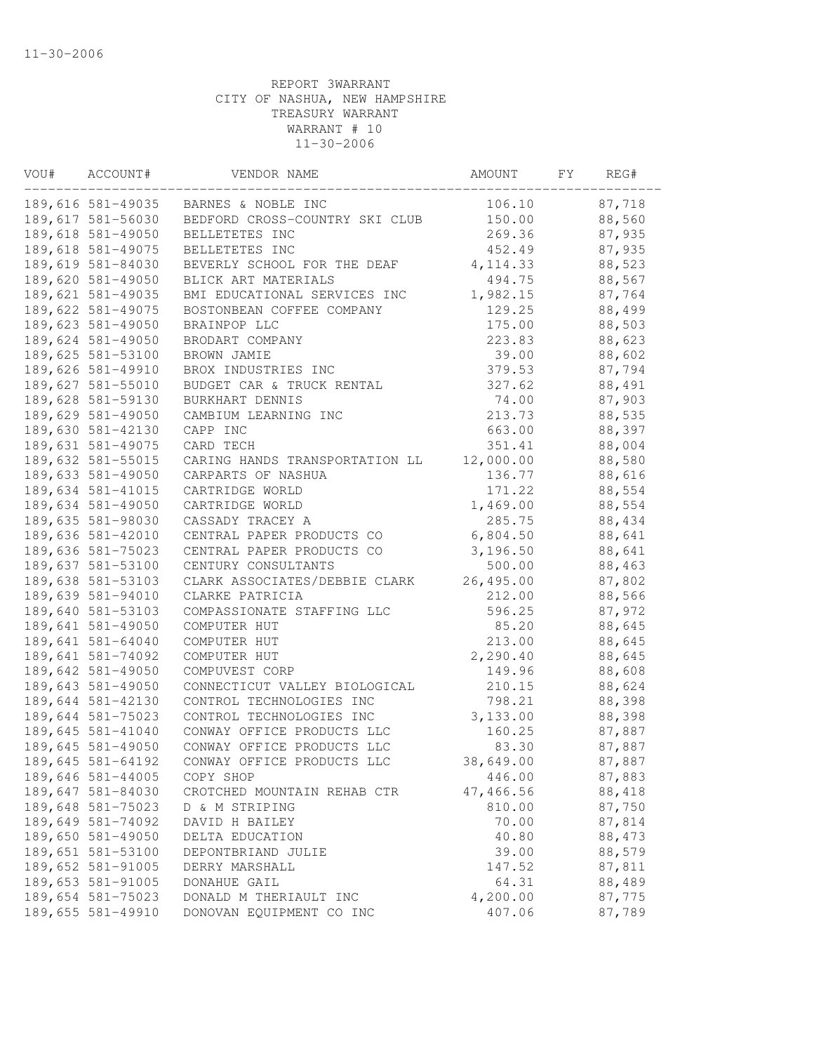11-30-2006

REPORT 3WARRANT
CITY OF NASHUA, NEW HAMPSHIRE
TREASURY WARRANT
WARRANT # 10
11-30-2006

| VOU# | ACCOUNT# | VENDOR NAME | AMOUNT | FY | REG# |
|---|---|---|---|---|---|
| 189,616 | 581-49035 | BARNES & NOBLE INC | 106.10 | | 87,718 |
| 189,617 | 581-56030 | BEDFORD CROSS-COUNTRY SKI CLUB | 150.00 | | 88,560 |
| 189,618 | 581-49050 | BELLETETES INC | 269.36 | | 87,935 |
| 189,618 | 581-49075 | BELLETETES INC | 452.49 | | 87,935 |
| 189,619 | 581-84030 | BEVERLY SCHOOL FOR THE DEAF | 4,114.33 | | 88,523 |
| 189,620 | 581-49050 | BLICK ART MATERIALS | 494.75 | | 88,567 |
| 189,621 | 581-49035 | BMI EDUCATIONAL SERVICES INC | 1,982.15 | | 87,764 |
| 189,622 | 581-49075 | BOSTONBEAN COFFEE COMPANY | 129.25 | | 88,499 |
| 189,623 | 581-49050 | BRAINPOP LLC | 175.00 | | 88,503 |
| 189,624 | 581-49050 | BRODART COMPANY | 223.83 | | 88,623 |
| 189,625 | 581-53100 | BROWN JAMIE | 39.00 | | 88,602 |
| 189,626 | 581-49910 | BROX INDUSTRIES INC | 379.53 | | 87,794 |
| 189,627 | 581-55010 | BUDGET CAR & TRUCK RENTAL | 327.62 | | 88,491 |
| 189,628 | 581-59130 | BURKHART DENNIS | 74.00 | | 87,903 |
| 189,629 | 581-49050 | CAMBIUM LEARNING INC | 213.73 | | 88,535 |
| 189,630 | 581-42130 | CAPP INC | 663.00 | | 88,397 |
| 189,631 | 581-49075 | CARD TECH | 351.41 | | 88,004 |
| 189,632 | 581-55015 | CARING HANDS TRANSPORTATION LL | 12,000.00 | | 88,580 |
| 189,633 | 581-49050 | CARPARTS OF NASHUA | 136.77 | | 88,616 |
| 189,634 | 581-41015 | CARTRIDGE WORLD | 171.22 | | 88,554 |
| 189,634 | 581-49050 | CARTRIDGE WORLD | 1,469.00 | | 88,554 |
| 189,635 | 581-98030 | CASSADY TRACEY A | 285.75 | | 88,434 |
| 189,636 | 581-42010 | CENTRAL PAPER PRODUCTS CO | 6,804.50 | | 88,641 |
| 189,636 | 581-75023 | CENTRAL PAPER PRODUCTS CO | 3,196.50 | | 88,641 |
| 189,637 | 581-53100 | CENTURY CONSULTANTS | 500.00 | | 88,463 |
| 189,638 | 581-53103 | CLARK ASSOCIATES/DEBBIE CLARK | 26,495.00 | | 87,802 |
| 189,639 | 581-94010 | CLARKE PATRICIA | 212.00 | | 88,566 |
| 189,640 | 581-53103 | COMPASSIONATE STAFFING LLC | 596.25 | | 87,972 |
| 189,641 | 581-49050 | COMPUTER HUT | 85.20 | | 88,645 |
| 189,641 | 581-64040 | COMPUTER HUT | 213.00 | | 88,645 |
| 189,641 | 581-74092 | COMPUTER HUT | 2,290.40 | | 88,645 |
| 189,642 | 581-49050 | COMPUVEST CORP | 149.96 | | 88,608 |
| 189,643 | 581-49050 | CONNECTICUT VALLEY BIOLOGICAL | 210.15 | | 88,624 |
| 189,644 | 581-42130 | CONTROL TECHNOLOGIES INC | 798.21 | | 88,398 |
| 189,644 | 581-75023 | CONTROL TECHNOLOGIES INC | 3,133.00 | | 88,398 |
| 189,645 | 581-41040 | CONWAY OFFICE PRODUCTS LLC | 160.25 | | 87,887 |
| 189,645 | 581-49050 | CONWAY OFFICE PRODUCTS LLC | 83.30 | | 87,887 |
| 189,645 | 581-64192 | CONWAY OFFICE PRODUCTS LLC | 38,649.00 | | 87,887 |
| 189,646 | 581-44005 | COPY SHOP | 446.00 | | 87,883 |
| 189,647 | 581-84030 | CROTCHED MOUNTAIN REHAB CTR | 47,466.56 | | 88,418 |
| 189,648 | 581-75023 | D & M STRIPING | 810.00 | | 87,750 |
| 189,649 | 581-74092 | DAVID H BAILEY | 70.00 | | 87,814 |
| 189,650 | 581-49050 | DELTA EDUCATION | 40.80 | | 88,473 |
| 189,651 | 581-53100 | DEPONTBRIAND JULIE | 39.00 | | 88,579 |
| 189,652 | 581-91005 | DERRY MARSHALL | 147.52 | | 87,811 |
| 189,653 | 581-91005 | DONAHUE GAIL | 64.31 | | 88,489 |
| 189,654 | 581-75023 | DONALD M THERIAULT INC | 4,200.00 | | 87,775 |
| 189,655 | 581-49910 | DONOVAN EQUIPMENT CO INC | 407.06 | | 87,789 |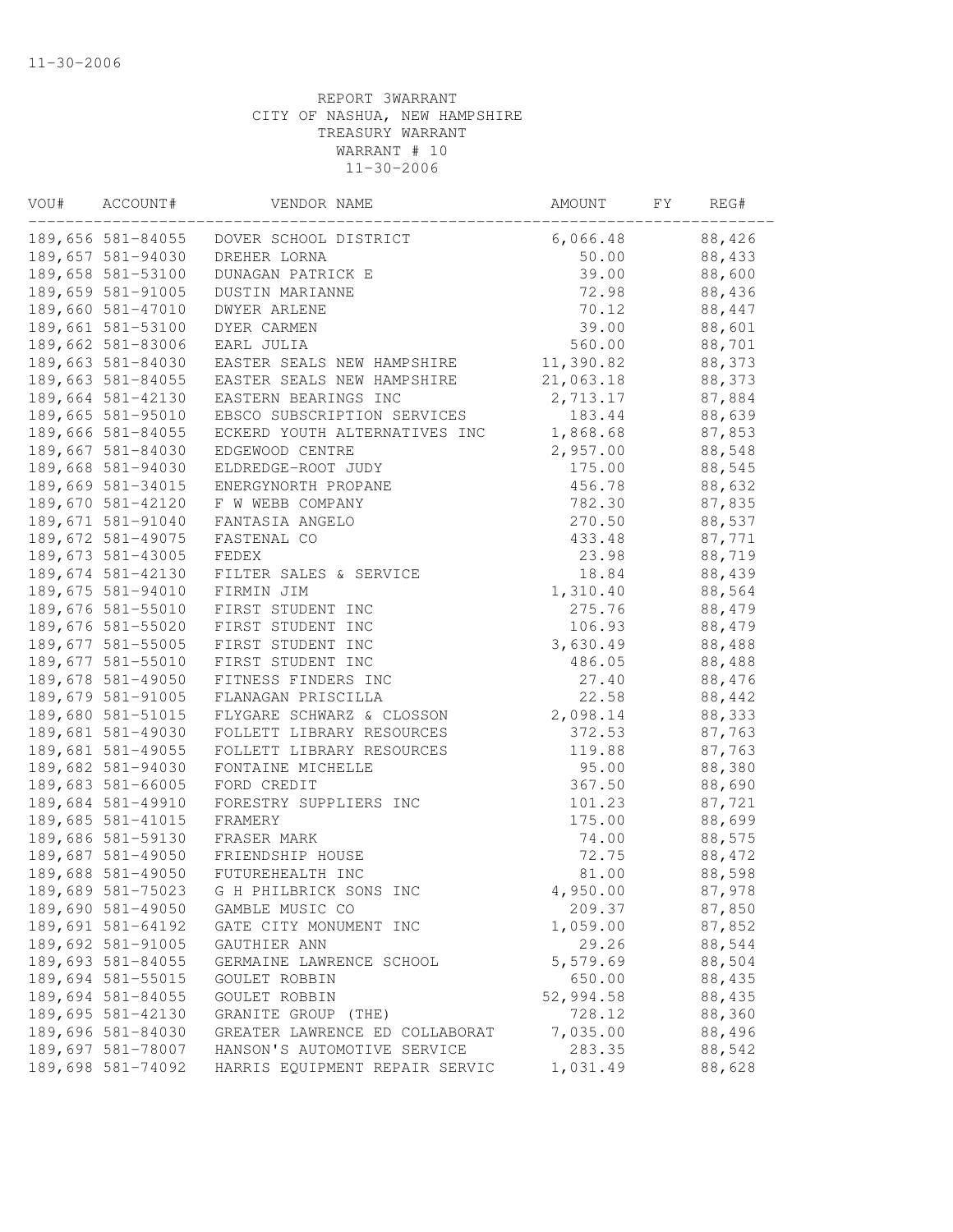11-30-2006

REPORT 3WARRANT
CITY OF NASHUA, NEW HAMPSHIRE
TREASURY WARRANT
WARRANT # 10
11-30-2006

| VOU# | ACCOUNT# | VENDOR NAME | AMOUNT | FY | REG# |
|---|---|---|---|---|---|
| 189,656 | 581-84055 | DOVER SCHOOL DISTRICT | 6,066.48 | | 88,426 |
| 189,657 | 581-94030 | DREHER LORNA | 50.00 | | 88,433 |
| 189,658 | 581-53100 | DUNAGAN PATRICK E | 39.00 | | 88,600 |
| 189,659 | 581-91005 | DUSTIN MARIANNE | 72.98 | | 88,436 |
| 189,660 | 581-47010 | DWYER ARLENE | 70.12 | | 88,447 |
| 189,661 | 581-53100 | DYER CARMEN | 39.00 | | 88,601 |
| 189,662 | 581-83006 | EARL JULIA | 560.00 | | 88,701 |
| 189,663 | 581-84030 | EASTER SEALS NEW HAMPSHIRE | 11,390.82 | | 88,373 |
| 189,663 | 581-84055 | EASTER SEALS NEW HAMPSHIRE | 21,063.18 | | 88,373 |
| 189,664 | 581-42130 | EASTERN BEARINGS INC | 2,713.17 | | 87,884 |
| 189,665 | 581-95010 | EBSCO SUBSCRIPTION SERVICES | 183.44 | | 88,639 |
| 189,666 | 581-84055 | ECKERD YOUTH ALTERNATIVES INC | 1,868.68 | | 87,853 |
| 189,667 | 581-84030 | EDGEWOOD CENTRE | 2,957.00 | | 88,548 |
| 189,668 | 581-94030 | ELDREDGE-ROOT JUDY | 175.00 | | 88,545 |
| 189,669 | 581-34015 | ENERGYNORTH PROPANE | 456.78 | | 88,632 |
| 189,670 | 581-42120 | F W WEBB COMPANY | 782.30 | | 87,835 |
| 189,671 | 581-91040 | FANTASIA ANGELO | 270.50 | | 88,537 |
| 189,672 | 581-49075 | FASTENAL CO | 433.48 | | 87,771 |
| 189,673 | 581-43005 | FEDEX | 23.98 | | 88,719 |
| 189,674 | 581-42130 | FILTER SALES & SERVICE | 18.84 | | 88,439 |
| 189,675 | 581-94010 | FIRMIN JIM | 1,310.40 | | 88,564 |
| 189,676 | 581-55010 | FIRST STUDENT INC | 275.76 | | 88,479 |
| 189,676 | 581-55020 | FIRST STUDENT INC | 106.93 | | 88,479 |
| 189,677 | 581-55005 | FIRST STUDENT INC | 3,630.49 | | 88,488 |
| 189,677 | 581-55010 | FIRST STUDENT INC | 486.05 | | 88,488 |
| 189,678 | 581-49050 | FITNESS FINDERS INC | 27.40 | | 88,476 |
| 189,679 | 581-91005 | FLANAGAN PRISCILLA | 22.58 | | 88,442 |
| 189,680 | 581-51015 | FLYGARE SCHWARZ & CLOSSON | 2,098.14 | | 88,333 |
| 189,681 | 581-49030 | FOLLETT LIBRARY RESOURCES | 372.53 | | 87,763 |
| 189,681 | 581-49055 | FOLLETT LIBRARY RESOURCES | 119.88 | | 87,763 |
| 189,682 | 581-94030 | FONTAINE MICHELLE | 95.00 | | 88,380 |
| 189,683 | 581-66005 | FORD CREDIT | 367.50 | | 88,690 |
| 189,684 | 581-49910 | FORESTRY SUPPLIERS INC | 101.23 | | 87,721 |
| 189,685 | 581-41015 | FRAMERY | 175.00 | | 88,699 |
| 189,686 | 581-59130 | FRASER MARK | 74.00 | | 88,575 |
| 189,687 | 581-49050 | FRIENDSHIP HOUSE | 72.75 | | 88,472 |
| 189,688 | 581-49050 | FUTUREHEALTH INC | 81.00 | | 88,598 |
| 189,689 | 581-75023 | G H PHILBRICK SONS INC | 4,950.00 | | 87,978 |
| 189,690 | 581-49050 | GAMBLE MUSIC CO | 209.37 | | 87,850 |
| 189,691 | 581-64192 | GATE CITY MONUMENT INC | 1,059.00 | | 87,852 |
| 189,692 | 581-91005 | GAUTHIER ANN | 29.26 | | 88,544 |
| 189,693 | 581-84055 | GERMAINE LAWRENCE SCHOOL | 5,579.69 | | 88,504 |
| 189,694 | 581-55015 | GOULET ROBBIN | 650.00 | | 88,435 |
| 189,694 | 581-84055 | GOULET ROBBIN | 52,994.58 | | 88,435 |
| 189,695 | 581-42130 | GRANITE GROUP (THE) | 728.12 | | 88,360 |
| 189,696 | 581-84030 | GREATER LAWRENCE ED COLLABORAT | 7,035.00 | | 88,496 |
| 189,697 | 581-78007 | HANSON'S AUTOMOTIVE SERVICE | 283.35 | | 88,542 |
| 189,698 | 581-74092 | HARRIS EQUIPMENT REPAIR SERVIC | 1,031.49 | | 88,628 |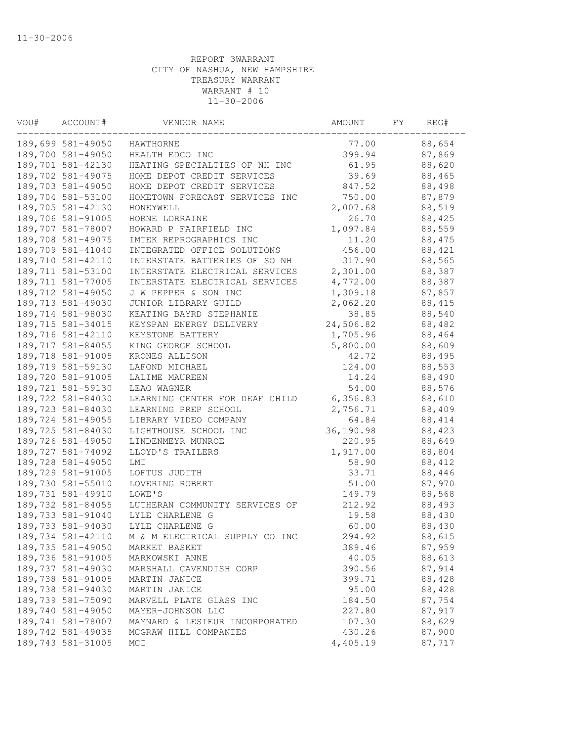11-30-2006

REPORT 3WARRANT
CITY OF NASHUA, NEW HAMPSHIRE
TREASURY WARRANT
WARRANT # 10
11-30-2006

| VOU# | ACCOUNT# | VENDOR NAME | AMOUNT | FY | REG# |
|---|---|---|---|---|---|
| 189,699 | 581-49050 | HAWTHORNE | 77.00 | | 88,654 |
| 189,700 | 581-49050 | HEALTH EDCO INC | 399.94 | | 87,869 |
| 189,701 | 581-42130 | HEATING SPECIALTIES OF NH INC | 61.95 | | 88,620 |
| 189,702 | 581-49075 | HOME DEPOT CREDIT SERVICES | 39.69 | | 88,465 |
| 189,703 | 581-49050 | HOME DEPOT CREDIT SERVICES | 847.52 | | 88,498 |
| 189,704 | 581-53100 | HOMETOWN FORECAST SERVICES INC | 750.00 | | 87,879 |
| 189,705 | 581-42130 | HONEYWELL | 2,007.68 | | 88,519 |
| 189,706 | 581-91005 | HORNE LORRAINE | 26.70 | | 88,425 |
| 189,707 | 581-78007 | HOWARD P FAIRFIELD INC | 1,097.84 | | 88,559 |
| 189,708 | 581-49075 | IMTEK REPROGRAPHICS INC | 11.20 | | 88,475 |
| 189,709 | 581-41040 | INTEGRATED OFFICE SOLUTIONS | 456.00 | | 88,421 |
| 189,710 | 581-42110 | INTERSTATE BATTERIES OF SO NH | 317.90 | | 88,565 |
| 189,711 | 581-53100 | INTERSTATE ELECTRICAL SERVICES | 2,301.00 | | 88,387 |
| 189,711 | 581-77005 | INTERSTATE ELECTRICAL SERVICES | 4,772.00 | | 88,387 |
| 189,712 | 581-49050 | J W PEPPER & SON INC | 1,309.18 | | 87,857 |
| 189,713 | 581-49030 | JUNIOR LIBRARY GUILD | 2,062.20 | | 88,415 |
| 189,714 | 581-98030 | KEATING BAYRD STEPHANIE | 38.85 | | 88,540 |
| 189,715 | 581-34015 | KEYSPAN ENERGY DELIVERY | 24,506.82 | | 88,482 |
| 189,716 | 581-42110 | KEYSTONE BATTERY | 1,705.96 | | 88,464 |
| 189,717 | 581-84055 | KING GEORGE SCHOOL | 5,800.00 | | 88,609 |
| 189,718 | 581-91005 | KRONES ALLISON | 42.72 | | 88,495 |
| 189,719 | 581-59130 | LAFOND MICHAEL | 124.00 | | 88,553 |
| 189,720 | 581-91005 | LALIME MAUREEN | 14.24 | | 88,490 |
| 189,721 | 581-59130 | LEAO WAGNER | 54.00 | | 88,576 |
| 189,722 | 581-84030 | LEARNING CENTER FOR DEAF CHILD | 6,356.83 | | 88,610 |
| 189,723 | 581-84030 | LEARNING PREP SCHOOL | 2,756.71 | | 88,409 |
| 189,724 | 581-49055 | LIBRARY VIDEO COMPANY | 64.84 | | 88,414 |
| 189,725 | 581-84030 | LIGHTHOUSE SCHOOL INC | 36,190.98 | | 88,423 |
| 189,726 | 581-49050 | LINDENMEYR MUNROE | 220.95 | | 88,649 |
| 189,727 | 581-74092 | LLOYD'S TRAILERS | 1,917.00 | | 88,804 |
| 189,728 | 581-49050 | LMI | 58.90 | | 88,412 |
| 189,729 | 581-91005 | LOFTUS JUDITH | 33.71 | | 88,446 |
| 189,730 | 581-55010 | LOVERING ROBERT | 51.00 | | 87,970 |
| 189,731 | 581-49910 | LOWE'S | 149.79 | | 88,568 |
| 189,732 | 581-84055 | LUTHERAN COMMUNITY SERVICES OF | 212.92 | | 88,493 |
| 189,733 | 581-91040 | LYLE CHARLENE G | 19.58 | | 88,430 |
| 189,733 | 581-94030 | LYLE CHARLENE G | 60.00 | | 88,430 |
| 189,734 | 581-42110 | M & M ELECTRICAL SUPPLY CO INC | 294.92 | | 88,615 |
| 189,735 | 581-49050 | MARKET BASKET | 389.46 | | 87,959 |
| 189,736 | 581-91005 | MARKOWSKI ANNE | 40.05 | | 88,613 |
| 189,737 | 581-49030 | MARSHALL CAVENDISH CORP | 390.56 | | 87,914 |
| 189,738 | 581-91005 | MARTIN JANICE | 399.71 | | 88,428 |
| 189,738 | 581-94030 | MARTIN JANICE | 95.00 | | 88,428 |
| 189,739 | 581-75090 | MARVELL PLATE GLASS INC | 184.50 | | 87,754 |
| 189,740 | 581-49050 | MAYER-JOHNSON LLC | 227.80 | | 87,917 |
| 189,741 | 581-78007 | MAYNARD & LESIEUR INCORPORATED | 107.30 | | 88,629 |
| 189,742 | 581-49035 | MCGRAW HILL COMPANIES | 430.26 | | 87,900 |
| 189,743 | 581-31005 | MCI | 4,405.19 | | 87,717 |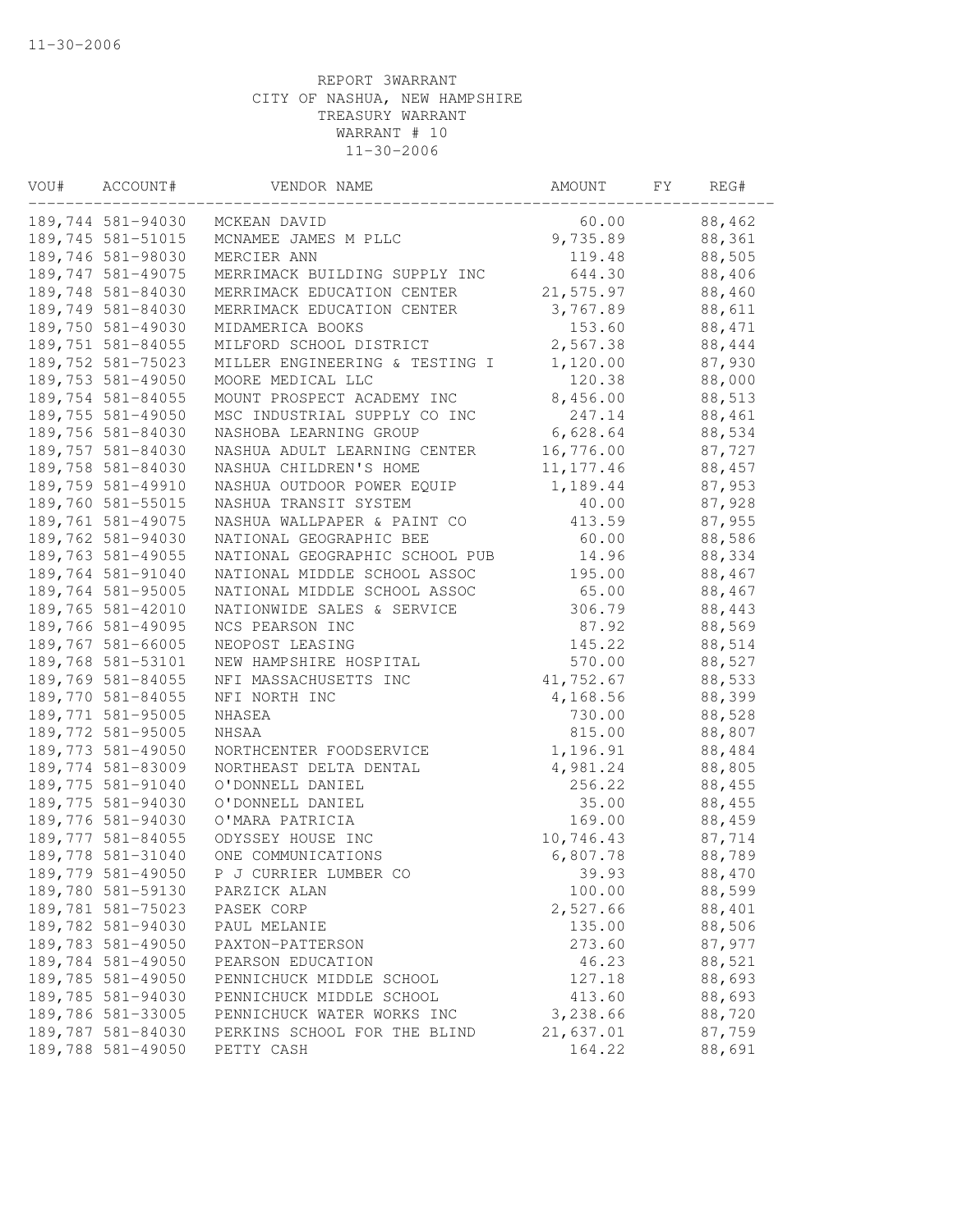11-30-2006

REPORT 3WARRANT
CITY OF NASHUA, NEW HAMPSHIRE
TREASURY WARRANT
WARRANT # 10
11-30-2006

| VOU# | ACCOUNT# | VENDOR NAME | AMOUNT | FY | REG# |
|---|---|---|---|---|---|
| 189,744 | 581-94030 | MCKEAN DAVID | 60.00 | | 88,462 |
| 189,745 | 581-51015 | MCNAMEE JAMES M PLLC | 9,735.89 | | 88,361 |
| 189,746 | 581-98030 | MERCIER ANN | 119.48 | | 88,505 |
| 189,747 | 581-49075 | MERRIMACK BUILDING SUPPLY INC | 644.30 | | 88,406 |
| 189,748 | 581-84030 | MERRIMACK EDUCATION CENTER | 21,575.97 | | 88,460 |
| 189,749 | 581-84030 | MERRIMACK EDUCATION CENTER | 3,767.89 | | 88,611 |
| 189,750 | 581-49030 | MIDAMERICA BOOKS | 153.60 | | 88,471 |
| 189,751 | 581-84055 | MILFORD SCHOOL DISTRICT | 2,567.38 | | 88,444 |
| 189,752 | 581-75023 | MILLER ENGINEERING & TESTING I | 1,120.00 | | 87,930 |
| 189,753 | 581-49050 | MOORE MEDICAL LLC | 120.38 | | 88,000 |
| 189,754 | 581-84055 | MOUNT PROSPECT ACADEMY INC | 8,456.00 | | 88,513 |
| 189,755 | 581-49050 | MSC INDUSTRIAL SUPPLY CO INC | 247.14 | | 88,461 |
| 189,756 | 581-84030 | NASHOBA LEARNING GROUP | 6,628.64 | | 88,534 |
| 189,757 | 581-84030 | NASHUA ADULT LEARNING CENTER | 16,776.00 | | 87,727 |
| 189,758 | 581-84030 | NASHUA CHILDREN'S HOME | 11,177.46 | | 88,457 |
| 189,759 | 581-49910 | NASHUA OUTDOOR POWER EQUIP | 1,189.44 | | 87,953 |
| 189,760 | 581-55015 | NASHUA TRANSIT SYSTEM | 40.00 | | 87,928 |
| 189,761 | 581-49075 | NASHUA WALLPAPER & PAINT CO | 413.59 | | 87,955 |
| 189,762 | 581-94030 | NATIONAL GEOGRAPHIC BEE | 60.00 | | 88,586 |
| 189,763 | 581-49055 | NATIONAL GEOGRAPHIC SCHOOL PUB | 14.96 | | 88,334 |
| 189,764 | 581-91040 | NATIONAL MIDDLE SCHOOL ASSOC | 195.00 | | 88,467 |
| 189,764 | 581-95005 | NATIONAL MIDDLE SCHOOL ASSOC | 65.00 | | 88,467 |
| 189,765 | 581-42010 | NATIONWIDE SALES & SERVICE | 306.79 | | 88,443 |
| 189,766 | 581-49095 | NCS PEARSON INC | 87.92 | | 88,569 |
| 189,767 | 581-66005 | NEOPOST LEASING | 145.22 | | 88,514 |
| 189,768 | 581-53101 | NEW HAMPSHIRE HOSPITAL | 570.00 | | 88,527 |
| 189,769 | 581-84055 | NFI MASSACHUSETTS INC | 41,752.67 | | 88,533 |
| 189,770 | 581-84055 | NFI NORTH INC | 4,168.56 | | 88,399 |
| 189,771 | 581-95005 | NHASEA | 730.00 | | 88,528 |
| 189,772 | 581-95005 | NHSAA | 815.00 | | 88,807 |
| 189,773 | 581-49050 | NORTHCENTER FOODSERVICE | 1,196.91 | | 88,484 |
| 189,774 | 581-83009 | NORTHEAST DELTA DENTAL | 4,981.24 | | 88,805 |
| 189,775 | 581-91040 | O'DONNELL DANIEL | 256.22 | | 88,455 |
| 189,775 | 581-94030 | O'DONNELL DANIEL | 35.00 | | 88,455 |
| 189,776 | 581-94030 | O'MARA PATRICIA | 169.00 | | 88,459 |
| 189,777 | 581-84055 | ODYSSEY HOUSE INC | 10,746.43 | | 87,714 |
| 189,778 | 581-31040 | ONE COMMUNICATIONS | 6,807.78 | | 88,789 |
| 189,779 | 581-49050 | P J CURRIER LUMBER CO | 39.93 | | 88,470 |
| 189,780 | 581-59130 | PARZICK ALAN | 100.00 | | 88,599 |
| 189,781 | 581-75023 | PASEK CORP | 2,527.66 | | 88,401 |
| 189,782 | 581-94030 | PAUL MELANIE | 135.00 | | 88,506 |
| 189,783 | 581-49050 | PAXTON-PATTERSON | 273.60 | | 87,977 |
| 189,784 | 581-49050 | PEARSON EDUCATION | 46.23 | | 88,521 |
| 189,785 | 581-49050 | PENNICHUCK MIDDLE SCHOOL | 127.18 | | 88,693 |
| 189,785 | 581-94030 | PENNICHUCK MIDDLE SCHOOL | 413.60 | | 88,693 |
| 189,786 | 581-33005 | PENNICHUCK WATER WORKS INC | 3,238.66 | | 88,720 |
| 189,787 | 581-84030 | PERKINS SCHOOL FOR THE BLIND | 21,637.01 | | 87,759 |
| 189,788 | 581-49050 | PETTY CASH | 164.22 | | 88,691 |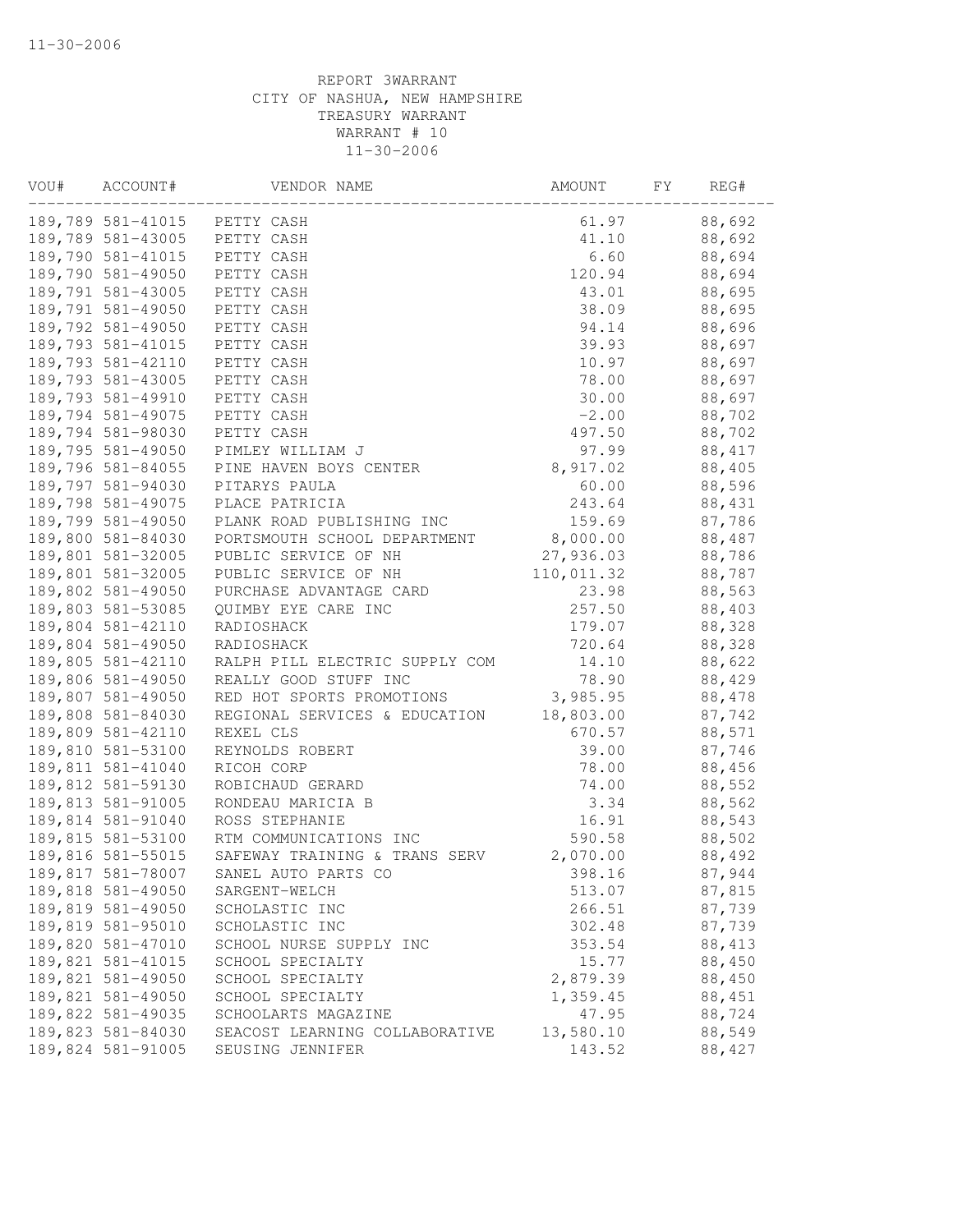11-30-2006

REPORT 3WARRANT
CITY OF NASHUA, NEW HAMPSHIRE
TREASURY WARRANT
WARRANT # 10
11-30-2006

| VOU# | ACCOUNT# | VENDOR NAME | AMOUNT | FY | REG# |
|---|---|---|---|---|---|
| 189,789 | 581-41015 | PETTY CASH | 61.97 | | 88,692 |
| 189,789 | 581-43005 | PETTY CASH | 41.10 | | 88,692 |
| 189,790 | 581-41015 | PETTY CASH | 6.60 | | 88,694 |
| 189,790 | 581-49050 | PETTY CASH | 120.94 | | 88,694 |
| 189,791 | 581-43005 | PETTY CASH | 43.01 | | 88,695 |
| 189,791 | 581-49050 | PETTY CASH | 38.09 | | 88,695 |
| 189,792 | 581-49050 | PETTY CASH | 94.14 | | 88,696 |
| 189,793 | 581-41015 | PETTY CASH | 39.93 | | 88,697 |
| 189,793 | 581-42110 | PETTY CASH | 10.97 | | 88,697 |
| 189,793 | 581-43005 | PETTY CASH | 78.00 | | 88,697 |
| 189,793 | 581-49910 | PETTY CASH | 30.00 | | 88,697 |
| 189,794 | 581-49075 | PETTY CASH | -2.00 | | 88,702 |
| 189,794 | 581-98030 | PETTY CASH | 497.50 | | 88,702 |
| 189,795 | 581-49050 | PIMLEY WILLIAM J | 97.99 | | 88,417 |
| 189,796 | 581-84055 | PINE HAVEN BOYS CENTER | 8,917.02 | | 88,405 |
| 189,797 | 581-94030 | PITARYS PAULA | 60.00 | | 88,596 |
| 189,798 | 581-49075 | PLACE PATRICIA | 243.64 | | 88,431 |
| 189,799 | 581-49050 | PLANK ROAD PUBLISHING INC | 159.69 | | 87,786 |
| 189,800 | 581-84030 | PORTSMOUTH SCHOOL DEPARTMENT | 8,000.00 | | 88,487 |
| 189,801 | 581-32005 | PUBLIC SERVICE OF NH | 27,936.03 | | 88,786 |
| 189,801 | 581-32005 | PUBLIC SERVICE OF NH | 110,011.32 | | 88,787 |
| 189,802 | 581-49050 | PURCHASE ADVANTAGE CARD | 23.98 | | 88,563 |
| 189,803 | 581-53085 | QUIMBY EYE CARE INC | 257.50 | | 88,403 |
| 189,804 | 581-42110 | RADIOSHACK | 179.07 | | 88,328 |
| 189,804 | 581-49050 | RADIOSHACK | 720.64 | | 88,328 |
| 189,805 | 581-42110 | RALPH PILL ELECTRIC SUPPLY COM | 14.10 | | 88,622 |
| 189,806 | 581-49050 | REALLY GOOD STUFF INC | 78.90 | | 88,429 |
| 189,807 | 581-49050 | RED HOT SPORTS PROMOTIONS | 3,985.95 | | 88,478 |
| 189,808 | 581-84030 | REGIONAL SERVICES & EDUCATION | 18,803.00 | | 87,742 |
| 189,809 | 581-42110 | REXEL CLS | 670.57 | | 88,571 |
| 189,810 | 581-53100 | REYNOLDS ROBERT | 39.00 | | 87,746 |
| 189,811 | 581-41040 | RICOH CORP | 78.00 | | 88,456 |
| 189,812 | 581-59130 | ROBICHAUD GERARD | 74.00 | | 88,552 |
| 189,813 | 581-91005 | RONDEAU MARICIA B | 3.34 | | 88,562 |
| 189,814 | 581-91040 | ROSS STEPHANIE | 16.91 | | 88,543 |
| 189,815 | 581-53100 | RTM COMMUNICATIONS INC | 590.58 | | 88,502 |
| 189,816 | 581-55015 | SAFEWAY TRAINING & TRANS SERV | 2,070.00 | | 88,492 |
| 189,817 | 581-78007 | SANEL AUTO PARTS CO | 398.16 | | 87,944 |
| 189,818 | 581-49050 | SARGENT-WELCH | 513.07 | | 87,815 |
| 189,819 | 581-49050 | SCHOLASTIC INC | 266.51 | | 87,739 |
| 189,819 | 581-95010 | SCHOLASTIC INC | 302.48 | | 87,739 |
| 189,820 | 581-47010 | SCHOOL NURSE SUPPLY INC | 353.54 | | 88,413 |
| 189,821 | 581-41015 | SCHOOL SPECIALTY | 15.77 | | 88,450 |
| 189,821 | 581-49050 | SCHOOL SPECIALTY | 2,879.39 | | 88,450 |
| 189,821 | 581-49050 | SCHOOL SPECIALTY | 1,359.45 | | 88,451 |
| 189,822 | 581-49035 | SCHOOLARTS MAGAZINE | 47.95 | | 88,724 |
| 189,823 | 581-84030 | SEACOST LEARNING COLLABORATIVE | 13,580.10 | | 88,549 |
| 189,824 | 581-91005 | SEUSING JENNIFER | 143.52 | | 88,427 |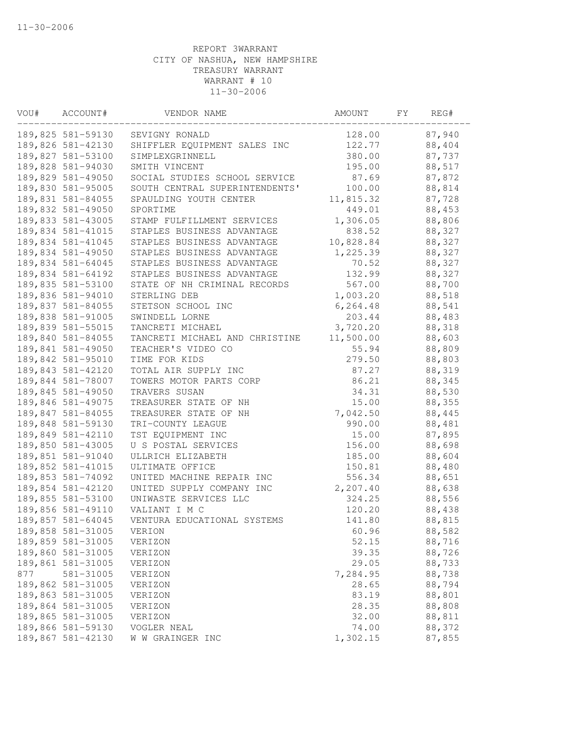11-30-2006

REPORT 3WARRANT
CITY OF NASHUA, NEW HAMPSHIRE
TREASURY WARRANT
WARRANT # 10
11-30-2006

| VOU# | ACCOUNT# | VENDOR NAME | AMOUNT | FY | REG# |
|---|---|---|---|---|---|
| 189,825 | 581-59130 | SEVIGNY RONALD | 128.00 | | 87,940 |
| 189,826 | 581-42130 | SHIFFLER EQUIPMENT SALES INC | 122.77 | | 88,404 |
| 189,827 | 581-53100 | SIMPLEXGRINNELL | 380.00 | | 87,737 |
| 189,828 | 581-94030 | SMITH VINCENT | 195.00 | | 88,517 |
| 189,829 | 581-49050 | SOCIAL STUDIES SCHOOL SERVICE | 87.69 | | 87,872 |
| 189,830 | 581-95005 | SOUTH CENTRAL SUPERINTENDENTS' | 100.00 | | 88,814 |
| 189,831 | 581-84055 | SPAULDING YOUTH CENTER | 11,815.32 | | 87,728 |
| 189,832 | 581-49050 | SPORTIME | 449.01 | | 88,453 |
| 189,833 | 581-43005 | STAMP FULFILLMENT SERVICES | 1,306.05 | | 88,806 |
| 189,834 | 581-41015 | STAPLES BUSINESS ADVANTAGE | 838.52 | | 88,327 |
| 189,834 | 581-41045 | STAPLES BUSINESS ADVANTAGE | 10,828.84 | | 88,327 |
| 189,834 | 581-49050 | STAPLES BUSINESS ADVANTAGE | 1,225.39 | | 88,327 |
| 189,834 | 581-64045 | STAPLES BUSINESS ADVANTAGE | 70.52 | | 88,327 |
| 189,834 | 581-64192 | STAPLES BUSINESS ADVANTAGE | 132.99 | | 88,327 |
| 189,835 | 581-53100 | STATE OF NH CRIMINAL RECORDS | 567.00 | | 88,700 |
| 189,836 | 581-94010 | STERLING DEB | 1,003.20 | | 88,518 |
| 189,837 | 581-84055 | STETSON SCHOOL INC | 6,264.48 | | 88,541 |
| 189,838 | 581-91005 | SWINDELL LORNE | 203.44 | | 88,483 |
| 189,839 | 581-55015 | TANCRETI MICHAEL | 3,720.20 | | 88,318 |
| 189,840 | 581-84055 | TANCRETI MICHAEL AND CHRISTINE | 11,500.00 | | 88,603 |
| 189,841 | 581-49050 | TEACHER'S VIDEO CO | 55.94 | | 88,809 |
| 189,842 | 581-95010 | TIME FOR KIDS | 279.50 | | 88,803 |
| 189,843 | 581-42120 | TOTAL AIR SUPPLY INC | 87.27 | | 88,319 |
| 189,844 | 581-78007 | TOWERS MOTOR PARTS CORP | 86.21 | | 88,345 |
| 189,845 | 581-49050 | TRAVERS SUSAN | 34.31 | | 88,530 |
| 189,846 | 581-49075 | TREASURER STATE OF NH | 15.00 | | 88,355 |
| 189,847 | 581-84055 | TREASURER STATE OF NH | 7,042.50 | | 88,445 |
| 189,848 | 581-59130 | TRI-COUNTY LEAGUE | 990.00 | | 88,481 |
| 189,849 | 581-42110 | TST EQUIPMENT INC | 15.00 | | 87,895 |
| 189,850 | 581-43005 | U S POSTAL SERVICES | 156.00 | | 88,698 |
| 189,851 | 581-91040 | ULLRICH ELIZABETH | 185.00 | | 88,604 |
| 189,852 | 581-41015 | ULTIMATE OFFICE | 150.81 | | 88,480 |
| 189,853 | 581-74092 | UNITED MACHINE REPAIR INC | 556.34 | | 88,651 |
| 189,854 | 581-42120 | UNITED SUPPLY COMPANY INC | 2,207.40 | | 88,638 |
| 189,855 | 581-53100 | UNIWASTE SERVICES LLC | 324.25 | | 88,556 |
| 189,856 | 581-49110 | VALIANT I M C | 120.20 | | 88,438 |
| 189,857 | 581-64045 | VENTURA EDUCATIONAL SYSTEMS | 141.80 | | 88,815 |
| 189,858 | 581-31005 | VERION | 60.96 | | 88,582 |
| 189,859 | 581-31005 | VERIZON | 52.15 | | 88,716 |
| 189,860 | 581-31005 | VERIZON | 39.35 | | 88,726 |
| 189,861 | 581-31005 | VERIZON | 29.05 | | 88,733 |
| 877 | 581-31005 | VERIZON | 7,284.95 | | 88,738 |
| 189,862 | 581-31005 | VERIZON | 28.65 | | 88,794 |
| 189,863 | 581-31005 | VERIZON | 83.19 | | 88,801 |
| 189,864 | 581-31005 | VERIZON | 28.35 | | 88,808 |
| 189,865 | 581-31005 | VERIZON | 32.00 | | 88,811 |
| 189,866 | 581-59130 | VOGLER NEAL | 74.00 | | 88,372 |
| 189,867 | 581-42130 | W W GRAINGER INC | 1,302.15 | | 87,855 |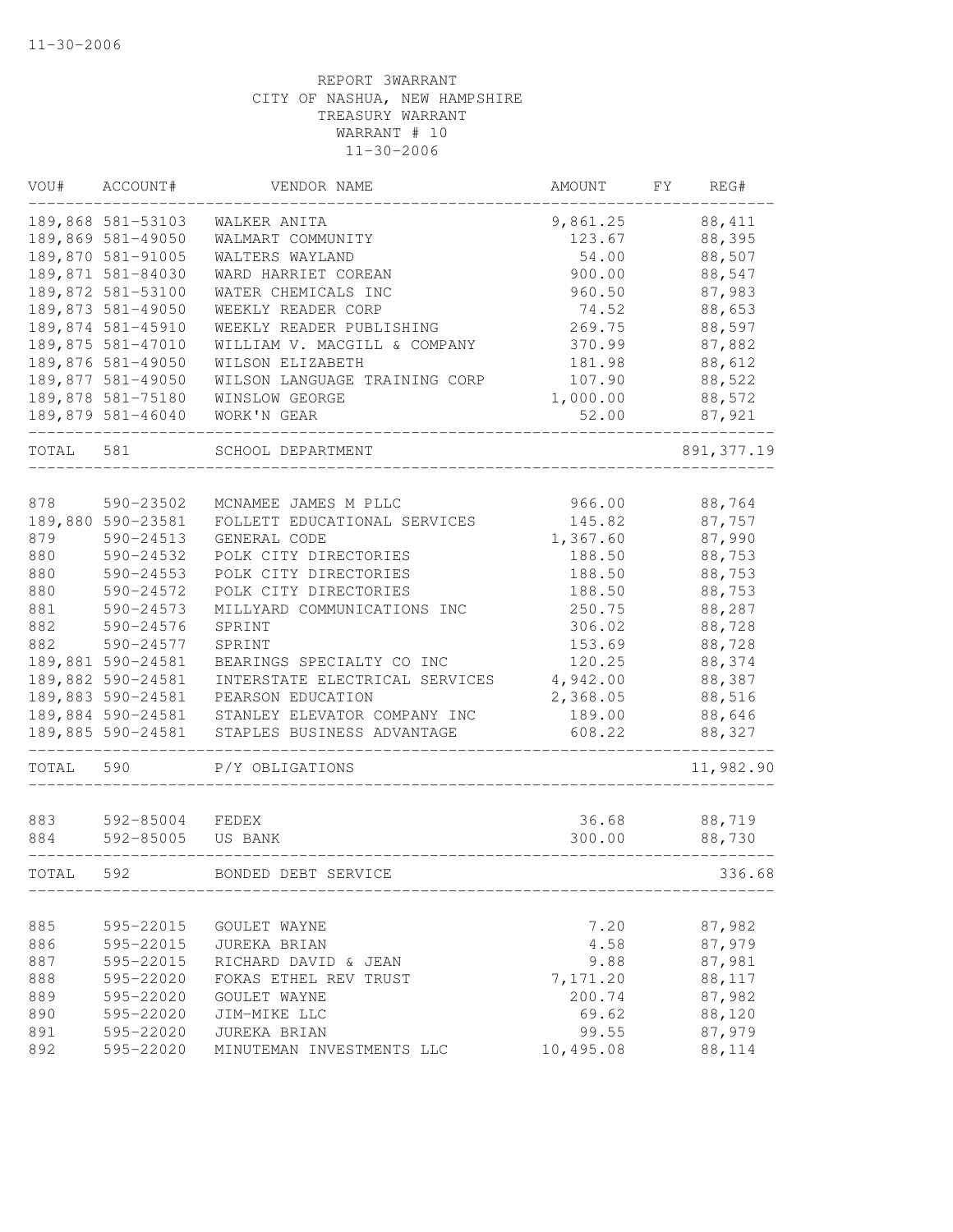11-30-2006

REPORT 3WARRANT
CITY OF NASHUA, NEW HAMPSHIRE
TREASURY WARRANT
WARRANT # 10
11-30-2006

| VOU# | ACCOUNT# | VENDOR NAME | AMOUNT | FY | REG# |
|---|---|---|---|---|---|
| 189,868 | 581-53103 | WALKER ANITA | 9,861.25 | | 88,411 |
| 189,869 | 581-49050 | WALMART COMMUNITY | 123.67 | | 88,395 |
| 189,870 | 581-91005 | WALTERS WAYLAND | 54.00 | | 88,507 |
| 189,871 | 581-84030 | WARD HARRIET COREAN | 900.00 | | 88,547 |
| 189,872 | 581-53100 | WATER CHEMICALS INC | 960.50 | | 87,983 |
| 189,873 | 581-49050 | WEEKLY READER CORP | 74.52 | | 88,653 |
| 189,874 | 581-45910 | WEEKLY READER PUBLISHING | 269.75 | | 88,597 |
| 189,875 | 581-47010 | WILLIAM V. MACGILL & COMPANY | 370.99 | | 87,882 |
| 189,876 | 581-49050 | WILSON ELIZABETH | 181.98 | | 88,612 |
| 189,877 | 581-49050 | WILSON LANGUAGE TRAINING CORP | 107.90 | | 88,522 |
| 189,878 | 581-75180 | WINSLOW GEORGE | 1,000.00 | | 88,572 |
| 189,879 | 581-46040 | WORK'N GEAR | 52.00 | | 87,921 |
| TOTAL | 581 | SCHOOL DEPARTMENT | | | 891,377.19 |
| 878 | 590-23502 | MCNAMEE JAMES M PLLC | 966.00 | | 88,764 |
| 189,880 | 590-23581 | FOLLETT EDUCATIONAL SERVICES | 145.82 | | 87,757 |
| 879 | 590-24513 | GENERAL CODE | 1,367.60 | | 87,990 |
| 880 | 590-24532 | POLK CITY DIRECTORIES | 188.50 | | 88,753 |
| 880 | 590-24553 | POLK CITY DIRECTORIES | 188.50 | | 88,753 |
| 880 | 590-24572 | POLK CITY DIRECTORIES | 188.50 | | 88,753 |
| 881 | 590-24573 | MILLYARD COMMUNICATIONS INC | 250.75 | | 88,287 |
| 882 | 590-24576 | SPRINT | 306.02 | | 88,728 |
| 882 | 590-24577 | SPRINT | 153.69 | | 88,728 |
| 189,881 | 590-24581 | BEARINGS SPECIALTY CO INC | 120.25 | | 88,374 |
| 189,882 | 590-24581 | INTERSTATE ELECTRICAL SERVICES | 4,942.00 | | 88,387 |
| 189,883 | 590-24581 | PEARSON EDUCATION | 2,368.05 | | 88,516 |
| 189,884 | 590-24581 | STANLEY ELEVATOR COMPANY INC | 189.00 | | 88,646 |
| 189,885 | 590-24581 | STAPLES BUSINESS ADVANTAGE | 608.22 | | 88,327 |
| TOTAL | 590 | P/Y OBLIGATIONS | | | 11,982.90 |
| 883 | 592-85004 | FEDEX | 36.68 | | 88,719 |
| 884 | 592-85005 | US BANK | 300.00 | | 88,730 |
| TOTAL | 592 | BONDED DEBT SERVICE | | | 336.68 |
| 885 | 595-22015 | GOULET WAYNE | 7.20 | | 87,982 |
| 886 | 595-22015 | JUREKA BRIAN | 4.58 | | 87,979 |
| 887 | 595-22015 | RICHARD DAVID & JEAN | 9.88 | | 87,981 |
| 888 | 595-22020 | FOKAS ETHEL REV TRUST | 7,171.20 | | 88,117 |
| 889 | 595-22020 | GOULET WAYNE | 200.74 | | 87,982 |
| 890 | 595-22020 | JIM-MIKE LLC | 69.62 | | 88,120 |
| 891 | 595-22020 | JUREKA BRIAN | 99.55 | | 87,979 |
| 892 | 595-22020 | MINUTEMAN INVESTMENTS LLC | 10,495.08 | | 88,114 |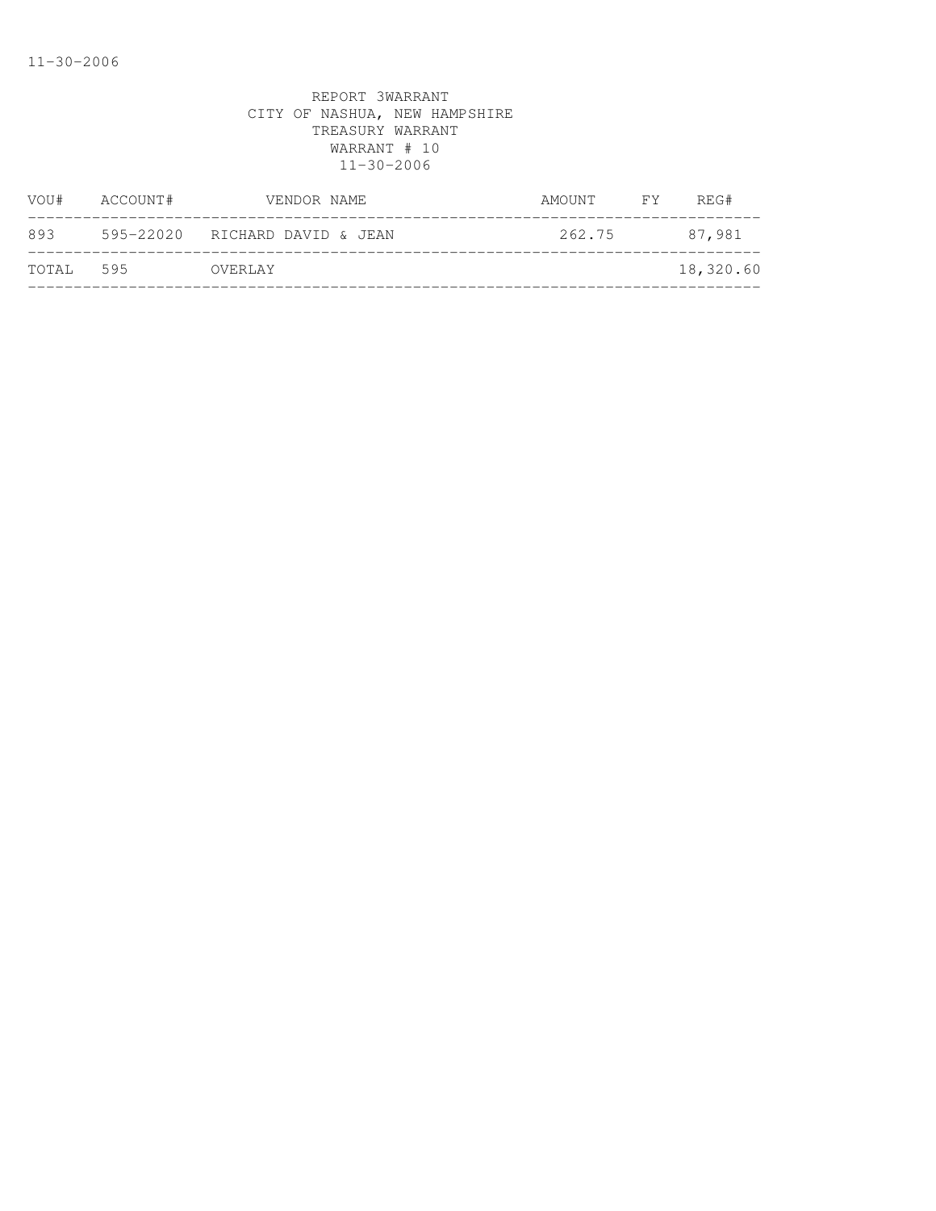REPORT 3WARRANT
CITY OF NASHUA, NEW HAMPSHIRE
TREASURY WARRANT
WARRANT # 10
11-30-2006

| VOU# | ACCOUNT# | VENDOR NAME | AMOUNT | FY | REG# |
|---|---|---|---|---|---|
| 893 | 595-22020 | RICHARD DAVID & JEAN | 262.75 | | 87,981 |
| TOTAL | 595 | OVERLAY | | | 18,320.60 |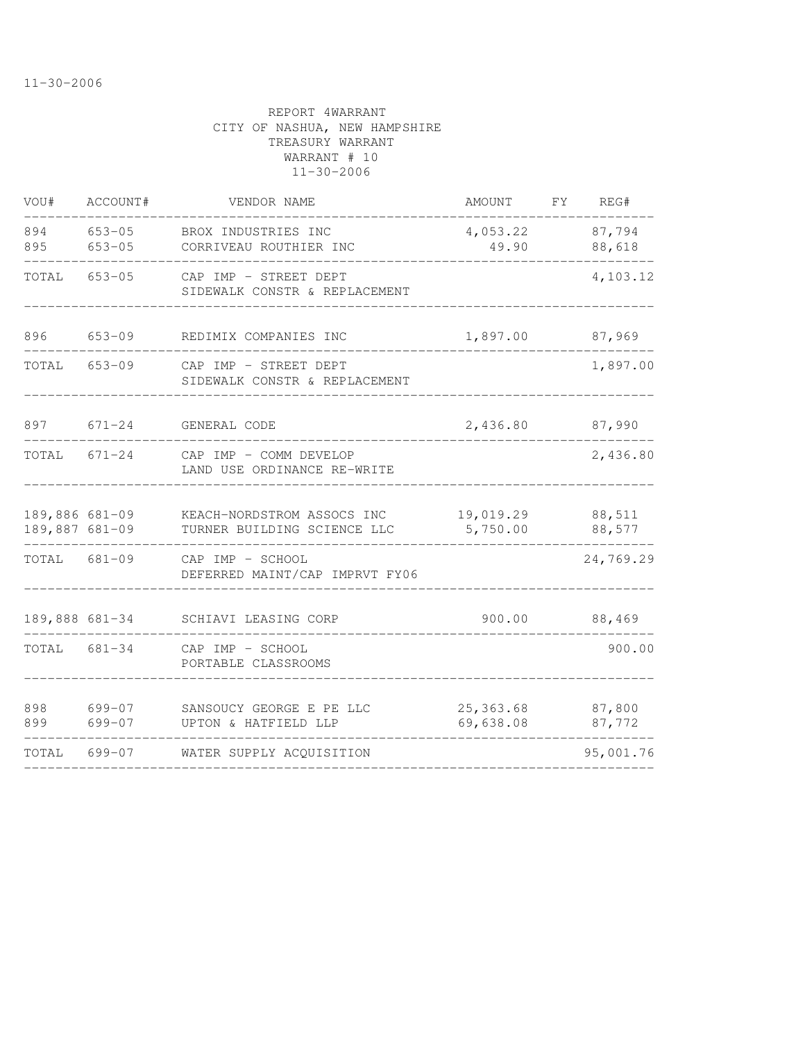11-30-2006

REPORT 4WARRANT
CITY OF NASHUA, NEW HAMPSHIRE
TREASURY WARRANT
WARRANT # 10
11-30-2006

| VOU# | ACCOUNT# | VENDOR NAME | AMOUNT | FY | REG# |
|---|---|---|---|---|---|
| 894 | 653-05 | BROX INDUSTRIES INC | 4,053.22 | | 87,794 |
| 895 | 653-05 | CORRIVEAU ROUTHIER INC | 49.90 | | 88,618 |
| TOTAL | 653-05 | CAP IMP - STREET DEPT SIDEWALK CONSTR & REPLACEMENT | | | 4,103.12 |
| 896 | 653-09 | REDIMIX COMPANIES INC | 1,897.00 | | 87,969 |
| TOTAL | 653-09 | CAP IMP - STREET DEPT SIDEWALK CONSTR & REPLACEMENT | | | 1,897.00 |
| 897 | 671-24 | GENERAL CODE | 2,436.80 | | 87,990 |
| TOTAL | 671-24 | CAP IMP - COMM DEVELOP LAND USE ORDINANCE RE-WRITE | | | 2,436.80 |
| 189,886 | 681-09 | KEACH-NORDSTROM ASSOCS INC | 19,019.29 | | 88,511 |
| 189,887 | 681-09 | TURNER BUILDING SCIENCE LLC | 5,750.00 | | 88,577 |
| TOTAL | 681-09 | CAP IMP - SCHOOL DEFERRED MAINT/CAP IMPRVT FY06 | | | 24,769.29 |
| 189,888 | 681-34 | SCHIAVI LEASING CORP | 900.00 | | 88,469 |
| TOTAL | 681-34 | CAP IMP - SCHOOL PORTABLE CLASSROOMS | | | 900.00 |
| 898 | 699-07 | SANSOUCY GEORGE E PE LLC | 25,363.68 | | 87,800 |
| 899 | 699-07 | UPTON & HATFIELD LLP | 69,638.08 | | 87,772 |
| TOTAL | 699-07 | WATER SUPPLY ACQUISITION | | | 95,001.76 |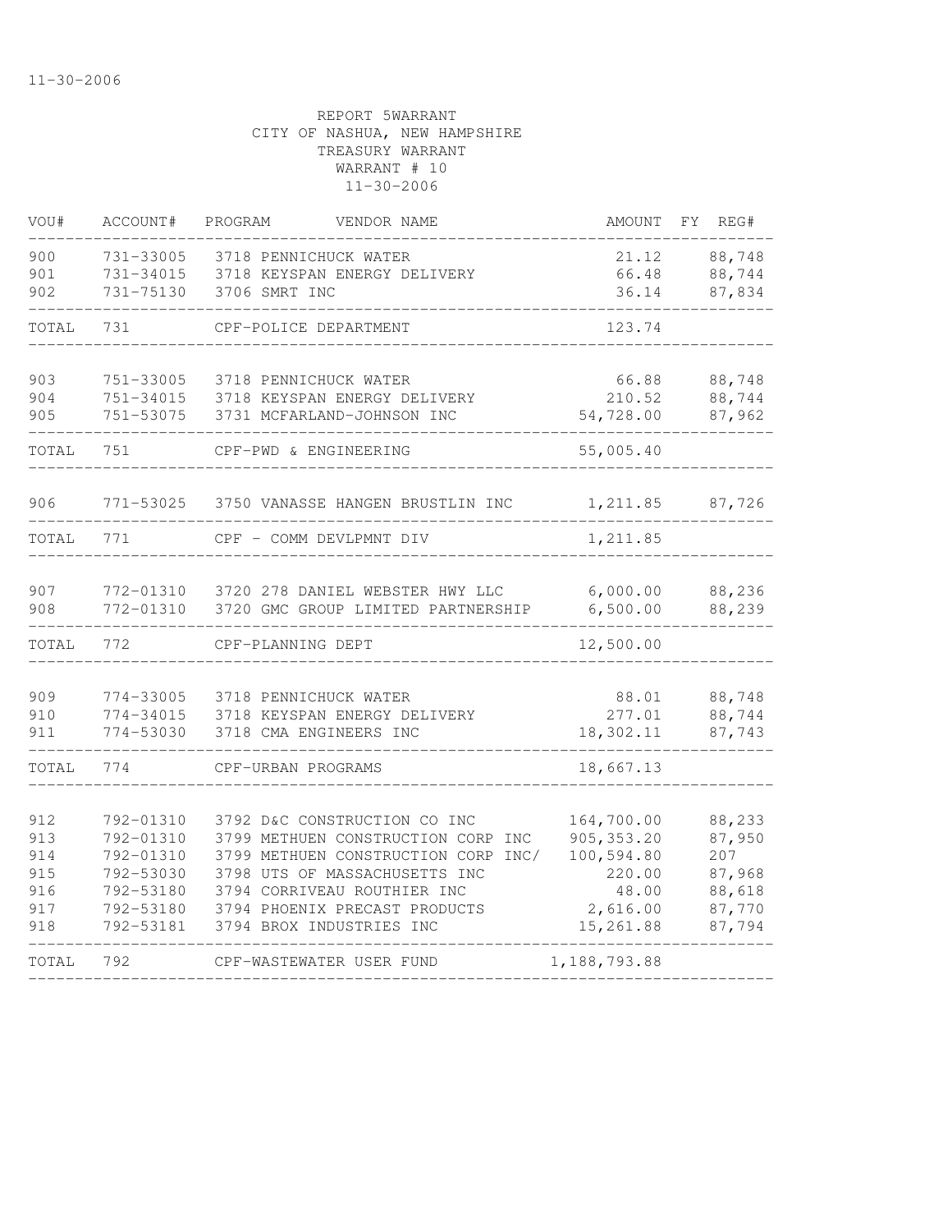11-30-2006

REPORT 5WARRANT
CITY OF NASHUA, NEW HAMPSHIRE
TREASURY WARRANT
WARRANT # 10
11-30-2006

| VOU# | ACCOUNT# | PROGRAM | VENDOR NAME | AMOUNT | FY | REG# |
|---|---|---|---|---|---|---|
| 900 | 731-33005 | 3718 | PENNICHUCK WATER | 21.12 | | 88,748 |
| 901 | 731-34015 | 3718 | KEYSPAN ENERGY DELIVERY | 66.48 | | 88,744 |
| 902 | 731-75130 | 3706 | SMRT INC | 36.14 | | 87,834 |
| TOTAL | 731 | | CPF-POLICE DEPARTMENT | 123.74 | | |
| 903 | 751-33005 | 3718 | PENNICHUCK WATER | 66.88 | | 88,748 |
| 904 | 751-34015 | 3718 | KEYSPAN ENERGY DELIVERY | 210.52 | | 88,744 |
| 905 | 751-53075 | 3731 | MCFARLAND-JOHNSON INC | 54,728.00 | | 87,962 |
| TOTAL | 751 | | CPF-PWD & ENGINEERING | 55,005.40 | | |
| 906 | 771-53025 | 3750 | VANASSE HANGEN BRUSTLIN INC | 1,211.85 | | 87,726 |
| TOTAL | 771 | | CPF - COMM DEVLPMNT DIV | 1,211.85 | | |
| 907 | 772-01310 | 3720 | 278 DANIEL WEBSTER HWY LLC | 6,000.00 | | 88,236 |
| 908 | 772-01310 | 3720 | GMC GROUP LIMITED PARTNERSHIP | 6,500.00 | | 88,239 |
| TOTAL | 772 | | CPF-PLANNING DEPT | 12,500.00 | | |
| 909 | 774-33005 | 3718 | PENNICHUCK WATER | 88.01 | | 88,748 |
| 910 | 774-34015 | 3718 | KEYSPAN ENERGY DELIVERY | 277.01 | | 88,744 |
| 911 | 774-53030 | 3718 | CMA ENGINEERS INC | 18,302.11 | | 87,743 |
| TOTAL | 774 | | CPF-URBAN PROGRAMS | 18,667.13 | | |
| 912 | 792-01310 | 3792 | D&C CONSTRUCTION CO INC | 164,700.00 | | 88,233 |
| 913 | 792-01310 | 3799 | METHUEN CONSTRUCTION CORP INC | 905,353.20 | | 87,950 |
| 914 | 792-01310 | 3799 | METHUEN CONSTRUCTION CORP INC/ | 100,594.80 | | 207 |
| 915 | 792-53030 | 3798 | UTS OF MASSACHUSETTS INC | 220.00 | | 87,968 |
| 916 | 792-53180 | 3794 | CORRIVEAU ROUTHIER INC | 48.00 | | 88,618 |
| 917 | 792-53180 | 3794 | PHOENIX PRECAST PRODUCTS | 2,616.00 | | 87,770 |
| 918 | 792-53181 | 3794 | BROX INDUSTRIES INC | 15,261.88 | | 87,794 |
| TOTAL | 792 | | CPF-WASTEWATER USER FUND | 1,188,793.88 | | |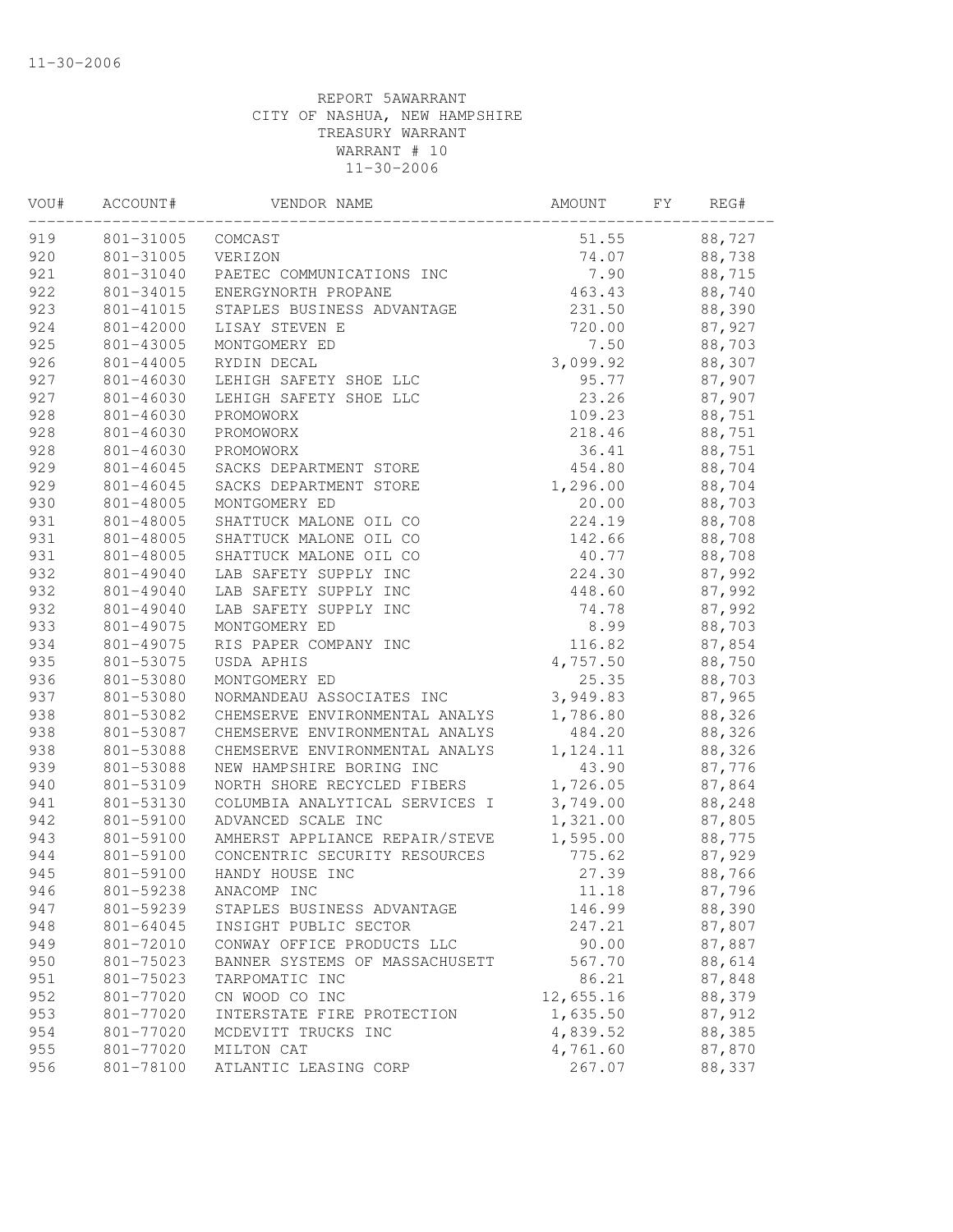11-30-2006

REPORT 5AWARRANT
CITY OF NASHUA, NEW HAMPSHIRE
TREASURY WARRANT
WARRANT # 10
11-30-2006

| VOU# | ACCOUNT# | VENDOR NAME | AMOUNT | FY | REG# |
|---|---|---|---|---|---|
| 919 | 801-31005 | COMCAST | 51.55 | | 88,727 |
| 920 | 801-31005 | VERIZON | 74.07 | | 88,738 |
| 921 | 801-31040 | PAETEC COMMUNICATIONS INC | 7.90 | | 88,715 |
| 922 | 801-34015 | ENERGYNORTH PROPANE | 463.43 | | 88,740 |
| 923 | 801-41015 | STAPLES BUSINESS ADVANTAGE | 231.50 | | 88,390 |
| 924 | 801-42000 | LISAY STEVEN E | 720.00 | | 87,927 |
| 925 | 801-43005 | MONTGOMERY ED | 7.50 | | 88,703 |
| 926 | 801-44005 | RYDIN DECAL | 3,099.92 | | 88,307 |
| 927 | 801-46030 | LEHIGH SAFETY SHOE LLC | 95.77 | | 87,907 |
| 927 | 801-46030 | LEHIGH SAFETY SHOE LLC | 23.26 | | 87,907 |
| 928 | 801-46030 | PROMOWORX | 109.23 | | 88,751 |
| 928 | 801-46030 | PROMOWORX | 218.46 | | 88,751 |
| 928 | 801-46030 | PROMOWORX | 36.41 | | 88,751 |
| 929 | 801-46045 | SACKS DEPARTMENT STORE | 454.80 | | 88,704 |
| 929 | 801-46045 | SACKS DEPARTMENT STORE | 1,296.00 | | 88,704 |
| 930 | 801-48005 | MONTGOMERY ED | 20.00 | | 88,703 |
| 931 | 801-48005 | SHATTUCK MALONE OIL CO | 224.19 | | 88,708 |
| 931 | 801-48005 | SHATTUCK MALONE OIL CO | 142.66 | | 88,708 |
| 931 | 801-48005 | SHATTUCK MALONE OIL CO | 40.77 | | 88,708 |
| 932 | 801-49040 | LAB SAFETY SUPPLY INC | 224.30 | | 87,992 |
| 932 | 801-49040 | LAB SAFETY SUPPLY INC | 448.60 | | 87,992 |
| 932 | 801-49040 | LAB SAFETY SUPPLY INC | 74.78 | | 87,992 |
| 933 | 801-49075 | MONTGOMERY ED | 8.99 | | 88,703 |
| 934 | 801-49075 | RIS PAPER COMPANY INC | 116.82 | | 87,854 |
| 935 | 801-53075 | USDA APHIS | 4,757.50 | | 88,750 |
| 936 | 801-53080 | MONTGOMERY ED | 25.35 | | 88,703 |
| 937 | 801-53080 | NORMANDEAU ASSOCIATES INC | 3,949.83 | | 87,965 |
| 938 | 801-53082 | CHEMSERVE ENVIRONMENTAL ANALYS | 1,786.80 | | 88,326 |
| 938 | 801-53087 | CHEMSERVE ENVIRONMENTAL ANALYS | 484.20 | | 88,326 |
| 938 | 801-53088 | CHEMSERVE ENVIRONMENTAL ANALYS | 1,124.11 | | 88,326 |
| 939 | 801-53088 | NEW HAMPSHIRE BORING INC | 43.90 | | 87,776 |
| 940 | 801-53109 | NORTH SHORE RECYCLED FIBERS | 1,726.05 | | 87,864 |
| 941 | 801-53130 | COLUMBIA ANALYTICAL SERVICES I | 3,749.00 | | 88,248 |
| 942 | 801-59100 | ADVANCED SCALE INC | 1,321.00 | | 87,805 |
| 943 | 801-59100 | AMHERST APPLIANCE REPAIR/STEVE | 1,595.00 | | 88,775 |
| 944 | 801-59100 | CONCENTRIC SECURITY RESOURCES | 775.62 | | 87,929 |
| 945 | 801-59100 | HANDY HOUSE INC | 27.39 | | 88,766 |
| 946 | 801-59238 | ANACOMP INC | 11.18 | | 87,796 |
| 947 | 801-59239 | STAPLES BUSINESS ADVANTAGE | 146.99 | | 88,390 |
| 948 | 801-64045 | INSIGHT PUBLIC SECTOR | 247.21 | | 87,807 |
| 949 | 801-72010 | CONWAY OFFICE PRODUCTS LLC | 90.00 | | 87,887 |
| 950 | 801-75023 | BANNER SYSTEMS OF MASSACHUSETT | 567.70 | | 88,614 |
| 951 | 801-75023 | TARPOMATIC INC | 86.21 | | 87,848 |
| 952 | 801-77020 | CN WOOD CO INC | 12,655.16 | | 88,379 |
| 953 | 801-77020 | INTERSTATE FIRE PROTECTION | 1,635.50 | | 87,912 |
| 954 | 801-77020 | MCDEVITT TRUCKS INC | 4,839.52 | | 88,385 |
| 955 | 801-77020 | MILTON CAT | 4,761.60 | | 87,870 |
| 956 | 801-78100 | ATLANTIC LEASING CORP | 267.07 | | 88,337 |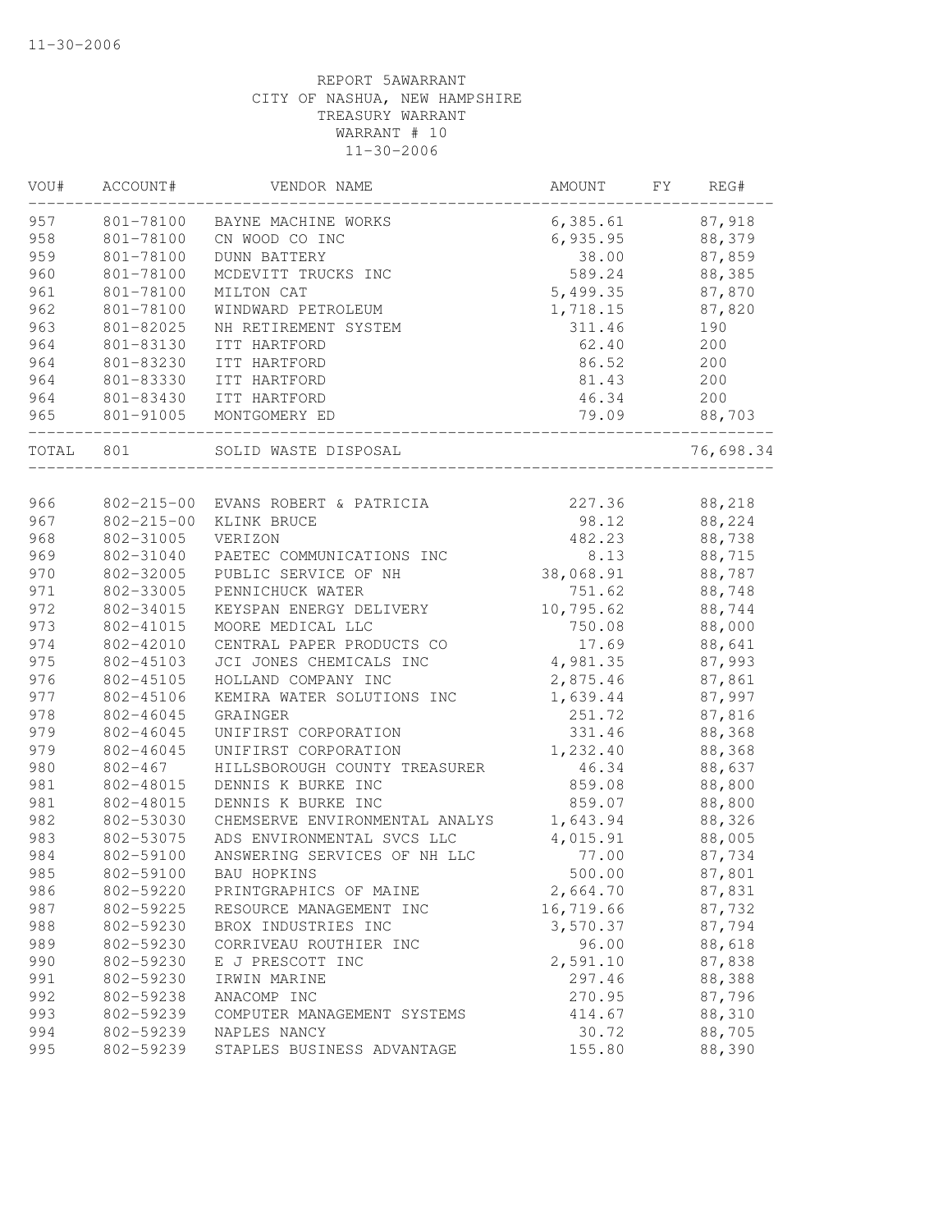11-30-2006

REPORT 5AWARRANT
CITY OF NASHUA, NEW HAMPSHIRE
TREASURY WARRANT
WARRANT # 10
11-30-2006

| VOU# | ACCOUNT# | VENDOR NAME | AMOUNT | FY | REG# |
|---|---|---|---|---|---|
| 957 | 801-78100 | BAYNE MACHINE WORKS | 6,385.61 | | 87,918 |
| 958 | 801-78100 | CN WOOD CO INC | 6,935.95 | | 88,379 |
| 959 | 801-78100 | DUNN BATTERY | 38.00 | | 87,859 |
| 960 | 801-78100 | MCDEVITT TRUCKS INC | 589.24 | | 88,385 |
| 961 | 801-78100 | MILTON CAT | 5,499.35 | | 87,870 |
| 962 | 801-78100 | WINDWARD PETROLEUM | 1,718.15 | | 87,820 |
| 963 | 801-82025 | NH RETIREMENT SYSTEM | 311.46 | | 190 |
| 964 | 801-83130 | ITT HARTFORD | 62.40 | | 200 |
| 964 | 801-83230 | ITT HARTFORD | 86.52 | | 200 |
| 964 | 801-83330 | ITT HARTFORD | 81.43 | | 200 |
| 964 | 801-83430 | ITT HARTFORD | 46.34 | | 200 |
| 965 | 801-91005 | MONTGOMERY ED | 79.09 | | 88,703 |
| TOTAL | 801 | SOLID WASTE DISPOSAL | | | 76,698.34 |

| VOU# | ACCOUNT# | VENDOR NAME | AMOUNT | FY | REG# |
|---|---|---|---|---|---|
| 966 | 802-215-00 | EVANS ROBERT & PATRICIA | 227.36 | | 88,218 |
| 967 | 802-215-00 | KLINK BRUCE | 98.12 | | 88,224 |
| 968 | 802-31005 | VERIZON | 482.23 | | 88,738 |
| 969 | 802-31040 | PAETEC COMMUNICATIONS INC | 8.13 | | 88,715 |
| 970 | 802-32005 | PUBLIC SERVICE OF NH | 38,068.91 | | 88,787 |
| 971 | 802-33005 | PENNICHUCK WATER | 751.62 | | 88,748 |
| 972 | 802-34015 | KEYSPAN ENERGY DELIVERY | 10,795.62 | | 88,744 |
| 973 | 802-41015 | MOORE MEDICAL LLC | 750.08 | | 88,000 |
| 974 | 802-42010 | CENTRAL PAPER PRODUCTS CO | 17.69 | | 88,641 |
| 975 | 802-45103 | JCI JONES CHEMICALS INC | 4,981.35 | | 87,993 |
| 976 | 802-45105 | HOLLAND COMPANY INC | 2,875.46 | | 87,861 |
| 977 | 802-45106 | KEMIRA WATER SOLUTIONS INC | 1,639.44 | | 87,997 |
| 978 | 802-46045 | GRAINGER | 251.72 | | 87,816 |
| 979 | 802-46045 | UNIFIRST CORPORATION | 331.46 | | 88,368 |
| 979 | 802-46045 | UNIFIRST CORPORATION | 1,232.40 | | 88,368 |
| 980 | 802-467 | HILLSBOROUGH COUNTY TREASURER | 46.34 | | 88,637 |
| 981 | 802-48015 | DENNIS K BURKE INC | 859.08 | | 88,800 |
| 981 | 802-48015 | DENNIS K BURKE INC | 859.07 | | 88,800 |
| 982 | 802-53030 | CHEMSERVE ENVIRONMENTAL ANALYS | 1,643.94 | | 88,326 |
| 983 | 802-53075 | ADS ENVIRONMENTAL SVCS LLC | 4,015.91 | | 88,005 |
| 984 | 802-59100 | ANSWERING SERVICES OF NH LLC | 77.00 | | 87,734 |
| 985 | 802-59100 | BAU HOPKINS | 500.00 | | 87,801 |
| 986 | 802-59220 | PRINTGRAPHICS OF MAINE | 2,664.70 | | 87,831 |
| 987 | 802-59225 | RESOURCE MANAGEMENT INC | 16,719.66 | | 87,732 |
| 988 | 802-59230 | BROX INDUSTRIES INC | 3,570.37 | | 87,794 |
| 989 | 802-59230 | CORRIVEAU ROUTHIER INC | 96.00 | | 88,618 |
| 990 | 802-59230 | E J PRESCOTT INC | 2,591.10 | | 87,838 |
| 991 | 802-59230 | IRWIN MARINE | 297.46 | | 88,388 |
| 992 | 802-59238 | ANACOMP INC | 270.95 | | 87,796 |
| 993 | 802-59239 | COMPUTER MANAGEMENT SYSTEMS | 414.67 | | 88,310 |
| 994 | 802-59239 | NAPLES NANCY | 30.72 | | 88,705 |
| 995 | 802-59239 | STAPLES BUSINESS ADVANTAGE | 155.80 | | 88,390 |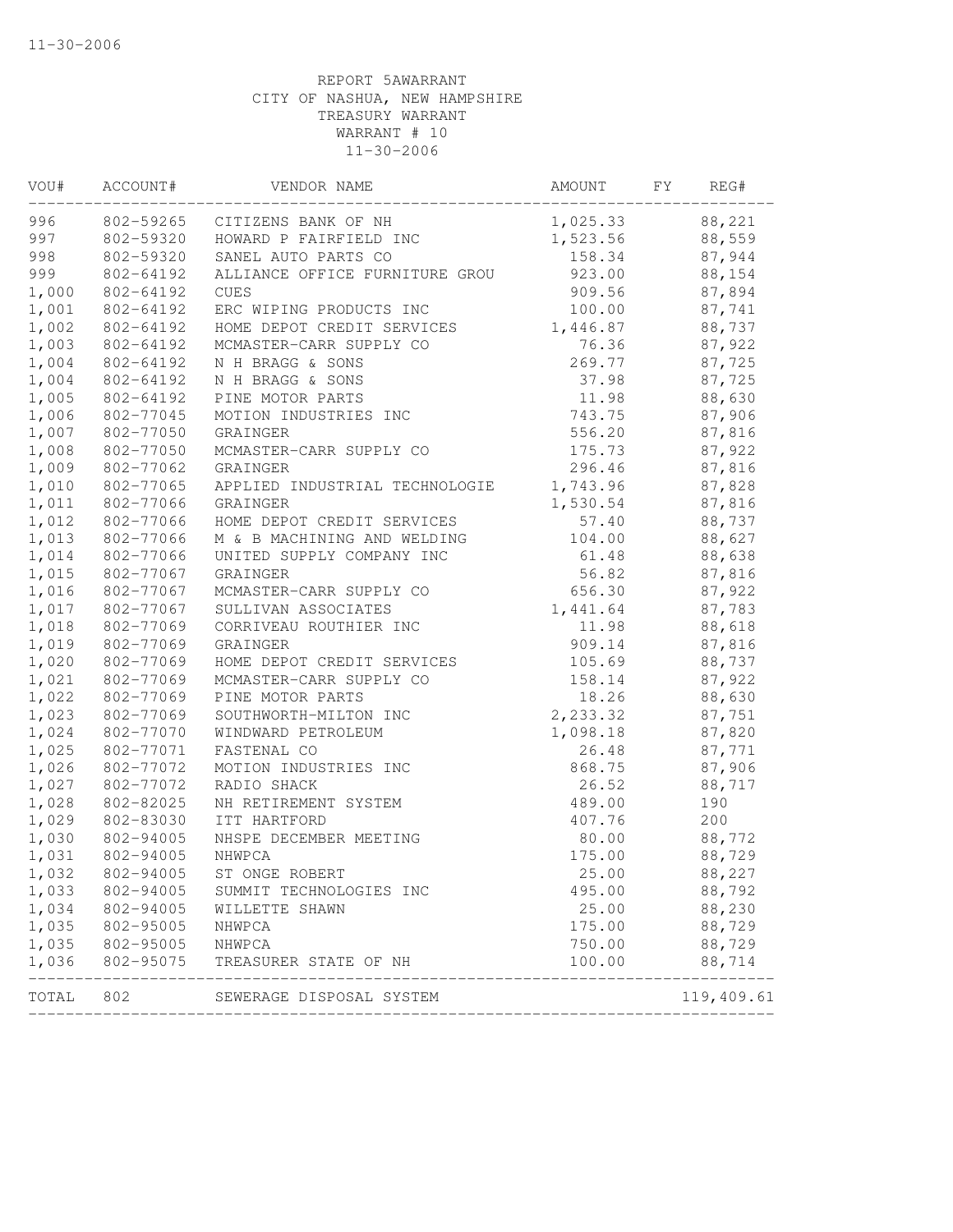11-30-2006

REPORT 5AWARRANT
CITY OF NASHUA, NEW HAMPSHIRE
TREASURY WARRANT
WARRANT # 10
11-30-2006

| VOU# | ACCOUNT# | VENDOR NAME | AMOUNT | FY | REG# |
|---|---|---|---|---|---|
| 996 | 802-59265 | CITIZENS BANK OF NH | 1,025.33 | | 88,221 |
| 997 | 802-59320 | HOWARD P FAIRFIELD INC | 1,523.56 | | 88,559 |
| 998 | 802-59320 | SANEL AUTO PARTS CO | 158.34 | | 87,944 |
| 999 | 802-64192 | ALLIANCE OFFICE FURNITURE GROU | 923.00 | | 88,154 |
| 1,000 | 802-64192 | CUES | 909.56 | | 87,894 |
| 1,001 | 802-64192 | ERC WIPING PRODUCTS INC | 100.00 | | 87,741 |
| 1,002 | 802-64192 | HOME DEPOT CREDIT SERVICES | 1,446.87 | | 88,737 |
| 1,003 | 802-64192 | MCMASTER-CARR SUPPLY CO | 76.36 | | 87,922 |
| 1,004 | 802-64192 | N H BRAGG & SONS | 269.77 | | 87,725 |
| 1,004 | 802-64192 | N H BRAGG & SONS | 37.98 | | 87,725 |
| 1,005 | 802-64192 | PINE MOTOR PARTS | 11.98 | | 88,630 |
| 1,006 | 802-77045 | MOTION INDUSTRIES INC | 743.75 | | 87,906 |
| 1,007 | 802-77050 | GRAINGER | 556.20 | | 87,816 |
| 1,008 | 802-77050 | MCMASTER-CARR SUPPLY CO | 175.73 | | 87,922 |
| 1,009 | 802-77062 | GRAINGER | 296.46 | | 87,816 |
| 1,010 | 802-77065 | APPLIED INDUSTRIAL TECHNOLOGIE | 1,743.96 | | 87,828 |
| 1,011 | 802-77066 | GRAINGER | 1,530.54 | | 87,816 |
| 1,012 | 802-77066 | HOME DEPOT CREDIT SERVICES | 57.40 | | 88,737 |
| 1,013 | 802-77066 | M & B MACHINING AND WELDING | 104.00 | | 88,627 |
| 1,014 | 802-77066 | UNITED SUPPLY COMPANY INC | 61.48 | | 88,638 |
| 1,015 | 802-77067 | GRAINGER | 56.82 | | 87,816 |
| 1,016 | 802-77067 | MCMASTER-CARR SUPPLY CO | 656.30 | | 87,922 |
| 1,017 | 802-77067 | SULLIVAN ASSOCIATES | 1,441.64 | | 87,783 |
| 1,018 | 802-77069 | CORRIVEAU ROUTHIER INC | 11.98 | | 88,618 |
| 1,019 | 802-77069 | GRAINGER | 909.14 | | 87,816 |
| 1,020 | 802-77069 | HOME DEPOT CREDIT SERVICES | 105.69 | | 88,737 |
| 1,021 | 802-77069 | MCMASTER-CARR SUPPLY CO | 158.14 | | 87,922 |
| 1,022 | 802-77069 | PINE MOTOR PARTS | 18.26 | | 88,630 |
| 1,023 | 802-77069 | SOUTHWORTH-MILTON INC | 2,233.32 | | 87,751 |
| 1,024 | 802-77070 | WINDWARD PETROLEUM | 1,098.18 | | 87,820 |
| 1,025 | 802-77071 | FASTENAL CO | 26.48 | | 87,771 |
| 1,026 | 802-77072 | MOTION INDUSTRIES INC | 868.75 | | 87,906 |
| 1,027 | 802-77072 | RADIO SHACK | 26.52 | | 88,717 |
| 1,028 | 802-82025 | NH RETIREMENT SYSTEM | 489.00 | | 190 |
| 1,029 | 802-83030 | ITT HARTFORD | 407.76 | | 200 |
| 1,030 | 802-94005 | NHSPE DECEMBER MEETING | 80.00 | | 88,772 |
| 1,031 | 802-94005 | NHWPCA | 175.00 | | 88,729 |
| 1,032 | 802-94005 | ST ONGE ROBERT | 25.00 | | 88,227 |
| 1,033 | 802-94005 | SUMMIT TECHNOLOGIES INC | 495.00 | | 88,792 |
| 1,034 | 802-94005 | WILLETTE SHAWN | 25.00 | | 88,230 |
| 1,035 | 802-95005 | NHWPCA | 175.00 | | 88,729 |
| 1,035 | 802-95005 | NHWPCA | 750.00 | | 88,729 |
| 1,036 | 802-95075 | TREASURER STATE OF NH | 100.00 | | 88,714 |
| TOTAL | 802 | SEWERAGE DISPOSAL SYSTEM | | | 119,409.61 |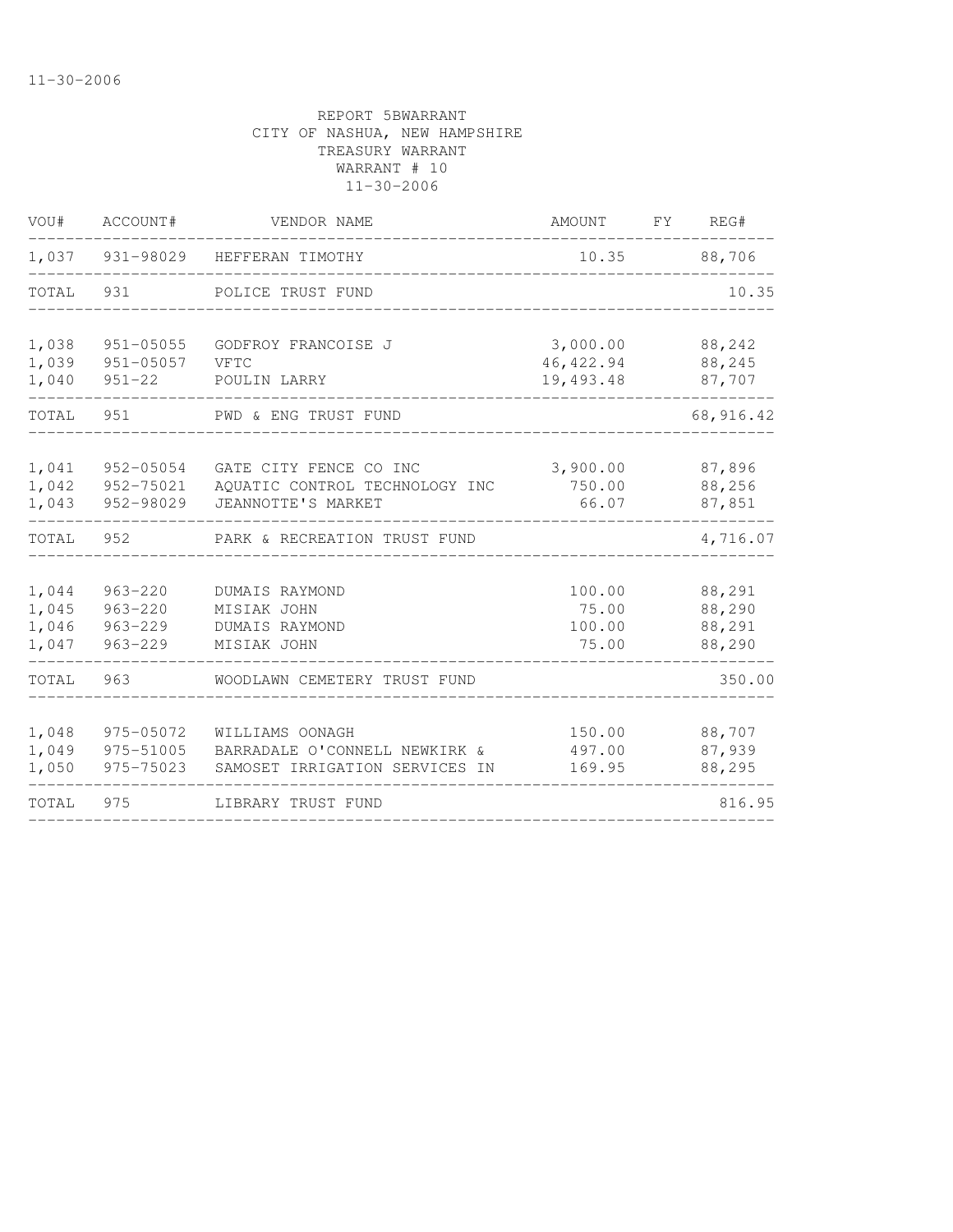11-30-2006

REPORT 5BWARRANT
CITY OF NASHUA, NEW HAMPSHIRE
TREASURY WARRANT
WARRANT # 10
11-30-2006

| VOU# | ACCOUNT# | VENDOR NAME | AMOUNT | FY | REG# |
|---|---|---|---|---|---|
| 1,037 | 931-98029 | HEFFERAN TIMOTHY | 10.35 | | 88,706 |
| TOTAL | 931 | POLICE TRUST FUND | | | 10.35 |
| 1,038 | 951-05055 | GODFROY FRANCOISE J | 3,000.00 | | 88,242 |
| 1,039 | 951-05057 | VFTC | 46,422.94 | | 88,245 |
| 1,040 | 951-22 | POULIN LARRY | 19,493.48 | | 87,707 |
| TOTAL | 951 | PWD & ENG TRUST FUND | | | 68,916.42 |
| 1,041 | 952-05054 | GATE CITY FENCE CO INC | 3,900.00 | | 87,896 |
| 1,042 | 952-75021 | AQUATIC CONTROL TECHNOLOGY INC | 750.00 | | 88,256 |
| 1,043 | 952-98029 | JEANNOTTE'S MARKET | 66.07 | | 87,851 |
| TOTAL | 952 | PARK & RECREATION TRUST FUND | | | 4,716.07 |
| 1,044 | 963-220 | DUMAIS RAYMOND | 100.00 | | 88,291 |
| 1,045 | 963-220 | MISIAK JOHN | 75.00 | | 88,290 |
| 1,046 | 963-229 | DUMAIS RAYMOND | 100.00 | | 88,291 |
| 1,047 | 963-229 | MISIAK JOHN | 75.00 | | 88,290 |
| TOTAL | 963 | WOODLAWN CEMETERY TRUST FUND | | | 350.00 |
| 1,048 | 975-05072 | WILLIAMS OONAGH | 150.00 | | 88,707 |
| 1,049 | 975-51005 | BARRADALE O'CONNELL NEWKIRK & | 497.00 | | 87,939 |
| 1,050 | 975-75023 | SAMOSET IRRIGATION SERVICES IN | 169.95 | | 88,295 |
| TOTAL | 975 | LIBRARY TRUST FUND | | | 816.95 |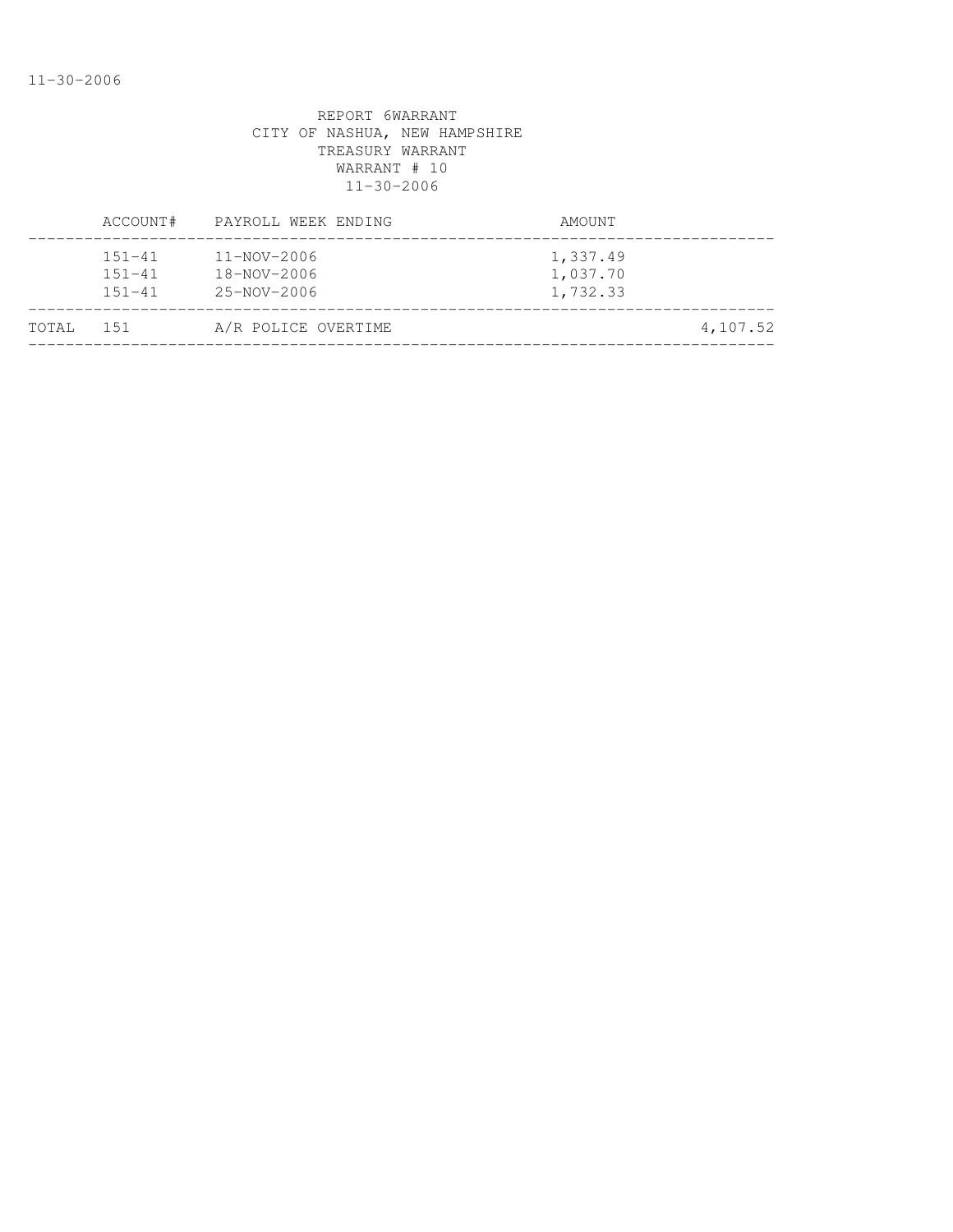REPORT 6WARRANT
CITY OF NASHUA, NEW HAMPSHIRE
TREASURY WARRANT
WARRANT # 10
11-30-2006

| | ACCOUNT# | PAYROLL WEEK ENDING | AMOUNT | |
|---|---|---|---|---|
| | 151-41 | 11-NOV-2006 | 1,337.49 | |
| | 151-41 | 18-NOV-2006 | 1,037.70 | |
| | 151-41 | 25-NOV-2006 | 1,732.33 | |
| TOTAL | 151 | A/R POLICE OVERTIME | | 4,107.52 |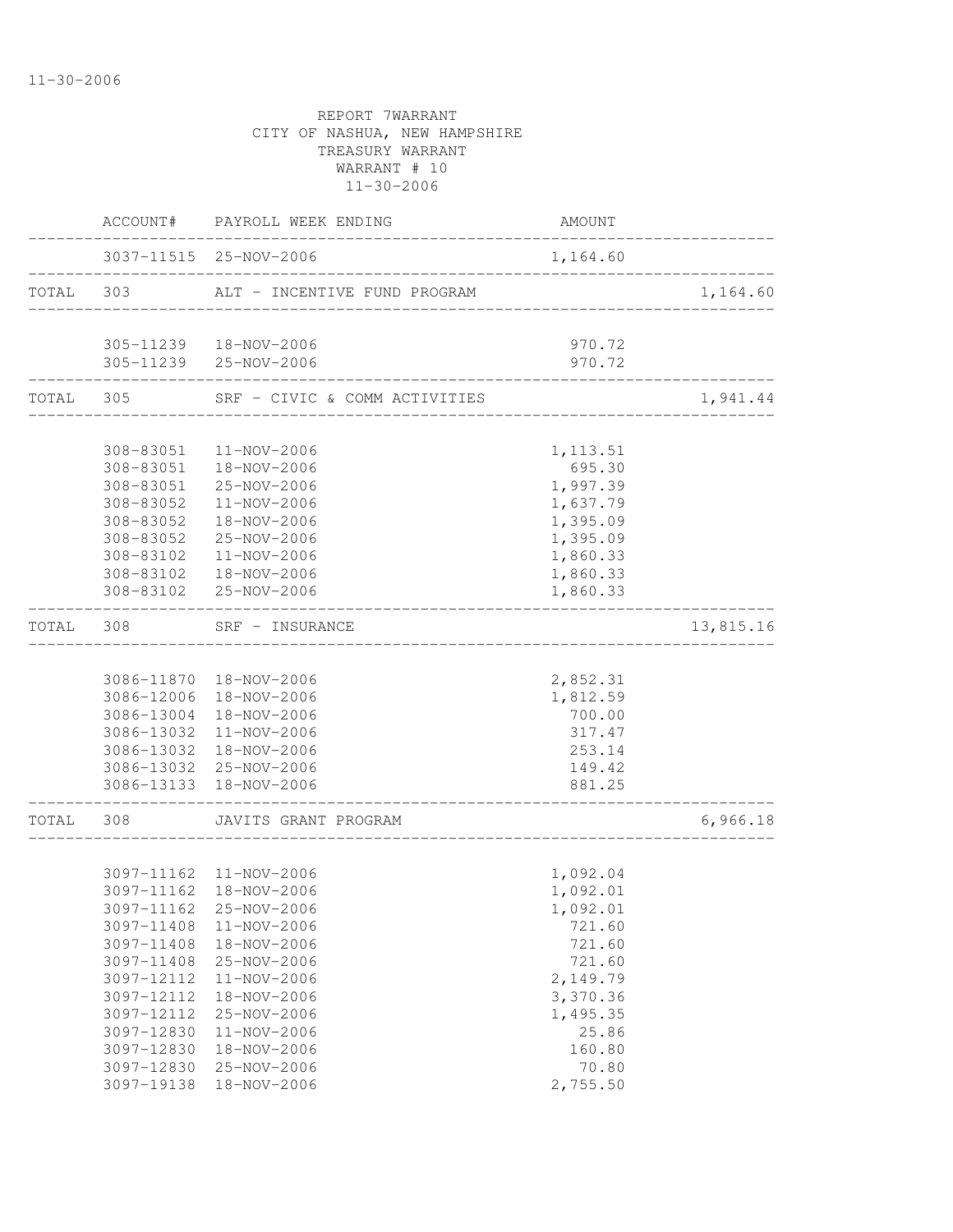11-30-2006

REPORT 7WARRANT
CITY OF NASHUA, NEW HAMPSHIRE
TREASURY WARRANT
WARRANT # 10
11-30-2006

| | ACCOUNT# | PAYROLL WEEK ENDING | AMOUNT | |
|---|---|---|---|---|
| | 3037-11515 | 25-NOV-2006 | 1,164.60 | |
| TOTAL | 303 | ALT - INCENTIVE FUND PROGRAM | | 1,164.60 |
| | 305-11239 | 18-NOV-2006 | 970.72 | |
| | 305-11239 | 25-NOV-2006 | 970.72 | |
| TOTAL | 305 | SRF - CIVIC & COMM ACTIVITIES | | 1,941.44 |
| | 308-83051 | 11-NOV-2006 | 1,113.51 | |
| | 308-83051 | 18-NOV-2006 | 695.30 | |
| | 308-83051 | 25-NOV-2006 | 1,997.39 | |
| | 308-83052 | 11-NOV-2006 | 1,637.79 | |
| | 308-83052 | 18-NOV-2006 | 1,395.09 | |
| | 308-83052 | 25-NOV-2006 | 1,395.09 | |
| | 308-83102 | 11-NOV-2006 | 1,860.33 | |
| | 308-83102 | 18-NOV-2006 | 1,860.33 | |
| | 308-83102 | 25-NOV-2006 | 1,860.33 | |
| TOTAL | 308 | SRF - INSURANCE | | 13,815.16 |
| | 3086-11870 | 18-NOV-2006 | 2,852.31 | |
| | 3086-12006 | 18-NOV-2006 | 1,812.59 | |
| | 3086-13004 | 18-NOV-2006 | 700.00 | |
| | 3086-13032 | 11-NOV-2006 | 317.47 | |
| | 3086-13032 | 18-NOV-2006 | 253.14 | |
| | 3086-13032 | 25-NOV-2006 | 149.42 | |
| | 3086-13133 | 18-NOV-2006 | 881.25 | |
| TOTAL | 308 | JAVITS GRANT PROGRAM | | 6,966.18 |
| | 3097-11162 | 11-NOV-2006 | 1,092.04 | |
| | 3097-11162 | 18-NOV-2006 | 1,092.01 | |
| | 3097-11162 | 25-NOV-2006 | 1,092.01 | |
| | 3097-11408 | 11-NOV-2006 | 721.60 | |
| | 3097-11408 | 18-NOV-2006 | 721.60 | |
| | 3097-11408 | 25-NOV-2006 | 721.60 | |
| | 3097-12112 | 11-NOV-2006 | 2,149.79 | |
| | 3097-12112 | 18-NOV-2006 | 3,370.36 | |
| | 3097-12112 | 25-NOV-2006 | 1,495.35 | |
| | 3097-12830 | 11-NOV-2006 | 25.86 | |
| | 3097-12830 | 18-NOV-2006 | 160.80 | |
| | 3097-12830 | 25-NOV-2006 | 70.80 | |
| | 3097-19138 | 18-NOV-2006 | 2,755.50 | |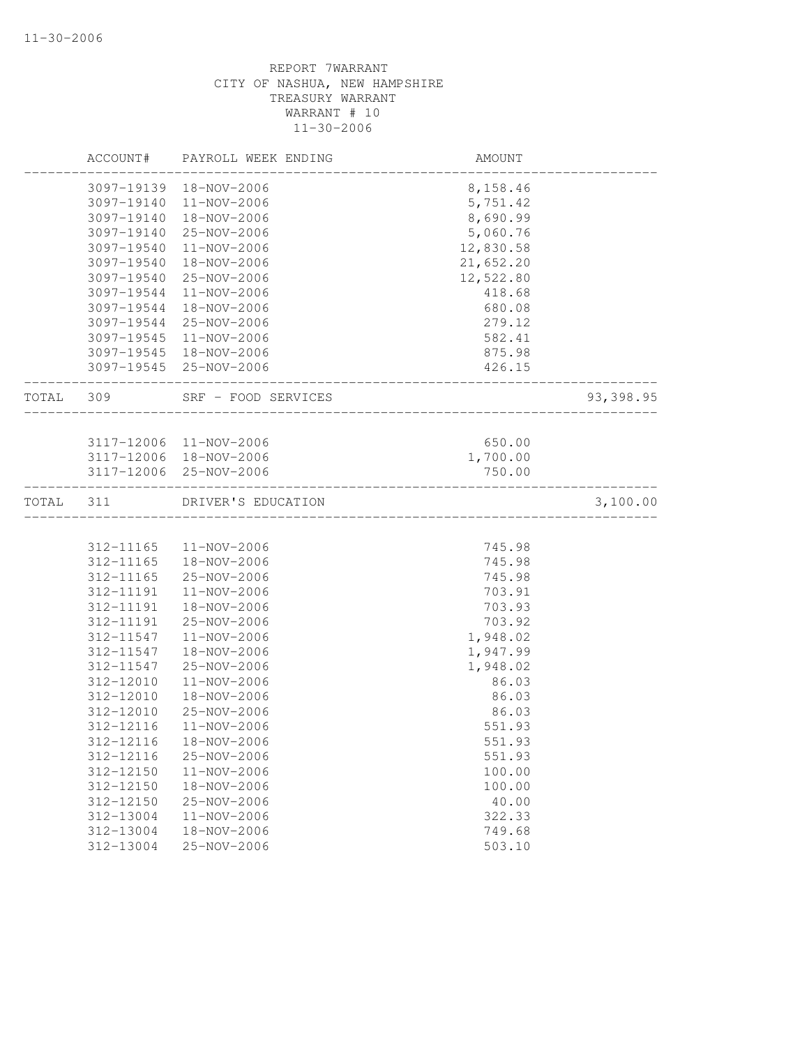REPORT 7WARRANT
CITY OF NASHUA, NEW HAMPSHIRE
TREASURY WARRANT
WARRANT # 10
11-30-2006

| ACCOUNT# | PAYROLL WEEK ENDING | AMOUNT | |
|---|---|---|---|
| 3097-19139 | 18-NOV-2006 | 8,158.46 | |
| 3097-19140 | 11-NOV-2006 | 5,751.42 | |
| 3097-19140 | 18-NOV-2006 | 8,690.99 | |
| 3097-19140 | 25-NOV-2006 | 5,060.76 | |
| 3097-19540 | 11-NOV-2006 | 12,830.58 | |
| 3097-19540 | 18-NOV-2006 | 21,652.20 | |
| 3097-19540 | 25-NOV-2006 | 12,522.80 | |
| 3097-19544 | 11-NOV-2006 | 418.68 | |
| 3097-19544 | 18-NOV-2006 | 680.08 | |
| 3097-19544 | 25-NOV-2006 | 279.12 | |
| 3097-19545 | 11-NOV-2006 | 582.41 | |
| 3097-19545 | 18-NOV-2006 | 875.98 | |
| 3097-19545 | 25-NOV-2006 | 426.15 | |
| TOTAL 309 | SRF - FOOD SERVICES | | 93,398.95 |
| 3117-12006 | 11-NOV-2006 | 650.00 | |
| 3117-12006 | 18-NOV-2006 | 1,700.00 | |
| 3117-12006 | 25-NOV-2006 | 750.00 | |
| TOTAL 311 | DRIVER'S EDUCATION | | 3,100.00 |
| 312-11165 | 11-NOV-2006 | 745.98 | |
| 312-11165 | 18-NOV-2006 | 745.98 | |
| 312-11165 | 25-NOV-2006 | 745.98 | |
| 312-11191 | 11-NOV-2006 | 703.91 | |
| 312-11191 | 18-NOV-2006 | 703.93 | |
| 312-11191 | 25-NOV-2006 | 703.92 | |
| 312-11547 | 11-NOV-2006 | 1,948.02 | |
| 312-11547 | 18-NOV-2006 | 1,947.99 | |
| 312-11547 | 25-NOV-2006 | 1,948.02 | |
| 312-12010 | 11-NOV-2006 | 86.03 | |
| 312-12010 | 18-NOV-2006 | 86.03 | |
| 312-12010 | 25-NOV-2006 | 86.03 | |
| 312-12116 | 11-NOV-2006 | 551.93 | |
| 312-12116 | 18-NOV-2006 | 551.93 | |
| 312-12116 | 25-NOV-2006 | 551.93 | |
| 312-12150 | 11-NOV-2006 | 100.00 | |
| 312-12150 | 18-NOV-2006 | 100.00 | |
| 312-12150 | 25-NOV-2006 | 40.00 | |
| 312-13004 | 11-NOV-2006 | 322.33 | |
| 312-13004 | 18-NOV-2006 | 749.68 | |
| 312-13004 | 25-NOV-2006 | 503.10 | |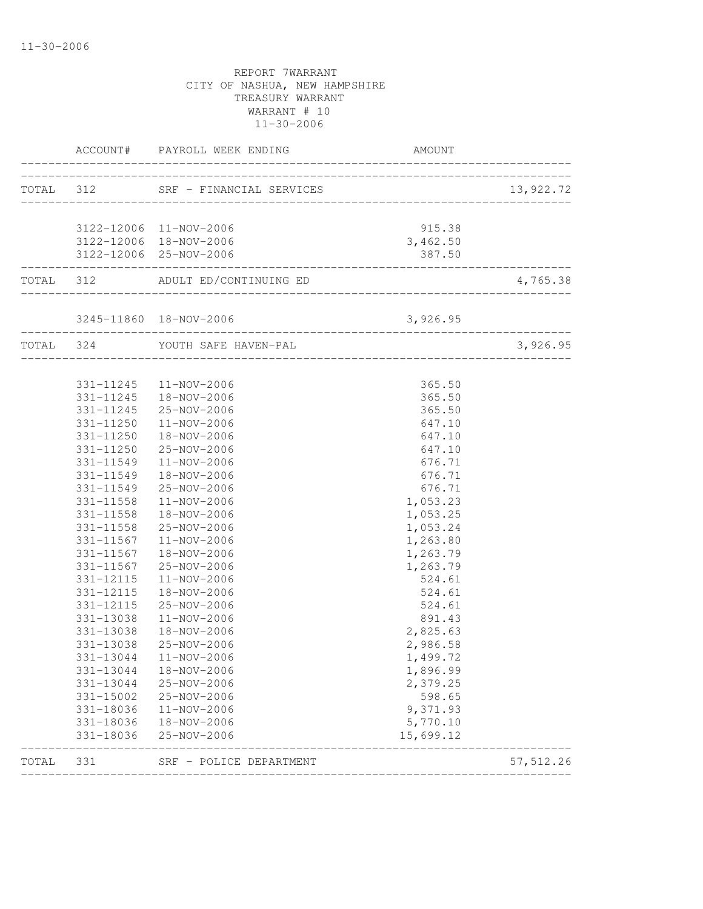11-30-2006

REPORT 7WARRANT
CITY OF NASHUA, NEW HAMPSHIRE
TREASURY WARRANT
WARRANT # 10
11-30-2006

| | ACCOUNT# | PAYROLL WEEK ENDING | AMOUNT | |
|---|---|---|---|---|
| TOTAL | 312 | SRF - FINANCIAL SERVICES | | 13,922.72 |
| | 3122-12006 | 11-NOV-2006 | 915.38 | |
| | 3122-12006 | 18-NOV-2006 | 3,462.50 | |
| | 3122-12006 | 25-NOV-2006 | 387.50 | |
| TOTAL | 312 | ADULT ED/CONTINUING ED | | 4,765.38 |
| | 3245-11860 | 18-NOV-2006 | 3,926.95 | |
| TOTAL | 324 | YOUTH SAFE HAVEN-PAL | | 3,926.95 |
| | 331-11245 | 11-NOV-2006 | 365.50 | |
| | 331-11245 | 18-NOV-2006 | 365.50 | |
| | 331-11245 | 25-NOV-2006 | 365.50 | |
| | 331-11250 | 11-NOV-2006 | 647.10 | |
| | 331-11250 | 18-NOV-2006 | 647.10 | |
| | 331-11250 | 25-NOV-2006 | 647.10 | |
| | 331-11549 | 11-NOV-2006 | 676.71 | |
| | 331-11549 | 18-NOV-2006 | 676.71 | |
| | 331-11549 | 25-NOV-2006 | 676.71 | |
| | 331-11558 | 11-NOV-2006 | 1,053.23 | |
| | 331-11558 | 18-NOV-2006 | 1,053.25 | |
| | 331-11558 | 25-NOV-2006 | 1,053.24 | |
| | 331-11567 | 11-NOV-2006 | 1,263.80 | |
| | 331-11567 | 18-NOV-2006 | 1,263.79 | |
| | 331-11567 | 25-NOV-2006 | 1,263.79 | |
| | 331-12115 | 11-NOV-2006 | 524.61 | |
| | 331-12115 | 18-NOV-2006 | 524.61 | |
| | 331-12115 | 25-NOV-2006 | 524.61 | |
| | 331-13038 | 11-NOV-2006 | 891.43 | |
| | 331-13038 | 18-NOV-2006 | 2,825.63 | |
| | 331-13038 | 25-NOV-2006 | 2,986.58 | |
| | 331-13044 | 11-NOV-2006 | 1,499.72 | |
| | 331-13044 | 18-NOV-2006 | 1,896.99 | |
| | 331-13044 | 25-NOV-2006 | 2,379.25 | |
| | 331-15002 | 25-NOV-2006 | 598.65 | |
| | 331-18036 | 11-NOV-2006 | 9,371.93 | |
| | 331-18036 | 18-NOV-2006 | 5,770.10 | |
| | 331-18036 | 25-NOV-2006 | 15,699.12 | |
| TOTAL | 331 | SRF - POLICE DEPARTMENT | | 57,512.26 |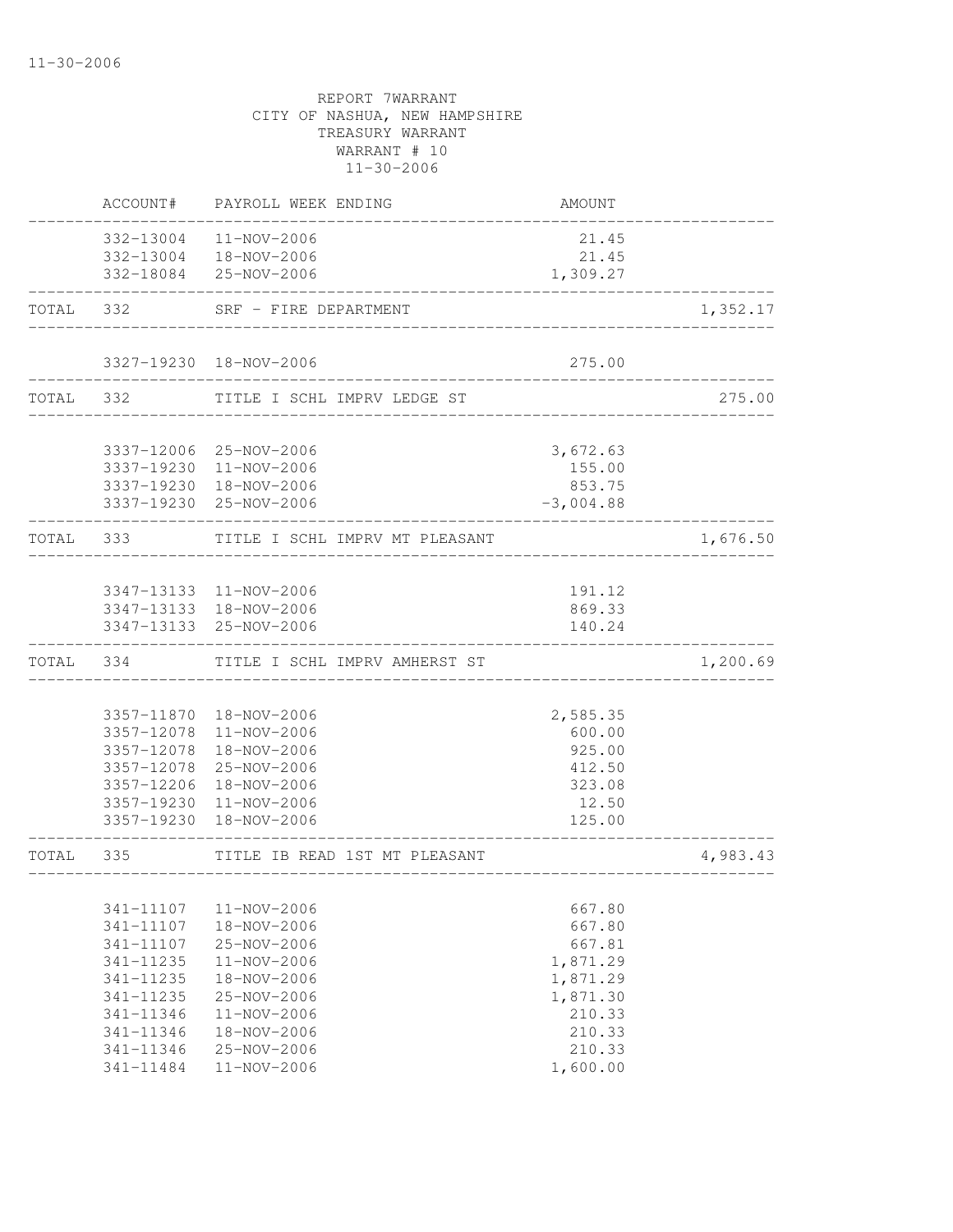11-30-2006

REPORT 7WARRANT
CITY OF NASHUA, NEW HAMPSHIRE
TREASURY WARRANT
WARRANT # 10
11-30-2006

| | ACCOUNT# | PAYROLL WEEK ENDING | AMOUNT | |
|---|---|---|---|---|
| | 332-13004 | 11-NOV-2006 | 21.45 | |
| | 332-13004 | 18-NOV-2006 | 21.45 | |
| | 332-18084 | 25-NOV-2006 | 1,309.27 | |
| TOTAL | 332 | SRF - FIRE DEPARTMENT | | 1,352.17 |
| | 3327-19230 | 18-NOV-2006 | 275.00 | |
| TOTAL | 332 | TITLE I SCHL IMPRV LEDGE ST | | 275.00 |
| | 3337-12006 | 25-NOV-2006 | 3,672.63 | |
| | 3337-19230 | 11-NOV-2006 | 155.00 | |
| | 3337-19230 | 18-NOV-2006 | 853.75 | |
| | 3337-19230 | 25-NOV-2006 | -3,004.88 | |
| TOTAL | 333 | TITLE I SCHL IMPRV MT PLEASANT | | 1,676.50 |
| | 3347-13133 | 11-NOV-2006 | 191.12 | |
| | 3347-13133 | 18-NOV-2006 | 869.33 | |
| | 3347-13133 | 25-NOV-2006 | 140.24 | |
| TOTAL | 334 | TITLE I SCHL IMPRV AMHERST ST | | 1,200.69 |
| | 3357-11870 | 18-NOV-2006 | 2,585.35 | |
| | 3357-12078 | 11-NOV-2006 | 600.00 | |
| | 3357-12078 | 18-NOV-2006 | 925.00 | |
| | 3357-12078 | 25-NOV-2006 | 412.50 | |
| | 3357-12206 | 18-NOV-2006 | 323.08 | |
| | 3357-19230 | 11-NOV-2006 | 12.50 | |
| | 3357-19230 | 18-NOV-2006 | 125.00 | |
| TOTAL | 335 | TITLE IB READ 1ST MT PLEASANT | | 4,983.43 |
| | 341-11107 | 11-NOV-2006 | 667.80 | |
| | 341-11107 | 18-NOV-2006 | 667.80 | |
| | 341-11107 | 25-NOV-2006 | 667.81 | |
| | 341-11235 | 11-NOV-2006 | 1,871.29 | |
| | 341-11235 | 18-NOV-2006 | 1,871.29 | |
| | 341-11235 | 25-NOV-2006 | 1,871.30 | |
| | 341-11346 | 11-NOV-2006 | 210.33 | |
| | 341-11346 | 18-NOV-2006 | 210.33 | |
| | 341-11346 | 25-NOV-2006 | 210.33 | |
| | 341-11484 | 11-NOV-2006 | 1,600.00 | |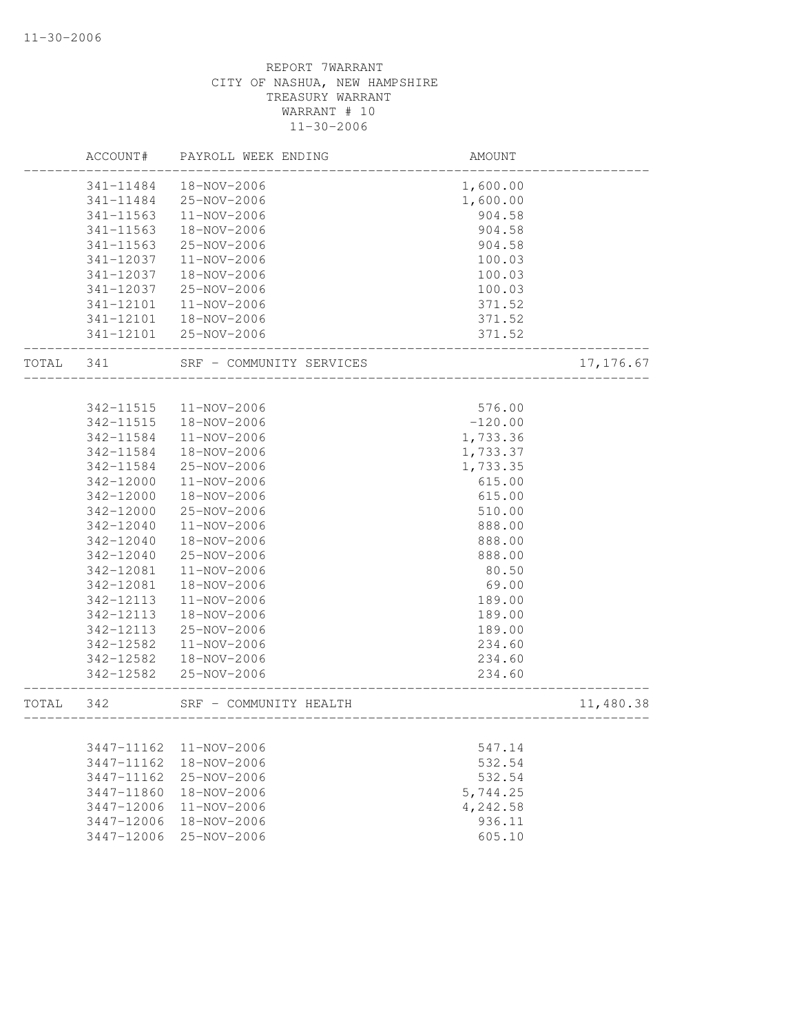REPORT 7WARRANT
CITY OF NASHUA, NEW HAMPSHIRE
TREASURY WARRANT
WARRANT # 10
11-30-2006

| | ACCOUNT# | PAYROLL WEEK ENDING | AMOUNT | |
|---|---|---|---|---|
| | 341-11484 | 18-NOV-2006 | 1,600.00 | |
| | 341-11484 | 25-NOV-2006 | 1,600.00 | |
| | 341-11563 | 11-NOV-2006 | 904.58 | |
| | 341-11563 | 18-NOV-2006 | 904.58 | |
| | 341-11563 | 25-NOV-2006 | 904.58 | |
| | 341-12037 | 11-NOV-2006 | 100.03 | |
| | 341-12037 | 18-NOV-2006 | 100.03 | |
| | 341-12037 | 25-NOV-2006 | 100.03 | |
| | 341-12101 | 11-NOV-2006 | 371.52 | |
| | 341-12101 | 18-NOV-2006 | 371.52 | |
| | 341-12101 | 25-NOV-2006 | 371.52 | |
| TOTAL | 341 | SRF - COMMUNITY SERVICES | | 17,176.67 |
| | 342-11515 | 11-NOV-2006 | 576.00 | |
| | 342-11515 | 18-NOV-2006 | -120.00 | |
| | 342-11584 | 11-NOV-2006 | 1,733.36 | |
| | 342-11584 | 18-NOV-2006 | 1,733.37 | |
| | 342-11584 | 25-NOV-2006 | 1,733.35 | |
| | 342-12000 | 11-NOV-2006 | 615.00 | |
| | 342-12000 | 18-NOV-2006 | 615.00 | |
| | 342-12000 | 25-NOV-2006 | 510.00 | |
| | 342-12040 | 11-NOV-2006 | 888.00 | |
| | 342-12040 | 18-NOV-2006 | 888.00 | |
| | 342-12040 | 25-NOV-2006 | 888.00 | |
| | 342-12081 | 11-NOV-2006 | 80.50 | |
| | 342-12081 | 18-NOV-2006 | 69.00 | |
| | 342-12113 | 11-NOV-2006 | 189.00 | |
| | 342-12113 | 18-NOV-2006 | 189.00 | |
| | 342-12113 | 25-NOV-2006 | 189.00 | |
| | 342-12582 | 11-NOV-2006 | 234.60 | |
| | 342-12582 | 18-NOV-2006 | 234.60 | |
| | 342-12582 | 25-NOV-2006 | 234.60 | |
| TOTAL | 342 | SRF - COMMUNITY HEALTH | | 11,480.38 |
| | 3447-11162 | 11-NOV-2006 | 547.14 | |
| | 3447-11162 | 18-NOV-2006 | 532.54 | |
| | 3447-11162 | 25-NOV-2006 | 532.54 | |
| | 3447-11860 | 18-NOV-2006 | 5,744.25 | |
| | 3447-12006 | 11-NOV-2006 | 4,242.58 | |
| | 3447-12006 | 18-NOV-2006 | 936.11 | |
| | 3447-12006 | 25-NOV-2006 | 605.10 | |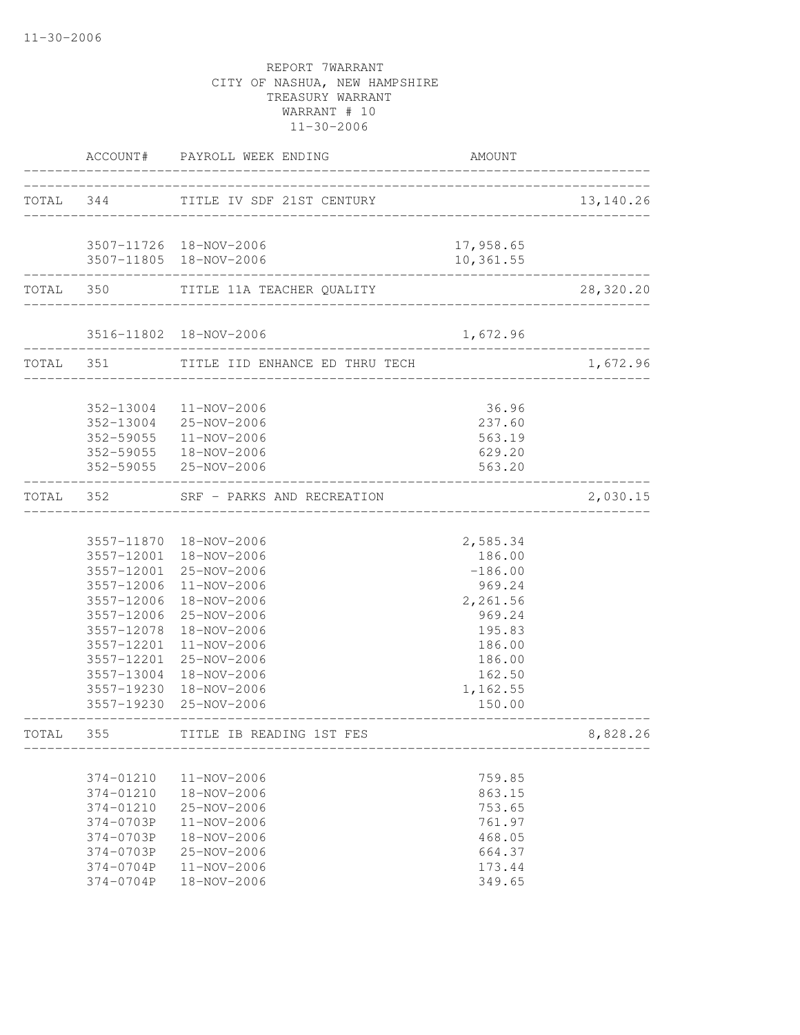11-30-2006

REPORT 7WARRANT
CITY OF NASHUA, NEW HAMPSHIRE
TREASURY WARRANT
WARRANT # 10
11-30-2006

| | ACCOUNT# | PAYROLL WEEK ENDING | AMOUNT | |
|---|---|---|---|---|
| TOTAL | 344 | TITLE IV SDF 21ST CENTURY | | 13,140.26 |
| | 3507-11726 | 18-NOV-2006 | 17,958.65 | |
| | 3507-11805 | 18-NOV-2006 | 10,361.55 | |
| TOTAL | 350 | TITLE 11A TEACHER QUALITY | | 28,320.20 |
| | 3516-11802 | 18-NOV-2006 | 1,672.96 | |
| TOTAL | 351 | TITLE IID ENHANCE ED THRU TECH | | 1,672.96 |
| | 352-13004 | 11-NOV-2006 | 36.96 | |
| | 352-13004 | 25-NOV-2006 | 237.60 | |
| | 352-59055 | 11-NOV-2006 | 563.19 | |
| | 352-59055 | 18-NOV-2006 | 629.20 | |
| | 352-59055 | 25-NOV-2006 | 563.20 | |
| TOTAL | 352 | SRF - PARKS AND RECREATION | | 2,030.15 |
| | 3557-11870 | 18-NOV-2006 | 2,585.34 | |
| | 3557-12001 | 18-NOV-2006 | 186.00 | |
| | 3557-12001 | 25-NOV-2006 | -186.00 | |
| | 3557-12006 | 11-NOV-2006 | 969.24 | |
| | 3557-12006 | 18-NOV-2006 | 2,261.56 | |
| | 3557-12006 | 25-NOV-2006 | 969.24 | |
| | 3557-12078 | 18-NOV-2006 | 195.83 | |
| | 3557-12201 | 11-NOV-2006 | 186.00 | |
| | 3557-12201 | 25-NOV-2006 | 186.00 | |
| | 3557-13004 | 18-NOV-2006 | 162.50 | |
| | 3557-19230 | 18-NOV-2006 | 1,162.55 | |
| | 3557-19230 | 25-NOV-2006 | 150.00 | |
| TOTAL | 355 | TITLE IB READING 1ST FES | | 8,828.26 |
| | 374-01210 | 11-NOV-2006 | 759.85 | |
| | 374-01210 | 18-NOV-2006 | 863.15 | |
| | 374-01210 | 25-NOV-2006 | 753.65 | |
| | 374-0703P | 11-NOV-2006 | 761.97 | |
| | 374-0703P | 18-NOV-2006 | 468.05 | |
| | 374-0703P | 25-NOV-2006 | 664.37 | |
| | 374-0704P | 11-NOV-2006 | 173.44 | |
| | 374-0704P | 18-NOV-2006 | 349.65 | |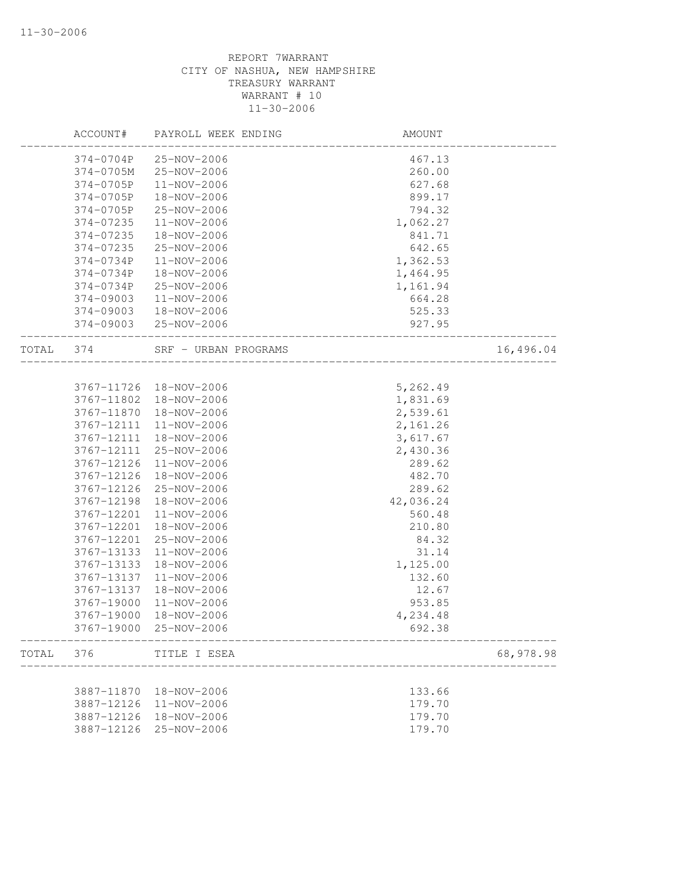REPORT 7WARRANT
CITY OF NASHUA, NEW HAMPSHIRE
TREASURY WARRANT
WARRANT # 10
11-30-2006

| | ACCOUNT# | PAYROLL WEEK ENDING | AMOUNT | |
|---|---|---|---|---|
| | 374-0704P | 25-NOV-2006 | 467.13 | |
| | 374-0705M | 25-NOV-2006 | 260.00 | |
| | 374-0705P | 11-NOV-2006 | 627.68 | |
| | 374-0705P | 18-NOV-2006 | 899.17 | |
| | 374-0705P | 25-NOV-2006 | 794.32 | |
| | 374-07235 | 11-NOV-2006 | 1,062.27 | |
| | 374-07235 | 18-NOV-2006 | 841.71 | |
| | 374-07235 | 25-NOV-2006 | 642.65 | |
| | 374-0734P | 11-NOV-2006 | 1,362.53 | |
| | 374-0734P | 18-NOV-2006 | 1,464.95 | |
| | 374-0734P | 25-NOV-2006 | 1,161.94 | |
| | 374-09003 | 11-NOV-2006 | 664.28 | |
| | 374-09003 | 18-NOV-2006 | 525.33 | |
| | 374-09003 | 25-NOV-2006 | 927.95 | |
| TOTAL | 374 | SRF - URBAN PROGRAMS | | 16,496.04 |
| | 3767-11726 | 18-NOV-2006 | 5,262.49 | |
| | 3767-11802 | 18-NOV-2006 | 1,831.69 | |
| | 3767-11870 | 18-NOV-2006 | 2,539.61 | |
| | 3767-12111 | 11-NOV-2006 | 2,161.26 | |
| | 3767-12111 | 18-NOV-2006 | 3,617.67 | |
| | 3767-12111 | 25-NOV-2006 | 2,430.36 | |
| | 3767-12126 | 11-NOV-2006 | 289.62 | |
| | 3767-12126 | 18-NOV-2006 | 482.70 | |
| | 3767-12126 | 25-NOV-2006 | 289.62 | |
| | 3767-12198 | 18-NOV-2006 | 42,036.24 | |
| | 3767-12201 | 11-NOV-2006 | 560.48 | |
| | 3767-12201 | 18-NOV-2006 | 210.80 | |
| | 3767-12201 | 25-NOV-2006 | 84.32 | |
| | 3767-13133 | 11-NOV-2006 | 31.14 | |
| | 3767-13133 | 18-NOV-2006 | 1,125.00 | |
| | 3767-13137 | 11-NOV-2006 | 132.60 | |
| | 3767-13137 | 18-NOV-2006 | 12.67 | |
| | 3767-19000 | 11-NOV-2006 | 953.85 | |
| | 3767-19000 | 18-NOV-2006 | 4,234.48 | |
| | 3767-19000 | 25-NOV-2006 | 692.38 | |
| TOTAL | 376 | TITLE I ESEA | | 68,978.98 |
| | 3887-11870 | 18-NOV-2006 | 133.66 | |
| | 3887-12126 | 11-NOV-2006 | 179.70 | |
| | 3887-12126 | 18-NOV-2006 | 179.70 | |
| | 3887-12126 | 25-NOV-2006 | 179.70 | |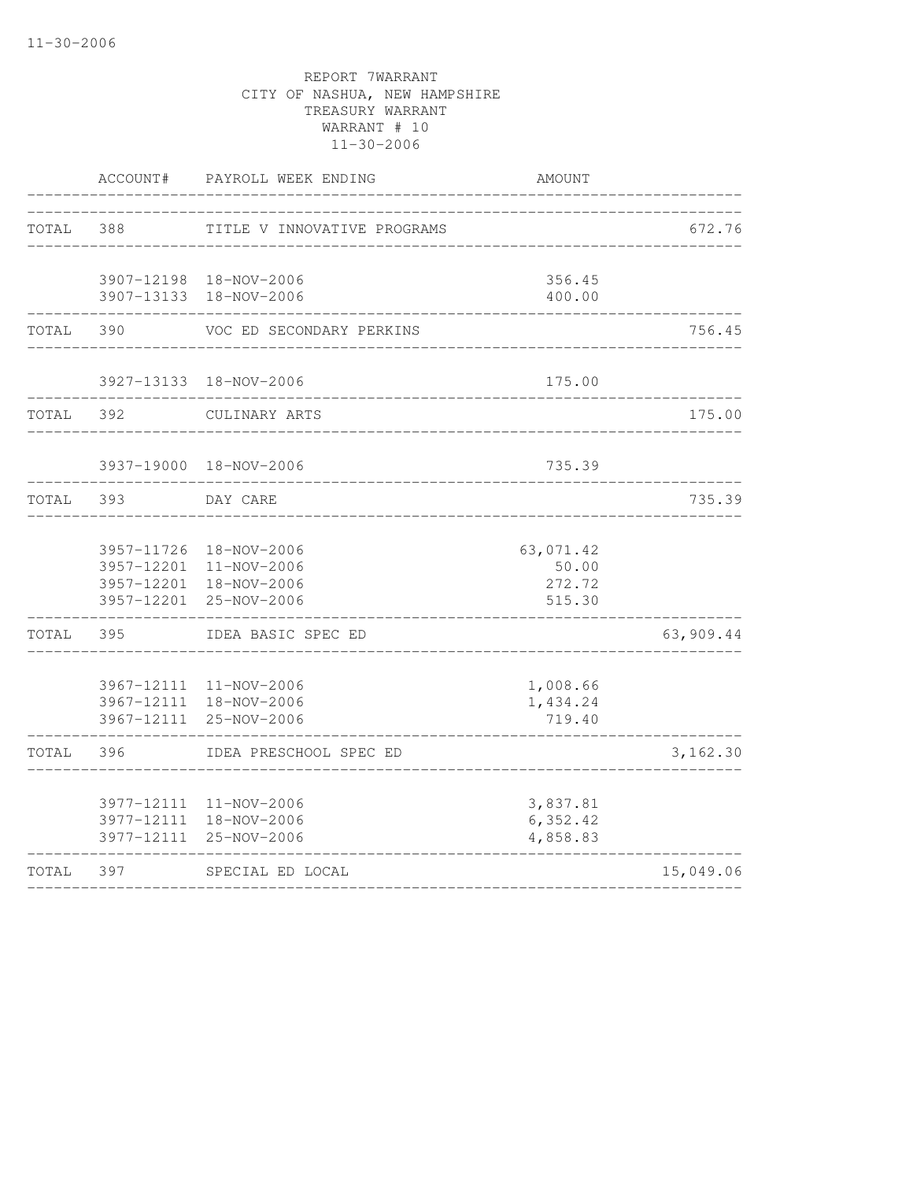REPORT 7WARRANT
CITY OF NASHUA, NEW HAMPSHIRE
TREASURY WARRANT
WARRANT # 10
11-30-2006

| | ACCOUNT# | PAYROLL WEEK ENDING | AMOUNT | |
|---|---|---|---|---|
| TOTAL | 388 | TITLE V INNOVATIVE PROGRAMS | | 672.76 |
| | 3907-12198 | 18-NOV-2006 | 356.45 | |
| | 3907-13133 | 18-NOV-2006 | 400.00 | |
| TOTAL | 390 | VOC ED SECONDARY PERKINS | | 756.45 |
| | 3927-13133 | 18-NOV-2006 | 175.00 | |
| TOTAL | 392 | CULINARY ARTS | | 175.00 |
| | 3937-19000 | 18-NOV-2006 | 735.39 | |
| TOTAL | 393 | DAY CARE | | 735.39 |
| | 3957-11726 | 18-NOV-2006 | 63,071.42 | |
| | 3957-12201 | 11-NOV-2006 | 50.00 | |
| | 3957-12201 | 18-NOV-2006 | 272.72 | |
| | 3957-12201 | 25-NOV-2006 | 515.30 | |
| TOTAL | 395 | IDEA BASIC SPEC ED | | 63,909.44 |
| | 3967-12111 | 11-NOV-2006 | 1,008.66 | |
| | 3967-12111 | 18-NOV-2006 | 1,434.24 | |
| | 3967-12111 | 25-NOV-2006 | 719.40 | |
| TOTAL | 396 | IDEA PRESCHOOL SPEC ED | | 3,162.30 |
| | 3977-12111 | 11-NOV-2006 | 3,837.81 | |
| | 3977-12111 | 18-NOV-2006 | 6,352.42 | |
| | 3977-12111 | 25-NOV-2006 | 4,858.83 | |
| TOTAL | 397 | SPECIAL ED LOCAL | | 15,049.06 |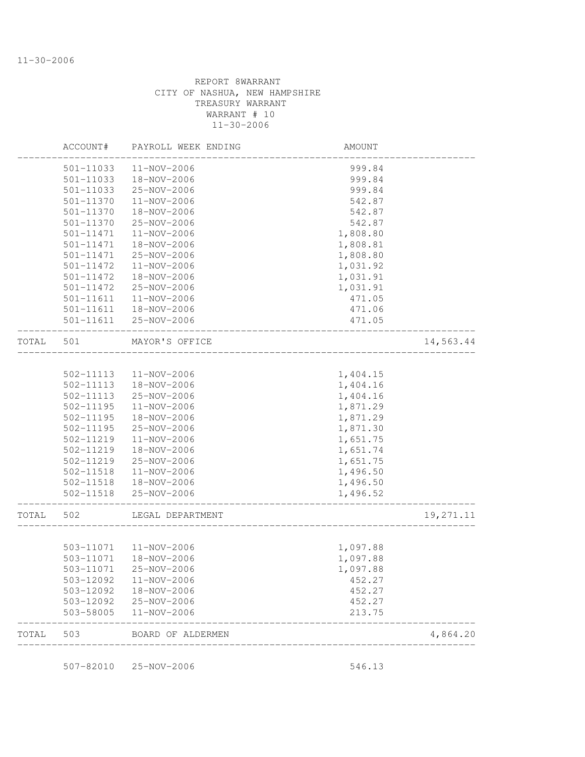11-30-2006

REPORT 8WARRANT
CITY OF NASHUA, NEW HAMPSHIRE
TREASURY WARRANT
WARRANT # 10
11-30-2006

| | ACCOUNT# | PAYROLL WEEK ENDING | AMOUNT | |
|---|---|---|---|---|
| | 501-11033 | 11-NOV-2006 | 999.84 | |
| | 501-11033 | 18-NOV-2006 | 999.84 | |
| | 501-11033 | 25-NOV-2006 | 999.84 | |
| | 501-11370 | 11-NOV-2006 | 542.87 | |
| | 501-11370 | 18-NOV-2006 | 542.87 | |
| | 501-11370 | 25-NOV-2006 | 542.87 | |
| | 501-11471 | 11-NOV-2006 | 1,808.80 | |
| | 501-11471 | 18-NOV-2006 | 1,808.81 | |
| | 501-11471 | 25-NOV-2006 | 1,808.80 | |
| | 501-11472 | 11-NOV-2006 | 1,031.92 | |
| | 501-11472 | 18-NOV-2006 | 1,031.91 | |
| | 501-11472 | 25-NOV-2006 | 1,031.91 | |
| | 501-11611 | 11-NOV-2006 | 471.05 | |
| | 501-11611 | 18-NOV-2006 | 471.06 | |
| | 501-11611 | 25-NOV-2006 | 471.05 | |
| TOTAL | 501 | MAYOR'S OFFICE | | 14,563.44 |
| | 502-11113 | 11-NOV-2006 | 1,404.15 | |
| | 502-11113 | 18-NOV-2006 | 1,404.16 | |
| | 502-11113 | 25-NOV-2006 | 1,404.16 | |
| | 502-11195 | 11-NOV-2006 | 1,871.29 | |
| | 502-11195 | 18-NOV-2006 | 1,871.29 | |
| | 502-11195 | 25-NOV-2006 | 1,871.30 | |
| | 502-11219 | 11-NOV-2006 | 1,651.75 | |
| | 502-11219 | 18-NOV-2006 | 1,651.74 | |
| | 502-11219 | 25-NOV-2006 | 1,651.75 | |
| | 502-11518 | 11-NOV-2006 | 1,496.50 | |
| | 502-11518 | 18-NOV-2006 | 1,496.50 | |
| | 502-11518 | 25-NOV-2006 | 1,496.52 | |
| TOTAL | 502 | LEGAL DEPARTMENT | | 19,271.11 |
| | 503-11071 | 11-NOV-2006 | 1,097.88 | |
| | 503-11071 | 18-NOV-2006 | 1,097.88 | |
| | 503-11071 | 25-NOV-2006 | 1,097.88 | |
| | 503-12092 | 11-NOV-2006 | 452.27 | |
| | 503-12092 | 18-NOV-2006 | 452.27 | |
| | 503-12092 | 25-NOV-2006 | 452.27 | |
| | 503-58005 | 11-NOV-2006 | 213.75 | |
| TOTAL | 503 | BOARD OF ALDERMEN | | 4,864.20 |
| | 507-82010 | 25-NOV-2006 | 546.13 | |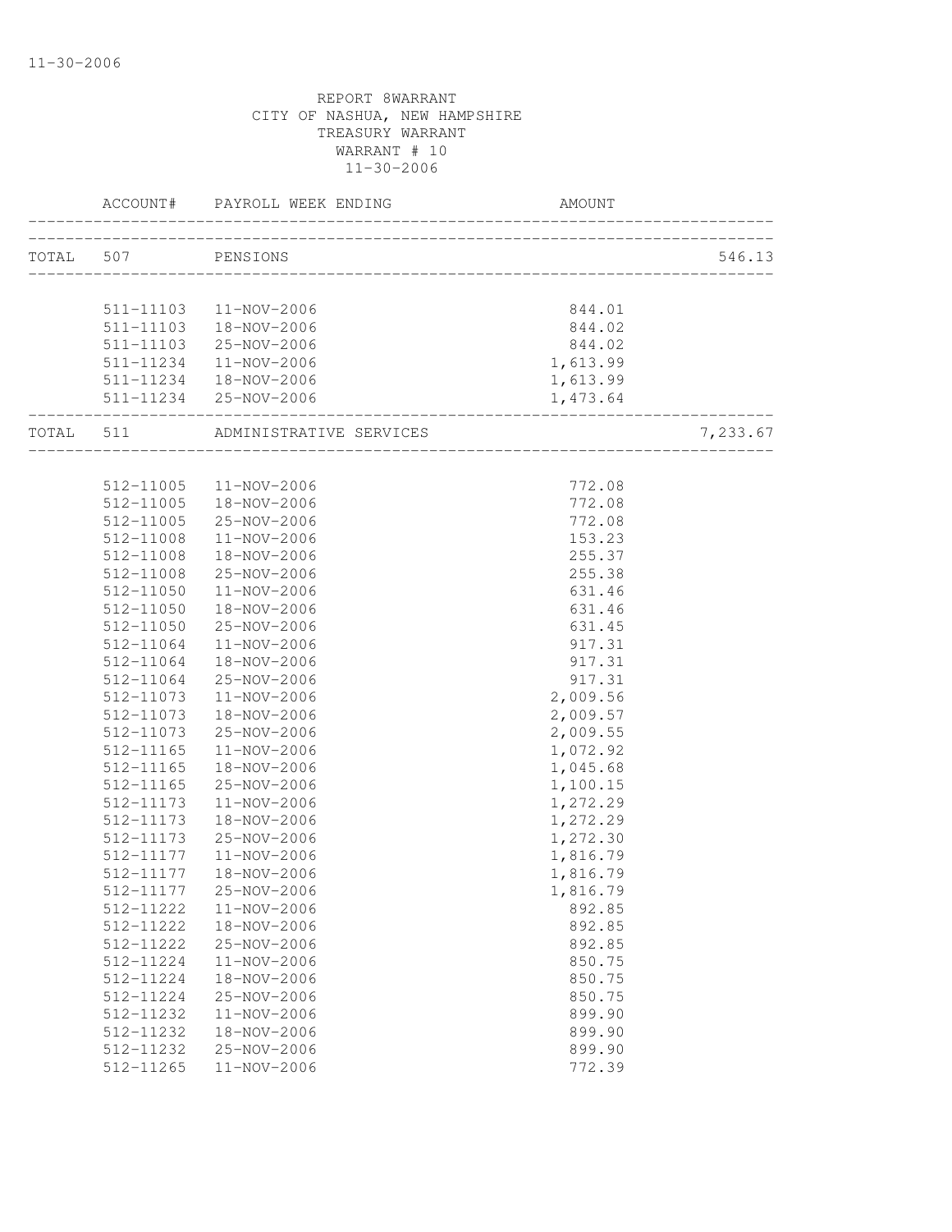REPORT 8WARRANT
CITY OF NASHUA, NEW HAMPSHIRE
TREASURY WARRANT
WARRANT # 10
11-30-2006

| | ACCOUNT# | PAYROLL WEEK ENDING | AMOUNT | |
|---|---|---|---|---|
| TOTAL | 507 | PENSIONS | | 546.13 |
| | 511-11103 | 11-NOV-2006 | 844.01 | |
| | 511-11103 | 18-NOV-2006 | 844.02 | |
| | 511-11103 | 25-NOV-2006 | 844.02 | |
| | 511-11234 | 11-NOV-2006 | 1,613.99 | |
| | 511-11234 | 18-NOV-2006 | 1,613.99 | |
| | 511-11234 | 25-NOV-2006 | 1,473.64 | |
| TOTAL | 511 | ADMINISTRATIVE SERVICES | | 7,233.67 |
| | 512-11005 | 11-NOV-2006 | 772.08 | |
| | 512-11005 | 18-NOV-2006 | 772.08 | |
| | 512-11005 | 25-NOV-2006 | 772.08 | |
| | 512-11008 | 11-NOV-2006 | 153.23 | |
| | 512-11008 | 18-NOV-2006 | 255.37 | |
| | 512-11008 | 25-NOV-2006 | 255.38 | |
| | 512-11050 | 11-NOV-2006 | 631.46 | |
| | 512-11050 | 18-NOV-2006 | 631.46 | |
| | 512-11050 | 25-NOV-2006 | 631.45 | |
| | 512-11064 | 11-NOV-2006 | 917.31 | |
| | 512-11064 | 18-NOV-2006 | 917.31 | |
| | 512-11064 | 25-NOV-2006 | 917.31 | |
| | 512-11073 | 11-NOV-2006 | 2,009.56 | |
| | 512-11073 | 18-NOV-2006 | 2,009.57 | |
| | 512-11073 | 25-NOV-2006 | 2,009.55 | |
| | 512-11165 | 11-NOV-2006 | 1,072.92 | |
| | 512-11165 | 18-NOV-2006 | 1,045.68 | |
| | 512-11165 | 25-NOV-2006 | 1,100.15 | |
| | 512-11173 | 11-NOV-2006 | 1,272.29 | |
| | 512-11173 | 18-NOV-2006 | 1,272.29 | |
| | 512-11173 | 25-NOV-2006 | 1,272.30 | |
| | 512-11177 | 11-NOV-2006 | 1,816.79 | |
| | 512-11177 | 18-NOV-2006 | 1,816.79 | |
| | 512-11177 | 25-NOV-2006 | 1,816.79 | |
| | 512-11222 | 11-NOV-2006 | 892.85 | |
| | 512-11222 | 18-NOV-2006 | 892.85 | |
| | 512-11222 | 25-NOV-2006 | 892.85 | |
| | 512-11224 | 11-NOV-2006 | 850.75 | |
| | 512-11224 | 18-NOV-2006 | 850.75 | |
| | 512-11224 | 25-NOV-2006 | 850.75 | |
| | 512-11232 | 11-NOV-2006 | 899.90 | |
| | 512-11232 | 18-NOV-2006 | 899.90 | |
| | 512-11232 | 25-NOV-2006 | 899.90 | |
| | 512-11265 | 11-NOV-2006 | 772.39 | |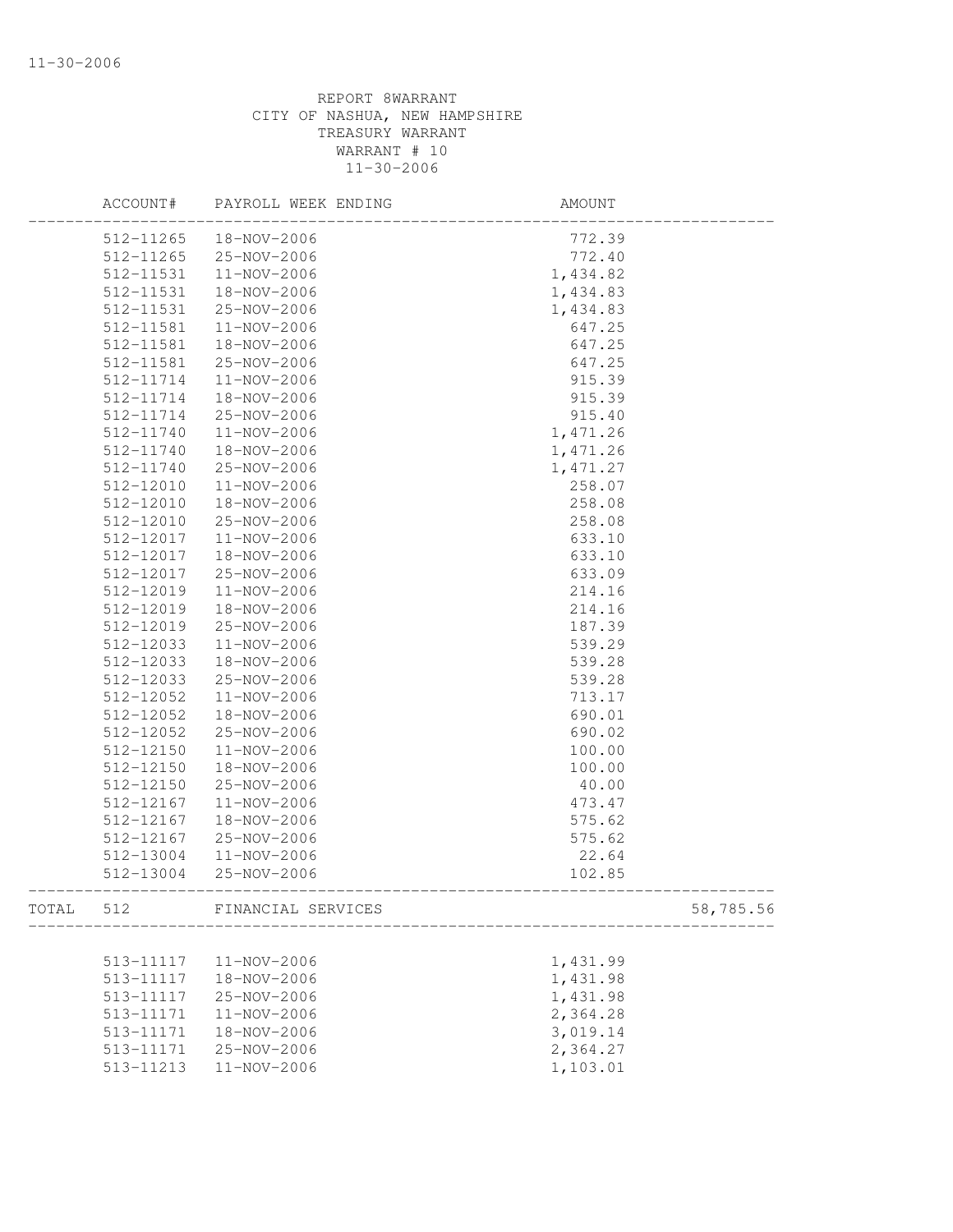REPORT 8WARRANT
CITY OF NASHUA, NEW HAMPSHIRE
TREASURY WARRANT
WARRANT # 10
11-30-2006

| ACCOUNT# | PAYROLL WEEK ENDING | AMOUNT | |
|---|---|---|---|
| 512-11265 | 18-NOV-2006 | 772.39 | |
| 512-11265 | 25-NOV-2006 | 772.40 | |
| 512-11531 | 11-NOV-2006 | 1,434.82 | |
| 512-11531 | 18-NOV-2006 | 1,434.83 | |
| 512-11531 | 25-NOV-2006 | 1,434.83 | |
| 512-11581 | 11-NOV-2006 | 647.25 | |
| 512-11581 | 18-NOV-2006 | 647.25 | |
| 512-11581 | 25-NOV-2006 | 647.25 | |
| 512-11714 | 11-NOV-2006 | 915.39 | |
| 512-11714 | 18-NOV-2006 | 915.39 | |
| 512-11714 | 25-NOV-2006 | 915.40 | |
| 512-11740 | 11-NOV-2006 | 1,471.26 | |
| 512-11740 | 18-NOV-2006 | 1,471.26 | |
| 512-11740 | 25-NOV-2006 | 1,471.27 | |
| 512-12010 | 11-NOV-2006 | 258.07 | |
| 512-12010 | 18-NOV-2006 | 258.08 | |
| 512-12010 | 25-NOV-2006 | 258.08 | |
| 512-12017 | 11-NOV-2006 | 633.10 | |
| 512-12017 | 18-NOV-2006 | 633.10 | |
| 512-12017 | 25-NOV-2006 | 633.09 | |
| 512-12019 | 11-NOV-2006 | 214.16 | |
| 512-12019 | 18-NOV-2006 | 214.16 | |
| 512-12019 | 25-NOV-2006 | 187.39 | |
| 512-12033 | 11-NOV-2006 | 539.29 | |
| 512-12033 | 18-NOV-2006 | 539.28 | |
| 512-12033 | 25-NOV-2006 | 539.28 | |
| 512-12052 | 11-NOV-2006 | 713.17 | |
| 512-12052 | 18-NOV-2006 | 690.01 | |
| 512-12052 | 25-NOV-2006 | 690.02 | |
| 512-12150 | 11-NOV-2006 | 100.00 | |
| 512-12150 | 18-NOV-2006 | 100.00 | |
| 512-12150 | 25-NOV-2006 | 40.00 | |
| 512-12167 | 11-NOV-2006 | 473.47 | |
| 512-12167 | 18-NOV-2006 | 575.62 | |
| 512-12167 | 25-NOV-2006 | 575.62 | |
| 512-13004 | 11-NOV-2006 | 22.64 | |
| 512-13004 | 25-NOV-2006 | 102.85 | |
| TOTAL 512 | FINANCIAL SERVICES | | 58,785.56 |
| 513-11117 | 11-NOV-2006 | 1,431.99 | |
| 513-11117 | 18-NOV-2006 | 1,431.98 | |
| 513-11117 | 25-NOV-2006 | 1,431.98 | |
| 513-11171 | 11-NOV-2006 | 2,364.28 | |
| 513-11171 | 18-NOV-2006 | 3,019.14 | |
| 513-11171 | 25-NOV-2006 | 2,364.27 | |
| 513-11213 | 11-NOV-2006 | 1,103.01 | |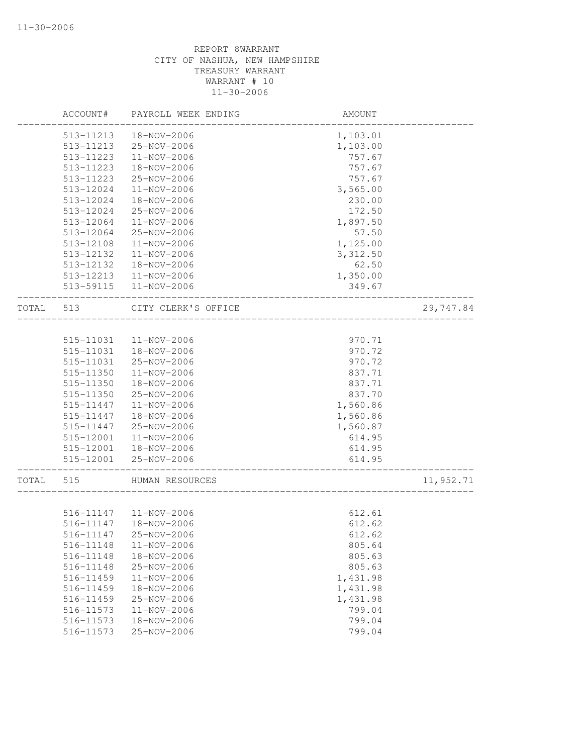REPORT 8WARRANT
CITY OF NASHUA, NEW HAMPSHIRE
TREASURY WARRANT
WARRANT # 10
11-30-2006

| | ACCOUNT# | PAYROLL WEEK ENDING | AMOUNT | |
|---|---|---|---|---|
| | 513-11213 | 18-NOV-2006 | 1,103.01 | |
| | 513-11213 | 25-NOV-2006 | 1,103.00 | |
| | 513-11223 | 11-NOV-2006 | 757.67 | |
| | 513-11223 | 18-NOV-2006 | 757.67 | |
| | 513-11223 | 25-NOV-2006 | 757.67 | |
| | 513-12024 | 11-NOV-2006 | 3,565.00 | |
| | 513-12024 | 18-NOV-2006 | 230.00 | |
| | 513-12024 | 25-NOV-2006 | 172.50 | |
| | 513-12064 | 11-NOV-2006 | 1,897.50 | |
| | 513-12064 | 25-NOV-2006 | 57.50 | |
| | 513-12108 | 11-NOV-2006 | 1,125.00 | |
| | 513-12132 | 11-NOV-2006 | 3,312.50 | |
| | 513-12132 | 18-NOV-2006 | 62.50 | |
| | 513-12213 | 11-NOV-2006 | 1,350.00 | |
| | 513-59115 | 11-NOV-2006 | 349.67 | |
| TOTAL | 513 | CITY CLERK'S OFFICE | | 29,747.84 |
| | 515-11031 | 11-NOV-2006 | 970.71 | |
| | 515-11031 | 18-NOV-2006 | 970.72 | |
| | 515-11031 | 25-NOV-2006 | 970.72 | |
| | 515-11350 | 11-NOV-2006 | 837.71 | |
| | 515-11350 | 18-NOV-2006 | 837.71 | |
| | 515-11350 | 25-NOV-2006 | 837.70 | |
| | 515-11447 | 11-NOV-2006 | 1,560.86 | |
| | 515-11447 | 18-NOV-2006 | 1,560.86 | |
| | 515-11447 | 25-NOV-2006 | 1,560.87 | |
| | 515-12001 | 11-NOV-2006 | 614.95 | |
| | 515-12001 | 18-NOV-2006 | 614.95 | |
| | 515-12001 | 25-NOV-2006 | 614.95 | |
| TOTAL | 515 | HUMAN RESOURCES | | 11,952.71 |
| | 516-11147 | 11-NOV-2006 | 612.61 | |
| | 516-11147 | 18-NOV-2006 | 612.62 | |
| | 516-11147 | 25-NOV-2006 | 612.62 | |
| | 516-11148 | 11-NOV-2006 | 805.64 | |
| | 516-11148 | 18-NOV-2006 | 805.63 | |
| | 516-11148 | 25-NOV-2006 | 805.63 | |
| | 516-11459 | 11-NOV-2006 | 1,431.98 | |
| | 516-11459 | 18-NOV-2006 | 1,431.98 | |
| | 516-11459 | 25-NOV-2006 | 1,431.98 | |
| | 516-11573 | 11-NOV-2006 | 799.04 | |
| | 516-11573 | 18-NOV-2006 | 799.04 | |
| | 516-11573 | 25-NOV-2006 | 799.04 | |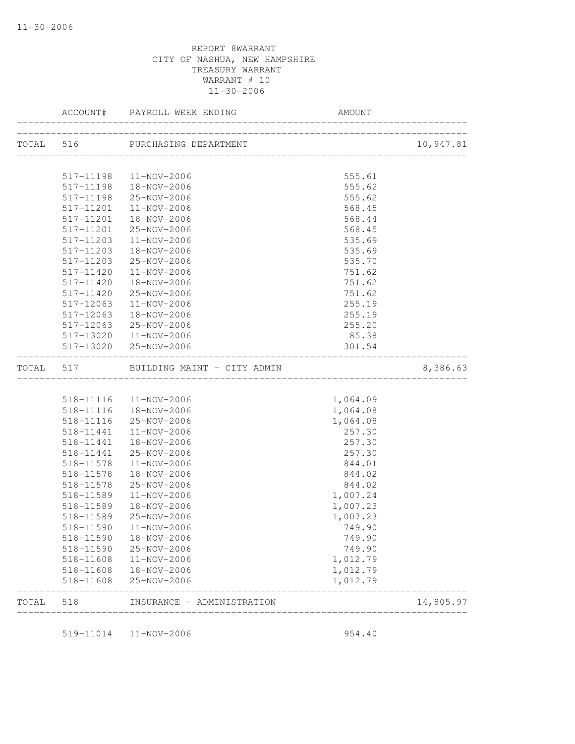REPORT 8WARRANT
CITY OF NASHUA, NEW HAMPSHIRE
TREASURY WARRANT
WARRANT # 10
11-30-2006

| | ACCOUNT# | PAYROLL WEEK ENDING | AMOUNT | |
|---|---|---|---|---|
| TOTAL | 516 | PURCHASING DEPARTMENT | | 10,947.81 |
| | 517-11198 | 11-NOV-2006 | 555.61 | |
| | 517-11198 | 18-NOV-2006 | 555.62 | |
| | 517-11198 | 25-NOV-2006 | 555.62 | |
| | 517-11201 | 11-NOV-2006 | 568.45 | |
| | 517-11201 | 18-NOV-2006 | 568.44 | |
| | 517-11201 | 25-NOV-2006 | 568.45 | |
| | 517-11203 | 11-NOV-2006 | 535.69 | |
| | 517-11203 | 18-NOV-2006 | 535.69 | |
| | 517-11203 | 25-NOV-2006 | 535.70 | |
| | 517-11420 | 11-NOV-2006 | 751.62 | |
| | 517-11420 | 18-NOV-2006 | 751.62 | |
| | 517-11420 | 25-NOV-2006 | 751.62 | |
| | 517-12063 | 11-NOV-2006 | 255.19 | |
| | 517-12063 | 18-NOV-2006 | 255.19 | |
| | 517-12063 | 25-NOV-2006 | 255.20 | |
| | 517-13020 | 11-NOV-2006 | 85.38 | |
| | 517-13020 | 25-NOV-2006 | 301.54 | |
| TOTAL | 517 | BUILDING MAINT - CITY ADMIN | | 8,386.63 |
| | 518-11116 | 11-NOV-2006 | 1,064.09 | |
| | 518-11116 | 18-NOV-2006 | 1,064.08 | |
| | 518-11116 | 25-NOV-2006 | 1,064.08 | |
| | 518-11441 | 11-NOV-2006 | 257.30 | |
| | 518-11441 | 18-NOV-2006 | 257.30 | |
| | 518-11441 | 25-NOV-2006 | 257.30 | |
| | 518-11578 | 11-NOV-2006 | 844.01 | |
| | 518-11578 | 18-NOV-2006 | 844.02 | |
| | 518-11578 | 25-NOV-2006 | 844.02 | |
| | 518-11589 | 11-NOV-2006 | 1,007.24 | |
| | 518-11589 | 18-NOV-2006 | 1,007.23 | |
| | 518-11589 | 25-NOV-2006 | 1,007.23 | |
| | 518-11590 | 11-NOV-2006 | 749.90 | |
| | 518-11590 | 18-NOV-2006 | 749.90 | |
| | 518-11590 | 25-NOV-2006 | 749.90 | |
| | 518-11608 | 11-NOV-2006 | 1,012.79 | |
| | 518-11608 | 18-NOV-2006 | 1,012.79 | |
| | 518-11608 | 25-NOV-2006 | 1,012.79 | |
| TOTAL | 518 | INSURANCE - ADMINISTRATION | | 14,805.97 |
| | 519-11014 | 11-NOV-2006 | 954.40 | |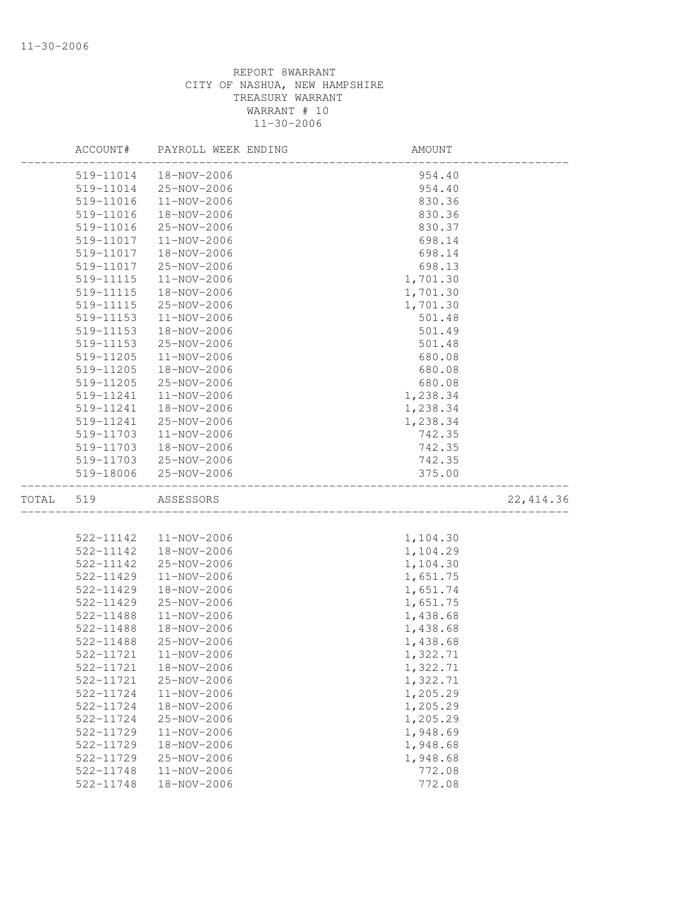REPORT 8WARRANT
CITY OF NASHUA, NEW HAMPSHIRE
TREASURY WARRANT
WARRANT # 10
11-30-2006

| | ACCOUNT# | PAYROLL WEEK ENDING | AMOUNT | |
|---|---|---|---|---|
| | 519-11014 | 18-NOV-2006 | 954.40 | |
| | 519-11014 | 25-NOV-2006 | 954.40 | |
| | 519-11016 | 11-NOV-2006 | 830.36 | |
| | 519-11016 | 18-NOV-2006 | 830.36 | |
| | 519-11016 | 25-NOV-2006 | 830.37 | |
| | 519-11017 | 11-NOV-2006 | 698.14 | |
| | 519-11017 | 18-NOV-2006 | 698.14 | |
| | 519-11017 | 25-NOV-2006 | 698.13 | |
| | 519-11115 | 11-NOV-2006 | 1,701.30 | |
| | 519-11115 | 18-NOV-2006 | 1,701.30 | |
| | 519-11115 | 25-NOV-2006 | 1,701.30 | |
| | 519-11153 | 11-NOV-2006 | 501.48 | |
| | 519-11153 | 18-NOV-2006 | 501.49 | |
| | 519-11153 | 25-NOV-2006 | 501.48 | |
| | 519-11205 | 11-NOV-2006 | 680.08 | |
| | 519-11205 | 18-NOV-2006 | 680.08 | |
| | 519-11205 | 25-NOV-2006 | 680.08 | |
| | 519-11241 | 11-NOV-2006 | 1,238.34 | |
| | 519-11241 | 18-NOV-2006 | 1,238.34 | |
| | 519-11241 | 25-NOV-2006 | 1,238.34 | |
| | 519-11703 | 11-NOV-2006 | 742.35 | |
| | 519-11703 | 18-NOV-2006 | 742.35 | |
| | 519-11703 | 25-NOV-2006 | 742.35 | |
| | 519-18006 | 25-NOV-2006 | 375.00 | |
| TOTAL | 519 | ASSESSORS | | 22,414.36 |
| | 522-11142 | 11-NOV-2006 | 1,104.30 | |
| | 522-11142 | 18-NOV-2006 | 1,104.29 | |
| | 522-11142 | 25-NOV-2006 | 1,104.30 | |
| | 522-11429 | 11-NOV-2006 | 1,651.75 | |
| | 522-11429 | 18-NOV-2006 | 1,651.74 | |
| | 522-11429 | 25-NOV-2006 | 1,651.75 | |
| | 522-11488 | 11-NOV-2006 | 1,438.68 | |
| | 522-11488 | 18-NOV-2006 | 1,438.68 | |
| | 522-11488 | 25-NOV-2006 | 1,438.68 | |
| | 522-11721 | 11-NOV-2006 | 1,322.71 | |
| | 522-11721 | 18-NOV-2006 | 1,322.71 | |
| | 522-11721 | 25-NOV-2006 | 1,322.71 | |
| | 522-11724 | 11-NOV-2006 | 1,205.29 | |
| | 522-11724 | 18-NOV-2006 | 1,205.29 | |
| | 522-11724 | 25-NOV-2006 | 1,205.29 | |
| | 522-11729 | 11-NOV-2006 | 1,948.69 | |
| | 522-11729 | 18-NOV-2006 | 1,948.68 | |
| | 522-11729 | 25-NOV-2006 | 1,948.68 | |
| | 522-11748 | 11-NOV-2006 | 772.08 | |
| | 522-11748 | 18-NOV-2006 | 772.08 | |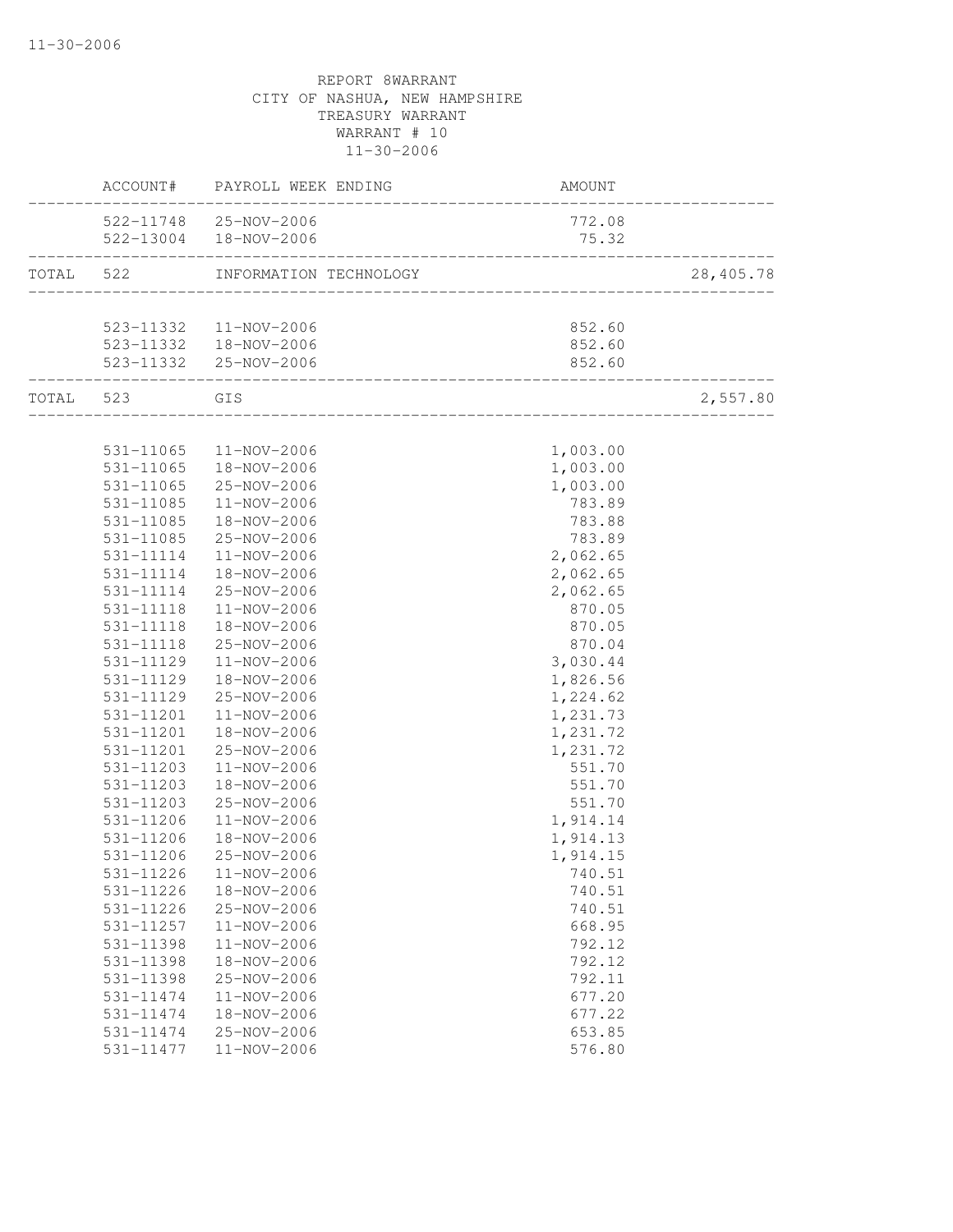REPORT 8WARRANT
CITY OF NASHUA, NEW HAMPSHIRE
TREASURY WARRANT
WARRANT # 10
11-30-2006

| | ACCOUNT# | PAYROLL WEEK ENDING | AMOUNT | |
|---|---|---|---|---|
| | 522-11748 | 25-NOV-2006 | 772.08 | |
| | 522-13004 | 18-NOV-2006 | 75.32 | |
| TOTAL | 522 | INFORMATION TECHNOLOGY | | 28,405.78 |
| | 523-11332 | 11-NOV-2006 | 852.60 | |
| | 523-11332 | 18-NOV-2006 | 852.60 | |
| | 523-11332 | 25-NOV-2006 | 852.60 | |
| TOTAL | 523 | GIS | | 2,557.80 |
| | 531-11065 | 11-NOV-2006 | 1,003.00 | |
| | 531-11065 | 18-NOV-2006 | 1,003.00 | |
| | 531-11065 | 25-NOV-2006 | 1,003.00 | |
| | 531-11085 | 11-NOV-2006 | 783.89 | |
| | 531-11085 | 18-NOV-2006 | 783.88 | |
| | 531-11085 | 25-NOV-2006 | 783.89 | |
| | 531-11114 | 11-NOV-2006 | 2,062.65 | |
| | 531-11114 | 18-NOV-2006 | 2,062.65 | |
| | 531-11114 | 25-NOV-2006 | 2,062.65 | |
| | 531-11118 | 11-NOV-2006 | 870.05 | |
| | 531-11118 | 18-NOV-2006 | 870.05 | |
| | 531-11118 | 25-NOV-2006 | 870.04 | |
| | 531-11129 | 11-NOV-2006 | 3,030.44 | |
| | 531-11129 | 18-NOV-2006 | 1,826.56 | |
| | 531-11129 | 25-NOV-2006 | 1,224.62 | |
| | 531-11201 | 11-NOV-2006 | 1,231.73 | |
| | 531-11201 | 18-NOV-2006 | 1,231.72 | |
| | 531-11201 | 25-NOV-2006 | 1,231.72 | |
| | 531-11203 | 11-NOV-2006 | 551.70 | |
| | 531-11203 | 18-NOV-2006 | 551.70 | |
| | 531-11203 | 25-NOV-2006 | 551.70 | |
| | 531-11206 | 11-NOV-2006 | 1,914.14 | |
| | 531-11206 | 18-NOV-2006 | 1,914.13 | |
| | 531-11206 | 25-NOV-2006 | 1,914.15 | |
| | 531-11226 | 11-NOV-2006 | 740.51 | |
| | 531-11226 | 18-NOV-2006 | 740.51 | |
| | 531-11226 | 25-NOV-2006 | 740.51 | |
| | 531-11257 | 11-NOV-2006 | 668.95 | |
| | 531-11398 | 11-NOV-2006 | 792.12 | |
| | 531-11398 | 18-NOV-2006 | 792.12 | |
| | 531-11398 | 25-NOV-2006 | 792.11 | |
| | 531-11474 | 11-NOV-2006 | 677.20 | |
| | 531-11474 | 18-NOV-2006 | 677.22 | |
| | 531-11474 | 25-NOV-2006 | 653.85 | |
| | 531-11477 | 11-NOV-2006 | 576.80 | |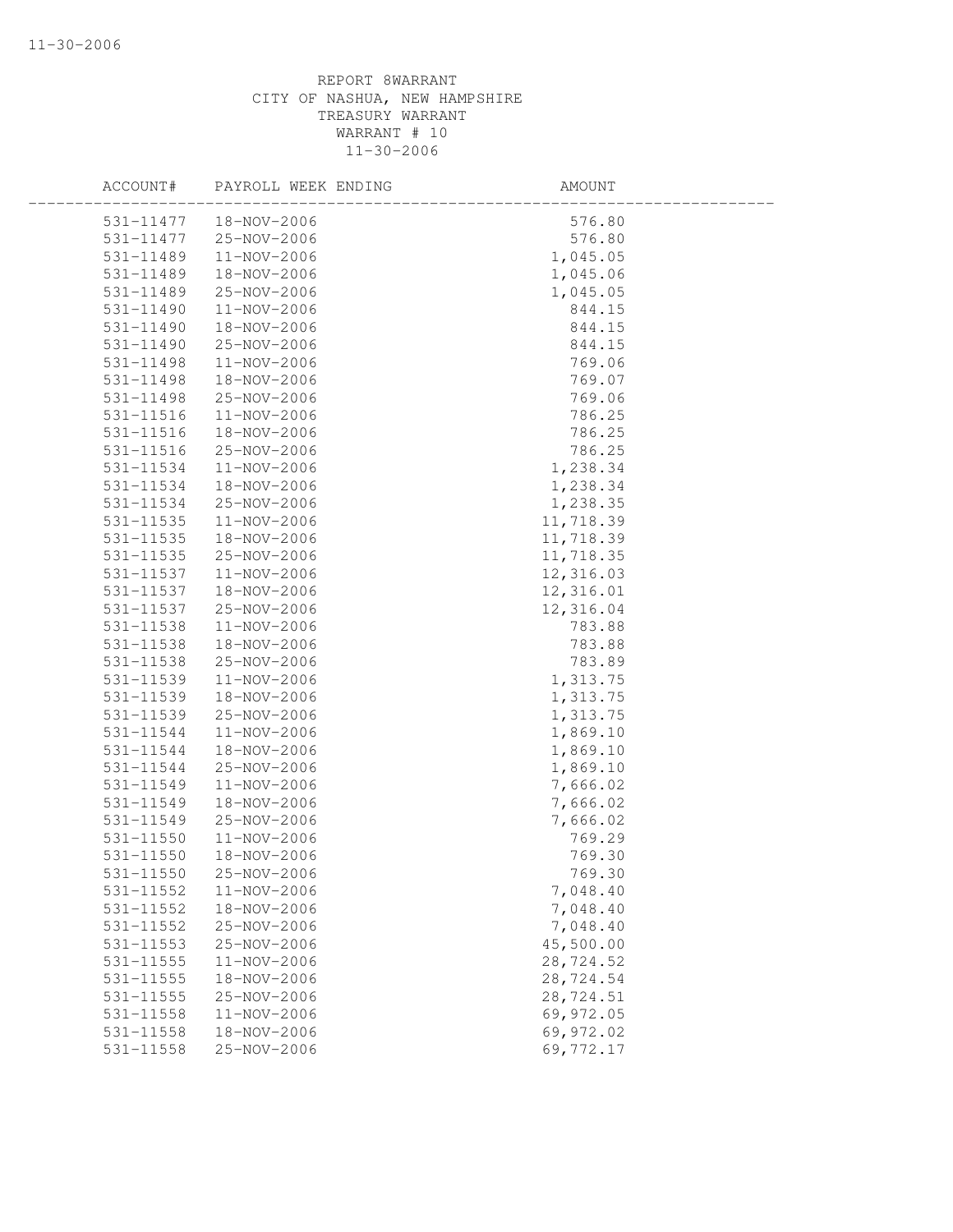REPORT 8WARRANT
CITY OF NASHUA, NEW HAMPSHIRE
TREASURY WARRANT
WARRANT # 10
11-30-2006

| ACCOUNT# | PAYROLL WEEK ENDING | AMOUNT |
|---|---|---|
| 531-11477 | 18-NOV-2006 | 576.80 |
| 531-11477 | 25-NOV-2006 | 576.80 |
| 531-11489 | 11-NOV-2006 | 1,045.05 |
| 531-11489 | 18-NOV-2006 | 1,045.06 |
| 531-11489 | 25-NOV-2006 | 1,045.05 |
| 531-11490 | 11-NOV-2006 | 844.15 |
| 531-11490 | 18-NOV-2006 | 844.15 |
| 531-11490 | 25-NOV-2006 | 844.15 |
| 531-11498 | 11-NOV-2006 | 769.06 |
| 531-11498 | 18-NOV-2006 | 769.07 |
| 531-11498 | 25-NOV-2006 | 769.06 |
| 531-11516 | 11-NOV-2006 | 786.25 |
| 531-11516 | 18-NOV-2006 | 786.25 |
| 531-11516 | 25-NOV-2006 | 786.25 |
| 531-11534 | 11-NOV-2006 | 1,238.34 |
| 531-11534 | 18-NOV-2006 | 1,238.34 |
| 531-11534 | 25-NOV-2006 | 1,238.35 |
| 531-11535 | 11-NOV-2006 | 11,718.39 |
| 531-11535 | 18-NOV-2006 | 11,718.39 |
| 531-11535 | 25-NOV-2006 | 11,718.35 |
| 531-11537 | 11-NOV-2006 | 12,316.03 |
| 531-11537 | 18-NOV-2006 | 12,316.01 |
| 531-11537 | 25-NOV-2006 | 12,316.04 |
| 531-11538 | 11-NOV-2006 | 783.88 |
| 531-11538 | 18-NOV-2006 | 783.88 |
| 531-11538 | 25-NOV-2006 | 783.89 |
| 531-11539 | 11-NOV-2006 | 1,313.75 |
| 531-11539 | 18-NOV-2006 | 1,313.75 |
| 531-11539 | 25-NOV-2006 | 1,313.75 |
| 531-11544 | 11-NOV-2006 | 1,869.10 |
| 531-11544 | 18-NOV-2006 | 1,869.10 |
| 531-11544 | 25-NOV-2006 | 1,869.10 |
| 531-11549 | 11-NOV-2006 | 7,666.02 |
| 531-11549 | 18-NOV-2006 | 7,666.02 |
| 531-11549 | 25-NOV-2006 | 7,666.02 |
| 531-11550 | 11-NOV-2006 | 769.29 |
| 531-11550 | 18-NOV-2006 | 769.30 |
| 531-11550 | 25-NOV-2006 | 769.30 |
| 531-11552 | 11-NOV-2006 | 7,048.40 |
| 531-11552 | 18-NOV-2006 | 7,048.40 |
| 531-11552 | 25-NOV-2006 | 7,048.40 |
| 531-11553 | 25-NOV-2006 | 45,500.00 |
| 531-11555 | 11-NOV-2006 | 28,724.52 |
| 531-11555 | 18-NOV-2006 | 28,724.54 |
| 531-11555 | 25-NOV-2006 | 28,724.51 |
| 531-11558 | 11-NOV-2006 | 69,972.05 |
| 531-11558 | 18-NOV-2006 | 69,972.02 |
| 531-11558 | 25-NOV-2006 | 69,772.17 |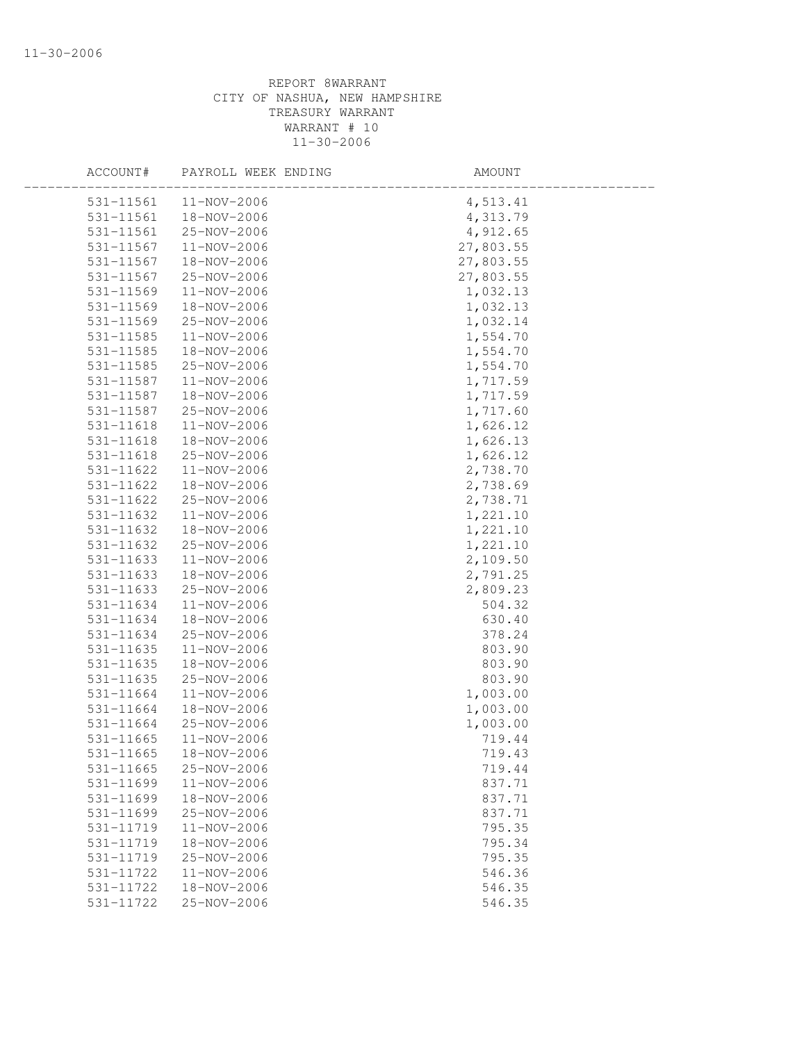REPORT 8WARRANT
CITY OF NASHUA, NEW HAMPSHIRE
TREASURY WARRANT
WARRANT # 10
11-30-2006

| ACCOUNT# | PAYROLL WEEK ENDING | AMOUNT |
|---|---|---|
| 531-11561 | 11-NOV-2006 | 4,513.41 |
| 531-11561 | 18-NOV-2006 | 4,313.79 |
| 531-11561 | 25-NOV-2006 | 4,912.65 |
| 531-11567 | 11-NOV-2006 | 27,803.55 |
| 531-11567 | 18-NOV-2006 | 27,803.55 |
| 531-11567 | 25-NOV-2006 | 27,803.55 |
| 531-11569 | 11-NOV-2006 | 1,032.13 |
| 531-11569 | 18-NOV-2006 | 1,032.13 |
| 531-11569 | 25-NOV-2006 | 1,032.14 |
| 531-11585 | 11-NOV-2006 | 1,554.70 |
| 531-11585 | 18-NOV-2006 | 1,554.70 |
| 531-11585 | 25-NOV-2006 | 1,554.70 |
| 531-11587 | 11-NOV-2006 | 1,717.59 |
| 531-11587 | 18-NOV-2006 | 1,717.59 |
| 531-11587 | 25-NOV-2006 | 1,717.60 |
| 531-11618 | 11-NOV-2006 | 1,626.12 |
| 531-11618 | 18-NOV-2006 | 1,626.13 |
| 531-11618 | 25-NOV-2006 | 1,626.12 |
| 531-11622 | 11-NOV-2006 | 2,738.70 |
| 531-11622 | 18-NOV-2006 | 2,738.69 |
| 531-11622 | 25-NOV-2006 | 2,738.71 |
| 531-11632 | 11-NOV-2006 | 1,221.10 |
| 531-11632 | 18-NOV-2006 | 1,221.10 |
| 531-11632 | 25-NOV-2006 | 1,221.10 |
| 531-11633 | 11-NOV-2006 | 2,109.50 |
| 531-11633 | 18-NOV-2006 | 2,791.25 |
| 531-11633 | 25-NOV-2006 | 2,809.23 |
| 531-11634 | 11-NOV-2006 | 504.32 |
| 531-11634 | 18-NOV-2006 | 630.40 |
| 531-11634 | 25-NOV-2006 | 378.24 |
| 531-11635 | 11-NOV-2006 | 803.90 |
| 531-11635 | 18-NOV-2006 | 803.90 |
| 531-11635 | 25-NOV-2006 | 803.90 |
| 531-11664 | 11-NOV-2006 | 1,003.00 |
| 531-11664 | 18-NOV-2006 | 1,003.00 |
| 531-11664 | 25-NOV-2006 | 1,003.00 |
| 531-11665 | 11-NOV-2006 | 719.44 |
| 531-11665 | 18-NOV-2006 | 719.43 |
| 531-11665 | 25-NOV-2006 | 719.44 |
| 531-11699 | 11-NOV-2006 | 837.71 |
| 531-11699 | 18-NOV-2006 | 837.71 |
| 531-11699 | 25-NOV-2006 | 837.71 |
| 531-11719 | 11-NOV-2006 | 795.35 |
| 531-11719 | 18-NOV-2006 | 795.34 |
| 531-11719 | 25-NOV-2006 | 795.35 |
| 531-11722 | 11-NOV-2006 | 546.36 |
| 531-11722 | 18-NOV-2006 | 546.35 |
| 531-11722 | 25-NOV-2006 | 546.35 |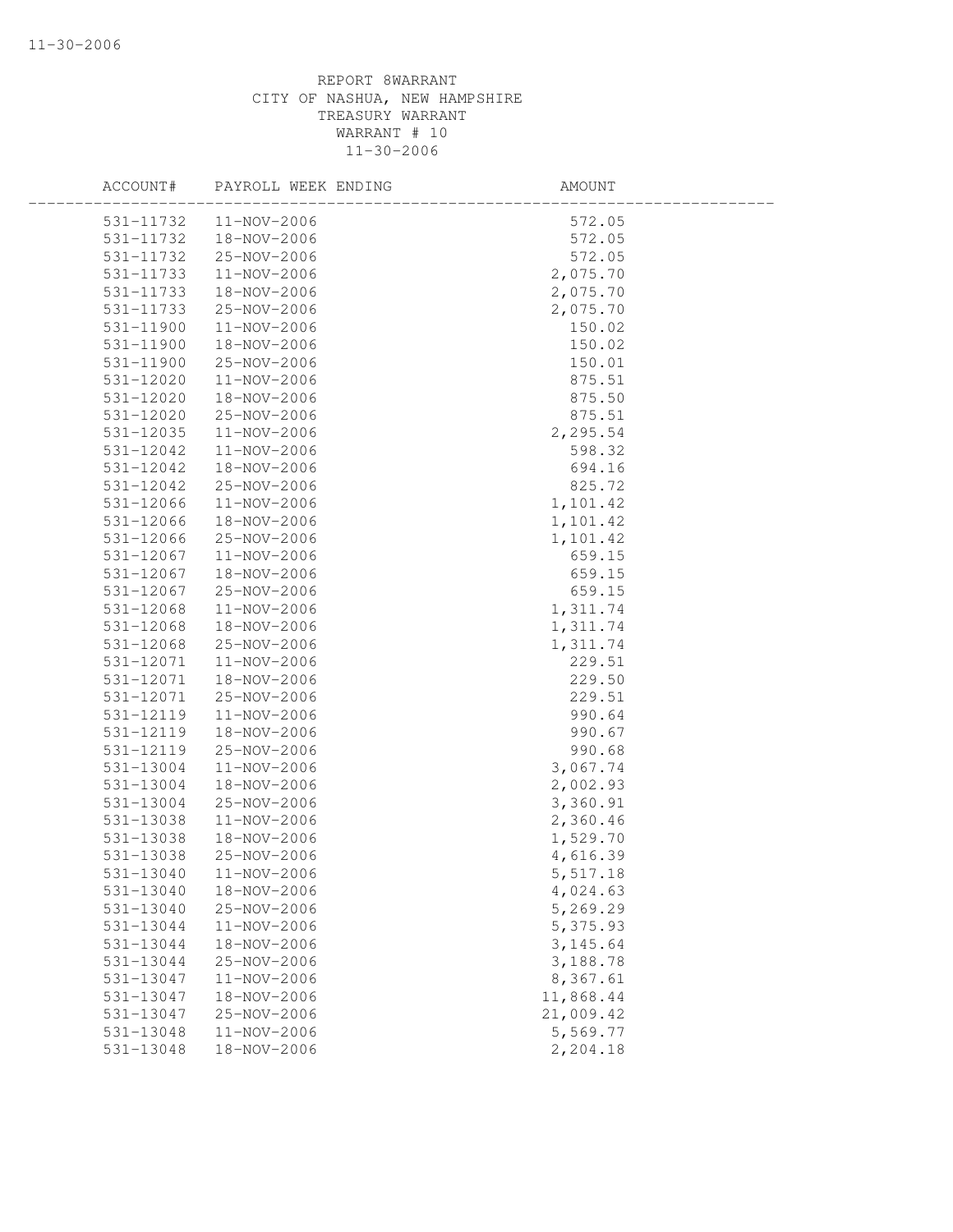REPORT 8WARRANT
CITY OF NASHUA, NEW HAMPSHIRE
TREASURY WARRANT
WARRANT # 10
11-30-2006

| ACCOUNT# | PAYROLL WEEK ENDING | AMOUNT |
|---|---|---|
| 531-11732 | 11-NOV-2006 | 572.05 |
| 531-11732 | 18-NOV-2006 | 572.05 |
| 531-11732 | 25-NOV-2006 | 572.05 |
| 531-11733 | 11-NOV-2006 | 2,075.70 |
| 531-11733 | 18-NOV-2006 | 2,075.70 |
| 531-11733 | 25-NOV-2006 | 2,075.70 |
| 531-11900 | 11-NOV-2006 | 150.02 |
| 531-11900 | 18-NOV-2006 | 150.02 |
| 531-11900 | 25-NOV-2006 | 150.01 |
| 531-12020 | 11-NOV-2006 | 875.51 |
| 531-12020 | 18-NOV-2006 | 875.50 |
| 531-12020 | 25-NOV-2006 | 875.51 |
| 531-12035 | 11-NOV-2006 | 2,295.54 |
| 531-12042 | 11-NOV-2006 | 598.32 |
| 531-12042 | 18-NOV-2006 | 694.16 |
| 531-12042 | 25-NOV-2006 | 825.72 |
| 531-12066 | 11-NOV-2006 | 1,101.42 |
| 531-12066 | 18-NOV-2006 | 1,101.42 |
| 531-12066 | 25-NOV-2006 | 1,101.42 |
| 531-12067 | 11-NOV-2006 | 659.15 |
| 531-12067 | 18-NOV-2006 | 659.15 |
| 531-12067 | 25-NOV-2006 | 659.15 |
| 531-12068 | 11-NOV-2006 | 1,311.74 |
| 531-12068 | 18-NOV-2006 | 1,311.74 |
| 531-12068 | 25-NOV-2006 | 1,311.74 |
| 531-12071 | 11-NOV-2006 | 229.51 |
| 531-12071 | 18-NOV-2006 | 229.50 |
| 531-12071 | 25-NOV-2006 | 229.51 |
| 531-12119 | 11-NOV-2006 | 990.64 |
| 531-12119 | 18-NOV-2006 | 990.67 |
| 531-12119 | 25-NOV-2006 | 990.68 |
| 531-13004 | 11-NOV-2006 | 3,067.74 |
| 531-13004 | 18-NOV-2006 | 2,002.93 |
| 531-13004 | 25-NOV-2006 | 3,360.91 |
| 531-13038 | 11-NOV-2006 | 2,360.46 |
| 531-13038 | 18-NOV-2006 | 1,529.70 |
| 531-13038 | 25-NOV-2006 | 4,616.39 |
| 531-13040 | 11-NOV-2006 | 5,517.18 |
| 531-13040 | 18-NOV-2006 | 4,024.63 |
| 531-13040 | 25-NOV-2006 | 5,269.29 |
| 531-13044 | 11-NOV-2006 | 5,375.93 |
| 531-13044 | 18-NOV-2006 | 3,145.64 |
| 531-13044 | 25-NOV-2006 | 3,188.78 |
| 531-13047 | 11-NOV-2006 | 8,367.61 |
| 531-13047 | 18-NOV-2006 | 11,868.44 |
| 531-13047 | 25-NOV-2006 | 21,009.42 |
| 531-13048 | 11-NOV-2006 | 5,569.77 |
| 531-13048 | 18-NOV-2006 | 2,204.18 |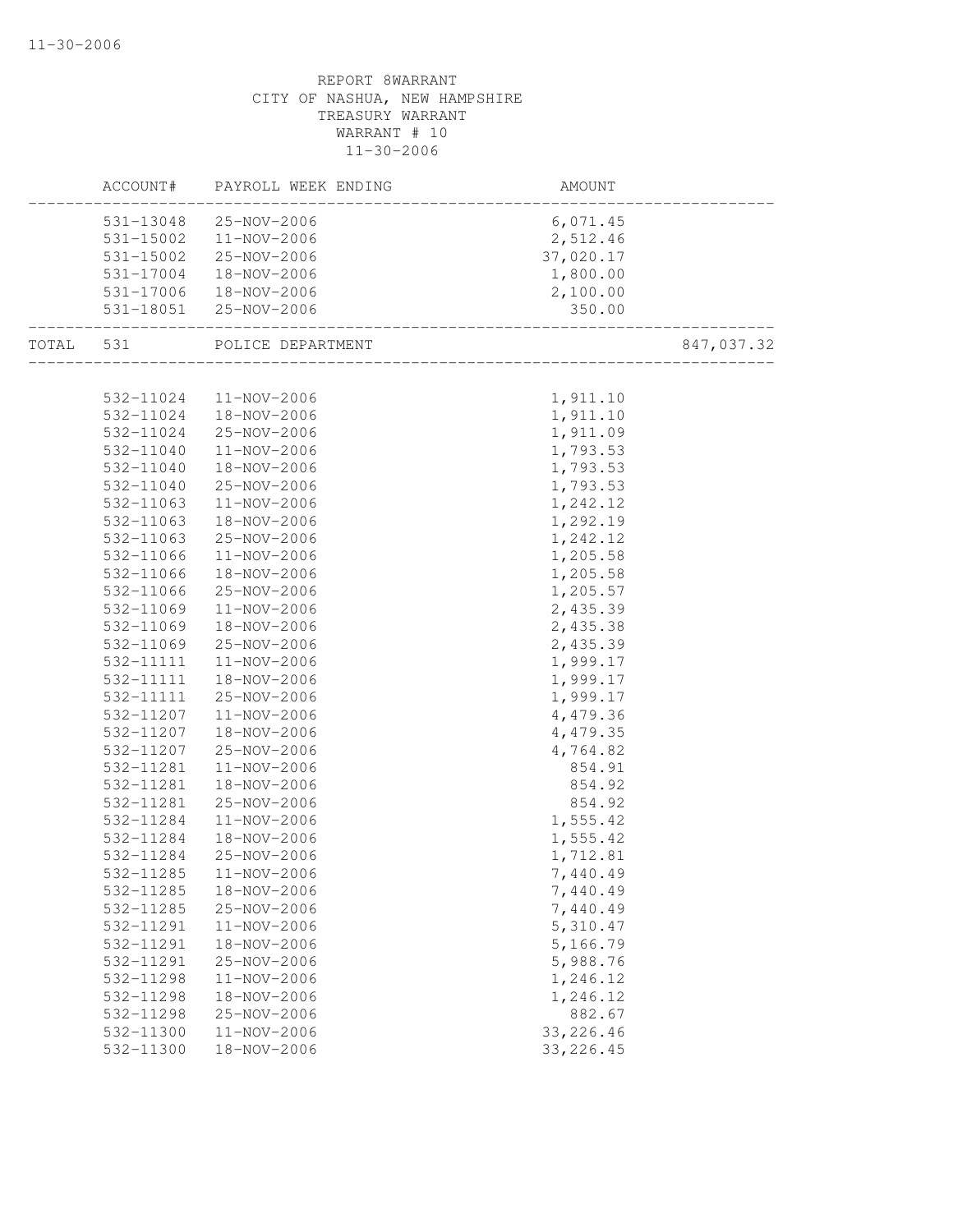REPORT 8WARRANT
CITY OF NASHUA, NEW HAMPSHIRE
TREASURY WARRANT
WARRANT # 10
11-30-2006

| | ACCOUNT# | PAYROLL WEEK ENDING | AMOUNT | |
|---|---|---|---|---|
| | 531-13048 | 25-NOV-2006 | 6,071.45 | |
| | 531-15002 | 11-NOV-2006 | 2,512.46 | |
| | 531-15002 | 25-NOV-2006 | 37,020.17 | |
| | 531-17004 | 18-NOV-2006 | 1,800.00 | |
| | 531-17006 | 18-NOV-2006 | 2,100.00 | |
| | 531-18051 | 25-NOV-2006 | 350.00 | |
| TOTAL | 531 | POLICE DEPARTMENT | | 847,037.32 |
| | 532-11024 | 11-NOV-2006 | 1,911.10 | |
| | 532-11024 | 18-NOV-2006 | 1,911.10 | |
| | 532-11024 | 25-NOV-2006 | 1,911.09 | |
| | 532-11040 | 11-NOV-2006 | 1,793.53 | |
| | 532-11040 | 18-NOV-2006 | 1,793.53 | |
| | 532-11040 | 25-NOV-2006 | 1,793.53 | |
| | 532-11063 | 11-NOV-2006 | 1,242.12 | |
| | 532-11063 | 18-NOV-2006 | 1,292.19 | |
| | 532-11063 | 25-NOV-2006 | 1,242.12 | |
| | 532-11066 | 11-NOV-2006 | 1,205.58 | |
| | 532-11066 | 18-NOV-2006 | 1,205.58 | |
| | 532-11066 | 25-NOV-2006 | 1,205.57 | |
| | 532-11069 | 11-NOV-2006 | 2,435.39 | |
| | 532-11069 | 18-NOV-2006 | 2,435.38 | |
| | 532-11069 | 25-NOV-2006 | 2,435.39 | |
| | 532-11111 | 11-NOV-2006 | 1,999.17 | |
| | 532-11111 | 18-NOV-2006 | 1,999.17 | |
| | 532-11111 | 25-NOV-2006 | 1,999.17 | |
| | 532-11207 | 11-NOV-2006 | 4,479.36 | |
| | 532-11207 | 18-NOV-2006 | 4,479.35 | |
| | 532-11207 | 25-NOV-2006 | 4,764.82 | |
| | 532-11281 | 11-NOV-2006 | 854.91 | |
| | 532-11281 | 18-NOV-2006 | 854.92 | |
| | 532-11281 | 25-NOV-2006 | 854.92 | |
| | 532-11284 | 11-NOV-2006 | 1,555.42 | |
| | 532-11284 | 18-NOV-2006 | 1,555.42 | |
| | 532-11284 | 25-NOV-2006 | 1,712.81 | |
| | 532-11285 | 11-NOV-2006 | 7,440.49 | |
| | 532-11285 | 18-NOV-2006 | 7,440.49 | |
| | 532-11285 | 25-NOV-2006 | 7,440.49 | |
| | 532-11291 | 11-NOV-2006 | 5,310.47 | |
| | 532-11291 | 18-NOV-2006 | 5,166.79 | |
| | 532-11291 | 25-NOV-2006 | 5,988.76 | |
| | 532-11298 | 11-NOV-2006 | 1,246.12 | |
| | 532-11298 | 18-NOV-2006 | 1,246.12 | |
| | 532-11298 | 25-NOV-2006 | 882.67 | |
| | 532-11300 | 11-NOV-2006 | 33,226.46 | |
| | 532-11300 | 18-NOV-2006 | 33,226.45 | |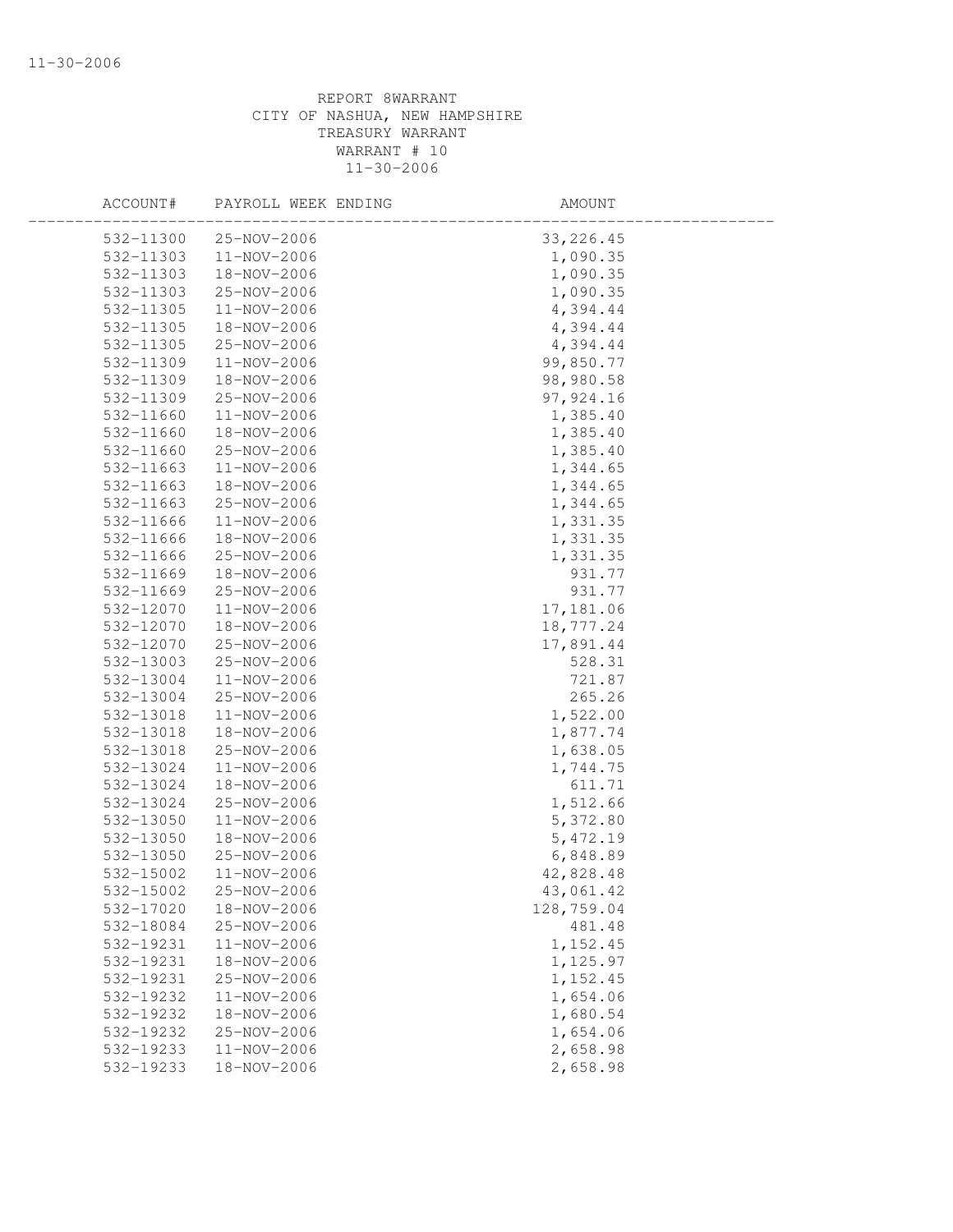REPORT 8WARRANT
CITY OF NASHUA, NEW HAMPSHIRE
TREASURY WARRANT
WARRANT # 10
11-30-2006

| ACCOUNT# | PAYROLL WEEK ENDING | AMOUNT |
|---|---|---|
| 532-11300 | 25-NOV-2006 | 33,226.45 |
| 532-11303 | 11-NOV-2006 | 1,090.35 |
| 532-11303 | 18-NOV-2006 | 1,090.35 |
| 532-11303 | 25-NOV-2006 | 1,090.35 |
| 532-11305 | 11-NOV-2006 | 4,394.44 |
| 532-11305 | 18-NOV-2006 | 4,394.44 |
| 532-11305 | 25-NOV-2006 | 4,394.44 |
| 532-11309 | 11-NOV-2006 | 99,850.77 |
| 532-11309 | 18-NOV-2006 | 98,980.58 |
| 532-11309 | 25-NOV-2006 | 97,924.16 |
| 532-11660 | 11-NOV-2006 | 1,385.40 |
| 532-11660 | 18-NOV-2006 | 1,385.40 |
| 532-11660 | 25-NOV-2006 | 1,385.40 |
| 532-11663 | 11-NOV-2006 | 1,344.65 |
| 532-11663 | 18-NOV-2006 | 1,344.65 |
| 532-11663 | 25-NOV-2006 | 1,344.65 |
| 532-11666 | 11-NOV-2006 | 1,331.35 |
| 532-11666 | 18-NOV-2006 | 1,331.35 |
| 532-11666 | 25-NOV-2006 | 1,331.35 |
| 532-11669 | 18-NOV-2006 | 931.77 |
| 532-11669 | 25-NOV-2006 | 931.77 |
| 532-12070 | 11-NOV-2006 | 17,181.06 |
| 532-12070 | 18-NOV-2006 | 18,777.24 |
| 532-12070 | 25-NOV-2006 | 17,891.44 |
| 532-13003 | 25-NOV-2006 | 528.31 |
| 532-13004 | 11-NOV-2006 | 721.87 |
| 532-13004 | 25-NOV-2006 | 265.26 |
| 532-13018 | 11-NOV-2006 | 1,522.00 |
| 532-13018 | 18-NOV-2006 | 1,877.74 |
| 532-13018 | 25-NOV-2006 | 1,638.05 |
| 532-13024 | 11-NOV-2006 | 1,744.75 |
| 532-13024 | 18-NOV-2006 | 611.71 |
| 532-13024 | 25-NOV-2006 | 1,512.66 |
| 532-13050 | 11-NOV-2006 | 5,372.80 |
| 532-13050 | 18-NOV-2006 | 5,472.19 |
| 532-13050 | 25-NOV-2006 | 6,848.89 |
| 532-15002 | 11-NOV-2006 | 42,828.48 |
| 532-15002 | 25-NOV-2006 | 43,061.42 |
| 532-17020 | 18-NOV-2006 | 128,759.04 |
| 532-18084 | 25-NOV-2006 | 481.48 |
| 532-19231 | 11-NOV-2006 | 1,152.45 |
| 532-19231 | 18-NOV-2006 | 1,125.97 |
| 532-19231 | 25-NOV-2006 | 1,152.45 |
| 532-19232 | 11-NOV-2006 | 1,654.06 |
| 532-19232 | 18-NOV-2006 | 1,680.54 |
| 532-19232 | 25-NOV-2006 | 1,654.06 |
| 532-19233 | 11-NOV-2006 | 2,658.98 |
| 532-19233 | 18-NOV-2006 | 2,658.98 |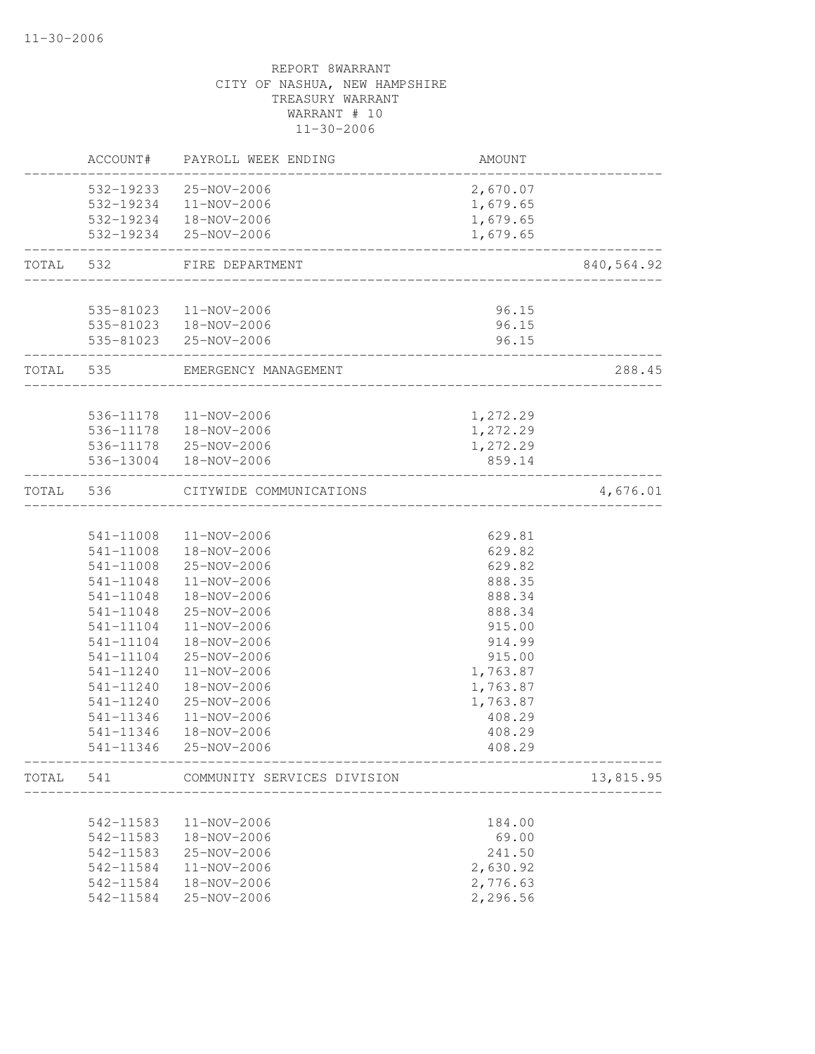REPORT 8WARRANT
CITY OF NASHUA, NEW HAMPSHIRE
TREASURY WARRANT
WARRANT # 10
11-30-2006

| | ACCOUNT# | PAYROLL WEEK ENDING | AMOUNT | |
|---|---|---|---|---|
| | 532-19233 | 25-NOV-2006 | 2,670.07 | |
| | 532-19234 | 11-NOV-2006 | 1,679.65 | |
| | 532-19234 | 18-NOV-2006 | 1,679.65 | |
| | 532-19234 | 25-NOV-2006 | 1,679.65 | |
| TOTAL | 532 | FIRE DEPARTMENT | | 840,564.92 |
| | 535-81023 | 11-NOV-2006 | 96.15 | |
| | 535-81023 | 18-NOV-2006 | 96.15 | |
| | 535-81023 | 25-NOV-2006 | 96.15 | |
| TOTAL | 535 | EMERGENCY MANAGEMENT | | 288.45 |
| | 536-11178 | 11-NOV-2006 | 1,272.29 | |
| | 536-11178 | 18-NOV-2006 | 1,272.29 | |
| | 536-11178 | 25-NOV-2006 | 1,272.29 | |
| | 536-13004 | 18-NOV-2006 | 859.14 | |
| TOTAL | 536 | CITYWIDE COMMUNICATIONS | | 4,676.01 |
| | 541-11008 | 11-NOV-2006 | 629.81 | |
| | 541-11008 | 18-NOV-2006 | 629.82 | |
| | 541-11008 | 25-NOV-2006 | 629.82 | |
| | 541-11048 | 11-NOV-2006 | 888.35 | |
| | 541-11048 | 18-NOV-2006 | 888.34 | |
| | 541-11048 | 25-NOV-2006 | 888.34 | |
| | 541-11104 | 11-NOV-2006 | 915.00 | |
| | 541-11104 | 18-NOV-2006 | 914.99 | |
| | 541-11104 | 25-NOV-2006 | 915.00 | |
| | 541-11240 | 11-NOV-2006 | 1,763.87 | |
| | 541-11240 | 18-NOV-2006 | 1,763.87 | |
| | 541-11240 | 25-NOV-2006 | 1,763.87 | |
| | 541-11346 | 11-NOV-2006 | 408.29 | |
| | 541-11346 | 18-NOV-2006 | 408.29 | |
| | 541-11346 | 25-NOV-2006 | 408.29 | |
| TOTAL | 541 | COMMUNITY SERVICES DIVISION | | 13,815.95 |
| | 542-11583 | 11-NOV-2006 | 184.00 | |
| | 542-11583 | 18-NOV-2006 | 69.00 | |
| | 542-11583 | 25-NOV-2006 | 241.50 | |
| | 542-11584 | 11-NOV-2006 | 2,630.92 | |
| | 542-11584 | 18-NOV-2006 | 2,776.63 | |
| | 542-11584 | 25-NOV-2006 | 2,296.56 | |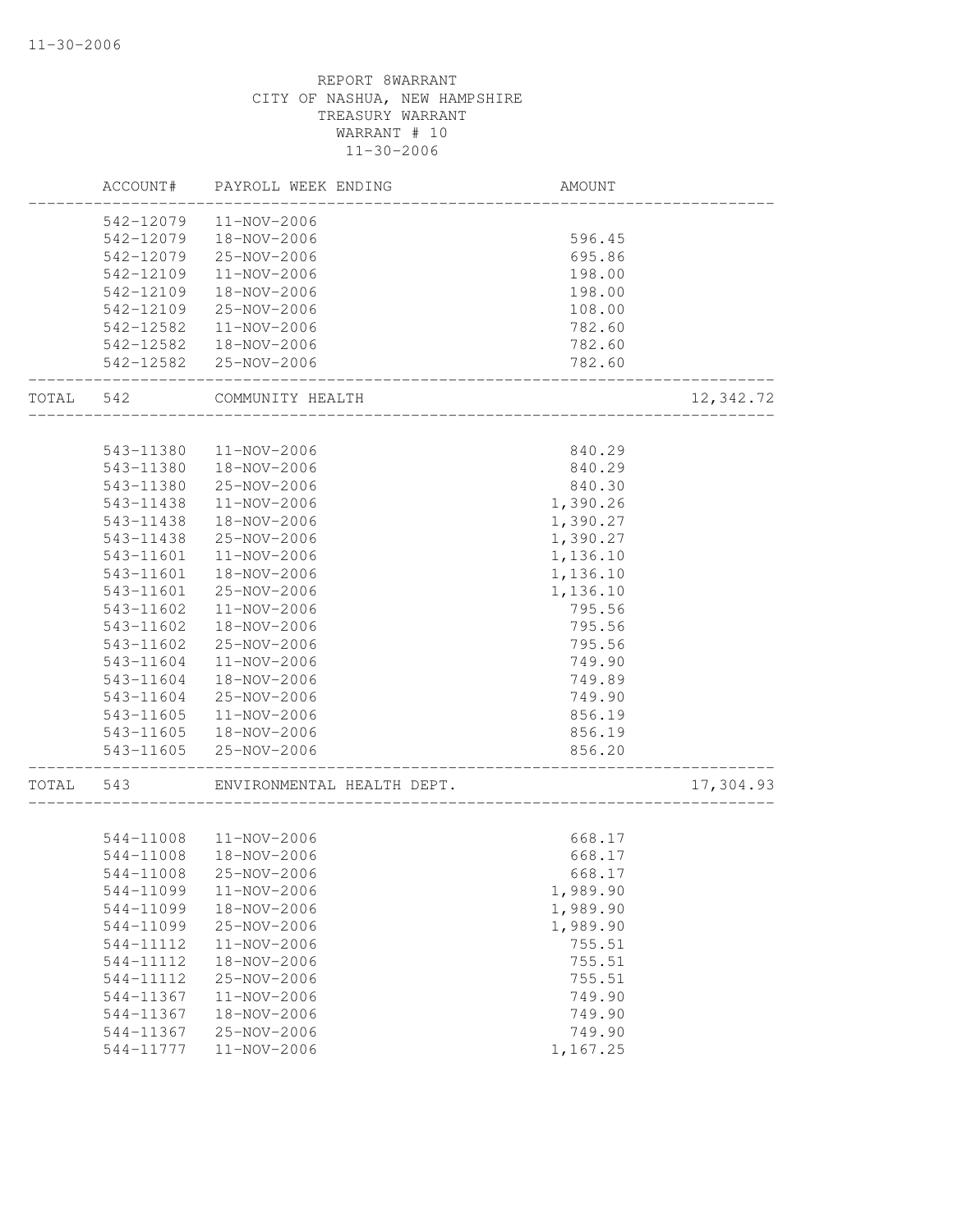REPORT 8WARRANT
CITY OF NASHUA, NEW HAMPSHIRE
TREASURY WARRANT
WARRANT # 10
11-30-2006

| ACCOUNT# | PAYROLL WEEK ENDING | AMOUNT | |
|---|---|---|---|
| 542-12079 | 11-NOV-2006 | | |
| 542-12079 | 18-NOV-2006 | 596.45 | |
| 542-12079 | 25-NOV-2006 | 695.86 | |
| 542-12109 | 11-NOV-2006 | 198.00 | |
| 542-12109 | 18-NOV-2006 | 198.00 | |
| 542-12109 | 25-NOV-2006 | 108.00 | |
| 542-12582 | 11-NOV-2006 | 782.60 | |
| 542-12582 | 18-NOV-2006 | 782.60 | |
| 542-12582 | 25-NOV-2006 | 782.60 | |
| TOTAL 542 | COMMUNITY HEALTH | | 12,342.72 |
| 543-11380 | 11-NOV-2006 | 840.29 | |
| 543-11380 | 18-NOV-2006 | 840.29 | |
| 543-11380 | 25-NOV-2006 | 840.30 | |
| 543-11438 | 11-NOV-2006 | 1,390.26 | |
| 543-11438 | 18-NOV-2006 | 1,390.27 | |
| 543-11438 | 25-NOV-2006 | 1,390.27 | |
| 543-11601 | 11-NOV-2006 | 1,136.10 | |
| 543-11601 | 18-NOV-2006 | 1,136.10 | |
| 543-11601 | 25-NOV-2006 | 1,136.10 | |
| 543-11602 | 11-NOV-2006 | 795.56 | |
| 543-11602 | 18-NOV-2006 | 795.56 | |
| 543-11602 | 25-NOV-2006 | 795.56 | |
| 543-11604 | 11-NOV-2006 | 749.90 | |
| 543-11604 | 18-NOV-2006 | 749.89 | |
| 543-11604 | 25-NOV-2006 | 749.90 | |
| 543-11605 | 11-NOV-2006 | 856.19 | |
| 543-11605 | 18-NOV-2006 | 856.19 | |
| 543-11605 | 25-NOV-2006 | 856.20 | |
| TOTAL 543 | ENVIRONMENTAL HEALTH DEPT. | | 17,304.93 |
| 544-11008 | 11-NOV-2006 | 668.17 | |
| 544-11008 | 18-NOV-2006 | 668.17 | |
| 544-11008 | 25-NOV-2006 | 668.17 | |
| 544-11099 | 11-NOV-2006 | 1,989.90 | |
| 544-11099 | 18-NOV-2006 | 1,989.90 | |
| 544-11099 | 25-NOV-2006 | 1,989.90 | |
| 544-11112 | 11-NOV-2006 | 755.51 | |
| 544-11112 | 18-NOV-2006 | 755.51 | |
| 544-11112 | 25-NOV-2006 | 755.51 | |
| 544-11367 | 11-NOV-2006 | 749.90 | |
| 544-11367 | 18-NOV-2006 | 749.90 | |
| 544-11367 | 25-NOV-2006 | 749.90 | |
| 544-11777 | 11-NOV-2006 | 1,167.25 | |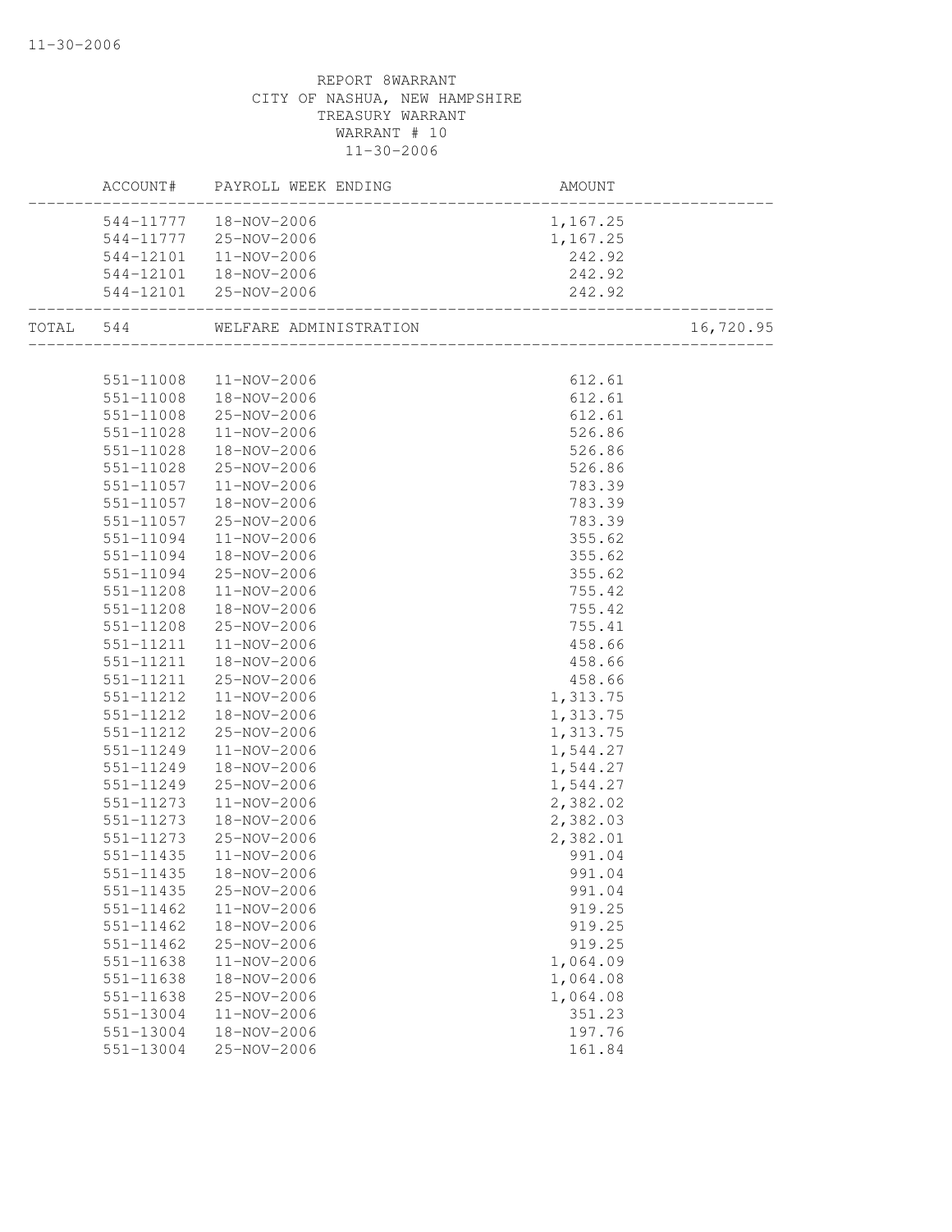REPORT 8WARRANT
CITY OF NASHUA, NEW HAMPSHIRE
TREASURY WARRANT
WARRANT # 10
11-30-2006

| | ACCOUNT# | PAYROLL WEEK ENDING | AMOUNT | |
|---|---|---|---|---|
| | 544-11777 | 18-NOV-2006 | 1,167.25 | |
| | 544-11777 | 25-NOV-2006 | 1,167.25 | |
| | 544-12101 | 11-NOV-2006 | 242.92 | |
| | 544-12101 | 18-NOV-2006 | 242.92 | |
| | 544-12101 | 25-NOV-2006 | 242.92 | |
| TOTAL | 544 | WELFARE ADMINISTRATION | | 16,720.95 |
| | 551-11008 | 11-NOV-2006 | 612.61 | |
| | 551-11008 | 18-NOV-2006 | 612.61 | |
| | 551-11008 | 25-NOV-2006 | 612.61 | |
| | 551-11028 | 11-NOV-2006 | 526.86 | |
| | 551-11028 | 18-NOV-2006 | 526.86 | |
| | 551-11028 | 25-NOV-2006 | 526.86 | |
| | 551-11057 | 11-NOV-2006 | 783.39 | |
| | 551-11057 | 18-NOV-2006 | 783.39 | |
| | 551-11057 | 25-NOV-2006 | 783.39 | |
| | 551-11094 | 11-NOV-2006 | 355.62 | |
| | 551-11094 | 18-NOV-2006 | 355.62 | |
| | 551-11094 | 25-NOV-2006 | 355.62 | |
| | 551-11208 | 11-NOV-2006 | 755.42 | |
| | 551-11208 | 18-NOV-2006 | 755.42 | |
| | 551-11208 | 25-NOV-2006 | 755.41 | |
| | 551-11211 | 11-NOV-2006 | 458.66 | |
| | 551-11211 | 18-NOV-2006 | 458.66 | |
| | 551-11211 | 25-NOV-2006 | 458.66 | |
| | 551-11212 | 11-NOV-2006 | 1,313.75 | |
| | 551-11212 | 18-NOV-2006 | 1,313.75 | |
| | 551-11212 | 25-NOV-2006 | 1,313.75 | |
| | 551-11249 | 11-NOV-2006 | 1,544.27 | |
| | 551-11249 | 18-NOV-2006 | 1,544.27 | |
| | 551-11249 | 25-NOV-2006 | 1,544.27 | |
| | 551-11273 | 11-NOV-2006 | 2,382.02 | |
| | 551-11273 | 18-NOV-2006 | 2,382.03 | |
| | 551-11273 | 25-NOV-2006 | 2,382.01 | |
| | 551-11435 | 11-NOV-2006 | 991.04 | |
| | 551-11435 | 18-NOV-2006 | 991.04 | |
| | 551-11435 | 25-NOV-2006 | 991.04 | |
| | 551-11462 | 11-NOV-2006 | 919.25 | |
| | 551-11462 | 18-NOV-2006 | 919.25 | |
| | 551-11462 | 25-NOV-2006 | 919.25 | |
| | 551-11638 | 11-NOV-2006 | 1,064.09 | |
| | 551-11638 | 18-NOV-2006 | 1,064.08 | |
| | 551-11638 | 25-NOV-2006 | 1,064.08 | |
| | 551-13004 | 11-NOV-2006 | 351.23 | |
| | 551-13004 | 18-NOV-2006 | 197.76 | |
| | 551-13004 | 25-NOV-2006 | 161.84 | |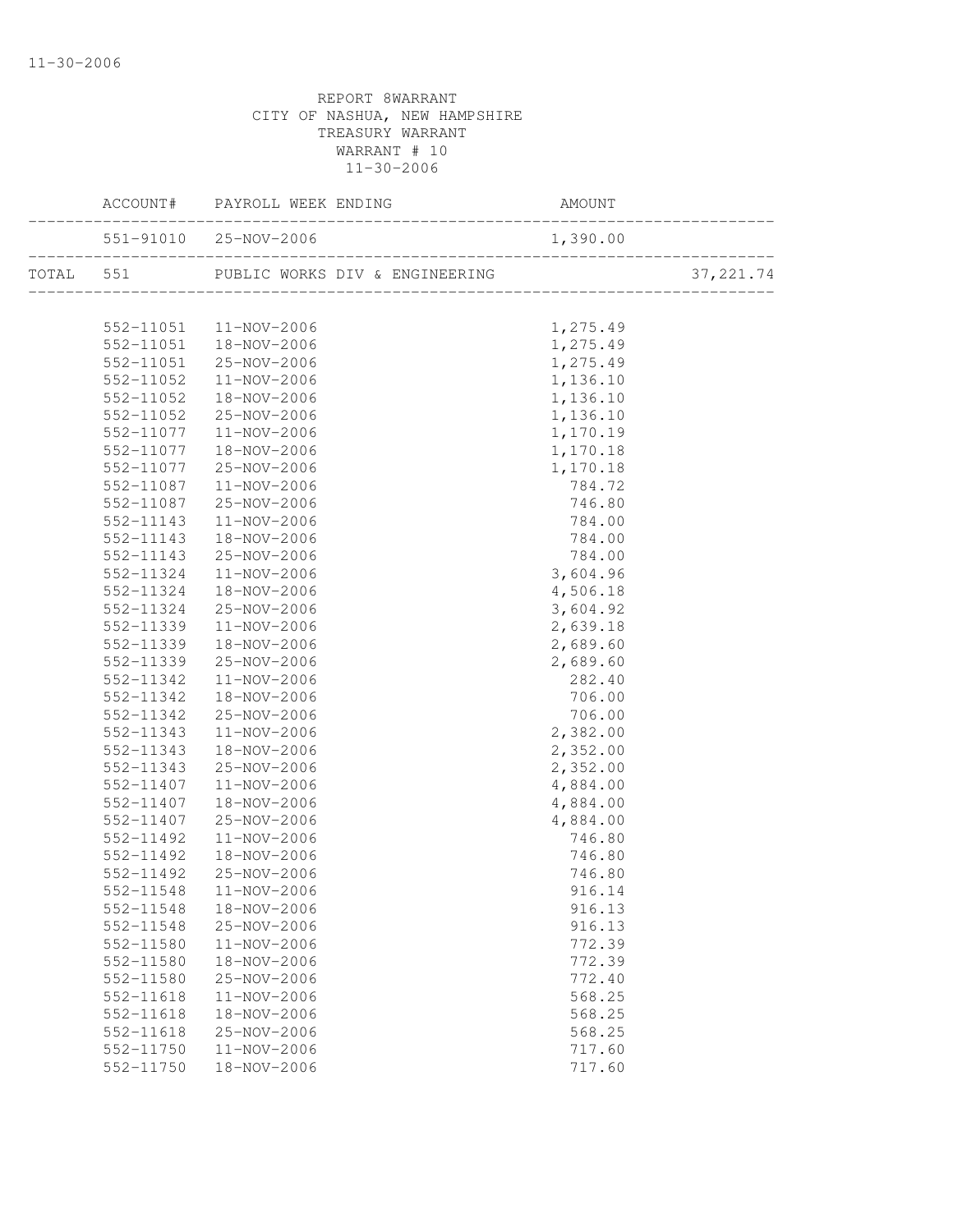REPORT 8WARRANT
CITY OF NASHUA, NEW HAMPSHIRE
TREASURY WARRANT
WARRANT # 10
11-30-2006

| | ACCOUNT# | PAYROLL WEEK ENDING | AMOUNT | |
|---|---|---|---|---|
| | 551-91010 | 25-NOV-2006 | 1,390.00 | |
| TOTAL | 551 | PUBLIC WORKS DIV & ENGINEERING | | 37,221.74 |
| | 552-11051 | 11-NOV-2006 | 1,275.49 | |
| | 552-11051 | 18-NOV-2006 | 1,275.49 | |
| | 552-11051 | 25-NOV-2006 | 1,275.49 | |
| | 552-11052 | 11-NOV-2006 | 1,136.10 | |
| | 552-11052 | 18-NOV-2006 | 1,136.10 | |
| | 552-11052 | 25-NOV-2006 | 1,136.10 | |
| | 552-11077 | 11-NOV-2006 | 1,170.19 | |
| | 552-11077 | 18-NOV-2006 | 1,170.18 | |
| | 552-11077 | 25-NOV-2006 | 1,170.18 | |
| | 552-11087 | 11-NOV-2006 | 784.72 | |
| | 552-11087 | 25-NOV-2006 | 746.80 | |
| | 552-11143 | 11-NOV-2006 | 784.00 | |
| | 552-11143 | 18-NOV-2006 | 784.00 | |
| | 552-11143 | 25-NOV-2006 | 784.00 | |
| | 552-11324 | 11-NOV-2006 | 3,604.96 | |
| | 552-11324 | 18-NOV-2006 | 4,506.18 | |
| | 552-11324 | 25-NOV-2006 | 3,604.92 | |
| | 552-11339 | 11-NOV-2006 | 2,639.18 | |
| | 552-11339 | 18-NOV-2006 | 2,689.60 | |
| | 552-11339 | 25-NOV-2006 | 2,689.60 | |
| | 552-11342 | 11-NOV-2006 | 282.40 | |
| | 552-11342 | 18-NOV-2006 | 706.00 | |
| | 552-11342 | 25-NOV-2006 | 706.00 | |
| | 552-11343 | 11-NOV-2006 | 2,382.00 | |
| | 552-11343 | 18-NOV-2006 | 2,352.00 | |
| | 552-11343 | 25-NOV-2006 | 2,352.00 | |
| | 552-11407 | 11-NOV-2006 | 4,884.00 | |
| | 552-11407 | 18-NOV-2006 | 4,884.00 | |
| | 552-11407 | 25-NOV-2006 | 4,884.00 | |
| | 552-11492 | 11-NOV-2006 | 746.80 | |
| | 552-11492 | 18-NOV-2006 | 746.80 | |
| | 552-11492 | 25-NOV-2006 | 746.80 | |
| | 552-11548 | 11-NOV-2006 | 916.14 | |
| | 552-11548 | 18-NOV-2006 | 916.13 | |
| | 552-11548 | 25-NOV-2006 | 916.13 | |
| | 552-11580 | 11-NOV-2006 | 772.39 | |
| | 552-11580 | 18-NOV-2006 | 772.39 | |
| | 552-11580 | 25-NOV-2006 | 772.40 | |
| | 552-11618 | 11-NOV-2006 | 568.25 | |
| | 552-11618 | 18-NOV-2006 | 568.25 | |
| | 552-11618 | 25-NOV-2006 | 568.25 | |
| | 552-11750 | 11-NOV-2006 | 717.60 | |
| | 552-11750 | 18-NOV-2006 | 717.60 | |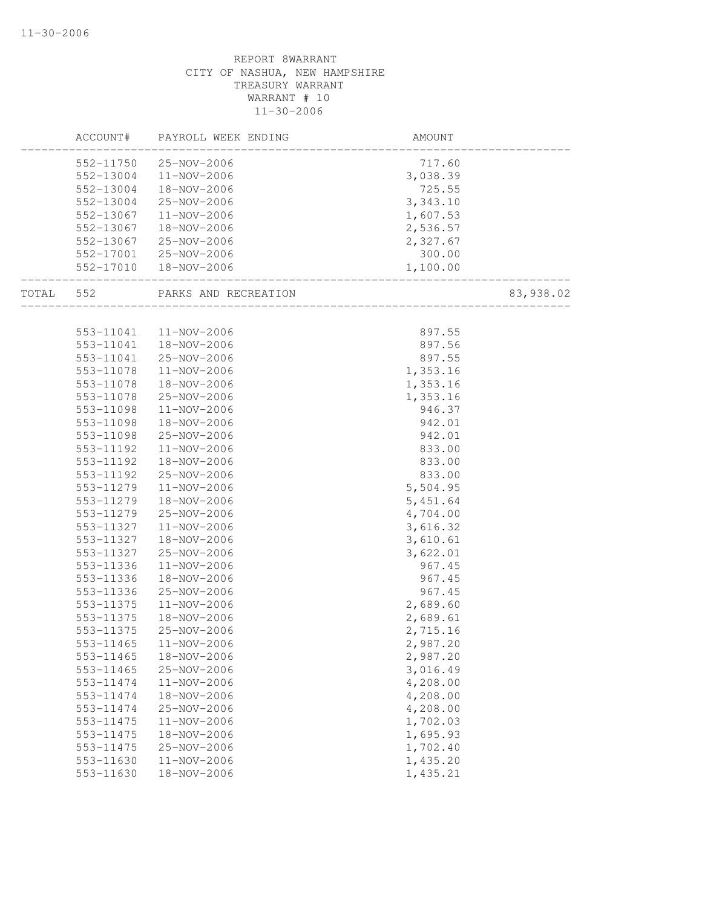REPORT 8WARRANT
CITY OF NASHUA, NEW HAMPSHIRE
TREASURY WARRANT
WARRANT # 10
11-30-2006

| ACCOUNT# | PAYROLL WEEK ENDING | AMOUNT | |
|---|---|---|---|
| 552-11750 | 25-NOV-2006 | 717.60 | |
| 552-13004 | 11-NOV-2006 | 3,038.39 | |
| 552-13004 | 18-NOV-2006 | 725.55 | |
| 552-13004 | 25-NOV-2006 | 3,343.10 | |
| 552-13067 | 11-NOV-2006 | 1,607.53 | |
| 552-13067 | 18-NOV-2006 | 2,536.57 | |
| 552-13067 | 25-NOV-2006 | 2,327.67 | |
| 552-17001 | 25-NOV-2006 | 300.00 | |
| 552-17010 | 18-NOV-2006 | 1,100.00 | |
| TOTAL 552 | PARKS AND RECREATION | | 83,938.02 |
| 553-11041 | 11-NOV-2006 | 897.55 | |
| 553-11041 | 18-NOV-2006 | 897.56 | |
| 553-11041 | 25-NOV-2006 | 897.55 | |
| 553-11078 | 11-NOV-2006 | 1,353.16 | |
| 553-11078 | 18-NOV-2006 | 1,353.16 | |
| 553-11078 | 25-NOV-2006 | 1,353.16 | |
| 553-11098 | 11-NOV-2006 | 946.37 | |
| 553-11098 | 18-NOV-2006 | 942.01 | |
| 553-11098 | 25-NOV-2006 | 942.01 | |
| 553-11192 | 11-NOV-2006 | 833.00 | |
| 553-11192 | 18-NOV-2006 | 833.00 | |
| 553-11192 | 25-NOV-2006 | 833.00 | |
| 553-11279 | 11-NOV-2006 | 5,504.95 | |
| 553-11279 | 18-NOV-2006 | 5,451.64 | |
| 553-11279 | 25-NOV-2006 | 4,704.00 | |
| 553-11327 | 11-NOV-2006 | 3,616.32 | |
| 553-11327 | 18-NOV-2006 | 3,610.61 | |
| 553-11327 | 25-NOV-2006 | 3,622.01 | |
| 553-11336 | 11-NOV-2006 | 967.45 | |
| 553-11336 | 18-NOV-2006 | 967.45 | |
| 553-11336 | 25-NOV-2006 | 967.45 | |
| 553-11375 | 11-NOV-2006 | 2,689.60 | |
| 553-11375 | 18-NOV-2006 | 2,689.61 | |
| 553-11375 | 25-NOV-2006 | 2,715.16 | |
| 553-11465 | 11-NOV-2006 | 2,987.20 | |
| 553-11465 | 18-NOV-2006 | 2,987.20 | |
| 553-11465 | 25-NOV-2006 | 3,016.49 | |
| 553-11474 | 11-NOV-2006 | 4,208.00 | |
| 553-11474 | 18-NOV-2006 | 4,208.00 | |
| 553-11474 | 25-NOV-2006 | 4,208.00 | |
| 553-11475 | 11-NOV-2006 | 1,702.03 | |
| 553-11475 | 18-NOV-2006 | 1,695.93 | |
| 553-11475 | 25-NOV-2006 | 1,702.40 | |
| 553-11630 | 11-NOV-2006 | 1,435.20 | |
| 553-11630 | 18-NOV-2006 | 1,435.21 | |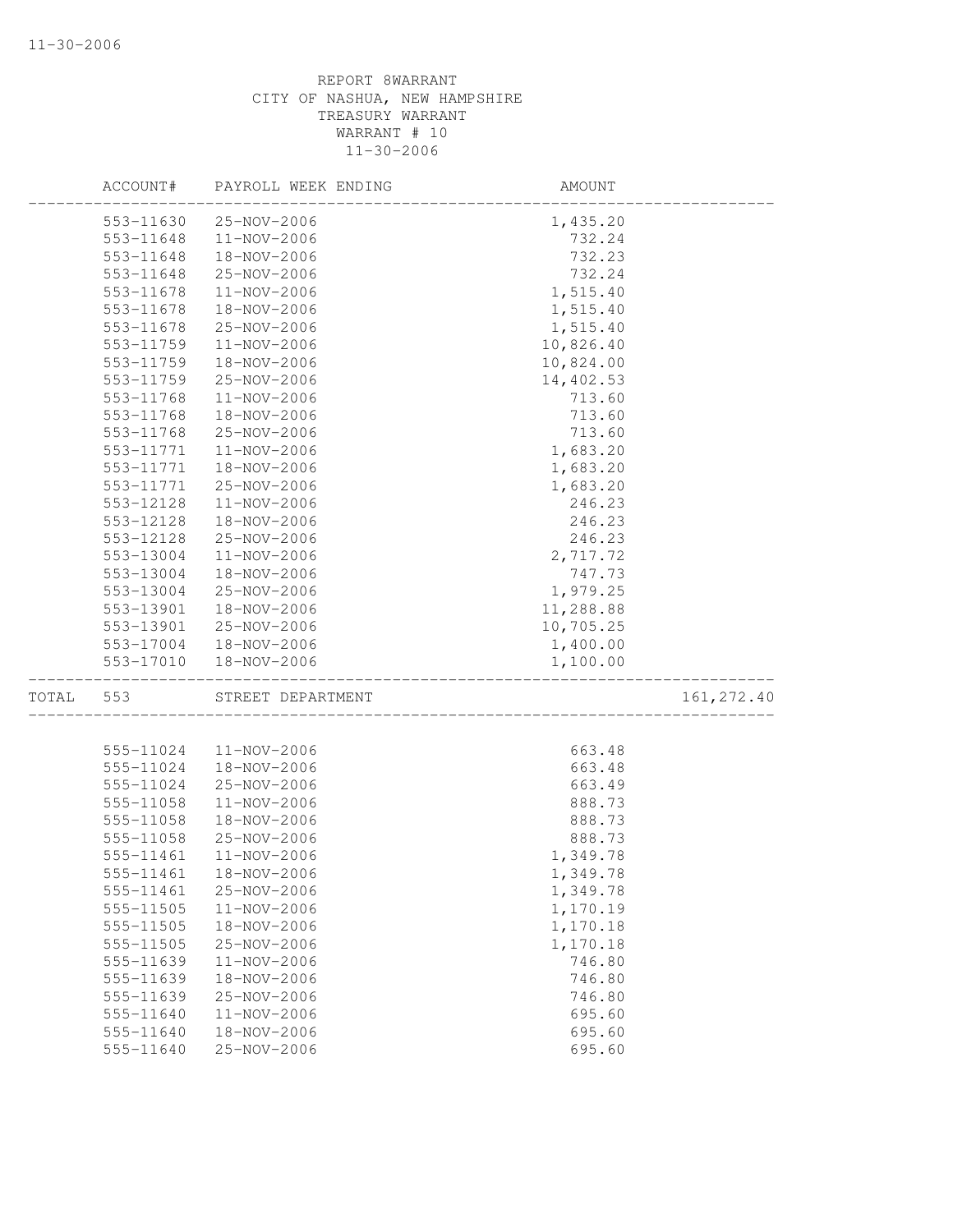REPORT 8WARRANT
CITY OF NASHUA, NEW HAMPSHIRE
TREASURY WARRANT
WARRANT # 10
11-30-2006

| ACCOUNT# | PAYROLL WEEK ENDING | AMOUNT | |
|---|---|---|---|
| 553-11630 | 25-NOV-2006 | 1,435.20 | |
| 553-11648 | 11-NOV-2006 | 732.24 | |
| 553-11648 | 18-NOV-2006 | 732.23 | |
| 553-11648 | 25-NOV-2006 | 732.24 | |
| 553-11678 | 11-NOV-2006 | 1,515.40 | |
| 553-11678 | 18-NOV-2006 | 1,515.40 | |
| 553-11678 | 25-NOV-2006 | 1,515.40 | |
| 553-11759 | 11-NOV-2006 | 10,826.40 | |
| 553-11759 | 18-NOV-2006 | 10,824.00 | |
| 553-11759 | 25-NOV-2006 | 14,402.53 | |
| 553-11768 | 11-NOV-2006 | 713.60 | |
| 553-11768 | 18-NOV-2006 | 713.60 | |
| 553-11768 | 25-NOV-2006 | 713.60 | |
| 553-11771 | 11-NOV-2006 | 1,683.20 | |
| 553-11771 | 18-NOV-2006 | 1,683.20 | |
| 553-11771 | 25-NOV-2006 | 1,683.20 | |
| 553-12128 | 11-NOV-2006 | 246.23 | |
| 553-12128 | 18-NOV-2006 | 246.23 | |
| 553-12128 | 25-NOV-2006 | 246.23 | |
| 553-13004 | 11-NOV-2006 | 2,717.72 | |
| 553-13004 | 18-NOV-2006 | 747.73 | |
| 553-13004 | 25-NOV-2006 | 1,979.25 | |
| 553-13901 | 18-NOV-2006 | 11,288.88 | |
| 553-13901 | 25-NOV-2006 | 10,705.25 | |
| 553-17004 | 18-NOV-2006 | 1,400.00 | |
| 553-17010 | 18-NOV-2006 | 1,100.00 | |
| TOTAL 553 | STREET DEPARTMENT | | 161,272.40 |
| 555-11024 | 11-NOV-2006 | 663.48 | |
| 555-11024 | 18-NOV-2006 | 663.48 | |
| 555-11024 | 25-NOV-2006 | 663.49 | |
| 555-11058 | 11-NOV-2006 | 888.73 | |
| 555-11058 | 18-NOV-2006 | 888.73 | |
| 555-11058 | 25-NOV-2006 | 888.73 | |
| 555-11461 | 11-NOV-2006 | 1,349.78 | |
| 555-11461 | 18-NOV-2006 | 1,349.78 | |
| 555-11461 | 25-NOV-2006 | 1,349.78 | |
| 555-11505 | 11-NOV-2006 | 1,170.19 | |
| 555-11505 | 18-NOV-2006 | 1,170.18 | |
| 555-11505 | 25-NOV-2006 | 1,170.18 | |
| 555-11639 | 11-NOV-2006 | 746.80 | |
| 555-11639 | 18-NOV-2006 | 746.80 | |
| 555-11639 | 25-NOV-2006 | 746.80 | |
| 555-11640 | 11-NOV-2006 | 695.60 | |
| 555-11640 | 18-NOV-2006 | 695.60 | |
| 555-11640 | 25-NOV-2006 | 695.60 | |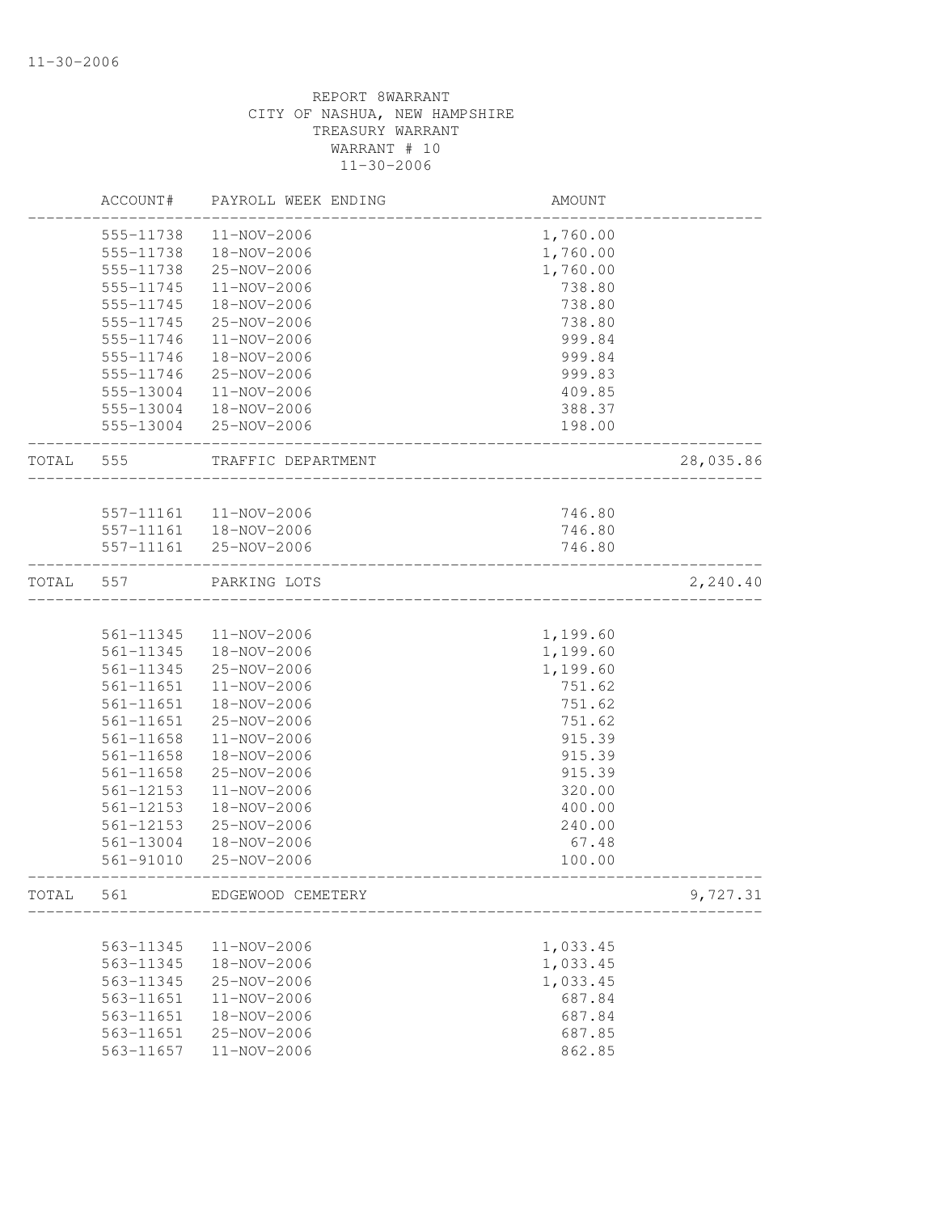REPORT 8WARRANT
CITY OF NASHUA, NEW HAMPSHIRE
TREASURY WARRANT
WARRANT # 10
11-30-2006

| | ACCOUNT# | PAYROLL WEEK ENDING | AMOUNT | |
|---|---|---|---|---|
| | 555-11738 | 11-NOV-2006 | 1,760.00 | |
| | 555-11738 | 18-NOV-2006 | 1,760.00 | |
| | 555-11738 | 25-NOV-2006 | 1,760.00 | |
| | 555-11745 | 11-NOV-2006 | 738.80 | |
| | 555-11745 | 18-NOV-2006 | 738.80 | |
| | 555-11745 | 25-NOV-2006 | 738.80 | |
| | 555-11746 | 11-NOV-2006 | 999.84 | |
| | 555-11746 | 18-NOV-2006 | 999.84 | |
| | 555-11746 | 25-NOV-2006 | 999.83 | |
| | 555-13004 | 11-NOV-2006 | 409.85 | |
| | 555-13004 | 18-NOV-2006 | 388.37 | |
| | 555-13004 | 25-NOV-2006 | 198.00 | |
| TOTAL | 555 | TRAFFIC DEPARTMENT | | 28,035.86 |
| | 557-11161 | 11-NOV-2006 | 746.80 | |
| | 557-11161 | 18-NOV-2006 | 746.80 | |
| | 557-11161 | 25-NOV-2006 | 746.80 | |
| TOTAL | 557 | PARKING LOTS | | 2,240.40 |
| | 561-11345 | 11-NOV-2006 | 1,199.60 | |
| | 561-11345 | 18-NOV-2006 | 1,199.60 | |
| | 561-11345 | 25-NOV-2006 | 1,199.60 | |
| | 561-11651 | 11-NOV-2006 | 751.62 | |
| | 561-11651 | 18-NOV-2006 | 751.62 | |
| | 561-11651 | 25-NOV-2006 | 751.62 | |
| | 561-11658 | 11-NOV-2006 | 915.39 | |
| | 561-11658 | 18-NOV-2006 | 915.39 | |
| | 561-11658 | 25-NOV-2006 | 915.39 | |
| | 561-12153 | 11-NOV-2006 | 320.00 | |
| | 561-12153 | 18-NOV-2006 | 400.00 | |
| | 561-12153 | 25-NOV-2006 | 240.00 | |
| | 561-13004 | 18-NOV-2006 | 67.48 | |
| | 561-91010 | 25-NOV-2006 | 100.00 | |
| TOTAL | 561 | EDGEWOOD CEMETERY | | 9,727.31 |
| | 563-11345 | 11-NOV-2006 | 1,033.45 | |
| | 563-11345 | 18-NOV-2006 | 1,033.45 | |
| | 563-11345 | 25-NOV-2006 | 1,033.45 | |
| | 563-11651 | 11-NOV-2006 | 687.84 | |
| | 563-11651 | 18-NOV-2006 | 687.84 | |
| | 563-11651 | 25-NOV-2006 | 687.85 | |
| | 563-11657 | 11-NOV-2006 | 862.85 | |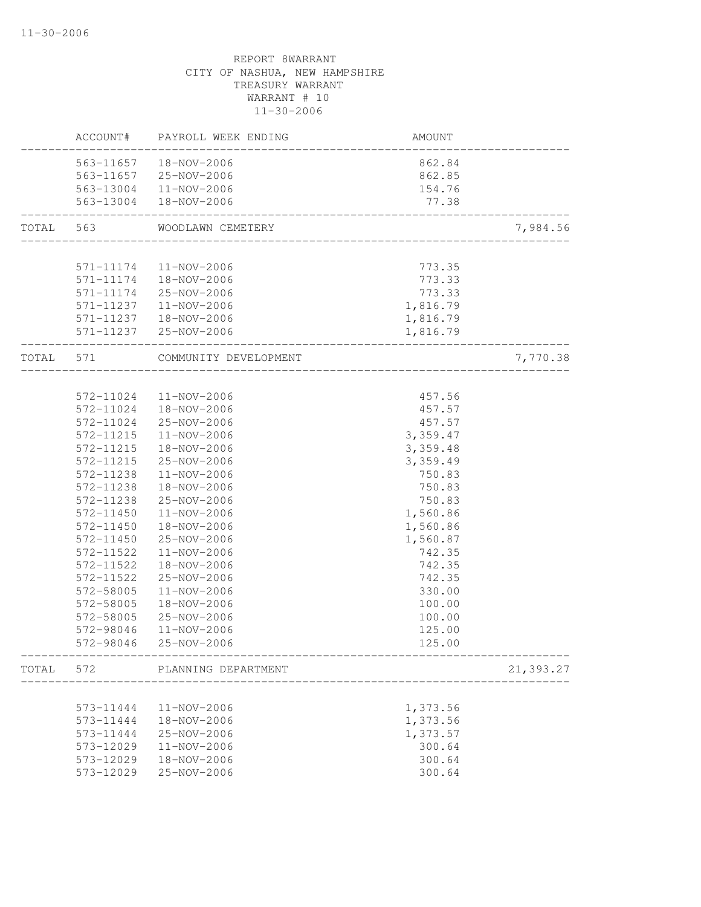REPORT 8WARRANT
CITY OF NASHUA, NEW HAMPSHIRE
TREASURY WARRANT
WARRANT # 10
11-30-2006

| ACCOUNT# | PAYROLL WEEK ENDING | AMOUNT | |
|---|---|---|---|
| 563-11657 | 18-NOV-2006 | 862.84 | |
| 563-11657 | 25-NOV-2006 | 862.85 | |
| 563-13004 | 11-NOV-2006 | 154.76 | |
| 563-13004 | 18-NOV-2006 | 77.38 | |
| TOTAL 563 | WOODLAWN CEMETERY | | 7,984.56 |
| 571-11174 | 11-NOV-2006 | 773.35 | |
| 571-11174 | 18-NOV-2006 | 773.33 | |
| 571-11174 | 25-NOV-2006 | 773.33 | |
| 571-11237 | 11-NOV-2006 | 1,816.79 | |
| 571-11237 | 18-NOV-2006 | 1,816.79 | |
| 571-11237 | 25-NOV-2006 | 1,816.79 | |
| TOTAL 571 | COMMUNITY DEVELOPMENT | | 7,770.38 |
| 572-11024 | 11-NOV-2006 | 457.56 | |
| 572-11024 | 18-NOV-2006 | 457.57 | |
| 572-11024 | 25-NOV-2006 | 457.57 | |
| 572-11215 | 11-NOV-2006 | 3,359.47 | |
| 572-11215 | 18-NOV-2006 | 3,359.48 | |
| 572-11215 | 25-NOV-2006 | 3,359.49 | |
| 572-11238 | 11-NOV-2006 | 750.83 | |
| 572-11238 | 18-NOV-2006 | 750.83 | |
| 572-11238 | 25-NOV-2006 | 750.83 | |
| 572-11450 | 11-NOV-2006 | 1,560.86 | |
| 572-11450 | 18-NOV-2006 | 1,560.86 | |
| 572-11450 | 25-NOV-2006 | 1,560.87 | |
| 572-11522 | 11-NOV-2006 | 742.35 | |
| 572-11522 | 18-NOV-2006 | 742.35 | |
| 572-11522 | 25-NOV-2006 | 742.35 | |
| 572-58005 | 11-NOV-2006 | 330.00 | |
| 572-58005 | 18-NOV-2006 | 100.00 | |
| 572-58005 | 25-NOV-2006 | 100.00 | |
| 572-98046 | 11-NOV-2006 | 125.00 | |
| 572-98046 | 25-NOV-2006 | 125.00 | |
| TOTAL 572 | PLANNING DEPARTMENT | | 21,393.27 |
| 573-11444 | 11-NOV-2006 | 1,373.56 | |
| 573-11444 | 18-NOV-2006 | 1,373.56 | |
| 573-11444 | 25-NOV-2006 | 1,373.57 | |
| 573-12029 | 11-NOV-2006 | 300.64 | |
| 573-12029 | 18-NOV-2006 | 300.64 | |
| 573-12029 | 25-NOV-2006 | 300.64 | |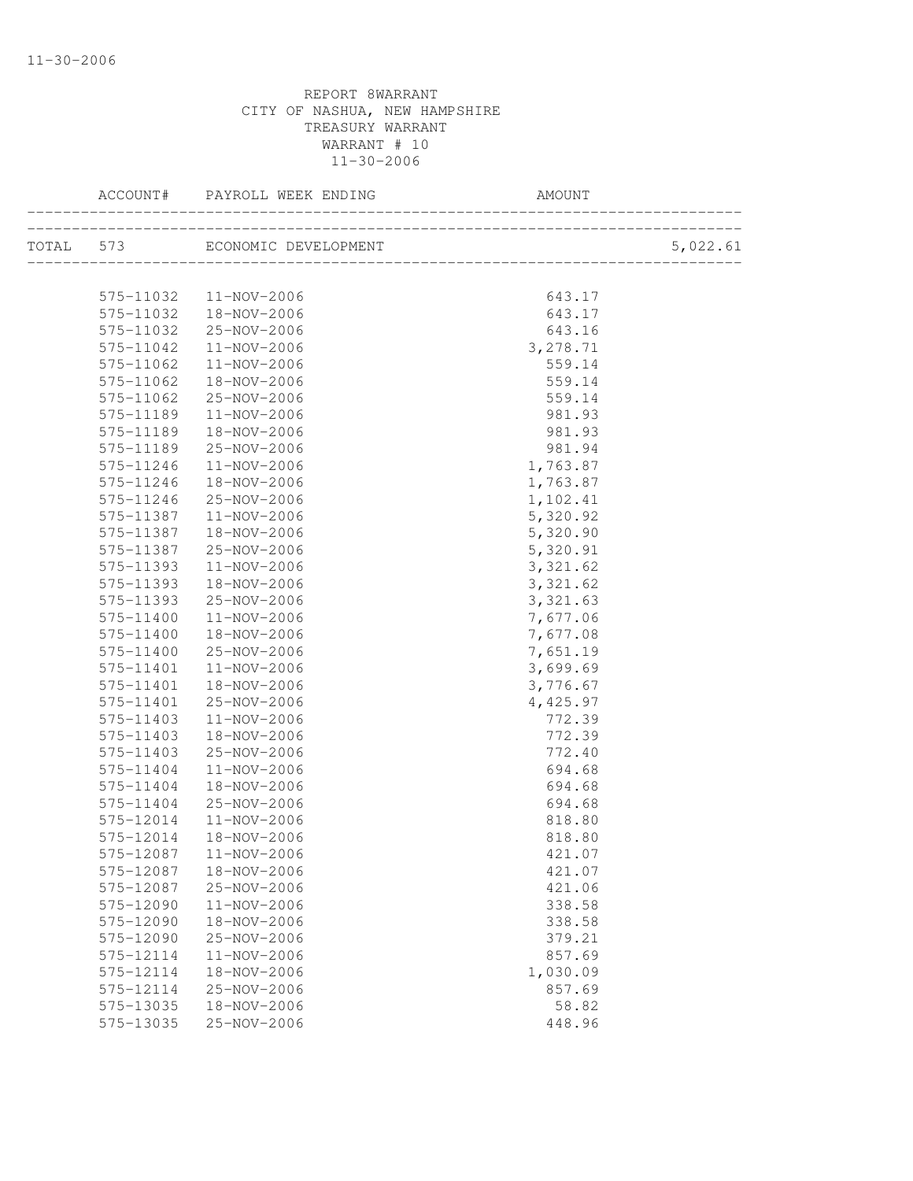11-30-2006

REPORT 8WARRANT
CITY OF NASHUA, NEW HAMPSHIRE
TREASURY WARRANT
WARRANT # 10
11-30-2006

| | ACCOUNT# | PAYROLL WEEK ENDING | AMOUNT | |
|---|---|---|---|---|
| TOTAL | 573 | ECONOMIC DEVELOPMENT | | 5,022.61 |
| | 575-11032 | 11-NOV-2006 | 643.17 | |
| | 575-11032 | 18-NOV-2006 | 643.17 | |
| | 575-11032 | 25-NOV-2006 | 643.16 | |
| | 575-11042 | 11-NOV-2006 | 3,278.71 | |
| | 575-11062 | 11-NOV-2006 | 559.14 | |
| | 575-11062 | 18-NOV-2006 | 559.14 | |
| | 575-11062 | 25-NOV-2006 | 559.14 | |
| | 575-11189 | 11-NOV-2006 | 981.93 | |
| | 575-11189 | 18-NOV-2006 | 981.93 | |
| | 575-11189 | 25-NOV-2006 | 981.94 | |
| | 575-11246 | 11-NOV-2006 | 1,763.87 | |
| | 575-11246 | 18-NOV-2006 | 1,763.87 | |
| | 575-11246 | 25-NOV-2006 | 1,102.41 | |
| | 575-11387 | 11-NOV-2006 | 5,320.92 | |
| | 575-11387 | 18-NOV-2006 | 5,320.90 | |
| | 575-11387 | 25-NOV-2006 | 5,320.91 | |
| | 575-11393 | 11-NOV-2006 | 3,321.62 | |
| | 575-11393 | 18-NOV-2006 | 3,321.62 | |
| | 575-11393 | 25-NOV-2006 | 3,321.63 | |
| | 575-11400 | 11-NOV-2006 | 7,677.06 | |
| | 575-11400 | 18-NOV-2006 | 7,677.08 | |
| | 575-11400 | 25-NOV-2006 | 7,651.19 | |
| | 575-11401 | 11-NOV-2006 | 3,699.69 | |
| | 575-11401 | 18-NOV-2006 | 3,776.67 | |
| | 575-11401 | 25-NOV-2006 | 4,425.97 | |
| | 575-11403 | 11-NOV-2006 | 772.39 | |
| | 575-11403 | 18-NOV-2006 | 772.39 | |
| | 575-11403 | 25-NOV-2006 | 772.40 | |
| | 575-11404 | 11-NOV-2006 | 694.68 | |
| | 575-11404 | 18-NOV-2006 | 694.68 | |
| | 575-11404 | 25-NOV-2006 | 694.68 | |
| | 575-12014 | 11-NOV-2006 | 818.80 | |
| | 575-12014 | 18-NOV-2006 | 818.80 | |
| | 575-12087 | 11-NOV-2006 | 421.07 | |
| | 575-12087 | 18-NOV-2006 | 421.07 | |
| | 575-12087 | 25-NOV-2006 | 421.06 | |
| | 575-12090 | 11-NOV-2006 | 338.58 | |
| | 575-12090 | 18-NOV-2006 | 338.58 | |
| | 575-12090 | 25-NOV-2006 | 379.21 | |
| | 575-12114 | 11-NOV-2006 | 857.69 | |
| | 575-12114 | 18-NOV-2006 | 1,030.09 | |
| | 575-12114 | 25-NOV-2006 | 857.69 | |
| | 575-13035 | 18-NOV-2006 | 58.82 | |
| | 575-13035 | 25-NOV-2006 | 448.96 | |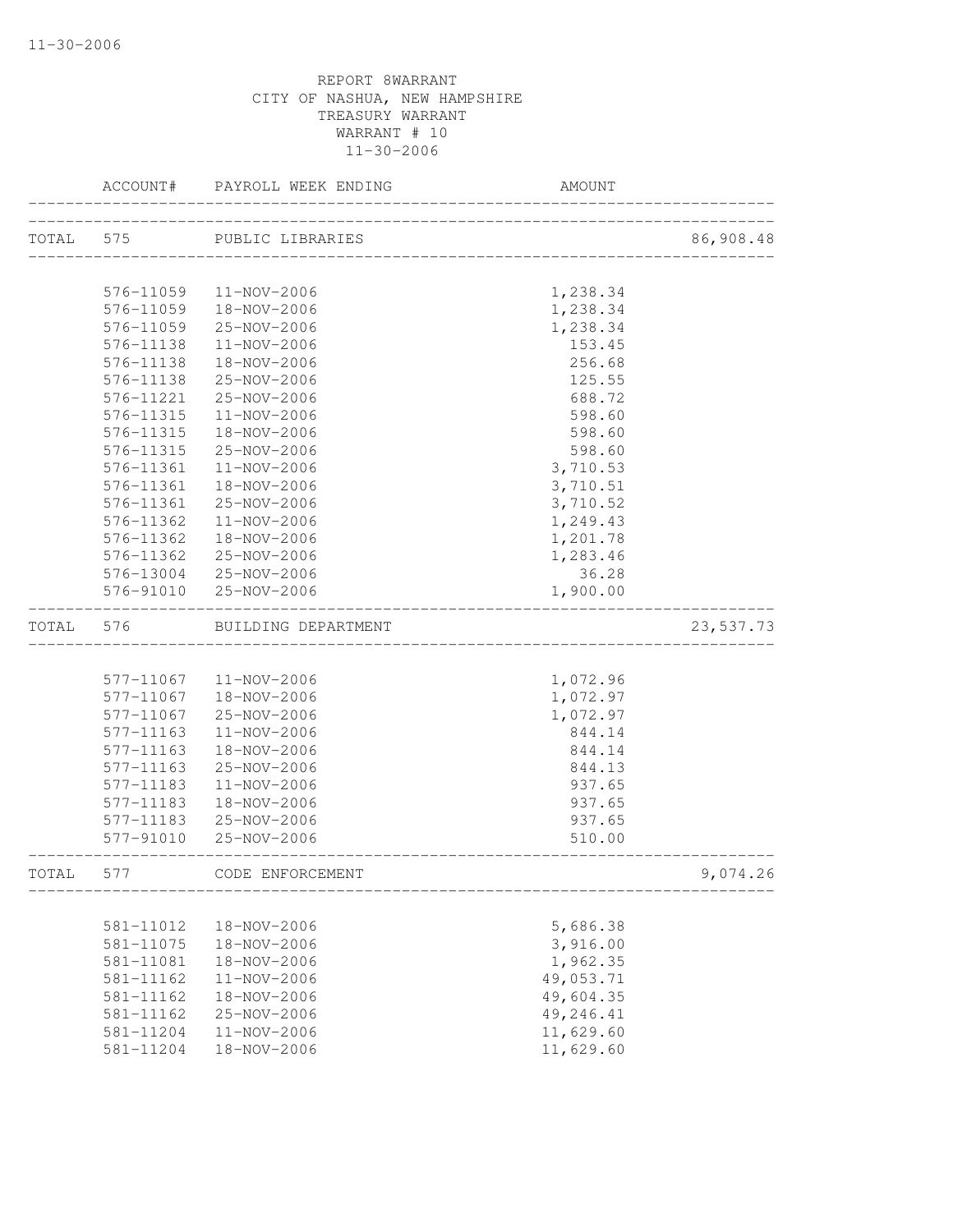REPORT 8WARRANT
CITY OF NASHUA, NEW HAMPSHIRE
TREASURY WARRANT
WARRANT # 10
11-30-2006

| ACCOUNT# | PAYROLL WEEK ENDING | AMOUNT | |
|---|---|---|---|
| TOTAL 575 | PUBLIC LIBRARIES | | 86,908.48 |
| 576-11059 | 11-NOV-2006 | 1,238.34 | |
| 576-11059 | 18-NOV-2006 | 1,238.34 | |
| 576-11059 | 25-NOV-2006 | 1,238.34 | |
| 576-11138 | 11-NOV-2006 | 153.45 | |
| 576-11138 | 18-NOV-2006 | 256.68 | |
| 576-11138 | 25-NOV-2006 | 125.55 | |
| 576-11221 | 25-NOV-2006 | 688.72 | |
| 576-11315 | 11-NOV-2006 | 598.60 | |
| 576-11315 | 18-NOV-2006 | 598.60 | |
| 576-11315 | 25-NOV-2006 | 598.60 | |
| 576-11361 | 11-NOV-2006 | 3,710.53 | |
| 576-11361 | 18-NOV-2006 | 3,710.51 | |
| 576-11361 | 25-NOV-2006 | 3,710.52 | |
| 576-11362 | 11-NOV-2006 | 1,249.43 | |
| 576-11362 | 18-NOV-2006 | 1,201.78 | |
| 576-11362 | 25-NOV-2006 | 1,283.46 | |
| 576-13004 | 25-NOV-2006 | 36.28 | |
| 576-91010 | 25-NOV-2006 | 1,900.00 | |
| TOTAL 576 | BUILDING DEPARTMENT | | 23,537.73 |
| 577-11067 | 11-NOV-2006 | 1,072.96 | |
| 577-11067 | 18-NOV-2006 | 1,072.97 | |
| 577-11067 | 25-NOV-2006 | 1,072.97 | |
| 577-11163 | 11-NOV-2006 | 844.14 | |
| 577-11163 | 18-NOV-2006 | 844.14 | |
| 577-11163 | 25-NOV-2006 | 844.13 | |
| 577-11183 | 11-NOV-2006 | 937.65 | |
| 577-11183 | 18-NOV-2006 | 937.65 | |
| 577-11183 | 25-NOV-2006 | 937.65 | |
| 577-91010 | 25-NOV-2006 | 510.00 | |
| TOTAL 577 | CODE ENFORCEMENT | | 9,074.26 |
| 581-11012 | 18-NOV-2006 | 5,686.38 | |
| 581-11075 | 18-NOV-2006 | 3,916.00 | |
| 581-11081 | 18-NOV-2006 | 1,962.35 | |
| 581-11162 | 11-NOV-2006 | 49,053.71 | |
| 581-11162 | 18-NOV-2006 | 49,604.35 | |
| 581-11162 | 25-NOV-2006 | 49,246.41 | |
| 581-11204 | 11-NOV-2006 | 11,629.60 | |
| 581-11204 | 18-NOV-2006 | 11,629.60 | |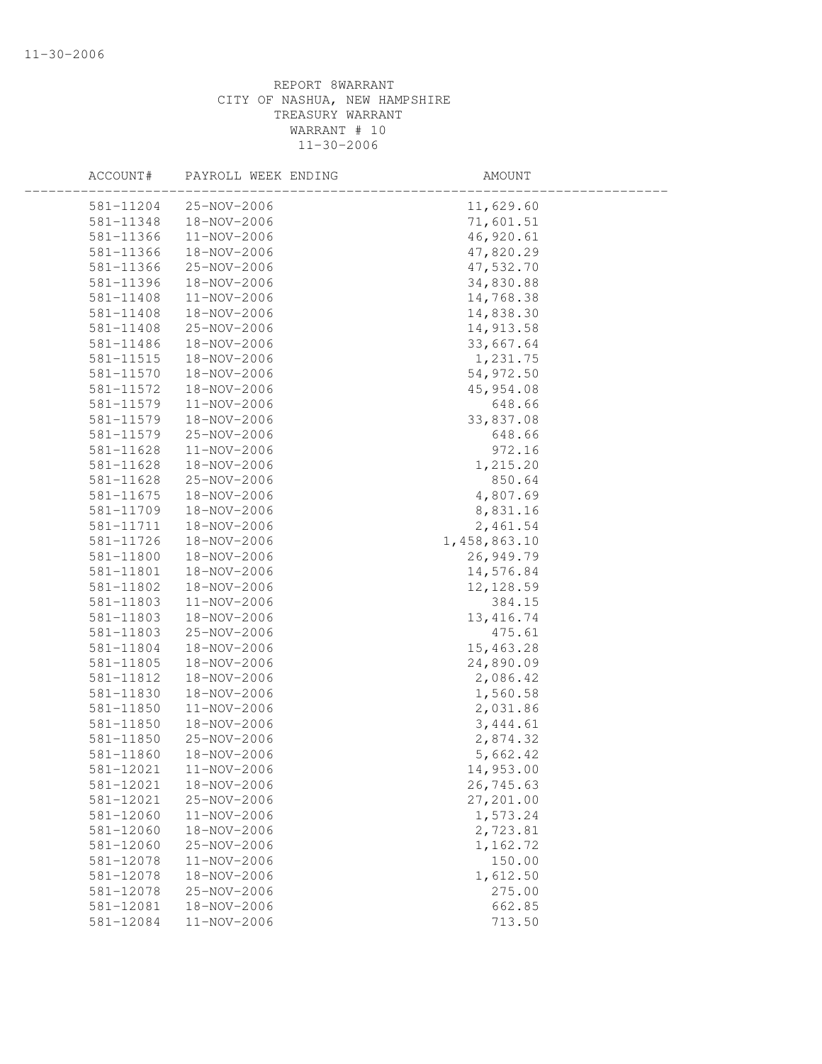REPORT 8WARRANT
CITY OF NASHUA, NEW HAMPSHIRE
TREASURY WARRANT
WARRANT # 10
11-30-2006

| ACCOUNT# | PAYROLL WEEK ENDING | AMOUNT |
|---|---|---|
| 581-11204 | 25-NOV-2006 | 11,629.60 |
| 581-11348 | 18-NOV-2006 | 71,601.51 |
| 581-11366 | 11-NOV-2006 | 46,920.61 |
| 581-11366 | 18-NOV-2006 | 47,820.29 |
| 581-11366 | 25-NOV-2006 | 47,532.70 |
| 581-11396 | 18-NOV-2006 | 34,830.88 |
| 581-11408 | 11-NOV-2006 | 14,768.38 |
| 581-11408 | 18-NOV-2006 | 14,838.30 |
| 581-11408 | 25-NOV-2006 | 14,913.58 |
| 581-11486 | 18-NOV-2006 | 33,667.64 |
| 581-11515 | 18-NOV-2006 | 1,231.75 |
| 581-11570 | 18-NOV-2006 | 54,972.50 |
| 581-11572 | 18-NOV-2006 | 45,954.08 |
| 581-11579 | 11-NOV-2006 | 648.66 |
| 581-11579 | 18-NOV-2006 | 33,837.08 |
| 581-11579 | 25-NOV-2006 | 648.66 |
| 581-11628 | 11-NOV-2006 | 972.16 |
| 581-11628 | 18-NOV-2006 | 1,215.20 |
| 581-11628 | 25-NOV-2006 | 850.64 |
| 581-11675 | 18-NOV-2006 | 4,807.69 |
| 581-11709 | 18-NOV-2006 | 8,831.16 |
| 581-11711 | 18-NOV-2006 | 2,461.54 |
| 581-11726 | 18-NOV-2006 | 1,458,863.10 |
| 581-11800 | 18-NOV-2006 | 26,949.79 |
| 581-11801 | 18-NOV-2006 | 14,576.84 |
| 581-11802 | 18-NOV-2006 | 12,128.59 |
| 581-11803 | 11-NOV-2006 | 384.15 |
| 581-11803 | 18-NOV-2006 | 13,416.74 |
| 581-11803 | 25-NOV-2006 | 475.61 |
| 581-11804 | 18-NOV-2006 | 15,463.28 |
| 581-11805 | 18-NOV-2006 | 24,890.09 |
| 581-11812 | 18-NOV-2006 | 2,086.42 |
| 581-11830 | 18-NOV-2006 | 1,560.58 |
| 581-11850 | 11-NOV-2006 | 2,031.86 |
| 581-11850 | 18-NOV-2006 | 3,444.61 |
| 581-11850 | 25-NOV-2006 | 2,874.32 |
| 581-11860 | 18-NOV-2006 | 5,662.42 |
| 581-12021 | 11-NOV-2006 | 14,953.00 |
| 581-12021 | 18-NOV-2006 | 26,745.63 |
| 581-12021 | 25-NOV-2006 | 27,201.00 |
| 581-12060 | 11-NOV-2006 | 1,573.24 |
| 581-12060 | 18-NOV-2006 | 2,723.81 |
| 581-12060 | 25-NOV-2006 | 1,162.72 |
| 581-12078 | 11-NOV-2006 | 150.00 |
| 581-12078 | 18-NOV-2006 | 1,612.50 |
| 581-12078 | 25-NOV-2006 | 275.00 |
| 581-12081 | 18-NOV-2006 | 662.85 |
| 581-12084 | 11-NOV-2006 | 713.50 |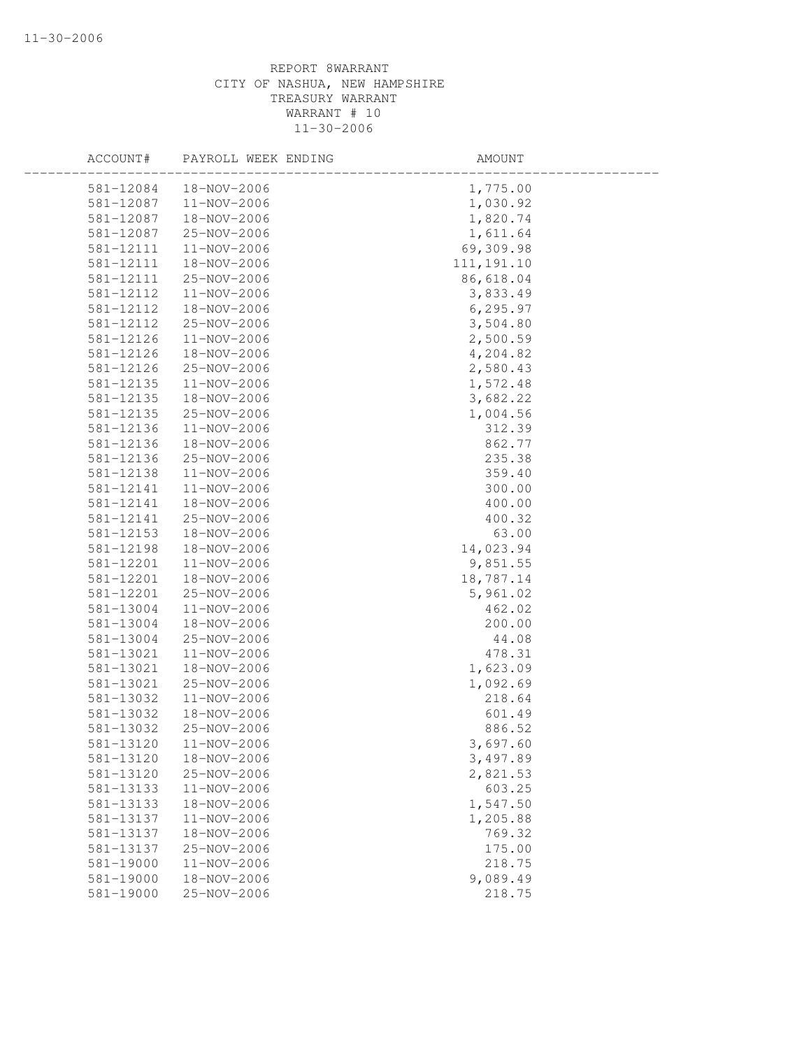REPORT 8WARRANT
CITY OF NASHUA, NEW HAMPSHIRE
TREASURY WARRANT
WARRANT # 10
11-30-2006

| ACCOUNT# | PAYROLL WEEK ENDING | AMOUNT |
|---|---|---|
| 581-12084 | 18-NOV-2006 | 1,775.00 |
| 581-12087 | 11-NOV-2006 | 1,030.92 |
| 581-12087 | 18-NOV-2006 | 1,820.74 |
| 581-12087 | 25-NOV-2006 | 1,611.64 |
| 581-12111 | 11-NOV-2006 | 69,309.98 |
| 581-12111 | 18-NOV-2006 | 111,191.10 |
| 581-12111 | 25-NOV-2006 | 86,618.04 |
| 581-12112 | 11-NOV-2006 | 3,833.49 |
| 581-12112 | 18-NOV-2006 | 6,295.97 |
| 581-12112 | 25-NOV-2006 | 3,504.80 |
| 581-12126 | 11-NOV-2006 | 2,500.59 |
| 581-12126 | 18-NOV-2006 | 4,204.82 |
| 581-12126 | 25-NOV-2006 | 2,580.43 |
| 581-12135 | 11-NOV-2006 | 1,572.48 |
| 581-12135 | 18-NOV-2006 | 3,682.22 |
| 581-12135 | 25-NOV-2006 | 1,004.56 |
| 581-12136 | 11-NOV-2006 | 312.39 |
| 581-12136 | 18-NOV-2006 | 862.77 |
| 581-12136 | 25-NOV-2006 | 235.38 |
| 581-12138 | 11-NOV-2006 | 359.40 |
| 581-12141 | 11-NOV-2006 | 300.00 |
| 581-12141 | 18-NOV-2006 | 400.00 |
| 581-12141 | 25-NOV-2006 | 400.32 |
| 581-12153 | 18-NOV-2006 | 63.00 |
| 581-12198 | 18-NOV-2006 | 14,023.94 |
| 581-12201 | 11-NOV-2006 | 9,851.55 |
| 581-12201 | 18-NOV-2006 | 18,787.14 |
| 581-12201 | 25-NOV-2006 | 5,961.02 |
| 581-13004 | 11-NOV-2006 | 462.02 |
| 581-13004 | 18-NOV-2006 | 200.00 |
| 581-13004 | 25-NOV-2006 | 44.08 |
| 581-13021 | 11-NOV-2006 | 478.31 |
| 581-13021 | 18-NOV-2006 | 1,623.09 |
| 581-13021 | 25-NOV-2006 | 1,092.69 |
| 581-13032 | 11-NOV-2006 | 218.64 |
| 581-13032 | 18-NOV-2006 | 601.49 |
| 581-13032 | 25-NOV-2006 | 886.52 |
| 581-13120 | 11-NOV-2006 | 3,697.60 |
| 581-13120 | 18-NOV-2006 | 3,497.89 |
| 581-13120 | 25-NOV-2006 | 2,821.53 |
| 581-13133 | 11-NOV-2006 | 603.25 |
| 581-13133 | 18-NOV-2006 | 1,547.50 |
| 581-13137 | 11-NOV-2006 | 1,205.88 |
| 581-13137 | 18-NOV-2006 | 769.32 |
| 581-13137 | 25-NOV-2006 | 175.00 |
| 581-19000 | 11-NOV-2006 | 218.75 |
| 581-19000 | 18-NOV-2006 | 9,089.49 |
| 581-19000 | 25-NOV-2006 | 218.75 |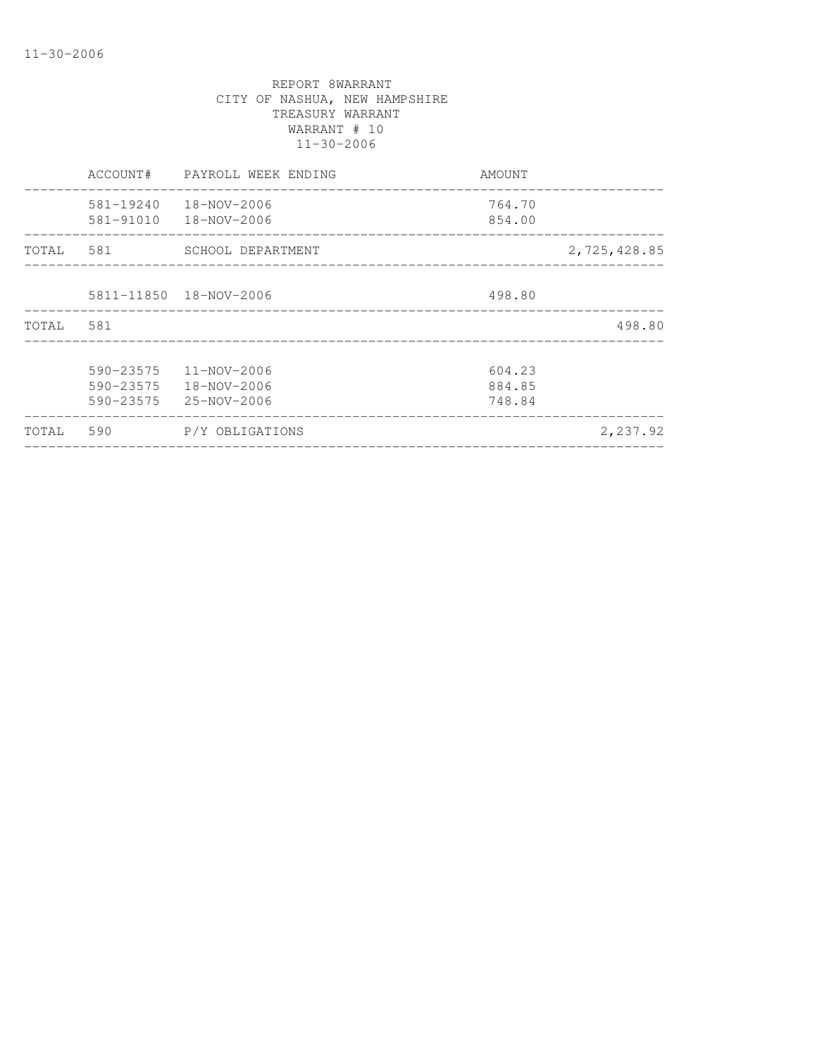REPORT 8WARRANT
CITY OF NASHUA, NEW HAMPSHIRE
TREASURY WARRANT
WARRANT # 10
11-30-2006

| | ACCOUNT# | PAYROLL WEEK ENDING | AMOUNT | |
|---|---|---|---|---|
| | 581-19240 | 18-NOV-2006 | 764.70 | |
| | 581-91010 | 18-NOV-2006 | 854.00 | |
| TOTAL | 581 | SCHOOL DEPARTMENT | | 2,725,428.85 |
| | 5811-11850 | 18-NOV-2006 | 498.80 | |
| TOTAL | 581 | | | 498.80 |
| | 590-23575 | 11-NOV-2006 | 604.23 | |
| | 590-23575 | 18-NOV-2006 | 884.85 | |
| | 590-23575 | 25-NOV-2006 | 748.84 | |
| TOTAL | 590 | P/Y OBLIGATIONS | | 2,237.92 |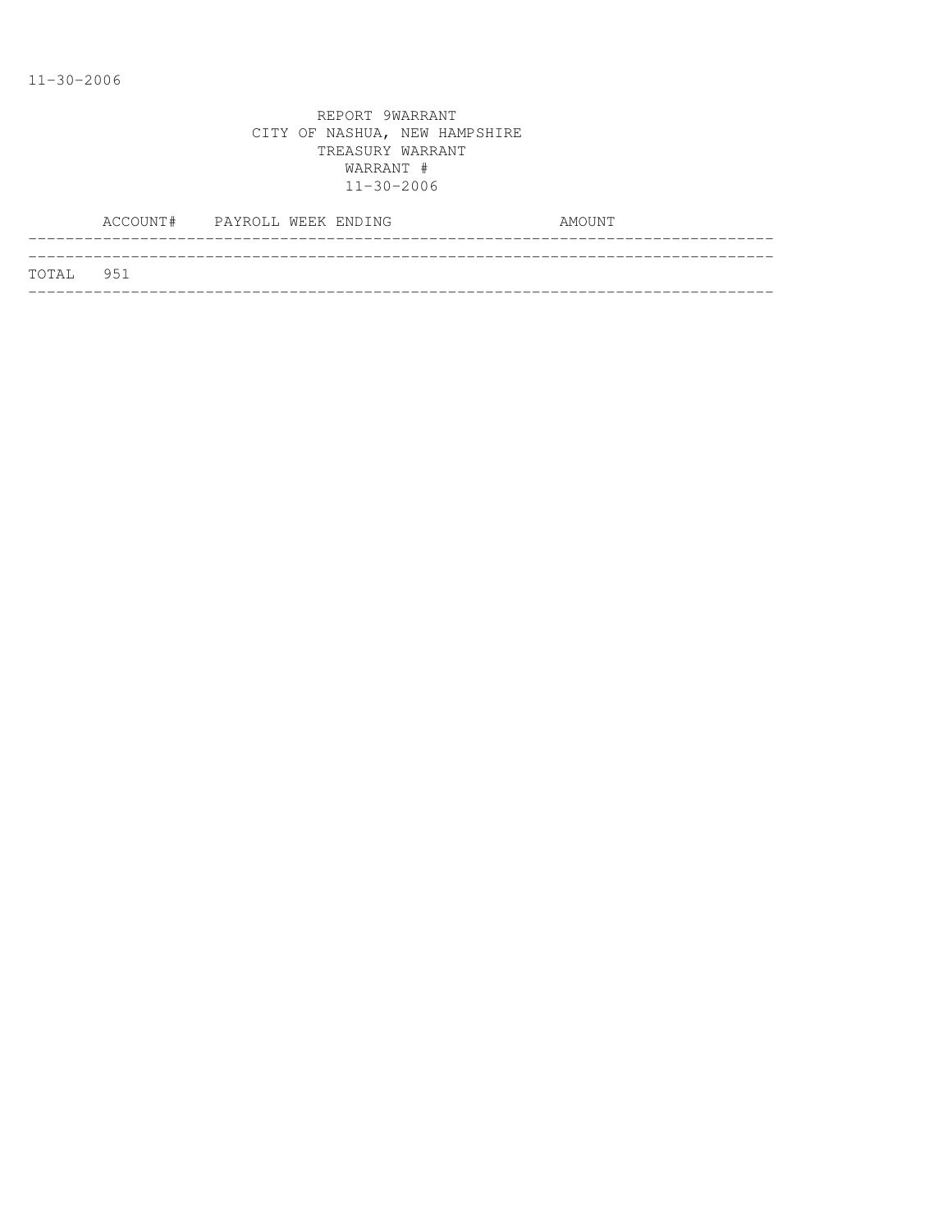11-30-2006

REPORT 9WARRANT
CITY OF NASHUA, NEW HAMPSHIRE
TREASURY WARRANT
WARRANT #
11-30-2006

| ACCOUNT# | PAYROLL WEEK ENDING | AMOUNT |
| --- | --- | --- |
| TOTAL 951 | | |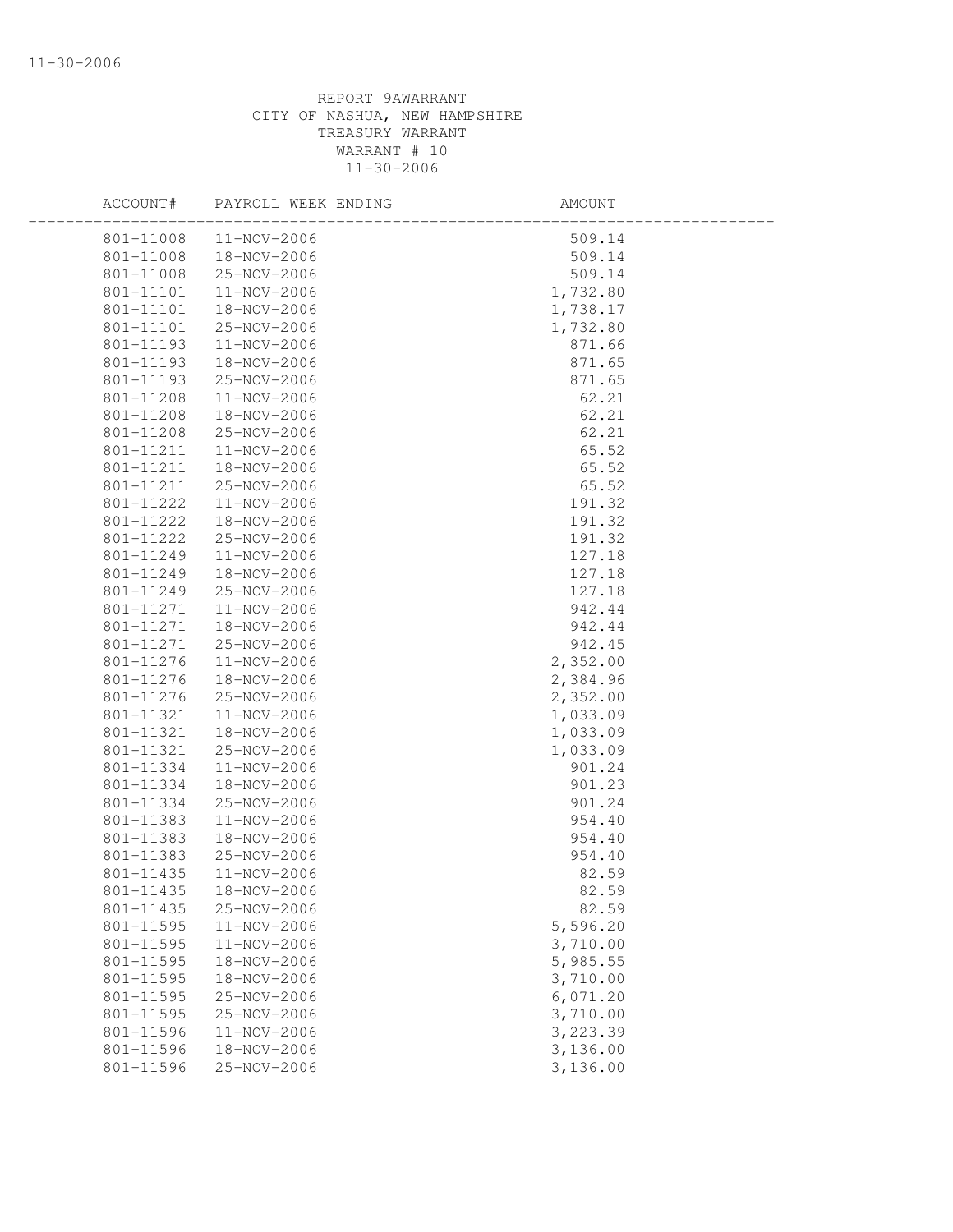REPORT 9AWARRANT
CITY OF NASHUA, NEW HAMPSHIRE
TREASURY WARRANT
WARRANT # 10
11-30-2006

| ACCOUNT# | PAYROLL WEEK ENDING | AMOUNT |
|---|---|---|
| 801-11008 | 11-NOV-2006 | 509.14 |
| 801-11008 | 18-NOV-2006 | 509.14 |
| 801-11008 | 25-NOV-2006 | 509.14 |
| 801-11101 | 11-NOV-2006 | 1,732.80 |
| 801-11101 | 18-NOV-2006 | 1,738.17 |
| 801-11101 | 25-NOV-2006 | 1,732.80 |
| 801-11193 | 11-NOV-2006 | 871.66 |
| 801-11193 | 18-NOV-2006 | 871.65 |
| 801-11193 | 25-NOV-2006 | 871.65 |
| 801-11208 | 11-NOV-2006 | 62.21 |
| 801-11208 | 18-NOV-2006 | 62.21 |
| 801-11208 | 25-NOV-2006 | 62.21 |
| 801-11211 | 11-NOV-2006 | 65.52 |
| 801-11211 | 18-NOV-2006 | 65.52 |
| 801-11211 | 25-NOV-2006 | 65.52 |
| 801-11222 | 11-NOV-2006 | 191.32 |
| 801-11222 | 18-NOV-2006 | 191.32 |
| 801-11222 | 25-NOV-2006 | 191.32 |
| 801-11249 | 11-NOV-2006 | 127.18 |
| 801-11249 | 18-NOV-2006 | 127.18 |
| 801-11249 | 25-NOV-2006 | 127.18 |
| 801-11271 | 11-NOV-2006 | 942.44 |
| 801-11271 | 18-NOV-2006 | 942.44 |
| 801-11271 | 25-NOV-2006 | 942.45 |
| 801-11276 | 11-NOV-2006 | 2,352.00 |
| 801-11276 | 18-NOV-2006 | 2,384.96 |
| 801-11276 | 25-NOV-2006 | 2,352.00 |
| 801-11321 | 11-NOV-2006 | 1,033.09 |
| 801-11321 | 18-NOV-2006 | 1,033.09 |
| 801-11321 | 25-NOV-2006 | 1,033.09 |
| 801-11334 | 11-NOV-2006 | 901.24 |
| 801-11334 | 18-NOV-2006 | 901.23 |
| 801-11334 | 25-NOV-2006 | 901.24 |
| 801-11383 | 11-NOV-2006 | 954.40 |
| 801-11383 | 18-NOV-2006 | 954.40 |
| 801-11383 | 25-NOV-2006 | 954.40 |
| 801-11435 | 11-NOV-2006 | 82.59 |
| 801-11435 | 18-NOV-2006 | 82.59 |
| 801-11435 | 25-NOV-2006 | 82.59 |
| 801-11595 | 11-NOV-2006 | 5,596.20 |
| 801-11595 | 11-NOV-2006 | 3,710.00 |
| 801-11595 | 18-NOV-2006 | 5,985.55 |
| 801-11595 | 18-NOV-2006 | 3,710.00 |
| 801-11595 | 25-NOV-2006 | 6,071.20 |
| 801-11595 | 25-NOV-2006 | 3,710.00 |
| 801-11596 | 11-NOV-2006 | 3,223.39 |
| 801-11596 | 18-NOV-2006 | 3,136.00 |
| 801-11596 | 25-NOV-2006 | 3,136.00 |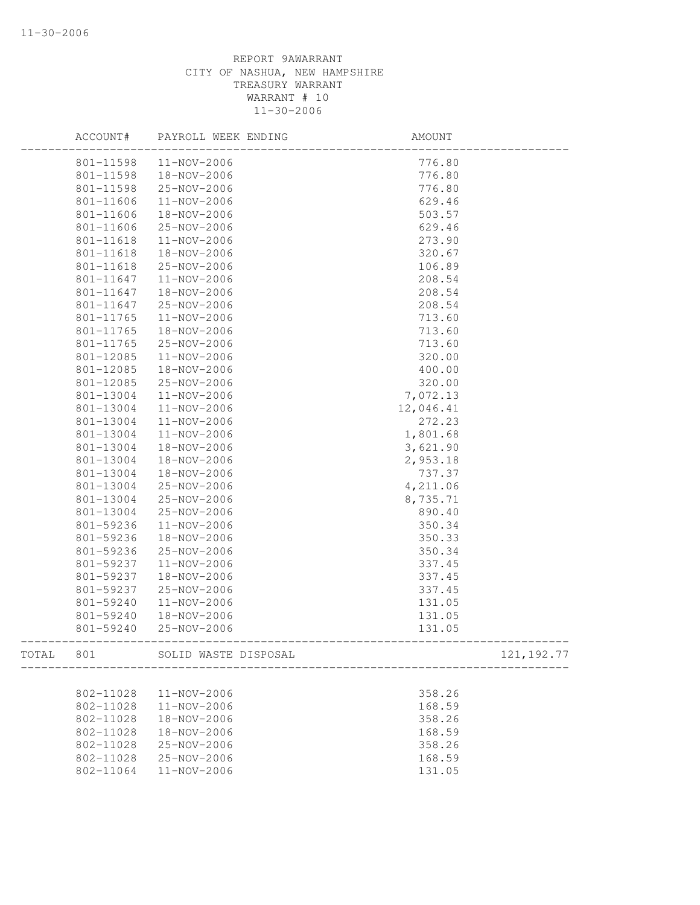REPORT 9AWARRANT
CITY OF NASHUA, NEW HAMPSHIRE
TREASURY WARRANT
WARRANT # 10
11-30-2006

| | ACCOUNT# | PAYROLL WEEK ENDING | AMOUNT | |
|---|---|---|---|---|
| | 801-11598 | 11-NOV-2006 | 776.80 | |
| | 801-11598 | 18-NOV-2006 | 776.80 | |
| | 801-11598 | 25-NOV-2006 | 776.80 | |
| | 801-11606 | 11-NOV-2006 | 629.46 | |
| | 801-11606 | 18-NOV-2006 | 503.57 | |
| | 801-11606 | 25-NOV-2006 | 629.46 | |
| | 801-11618 | 11-NOV-2006 | 273.90 | |
| | 801-11618 | 18-NOV-2006 | 320.67 | |
| | 801-11618 | 25-NOV-2006 | 106.89 | |
| | 801-11647 | 11-NOV-2006 | 208.54 | |
| | 801-11647 | 18-NOV-2006 | 208.54 | |
| | 801-11647 | 25-NOV-2006 | 208.54 | |
| | 801-11765 | 11-NOV-2006 | 713.60 | |
| | 801-11765 | 18-NOV-2006 | 713.60 | |
| | 801-11765 | 25-NOV-2006 | 713.60 | |
| | 801-12085 | 11-NOV-2006 | 320.00 | |
| | 801-12085 | 18-NOV-2006 | 400.00 | |
| | 801-12085 | 25-NOV-2006 | 320.00 | |
| | 801-13004 | 11-NOV-2006 | 7,072.13 | |
| | 801-13004 | 11-NOV-2006 | 12,046.41 | |
| | 801-13004 | 11-NOV-2006 | 272.23 | |
| | 801-13004 | 11-NOV-2006 | 1,801.68 | |
| | 801-13004 | 18-NOV-2006 | 3,621.90 | |
| | 801-13004 | 18-NOV-2006 | 2,953.18 | |
| | 801-13004 | 18-NOV-2006 | 737.37 | |
| | 801-13004 | 25-NOV-2006 | 4,211.06 | |
| | 801-13004 | 25-NOV-2006 | 8,735.71 | |
| | 801-13004 | 25-NOV-2006 | 890.40 | |
| | 801-59236 | 11-NOV-2006 | 350.34 | |
| | 801-59236 | 18-NOV-2006 | 350.33 | |
| | 801-59236 | 25-NOV-2006 | 350.34 | |
| | 801-59237 | 11-NOV-2006 | 337.45 | |
| | 801-59237 | 18-NOV-2006 | 337.45 | |
| | 801-59237 | 25-NOV-2006 | 337.45 | |
| | 801-59240 | 11-NOV-2006 | 131.05 | |
| | 801-59240 | 18-NOV-2006 | 131.05 | |
| | 801-59240 | 25-NOV-2006 | 131.05 | |
| TOTAL | 801 | SOLID WASTE DISPOSAL | | 121,192.77 |
| | 802-11028 | 11-NOV-2006 | 358.26 | |
| | 802-11028 | 11-NOV-2006 | 168.59 | |
| | 802-11028 | 18-NOV-2006 | 358.26 | |
| | 802-11028 | 18-NOV-2006 | 168.59 | |
| | 802-11028 | 25-NOV-2006 | 358.26 | |
| | 802-11028 | 25-NOV-2006 | 168.59 | |
| | 802-11064 | 11-NOV-2006 | 131.05 | |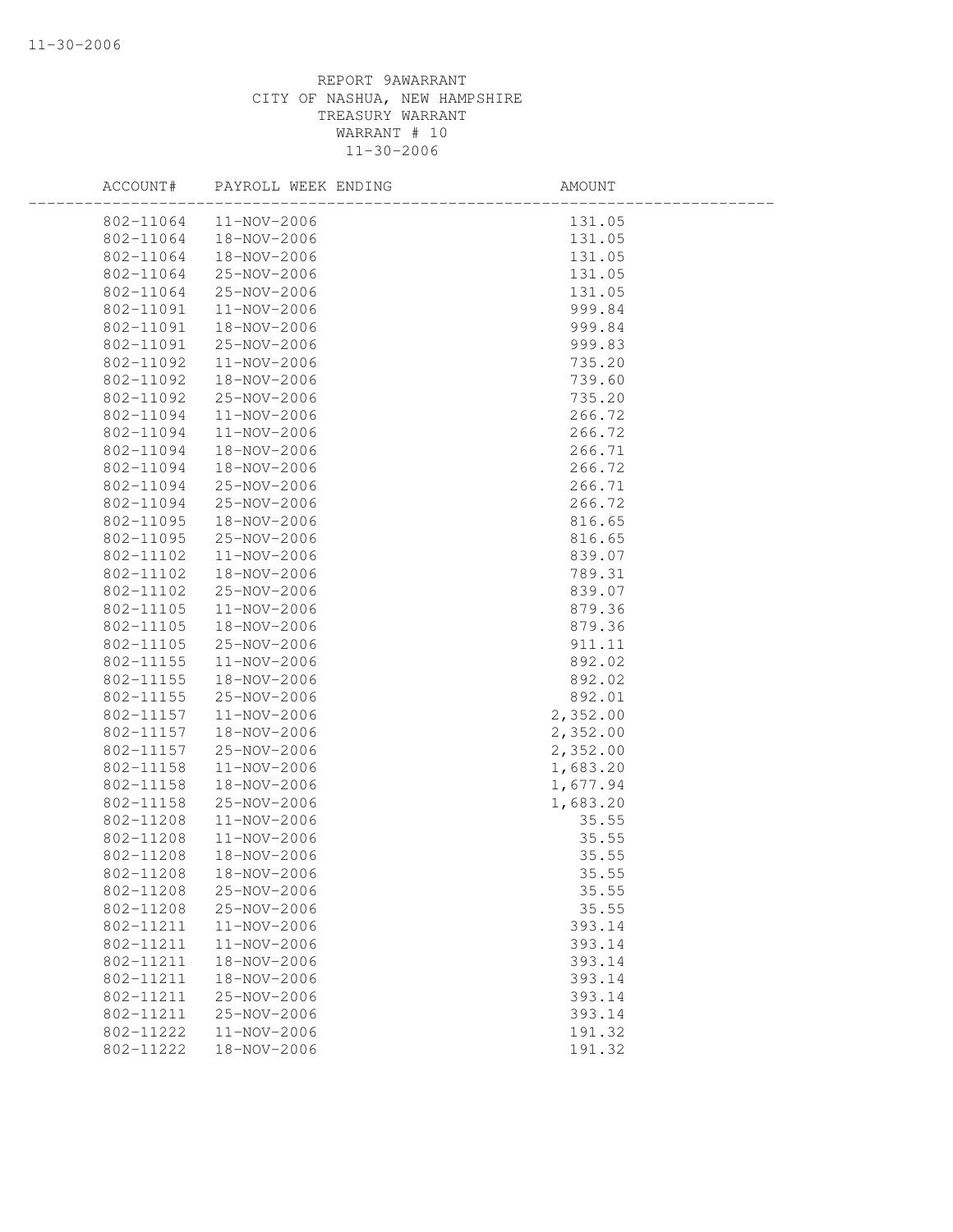REPORT 9AWARRANT
CITY OF NASHUA, NEW HAMPSHIRE
TREASURY WARRANT
WARRANT # 10
11-30-2006

| ACCOUNT# | PAYROLL WEEK ENDING | AMOUNT |
|---|---|---|
| 802-11064 | 11-NOV-2006 | 131.05 |
| 802-11064 | 18-NOV-2006 | 131.05 |
| 802-11064 | 18-NOV-2006 | 131.05 |
| 802-11064 | 25-NOV-2006 | 131.05 |
| 802-11064 | 25-NOV-2006 | 131.05 |
| 802-11091 | 11-NOV-2006 | 999.84 |
| 802-11091 | 18-NOV-2006 | 999.84 |
| 802-11091 | 25-NOV-2006 | 999.83 |
| 802-11092 | 11-NOV-2006 | 735.20 |
| 802-11092 | 18-NOV-2006 | 739.60 |
| 802-11092 | 25-NOV-2006 | 735.20 |
| 802-11094 | 11-NOV-2006 | 266.72 |
| 802-11094 | 11-NOV-2006 | 266.72 |
| 802-11094 | 18-NOV-2006 | 266.71 |
| 802-11094 | 18-NOV-2006 | 266.72 |
| 802-11094 | 25-NOV-2006 | 266.71 |
| 802-11094 | 25-NOV-2006 | 266.72 |
| 802-11095 | 18-NOV-2006 | 816.65 |
| 802-11095 | 25-NOV-2006 | 816.65 |
| 802-11102 | 11-NOV-2006 | 839.07 |
| 802-11102 | 18-NOV-2006 | 789.31 |
| 802-11102 | 25-NOV-2006 | 839.07 |
| 802-11105 | 11-NOV-2006 | 879.36 |
| 802-11105 | 18-NOV-2006 | 879.36 |
| 802-11105 | 25-NOV-2006 | 911.11 |
| 802-11155 | 11-NOV-2006 | 892.02 |
| 802-11155 | 18-NOV-2006 | 892.02 |
| 802-11155 | 25-NOV-2006 | 892.01 |
| 802-11157 | 11-NOV-2006 | 2,352.00 |
| 802-11157 | 18-NOV-2006 | 2,352.00 |
| 802-11157 | 25-NOV-2006 | 2,352.00 |
| 802-11158 | 11-NOV-2006 | 1,683.20 |
| 802-11158 | 18-NOV-2006 | 1,677.94 |
| 802-11158 | 25-NOV-2006 | 1,683.20 |
| 802-11208 | 11-NOV-2006 | 35.55 |
| 802-11208 | 11-NOV-2006 | 35.55 |
| 802-11208 | 18-NOV-2006 | 35.55 |
| 802-11208 | 18-NOV-2006 | 35.55 |
| 802-11208 | 25-NOV-2006 | 35.55 |
| 802-11208 | 25-NOV-2006 | 35.55 |
| 802-11211 | 11-NOV-2006 | 393.14 |
| 802-11211 | 11-NOV-2006 | 393.14 |
| 802-11211 | 18-NOV-2006 | 393.14 |
| 802-11211 | 18-NOV-2006 | 393.14 |
| 802-11211 | 25-NOV-2006 | 393.14 |
| 802-11211 | 25-NOV-2006 | 393.14 |
| 802-11222 | 11-NOV-2006 | 191.32 |
| 802-11222 | 18-NOV-2006 | 191.32 |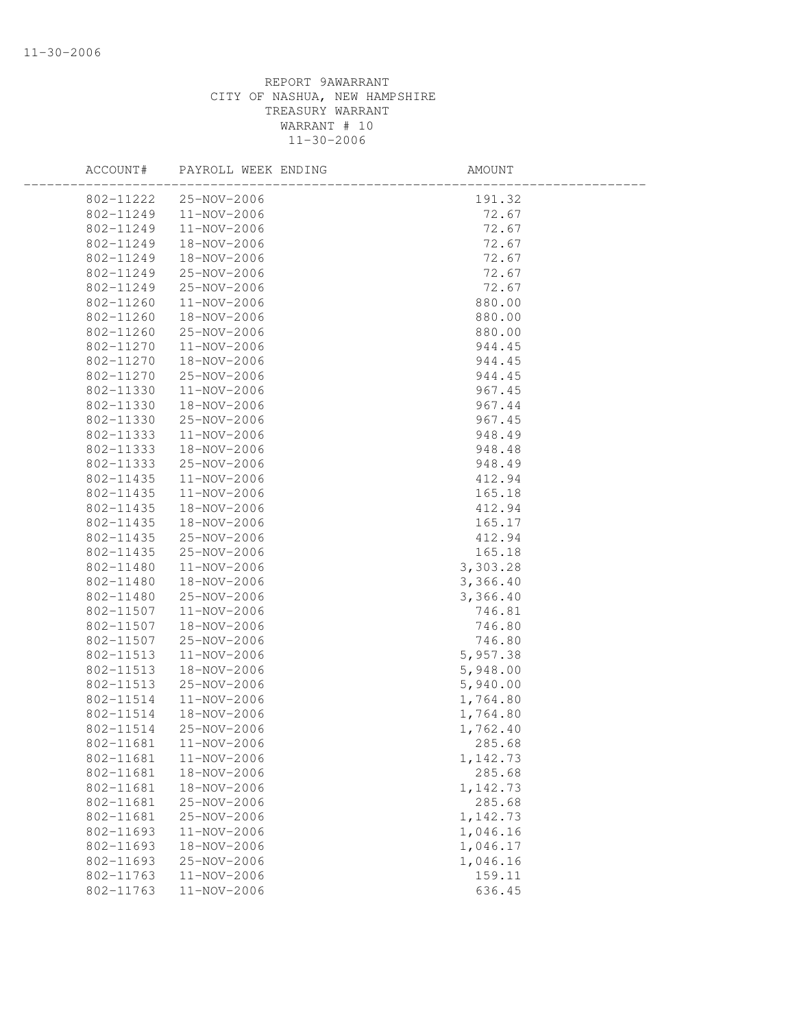REPORT 9AWARRANT
CITY OF NASHUA, NEW HAMPSHIRE
TREASURY WARRANT
WARRANT # 10
11-30-2006

| ACCOUNT# | PAYROLL WEEK ENDING | AMOUNT |
|---|---|---|
| 802-11222 | 25-NOV-2006 | 191.32 |
| 802-11249 | 11-NOV-2006 | 72.67 |
| 802-11249 | 11-NOV-2006 | 72.67 |
| 802-11249 | 18-NOV-2006 | 72.67 |
| 802-11249 | 18-NOV-2006 | 72.67 |
| 802-11249 | 25-NOV-2006 | 72.67 |
| 802-11249 | 25-NOV-2006 | 72.67 |
| 802-11260 | 11-NOV-2006 | 880.00 |
| 802-11260 | 18-NOV-2006 | 880.00 |
| 802-11260 | 25-NOV-2006 | 880.00 |
| 802-11270 | 11-NOV-2006 | 944.45 |
| 802-11270 | 18-NOV-2006 | 944.45 |
| 802-11270 | 25-NOV-2006 | 944.45 |
| 802-11330 | 11-NOV-2006 | 967.45 |
| 802-11330 | 18-NOV-2006 | 967.44 |
| 802-11330 | 25-NOV-2006 | 967.45 |
| 802-11333 | 11-NOV-2006 | 948.49 |
| 802-11333 | 18-NOV-2006 | 948.48 |
| 802-11333 | 25-NOV-2006 | 948.49 |
| 802-11435 | 11-NOV-2006 | 412.94 |
| 802-11435 | 11-NOV-2006 | 165.18 |
| 802-11435 | 18-NOV-2006 | 412.94 |
| 802-11435 | 18-NOV-2006 | 165.17 |
| 802-11435 | 25-NOV-2006 | 412.94 |
| 802-11435 | 25-NOV-2006 | 165.18 |
| 802-11480 | 11-NOV-2006 | 3,303.28 |
| 802-11480 | 18-NOV-2006 | 3,366.40 |
| 802-11480 | 25-NOV-2006 | 3,366.40 |
| 802-11507 | 11-NOV-2006 | 746.81 |
| 802-11507 | 18-NOV-2006 | 746.80 |
| 802-11507 | 25-NOV-2006 | 746.80 |
| 802-11513 | 11-NOV-2006 | 5,957.38 |
| 802-11513 | 18-NOV-2006 | 5,948.00 |
| 802-11513 | 25-NOV-2006 | 5,940.00 |
| 802-11514 | 11-NOV-2006 | 1,764.80 |
| 802-11514 | 18-NOV-2006 | 1,764.80 |
| 802-11514 | 25-NOV-2006 | 1,762.40 |
| 802-11681 | 11-NOV-2006 | 285.68 |
| 802-11681 | 11-NOV-2006 | 1,142.73 |
| 802-11681 | 18-NOV-2006 | 285.68 |
| 802-11681 | 18-NOV-2006 | 1,142.73 |
| 802-11681 | 25-NOV-2006 | 285.68 |
| 802-11681 | 25-NOV-2006 | 1,142.73 |
| 802-11693 | 11-NOV-2006 | 1,046.16 |
| 802-11693 | 18-NOV-2006 | 1,046.17 |
| 802-11693 | 25-NOV-2006 | 1,046.16 |
| 802-11763 | 11-NOV-2006 | 159.11 |
| 802-11763 | 11-NOV-2006 | 636.45 |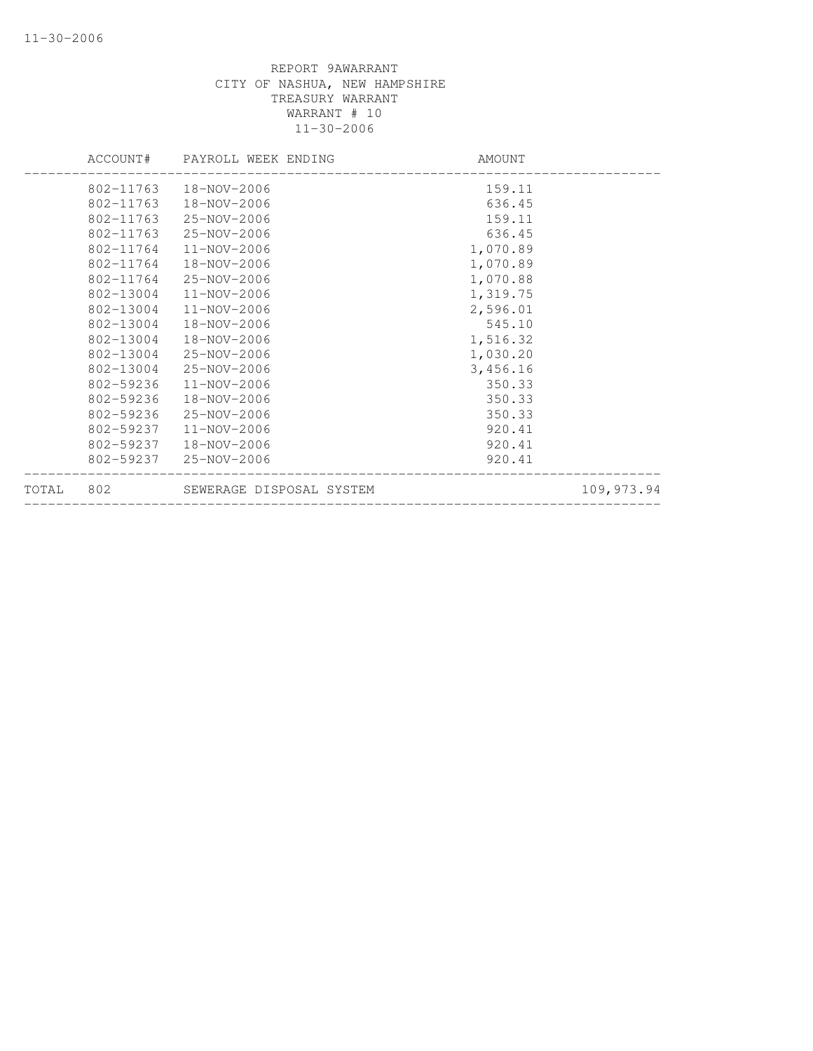REPORT 9AWARRANT
CITY OF NASHUA, NEW HAMPSHIRE
TREASURY WARRANT
WARRANT # 10
11-30-2006

| | ACCOUNT# | PAYROLL WEEK ENDING | AMOUNT | |
|---|---|---|---|---|
| | 802-11763 | 18-NOV-2006 | 159.11 | |
| | 802-11763 | 18-NOV-2006 | 636.45 | |
| | 802-11763 | 25-NOV-2006 | 159.11 | |
| | 802-11763 | 25-NOV-2006 | 636.45 | |
| | 802-11764 | 11-NOV-2006 | 1,070.89 | |
| | 802-11764 | 18-NOV-2006 | 1,070.89 | |
| | 802-11764 | 25-NOV-2006 | 1,070.88 | |
| | 802-13004 | 11-NOV-2006 | 1,319.75 | |
| | 802-13004 | 11-NOV-2006 | 2,596.01 | |
| | 802-13004 | 18-NOV-2006 | 545.10 | |
| | 802-13004 | 18-NOV-2006 | 1,516.32 | |
| | 802-13004 | 25-NOV-2006 | 1,030.20 | |
| | 802-13004 | 25-NOV-2006 | 3,456.16 | |
| | 802-59236 | 11-NOV-2006 | 350.33 | |
| | 802-59236 | 18-NOV-2006 | 350.33 | |
| | 802-59236 | 25-NOV-2006 | 350.33 | |
| | 802-59237 | 11-NOV-2006 | 920.41 | |
| | 802-59237 | 18-NOV-2006 | 920.41 | |
| | 802-59237 | 25-NOV-2006 | 920.41 | |
| TOTAL | 802 | SEWERAGE DISPOSAL SYSTEM | | 109,973.94 |